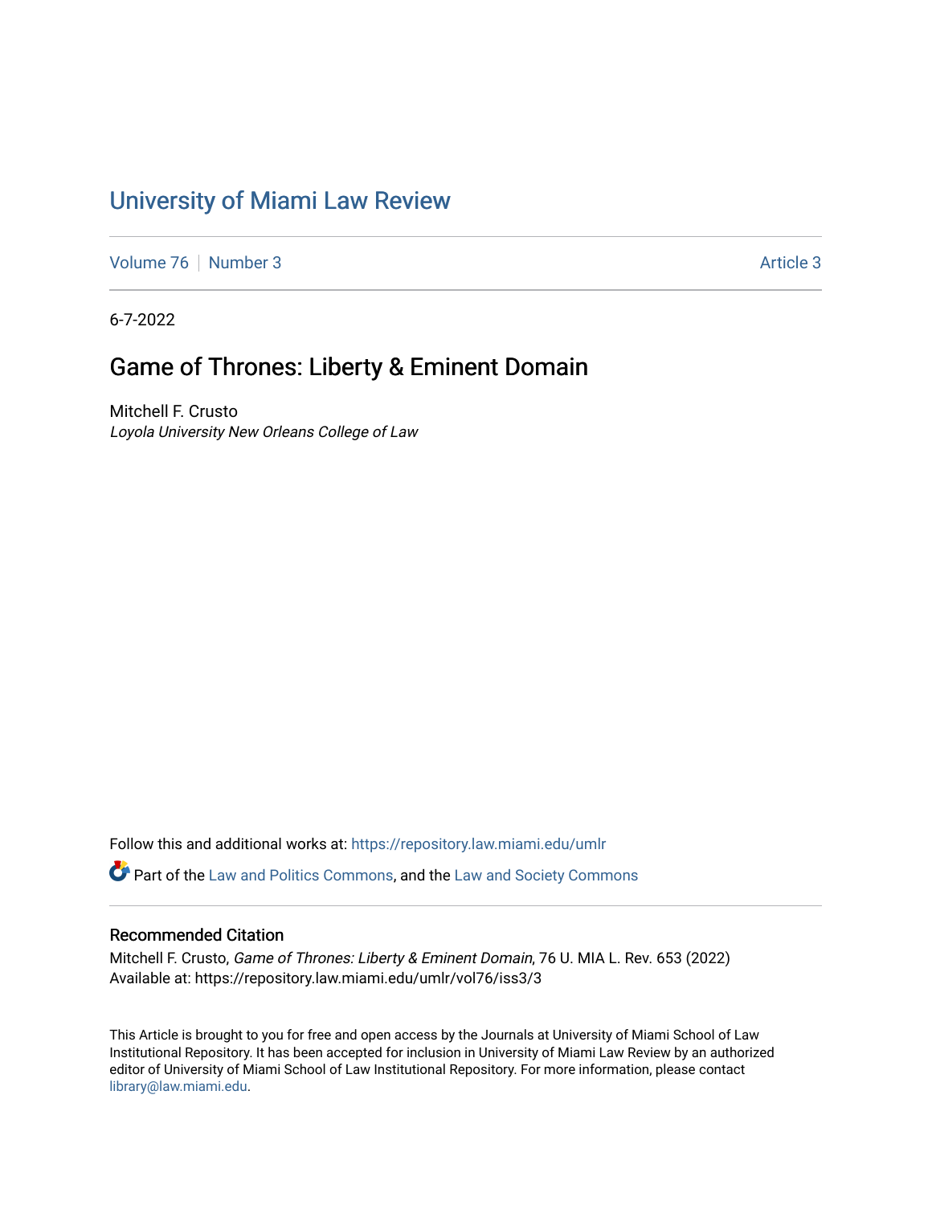# University of Miami Law Review

Volume 76 | Number 3 | Article 3

6-7-2022

## Game of Thrones: Liberty & Eminent Domain

Mitchell F. Crusto
*Loyola University New Orleans College of Law*

Follow this and additional works at: https://repository.law.miami.edu/umlr

Part of the Law and Politics Commons, and the Law and Society Commons

### Recommended Citation

Mitchell F. Crusto, *Game of Thrones: Liberty & Eminent Domain*, 76 U. MIA L. Rev. 653 (2022)
Available at: https://repository.law.miami.edu/umlr/vol76/iss3/3

This Article is brought to you for free and open access by the Journals at University of Miami School of Law Institutional Repository. It has been accepted for inclusion in University of Miami Law Review by an authorized editor of University of Miami School of Law Institutional Repository. For more information, please contact library@law.miami.edu.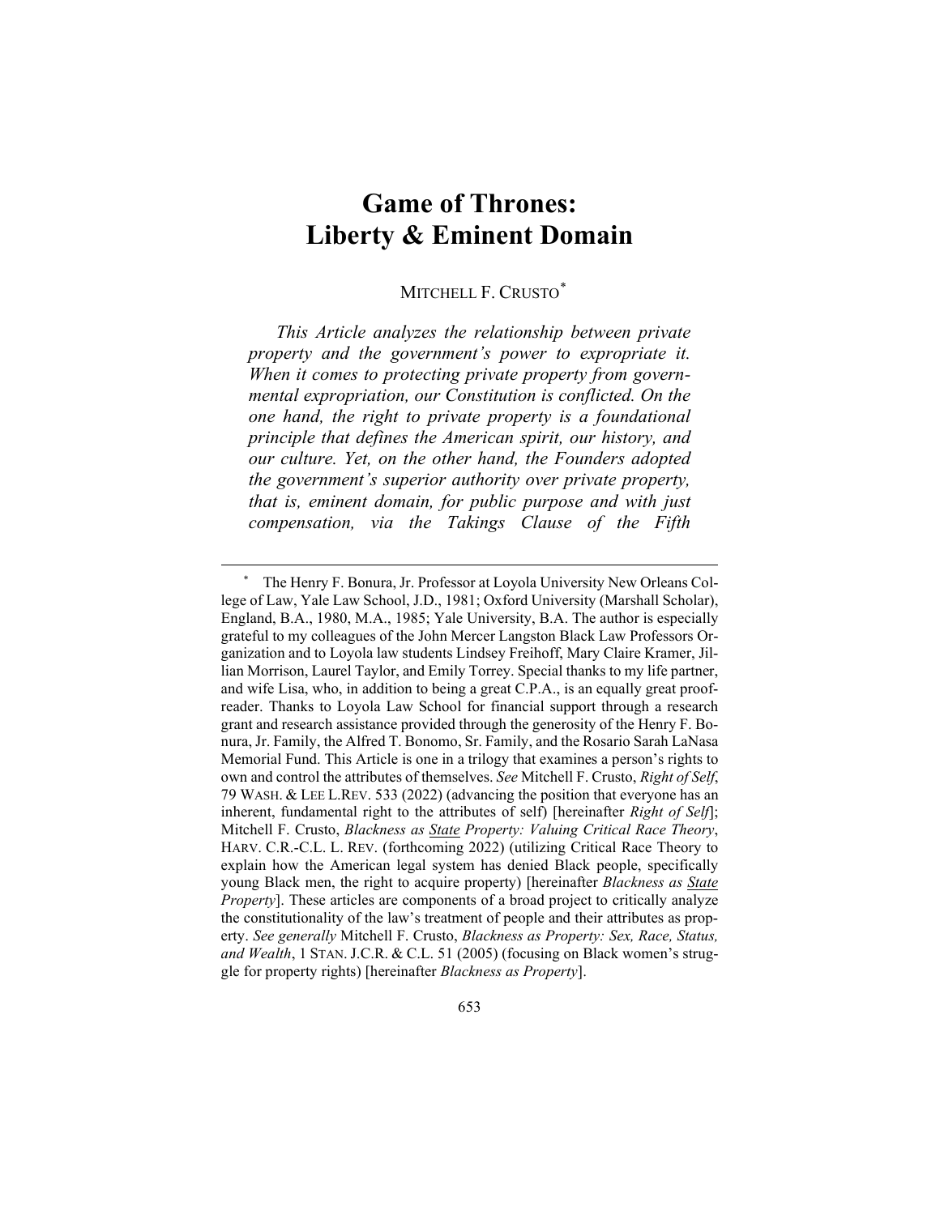# Game of Thrones: Liberty & Eminent Domain

MITCHELL F. CRUSTO*

*This Article analyzes the relationship between private property and the government's power to expropriate it. When it comes to protecting private property from governmental expropriation, our Constitution is conflicted. On the one hand, the right to private property is a foundational principle that defines the American spirit, our history, and our culture. Yet, on the other hand, the Founders adopted the government's superior authority over private property, that is, eminent domain, for public purpose and with just compensation, via the Takings Clause of the Fifth*

---

\* The Henry F. Bonura, Jr. Professor at Loyola University New Orleans College of Law, Yale Law School, J.D., 1981; Oxford University (Marshall Scholar), England, B.A., 1980, M.A., 1985; Yale University, B.A. The author is especially grateful to my colleagues of the John Mercer Langston Black Law Professors Organization and to Loyola law students Lindsey Freihoff, Mary Claire Kramer, Jillian Morrison, Laurel Taylor, and Emily Torrey. Special thanks to my life partner, and wife Lisa, who, in addition to being a great C.P.A., is an equally great proofreader. Thanks to Loyola Law School for financial support through a research grant and research assistance provided through the generosity of the Henry F. Bonura, Jr. Family, the Alfred T. Bonomo, Sr. Family, and the Rosario Sarah LaNasa Memorial Fund. This Article is one in a trilogy that examines a person's rights to own and control the attributes of themselves. *See* Mitchell F. Crusto, *Right of Self*, 79 WASH. & LEE L.REV. 533 (2022) (advancing the position that everyone has an inherent, fundamental right to the attributes of self) [hereinafter *Right of Self*]; Mitchell F. Crusto, *Blackness as <u>State</u> Property: Valuing Critical Race Theory*, HARV. C.R.-C.L. L. REV. (forthcoming 2022) (utilizing Critical Race Theory to explain how the American legal system has denied Black people, specifically young Black men, the right to acquire property) [hereinafter *Blackness as <u>State</u> Property*]. These articles are components of a broad project to critically analyze the constitutionality of the law's treatment of people and their attributes as property. *See generally* Mitchell F. Crusto, *Blackness as Property: Sex, Race, Status, and Wealth*, 1 STAN. J.C.R. & C.L. 51 (2005) (focusing on Black women's struggle for property rights) [hereinafter *Blackness as Property*].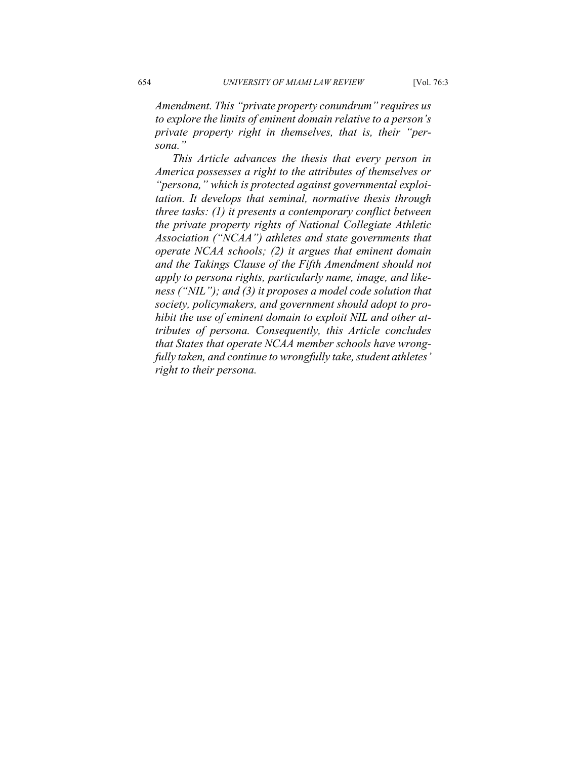*Amendment. This "private property conundrum" requires us to explore the limits of eminent domain relative to a person's private property right in themselves, that is, their "persona."*

*This Article advances the thesis that every person in America possesses a right to the attributes of themselves or "persona," which is protected against governmental exploitation. It develops that seminal, normative thesis through three tasks: (1) it presents a contemporary conflict between the private property rights of National Collegiate Athletic Association ("NCAA") athletes and state governments that operate NCAA schools; (2) it argues that eminent domain and the Takings Clause of the Fifth Amendment should not apply to persona rights, particularly name, image, and likeness ("NIL"); and (3) it proposes a model code solution that society, policymakers, and government should adopt to prohibit the use of eminent domain to exploit NIL and other attributes of persona. Consequently, this Article concludes that States that operate NCAA member schools have wrongfully taken, and continue to wrongfully take, student athletes' right to their persona.*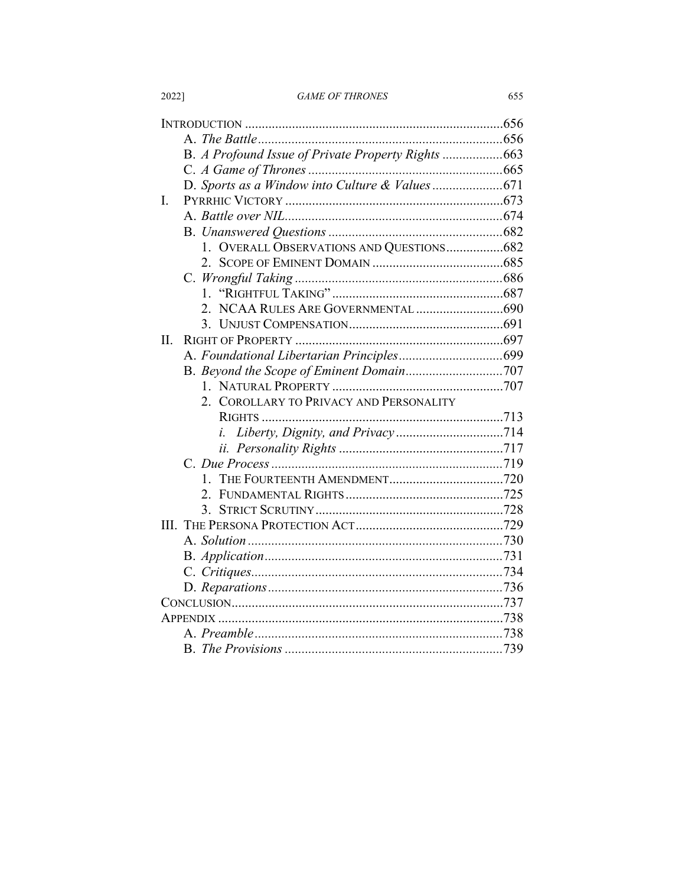INTRODUCTION ....................................................................................656

A. *The Battle*..........................................................................656

B. *A Profound Issue of Private Property Rights* ..................663

C. *A Game of Thrones* ..........................................................665

D. *Sports as a Window into Culture & Values*.....................671

I. PYRRHIC VICTORY ...............................................................673

A. *Battle over NIL*..................................................................674

B. *Unanswered Questions* ....................................................682

1. OVERALL OBSERVATIONS AND QUESTIONS.................682

2. SCOPE OF EMINENT DOMAIN .......................................685

C. *Wrongful Taking* ..............................................................686

1. "RIGHTFUL TAKING" ...................................................687

2. NCAA RULES ARE GOVERNMENTAL ..........................690

3. UNJUST COMPENSATION..............................................691

II. RIGHT OF PROPERTY ..............................................................697

A. *Foundational Libertarian Principles*...............................699

B. *Beyond the Scope of Eminent Domain*.............................707

1. NATURAL PROPERTY ...................................................707

2. COROLLARY TO PRIVACY AND PERSONALITY RIGHTS ........................................................................713

*i. Liberty, Dignity, and Privacy* ................................714

*ii. Personality Rights* .................................................717

C. *Due Process* .....................................................................719

1. THE FOURTEENTH AMENDMENT..................................720

2. FUNDAMENTAL RIGHTS ...............................................725

3. STRICT SCRUTINY ........................................................728

III. THE PERSONA PROTECTION ACT............................................729

A. *Solution* ............................................................................730

B. *Application*.......................................................................731

C. *Critiques*...........................................................................734

D. *Reparations*......................................................................736

CONCLUSION..................................................................................737

APPENDIX .......................................................................................738

A. *Preamble*..........................................................................738

B. *The Provisions* .................................................................739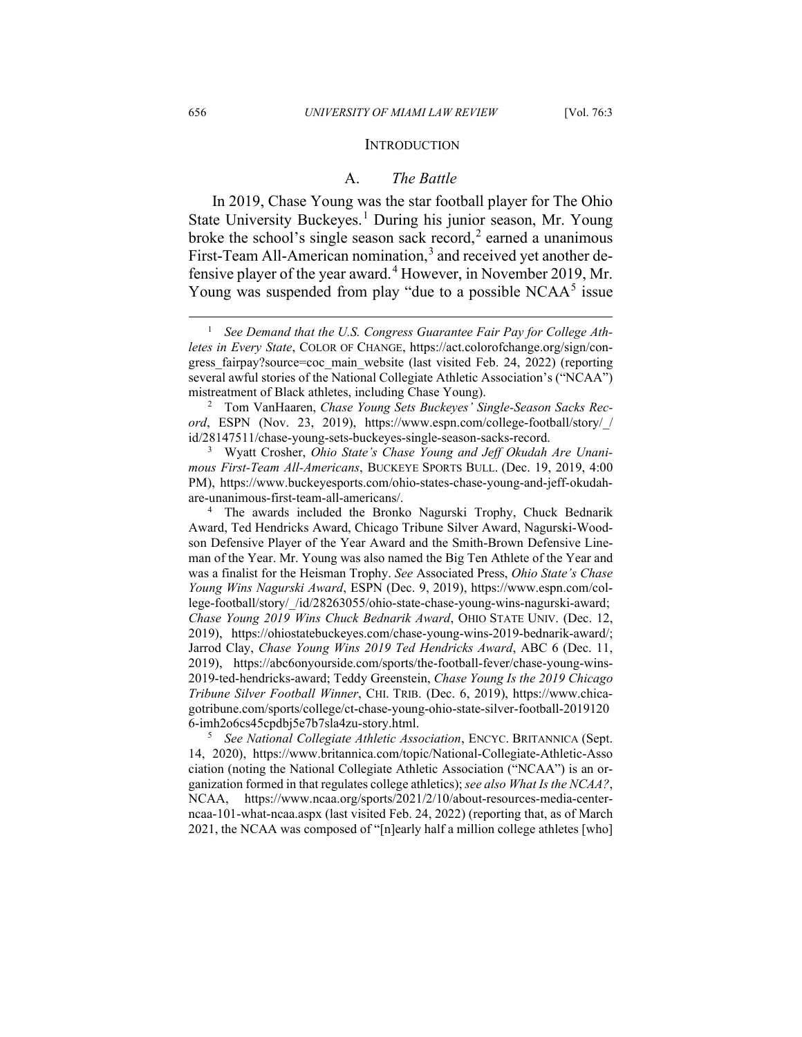## INTRODUCTION

### A. *The Battle*

In 2019, Chase Young was the star football player for The Ohio State University Buckeyes.[1] During his junior season, Mr. Young broke the school's single season sack record,[2] earned a unanimous First-Team All-American nomination,[3] and received yet another defensive player of the year award.[4] However, in November 2019, Mr. Young was suspended from play "due to a possible NCAA[5] issue

---

[1] *See Demand that the U.S. Congress Guarantee Fair Pay for College Athletes in Every State*, COLOR OF CHANGE, https://act.colorofchange.org/sign/congress_fairpay?source=coc_main_website (last visited Feb. 24, 2022) (reporting several awful stories of the National Collegiate Athletic Association's ("NCAA") mistreatment of Black athletes, including Chase Young).

[2] Tom VanHaaren, *Chase Young Sets Buckeyes' Single-Season Sacks Record*, ESPN (Nov. 23, 2019), https://www.espn.com/college-football/story/_/id/28147511/chase-young-sets-buckeyes-single-season-sacks-record.

[3] Wyatt Crosher, *Ohio State's Chase Young and Jeff Okudah Are Unanimous First-Team All-Americans*, BUCKEYE SPORTS BULL. (Dec. 19, 2019, 4:00 PM), https://www.buckeyesports.com/ohio-states-chase-young-and-jeff-okudah-are-unanimous-first-team-all-americans/.

[4] The awards included the Bronko Nagurski Trophy, Chuck Bednarik Award, Ted Hendricks Award, Chicago Tribune Silver Award, Nagurski-Woodson Defensive Player of the Year Award and the Smith-Brown Defensive Lineman of the Year. Mr. Young was also named the Big Ten Athlete of the Year and was a finalist for the Heisman Trophy. *See* Associated Press, *Ohio State's Chase Young Wins Nagurski Award*, ESPN (Dec. 9, 2019), https://www.espn.com/college-football/story/_/id/28263055/ohio-state-chase-young-wins-nagurski-award; *Chase Young 2019 Wins Chuck Bednarik Award*, OHIO STATE UNIV. (Dec. 12, 2019), https://ohiostatebuckeyes.com/chase-young-wins-2019-bednarik-award/; Jarrod Clay, *Chase Young Wins 2019 Ted Hendricks Award*, ABC 6 (Dec. 11, 2019), https://abc6onyourside.com/sports/the-football-fever/chase-young-wins-2019-ted-hendricks-award; Teddy Greenstein, *Chase Young Is the 2019 Chicago Tribune Silver Football Winner*, CHI. TRIB. (Dec. 6, 2019), https://www.chicagotribune.com/sports/college/ct-chase-young-ohio-state-silver-football-20191206-imh2o6cs45cpdbj5e7b7sla4zu-story.html.

[5] *See National Collegiate Athletic Association*, ENCYC. BRITANNICA (Sept. 14, 2020), https://www.britannica.com/topic/National-Collegiate-Athletic-Association (noting the National Collegiate Athletic Association ("NCAA") is an organization formed in that regulates college athletics); *see also What Is the NCAA?*, NCAA, https://www.ncaa.org/sports/2021/2/10/about-resources-media-center-ncaa-101-what-ncaa.aspx (last visited Feb. 24, 2022) (reporting that, as of March 2021, the NCAA was composed of "[n]early half a million college athletes [who]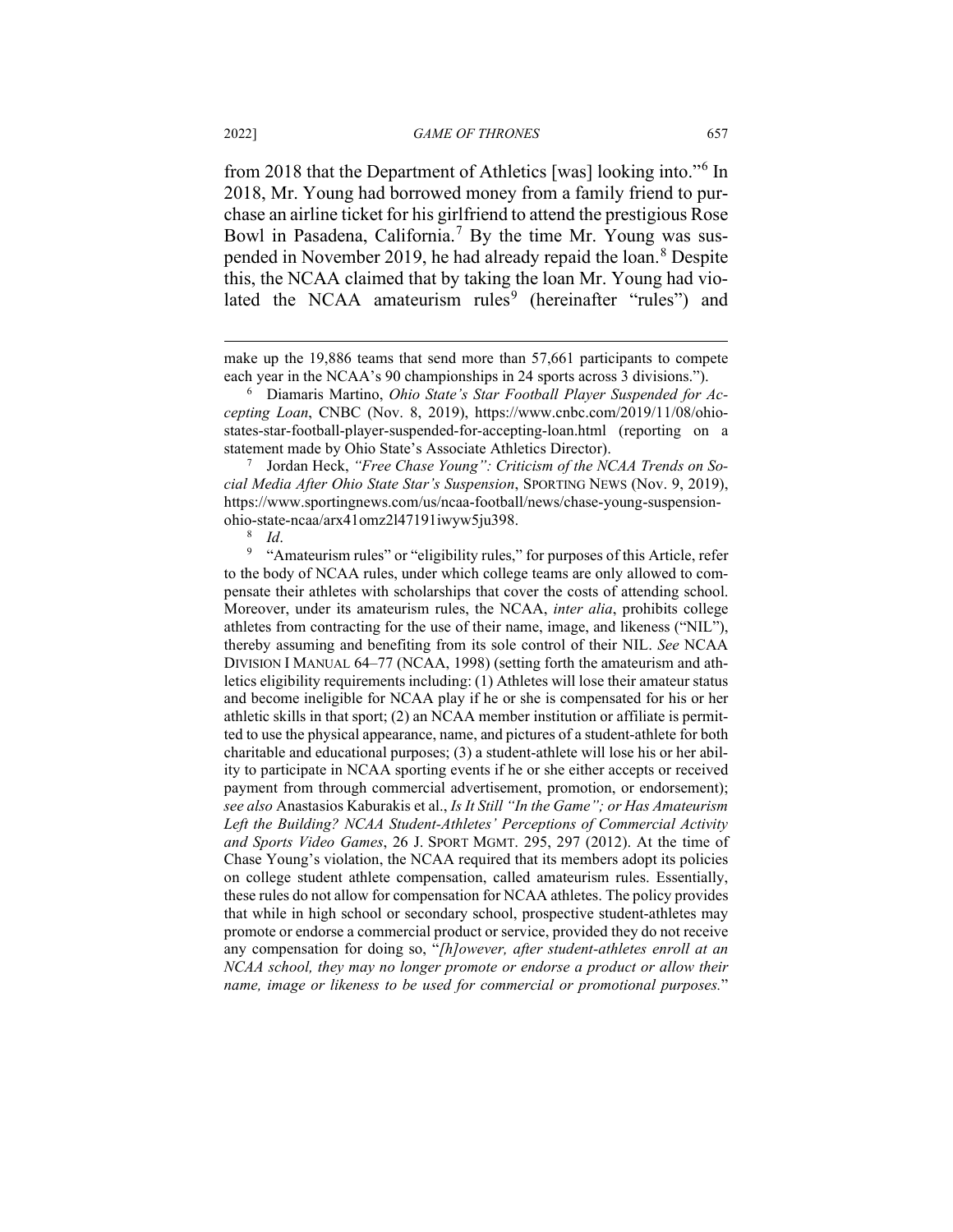from 2018 that the Department of Athletics [was] looking into."[6] In 2018, Mr. Young had borrowed money from a family friend to purchase an airline ticket for his girlfriend to attend the prestigious Rose Bowl in Pasadena, California.[7] By the time Mr. Young was suspended in November 2019, he had already repaid the loan.[8] Despite this, the NCAA claimed that by taking the loan Mr. Young had violated the NCAA amateurism rules[9] (hereinafter "rules") and

---

make up the 19,886 teams that send more than 57,661 participants to compete each year in the NCAA's 90 championships in 24 sports across 3 divisions.").

6 Diamaris Martino, *Ohio State's Star Football Player Suspended for Accepting Loan*, CNBC (Nov. 8, 2019), https://www.cnbc.com/2019/11/08/ohio-states-star-football-player-suspended-for-accepting-loan.html (reporting on a statement made by Ohio State's Associate Athletics Director).

7 Jordan Heck, *"Free Chase Young": Criticism of the NCAA Trends on Social Media After Ohio State Star's Suspension*, SPORTING NEWS (Nov. 9, 2019), https://www.sportingnews.com/us/ncaa-football/news/chase-young-suspension-ohio-state-ncaa/arx41omz2l47191iwyw5ju398.

8 *Id*.

9 "Amateurism rules" or "eligibility rules," for purposes of this Article, refer to the body of NCAA rules, under which college teams are only allowed to compensate their athletes with scholarships that cover the costs of attending school. Moreover, under its amateurism rules, the NCAA, *inter alia*, prohibits college athletes from contracting for the use of their name, image, and likeness ("NIL"), thereby assuming and benefiting from its sole control of their NIL. *See* NCAA DIVISION I MANUAL 64–77 (NCAA, 1998) (setting forth the amateurism and athletics eligibility requirements including: (1) Athletes will lose their amateur status and become ineligible for NCAA play if he or she is compensated for his or her athletic skills in that sport; (2) an NCAA member institution or affiliate is permitted to use the physical appearance, name, and pictures of a student-athlete for both charitable and educational purposes; (3) a student-athlete will lose his or her ability to participate in NCAA sporting events if he or she either accepts or received payment from through commercial advertisement, promotion, or endorsement); *see also* Anastasios Kaburakis et al., *Is It Still "In the Game"; or Has Amateurism Left the Building? NCAA Student-Athletes' Perceptions of Commercial Activity and Sports Video Games*, 26 J. SPORT MGMT. 295, 297 (2012). At the time of Chase Young's violation, the NCAA required that its members adopt its policies on college student athlete compensation, called amateurism rules. Essentially, these rules do not allow for compensation for NCAA athletes. The policy provides that while in high school or secondary school, prospective student-athletes may promote or endorse a commercial product or service, provided they do not receive any compensation for doing so, "*[h]owever, after student-athletes enroll at an NCAA school, they may no longer promote or endorse a product or allow their name, image or likeness to be used for commercial or promotional purposes.*"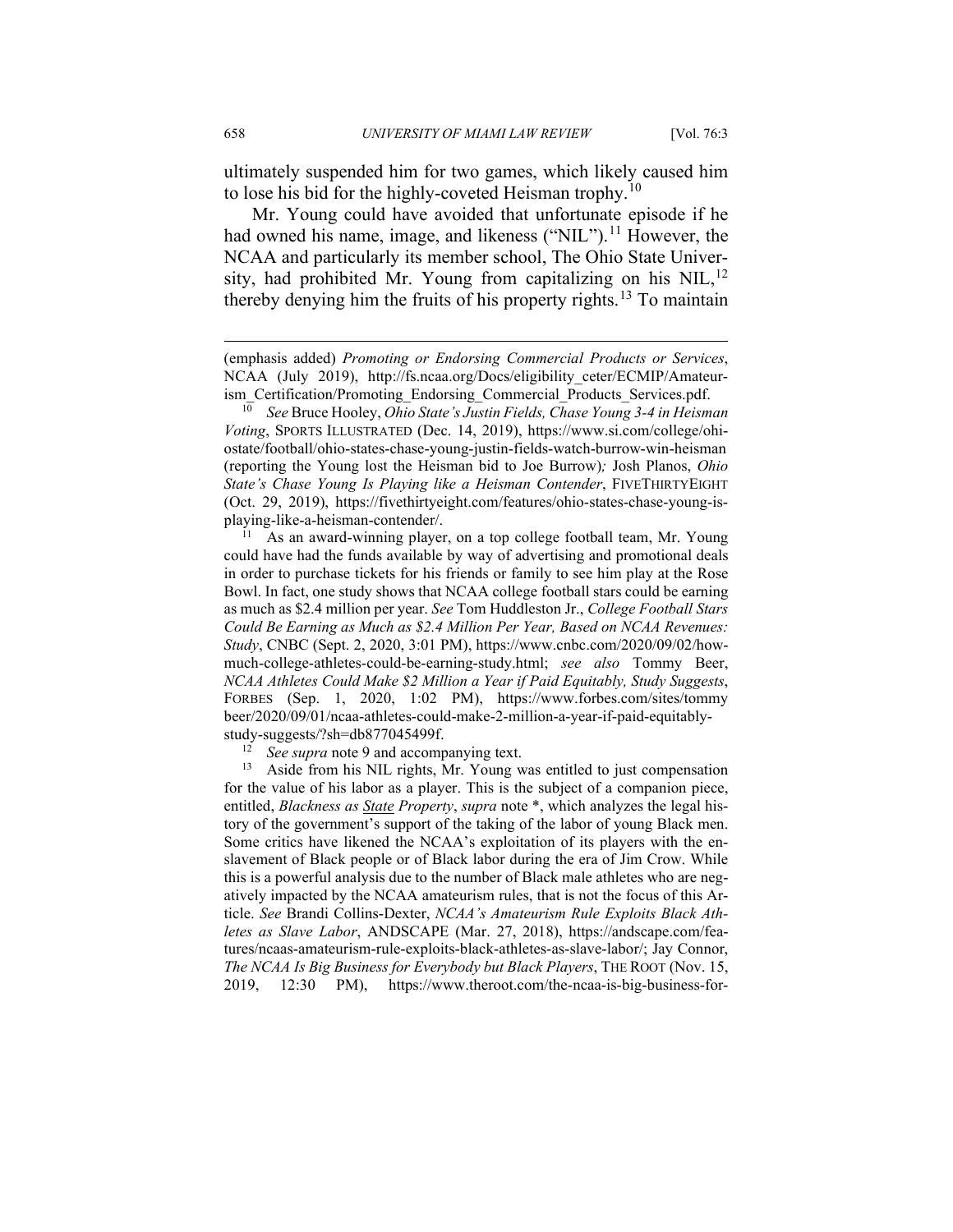ultimately suspended him for two games, which likely caused him to lose his bid for the highly-coveted Heisman trophy.[10]

Mr. Young could have avoided that unfortunate episode if he had owned his name, image, and likeness ("NIL").[11] However, the NCAA and particularly its member school, The Ohio State University, had prohibited Mr. Young from capitalizing on his NIL,[12] thereby denying him the fruits of his property rights.[13] To maintain

---

(emphasis added) *Promoting or Endorsing Commercial Products or Services*, NCAA (July 2019), http://fs.ncaa.org/Docs/eligibility_ceter/ECMIP/Amateurism_Certification/Promoting_Endorsing_Commercial_Products_Services.pdf.

[10] *See* Bruce Hooley, *Ohio State's Justin Fields, Chase Young 3-4 in Heisman Voting*, SPORTS ILLUSTRATED (Dec. 14, 2019), https://www.si.com/college/ohiostate/football/ohio-states-chase-young-justin-fields-watch-burrow-win-heisman (reporting the Young lost the Heisman bid to Joe Burrow); Josh Planos, *Ohio State's Chase Young Is Playing like a Heisman Contender*, FIVETHIRTYEIGHT (Oct. 29, 2019), https://fivethirtyeight.com/features/ohio-states-chase-young-is-playing-like-a-heisman-contender/.

[11] As an award-winning player, on a top college football team, Mr. Young could have had the funds available by way of advertising and promotional deals in order to purchase tickets for his friends or family to see him play at the Rose Bowl. In fact, one study shows that NCAA college football stars could be earning as much as $2.4 million per year. *See* Tom Huddleston Jr., *College Football Stars Could Be Earning as Much as $2.4 Million Per Year, Based on NCAA Revenues: Study*, CNBC (Sept. 2, 2020, 3:01 PM), https://www.cnbc.com/2020/09/02/how-much-college-athletes-could-be-earning-study.html; *see also* Tommy Beer, *NCAA Athletes Could Make $2 Million a Year if Paid Equitably, Study Suggests*, FORBES (Sep. 1, 2020, 1:02 PM), https://www.forbes.com/sites/tommybeer/2020/09/01/ncaa-athletes-could-make-2-million-a-year-if-paid-equitably-study-suggests/?sh=db877045499f.

[12] *See supra* note 9 and accompanying text.

[13] Aside from his NIL rights, Mr. Young was entitled to just compensation for the value of his labor as a player. This is the subject of a companion piece, entitled, *Blackness as State Property*, *supra* note *, which analyzes the legal history of the government's support of the taking of the labor of young Black men. Some critics have likened the NCAA's exploitation of its players with the enslavement of Black people or of Black labor during the era of Jim Crow. While this is a powerful analysis due to the number of Black male athletes who are negatively impacted by the NCAA amateurism rules, that is not the focus of this Article. *See* Brandi Collins-Dexter, *NCAA's Amateurism Rule Exploits Black Athletes as Slave Labor*, ANDSCAPE (Mar. 27, 2018), https://andscape.com/features/ncaas-amateurism-rule-exploits-black-athletes-as-slave-labor/; Jay Connor, *The NCAA Is Big Business for Everybody but Black Players*, THE ROOT (Nov. 15, 2019, 12:30 PM), https://www.theroot.com/the-ncaa-is-big-business-for-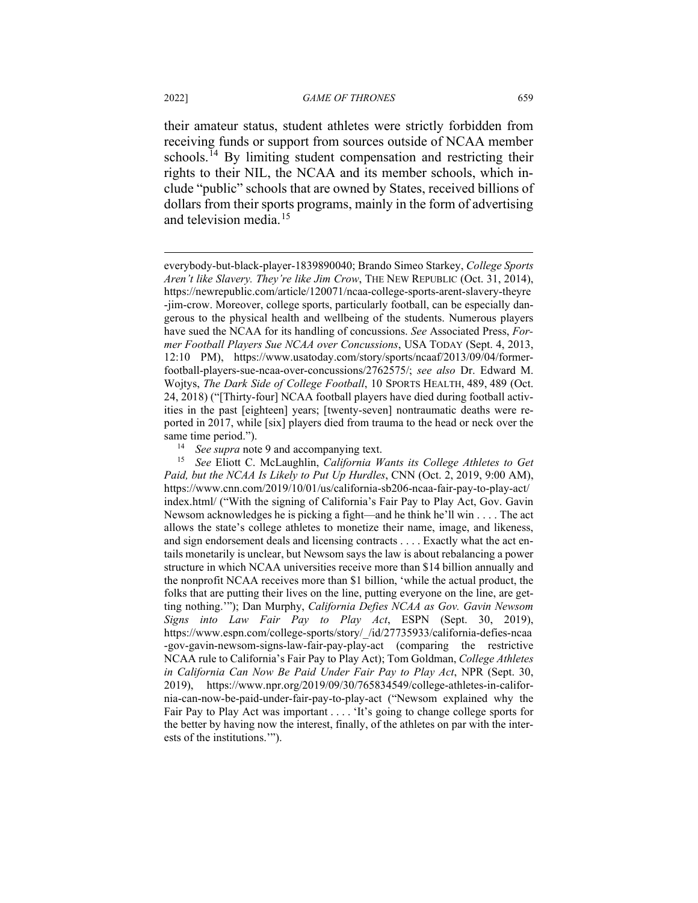their amateur status, student athletes were strictly forbidden from receiving funds or support from sources outside of NCAA member schools.[14] By limiting student compensation and restricting their rights to their NIL, the NCAA and its member schools, which include "public" schools that are owned by States, received billions of dollars from their sports programs, mainly in the form of advertising and television media.[15]

---

everybody-but-black-player-1839890040; Brando Simeo Starkey, *College Sports Aren't like Slavery. They're like Jim Crow*, THE NEW REPUBLIC (Oct. 31, 2014), https://newrepublic.com/article/120071/ncaa-college-sports-arent-slavery-theyre-jim-crow. Moreover, college sports, particularly football, can be especially dangerous to the physical health and wellbeing of the students. Numerous players have sued the NCAA for its handling of concussions. *See* Associated Press, *Former Football Players Sue NCAA over Concussions*, USA TODAY (Sept. 4, 2013, 12:10 PM), https://www.usatoday.com/story/sports/ncaaf/2013/09/04/former-football-players-sue-ncaa-over-concussions/2762575/; *see also* Dr. Edward M. Wojtys, *The Dark Side of College Football*, 10 SPORTS HEALTH, 489, 489 (Oct. 24, 2018) ("[Thirty-four] NCAA football players have died during football activities in the past [eighteen] years; [twenty-seven] nontraumatic deaths were reported in 2017, while [six] players died from trauma to the head or neck over the same time period.").

[14] *See supra* note 9 and accompanying text.

[15] *See* Eliott C. McLaughlin, *California Wants its College Athletes to Get Paid, but the NCAA Is Likely to Put Up Hurdles*, CNN (Oct. 2, 2019, 9:00 AM), https://www.cnn.com/2019/10/01/us/california-sb206-ncaa-fair-pay-to-play-act/index.html/ ("With the signing of California's Fair Pay to Play Act, Gov. Gavin Newsom acknowledges he is picking a fight—and he think he'll win . . . . The act allows the state's college athletes to monetize their name, image, and likeness, and sign endorsement deals and licensing contracts . . . . Exactly what the act entails monetarily is unclear, but Newsom says the law is about rebalancing a power structure in which NCAA universities receive more than $14 billion annually and the nonprofit NCAA receives more than $1 billion, 'while the actual product, the folks that are putting their lives on the line, putting everyone on the line, are getting nothing.'"); Dan Murphy, *California Defies NCAA as Gov. Gavin Newsom Signs into Law Fair Pay to Play Act*, ESPN (Sept. 30, 2019), https://www.espn.com/college-sports/story/_/id/27735933/california-defies-ncaa-gov-gavin-newsom-signs-law-fair-pay-play-act (comparing the restrictive NCAA rule to California's Fair Pay to Play Act); Tom Goldman, *College Athletes in California Can Now Be Paid Under Fair Pay to Play Act*, NPR (Sept. 30, 2019), https://www.npr.org/2019/09/30/765834549/college-athletes-in-california-can-now-be-paid-under-fair-pay-to-play-act ("Newsom explained why the Fair Pay to Play Act was important . . . . 'It's going to change college sports for the better by having now the interest, finally, of the athletes on par with the interests of the institutions.'").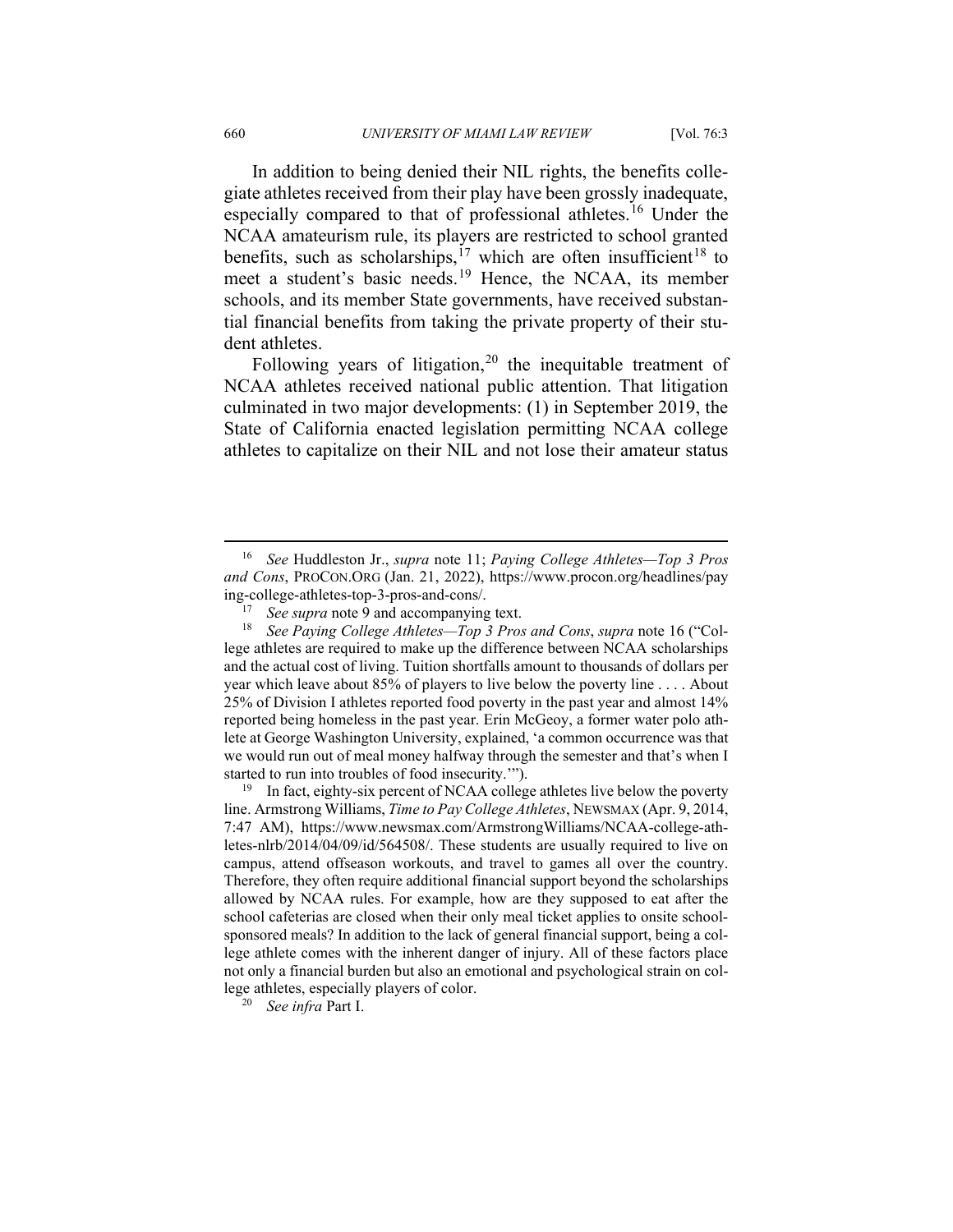In addition to being denied their NIL rights, the benefits collegiate athletes received from their play have been grossly inadequate, especially compared to that of professional athletes.[16] Under the NCAA amateurism rule, its players are restricted to school granted benefits, such as scholarships,[17] which are often insufficient[18] to meet a student's basic needs.[19] Hence, the NCAA, its member schools, and its member State governments, have received substantial financial benefits from taking the private property of their student athletes.

Following years of litigation,[20] the inequitable treatment of NCAA athletes received national public attention. That litigation culminated in two major developments: (1) in September 2019, the State of California enacted legislation permitting NCAA college athletes to capitalize on their NIL and not lose their amateur status

---

[16] *See* Huddleston Jr., *supra* note 11; *Paying College Athletes—Top 3 Pros and Cons*, PROCON.ORG (Jan. 21, 2022), https://www.procon.org/headlines/paying-college-athletes-top-3-pros-and-cons/.

[17] *See supra* note 9 and accompanying text.

[18] *See Paying College Athletes—Top 3 Pros and Cons*, *supra* note 16 ("College athletes are required to make up the difference between NCAA scholarships and the actual cost of living. Tuition shortfalls amount to thousands of dollars per year which leave about 85% of players to live below the poverty line . . . . About 25% of Division I athletes reported food poverty in the past year and almost 14% reported being homeless in the past year. Erin McGeoy, a former water polo athlete at George Washington University, explained, 'a common occurrence was that we would run out of meal money halfway through the semester and that's when I started to run into troubles of food insecurity.'").

[19] In fact, eighty-six percent of NCAA college athletes live below the poverty line. Armstrong Williams, *Time to Pay College Athletes*, NEWSMAX (Apr. 9, 2014, 7:47 AM), https://www.newsmax.com/ArmstrongWilliams/NCAA-college-athletes-nlrb/2014/04/09/id/564508/. These students are usually required to live on campus, attend offseason workouts, and travel to games all over the country. Therefore, they often require additional financial support beyond the scholarships allowed by NCAA rules. For example, how are they supposed to eat after the school cafeterias are closed when their only meal ticket applies to onsite school-sponsored meals? In addition to the lack of general financial support, being a college athlete comes with the inherent danger of injury. All of these factors place not only a financial burden but also an emotional and psychological strain on college athletes, especially players of color.

[20] *See infra* Part I.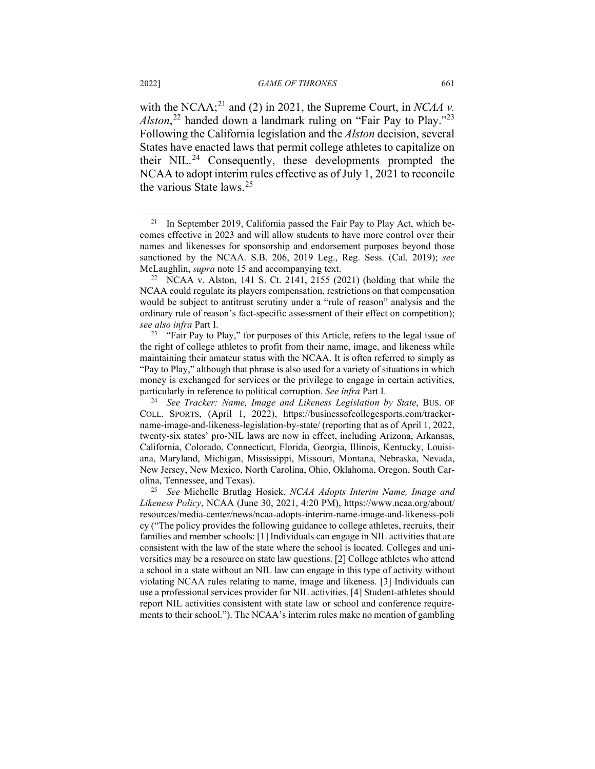with the NCAA;[21] and (2) in 2021, the Supreme Court, in *NCAA v. Alston*,[22] handed down a landmark ruling on "Fair Pay to Play."[23] Following the California legislation and the *Alston* decision, several States have enacted laws that permit college athletes to capitalize on their NIL.[24] Consequently, these developments prompted the NCAA to adopt interim rules effective as of July 1, 2021 to reconcile the various State laws.[25]

---

[21] In September 2019, California passed the Fair Pay to Play Act, which becomes effective in 2023 and will allow students to have more control over their names and likenesses for sponsorship and endorsement purposes beyond those sanctioned by the NCAA. S.B. 206, 2019 Leg., Reg. Sess. (Cal. 2019); *see* McLaughlin, *supra* note 15 and accompanying text.

[22] NCAA v. Alston, 141 S. Ct. 2141, 2155 (2021) (holding that while the NCAA could regulate its players compensation, restrictions on that compensation would be subject to antitrust scrutiny under a "rule of reason" analysis and the ordinary rule of reason's fact-specific assessment of their effect on competition); *see also infra* Part I.

[23] "Fair Pay to Play," for purposes of this Article, refers to the legal issue of the right of college athletes to profit from their name, image, and likeness while maintaining their amateur status with the NCAA. It is often referred to simply as "Pay to Play," although that phrase is also used for a variety of situations in which money is exchanged for services or the privilege to engage in certain activities, particularly in reference to political corruption. *See infra* Part I.

[24] *See Tracker: Name, Image and Likeness Legislation by State*, BUS. OF COLL. SPORTS, (April 1, 2022), https://businessofcollegesports.com/tracker-name-image-and-likeness-legislation-by-state/ (reporting that as of April 1, 2022, twenty-six states' pro-NIL laws are now in effect, including Arizona, Arkansas, California, Colorado, Connecticut, Florida, Georgia, Illinois, Kentucky, Louisiana, Maryland, Michigan, Mississippi, Missouri, Montana, Nebraska, Nevada, New Jersey, New Mexico, North Carolina, Ohio, Oklahoma, Oregon, South Carolina, Tennessee, and Texas).

[25] *See* Michelle Brutlag Hosick, *NCAA Adopts Interim Name, Image and Likeness Policy*, NCAA (June 30, 2021, 4:20 PM), https://www.ncaa.org/about/resources/media-center/news/ncaa-adopts-interim-name-image-and-likeness-policy ("The policy provides the following guidance to college athletes, recruits, their families and member schools: [1] Individuals can engage in NIL activities that are consistent with the law of the state where the school is located. Colleges and universities may be a resource on state law questions. [2] College athletes who attend a school in a state without an NIL law can engage in this type of activity without violating NCAA rules relating to name, image and likeness. [3] Individuals can use a professional services provider for NIL activities. [4] Student-athletes should report NIL activities consistent with state law or school and conference requirements to their school."). The NCAA's interim rules make no mention of gambling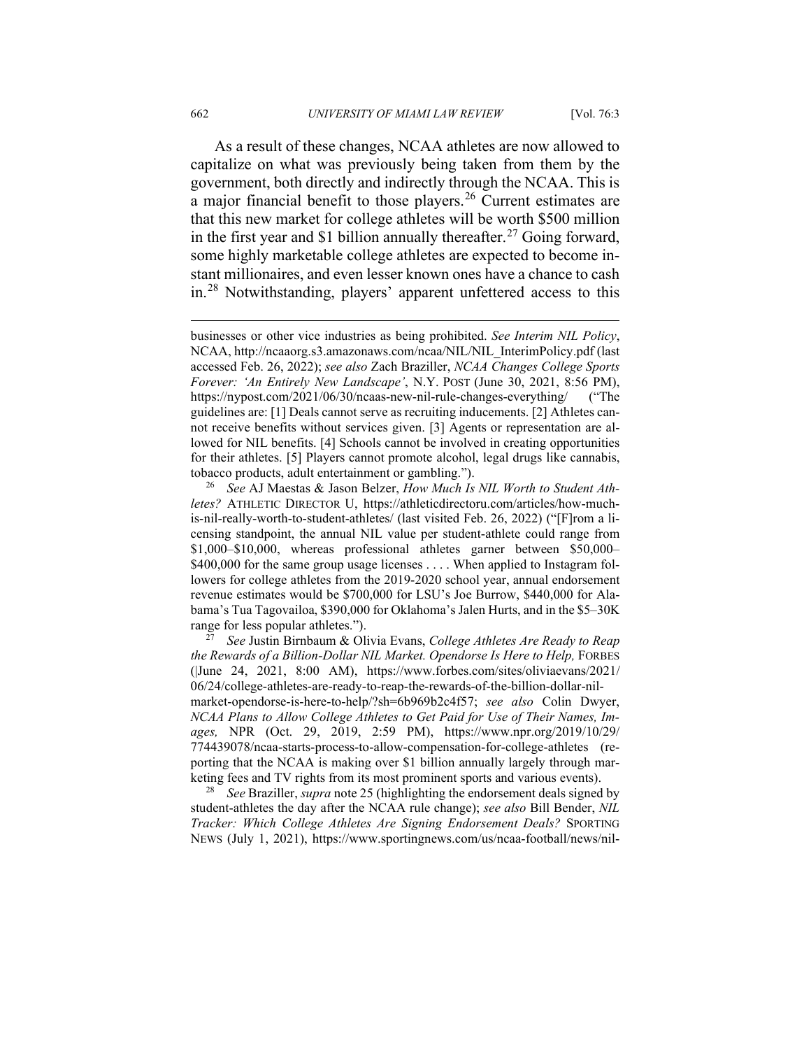As a result of these changes, NCAA athletes are now allowed to capitalize on what was previously being taken from them by the government, both directly and indirectly through the NCAA. This is a major financial benefit to those players.[26] Current estimates are that this new market for college athletes will be worth $500 million in the first year and $1 billion annually thereafter.[27] Going forward, some highly marketable college athletes are expected to become instant millionaires, and even lesser known ones have a chance to cash in.[28] Notwithstanding, players' apparent unfettered access to this

---

businesses or other vice industries as being prohibited. *See Interim NIL Policy*, NCAA, http://ncaaorg.s3.amazonaws.com/ncaa/NIL/NIL_InterimPolicy.pdf (last accessed Feb. 26, 2022); *see also* Zach Braziller, *NCAA Changes College Sports Forever: 'An Entirely New Landscape'*, N.Y. POST (June 30, 2021, 8:56 PM), https://nypost.com/2021/06/30/ncaas-new-nil-rule-changes-everything/ ("The guidelines are: [1] Deals cannot serve as recruiting inducements. [2] Athletes cannot receive benefits without services given. [3] Agents or representation are allowed for NIL benefits. [4] Schools cannot be involved in creating opportunities for their athletes. [5] Players cannot promote alcohol, legal drugs like cannabis, tobacco products, adult entertainment or gambling.").

[26] *See* AJ Maestas & Jason Belzer, *How Much Is NIL Worth to Student Athletes?* ATHLETIC DIRECTOR U, https://athleticdirectoru.com/articles/how-much-is-nil-really-worth-to-student-athletes/ (last visited Feb. 26, 2022) ("[F]rom a licensing standpoint, the annual NIL value per student-athlete could range from $1,000–$10,000, whereas professional athletes garner between $50,000–$400,000 for the same group usage licenses . . . . When applied to Instagram followers for college athletes from the 2019-2020 school year, annual endorsement revenue estimates would be $700,000 for LSU's Joe Burrow, $440,000 for Alabama's Tua Tagovailoa, $390,000 for Oklahoma's Jalen Hurts, and in the $5–30K range for less popular athletes.").

[27] *See* Justin Birnbaum & Olivia Evans, *College Athletes Are Ready to Reap the Rewards of a Billion-Dollar NIL Market. Opendorse Is Here to Help,* FORBES (|June 24, 2021, 8:00 AM), https://www.forbes.com/sites/oliviaevans/2021/06/24/college-athletes-are-ready-to-reap-the-rewards-of-the-billion-dollar-nil-market-opendorse-is-here-to-help/?sh=6b969b2c4f57; *see also* Colin Dwyer, *NCAA Plans to Allow College Athletes to Get Paid for Use of Their Names, Images,* NPR (Oct. 29, 2019, 2:59 PM), https://www.npr.org/2019/10/29/774439078/ncaa-starts-process-to-allow-compensation-for-college-athletes (reporting that the NCAA is making over $1 billion annually largely through marketing fees and TV rights from its most prominent sports and various events).

[28] *See* Braziller, *supra* note 25 (highlighting the endorsement deals signed by student-athletes the day after the NCAA rule change); *see also* Bill Bender, *NIL Tracker: Which College Athletes Are Signing Endorsement Deals?* SPORTING NEWS (July 1, 2021), https://www.sportingnews.com/us/ncaa-football/news/nil-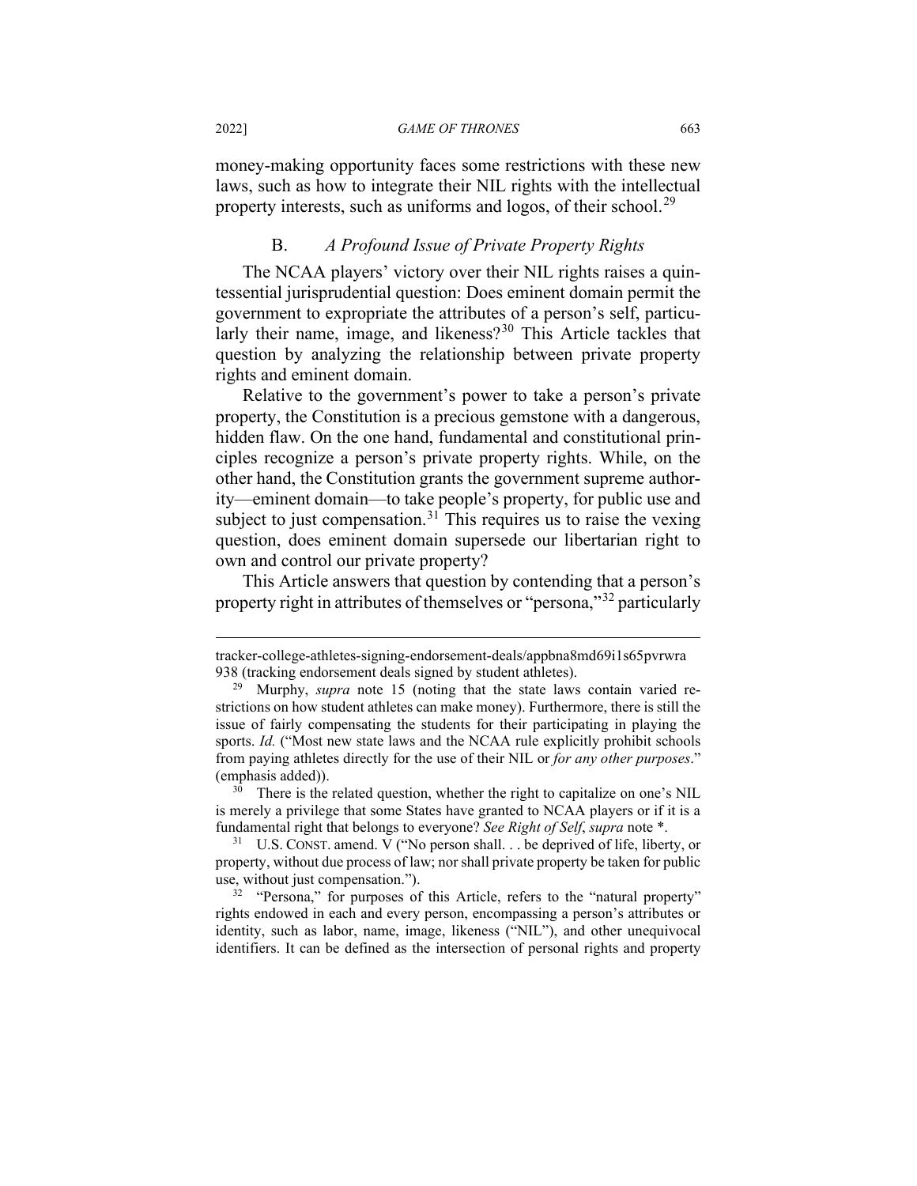money-making opportunity faces some restrictions with these new laws, such as how to integrate their NIL rights with the intellectual property interests, such as uniforms and logos, of their school.[29]

### B. *A Profound Issue of Private Property Rights*

The NCAA players' victory over their NIL rights raises a quintessential jurisprudential question: Does eminent domain permit the government to expropriate the attributes of a person's self, particularly their name, image, and likeness?[30] This Article tackles that question by analyzing the relationship between private property rights and eminent domain.

Relative to the government's power to take a person's private property, the Constitution is a precious gemstone with a dangerous, hidden flaw. On the one hand, fundamental and constitutional principles recognize a person's private property rights. While, on the other hand, the Constitution grants the government supreme authority—eminent domain—to take people's property, for public use and subject to just compensation.[31] This requires us to raise the vexing question, does eminent domain supersede our libertarian right to own and control our private property?

This Article answers that question by contending that a person's property right in attributes of themselves or "persona,"[32] particularly

---

tracker-college-athletes-signing-endorsement-deals/appbna8md69i1s65pvrwra938 (tracking endorsement deals signed by student athletes).

[29] Murphy, *supra* note 15 (noting that the state laws contain varied restrictions on how student athletes can make money). Furthermore, there is still the issue of fairly compensating the students for their participating in playing the sports. *Id.* ("Most new state laws and the NCAA rule explicitly prohibit schools from paying athletes directly for the use of their NIL or *for any other purposes*." (emphasis added)).

[30] There is the related question, whether the right to capitalize on one's NIL is merely a privilege that some States have granted to NCAA players or if it is a fundamental right that belongs to everyone? *See Right of Self*, *supra* note *.

[31] U.S. CONST. amend. V ("No person shall. . . be deprived of life, liberty, or property, without due process of law; nor shall private property be taken for public use, without just compensation.").

[32] "Persona," for purposes of this Article, refers to the "natural property" rights endowed in each and every person, encompassing a person's attributes or identity, such as labor, name, image, likeness ("NIL"), and other unequivocal identifiers. It can be defined as the intersection of personal rights and property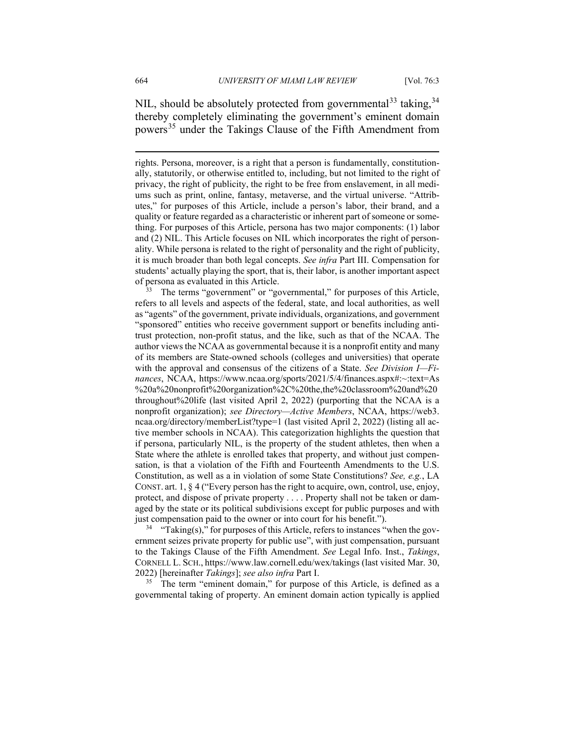NIL, should be absolutely protected from governmental[33] taking,[34] thereby completely eliminating the government's eminent domain powers[35] under the Takings Clause of the Fifth Amendment from

---

rights. Persona, moreover, is a right that a person is fundamentally, constitutionally, statutorily, or otherwise entitled to, including, but not limited to the right of privacy, the right of publicity, the right to be free from enslavement, in all mediums such as print, online, fantasy, metaverse, and the virtual universe. "Attributes," for purposes of this Article, include a person's labor, their brand, and a quality or feature regarded as a characteristic or inherent part of someone or something. For purposes of this Article, persona has two major components: (1) labor and (2) NIL. This Article focuses on NIL which incorporates the right of personality. While persona is related to the right of personality and the right of publicity, it is much broader than both legal concepts. *See infra* Part III. Compensation for students' actually playing the sport, that is, their labor, is another important aspect of persona as evaluated in this Article.

[33] The terms "government" or "governmental," for purposes of this Article, refers to all levels and aspects of the federal, state, and local authorities, as well as "agents" of the government, private individuals, organizations, and government "sponsored" entities who receive government support or benefits including antitrust protection, non-profit status, and the like, such as that of the NCAA. The author views the NCAA as governmental because it is a nonprofit entity and many of its members are State-owned schools (colleges and universities) that operate with the approval and consensus of the citizens of a State. *See Division I—Finances*, NCAA, https://www.ncaa.org/sports/2021/5/4/finances.aspx#:~:text=As%20a%20nonprofit%20organization%2C%20the,the%20classroom%20and%20throughout%20life (last visited April 2, 2022) (purporting that the NCAA is a nonprofit organization); *see Directory—Active Members*, NCAA, https://web3.ncaa.org/directory/memberList?type=1 (last visited April 2, 2022) (listing all active member schools in NCAA). This categorization highlights the question that if persona, particularly NIL, is the property of the student athletes, then when a State where the athlete is enrolled takes that property, and without just compensation, is that a violation of the Fifth and Fourteenth Amendments to the U.S. Constitution, as well as a in violation of some State Constitutions? *See, e.g.*, LA CONST. art. 1, § 4 ("Every person has the right to acquire, own, control, use, enjoy, protect, and dispose of private property . . . . Property shall not be taken or damaged by the state or its political subdivisions except for public purposes and with just compensation paid to the owner or into court for his benefit.").

[34] "Taking(s)," for purposes of this Article, refers to instances "when the government seizes private property for public use", with just compensation, pursuant to the Takings Clause of the Fifth Amendment. *See* Legal Info. Inst., *Takings*, CORNELL L. SCH., https://www.law.cornell.edu/wex/takings (last visited Mar. 30, 2022) [hereinafter *Takings*]; *see also infra* Part I.

[35] The term "eminent domain," for purpose of this Article, is defined as a governmental taking of property. An eminent domain action typically is applied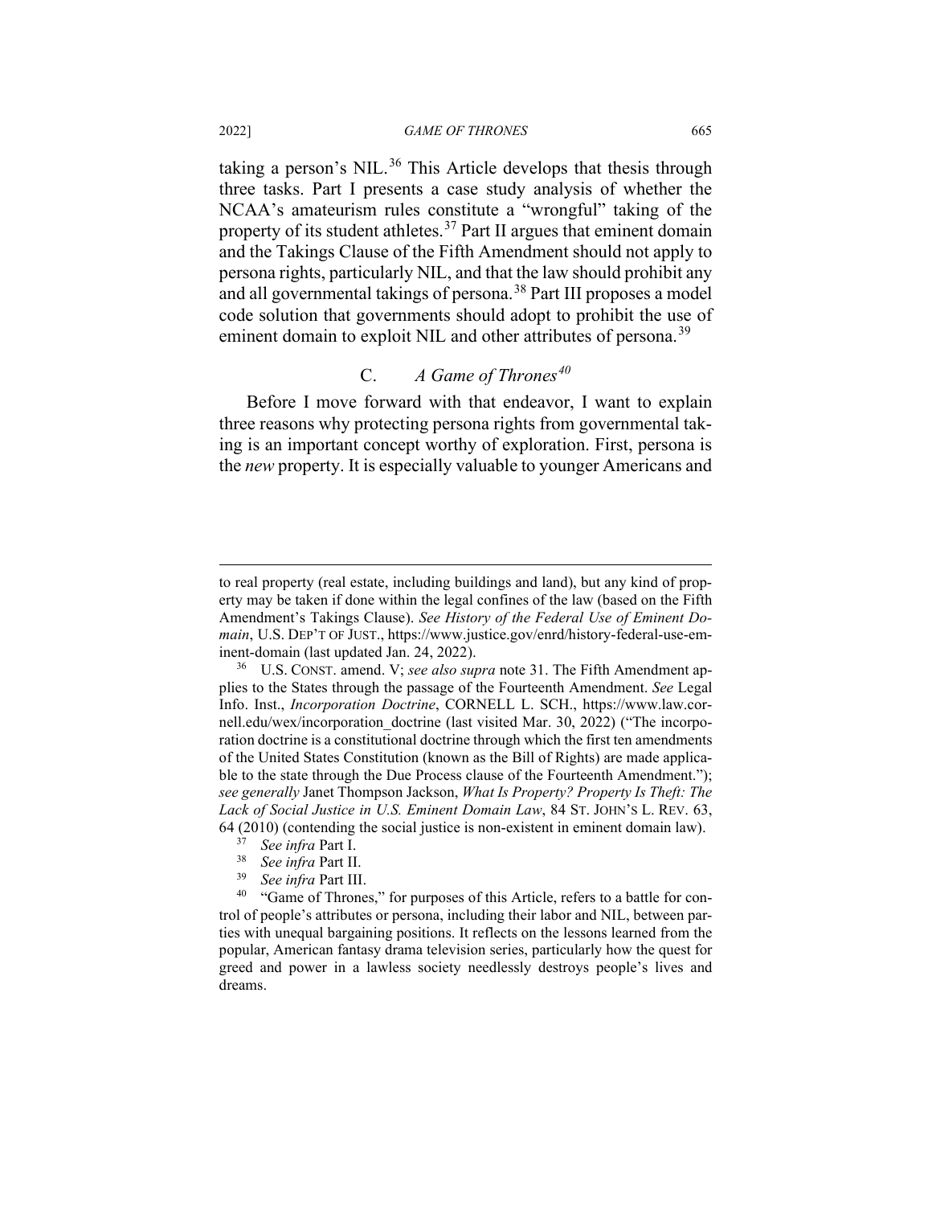taking a person's NIL.[36] This Article develops that thesis through three tasks. Part I presents a case study analysis of whether the NCAA's amateurism rules constitute a "wrongful" taking of the property of its student athletes.[37] Part II argues that eminent domain and the Takings Clause of the Fifth Amendment should not apply to persona rights, particularly NIL, and that the law should prohibit any and all governmental takings of persona.[38] Part III proposes a model code solution that governments should adopt to prohibit the use of eminent domain to exploit NIL and other attributes of persona.[39]

### C. *A Game of Thrones*[40]

Before I move forward with that endeavor, I want to explain three reasons why protecting persona rights from governmental taking is an important concept worthy of exploration. First, persona is the *new* property. It is especially valuable to younger Americans and

---

to real property (real estate, including buildings and land), but any kind of property may be taken if done within the legal confines of the law (based on the Fifth Amendment's Takings Clause). *See History of the Federal Use of Eminent Domain*, U.S. DEP'T OF JUST., https://www.justice.gov/enrd/history-federal-use-eminent-domain (last updated Jan. 24, 2022).

[36] U.S. CONST. amend. V; *see also supra* note 31. The Fifth Amendment applies to the States through the passage of the Fourteenth Amendment. *See* Legal Info. Inst., *Incorporation Doctrine*, CORNELL L. SCH., https://www.law.cornell.edu/wex/incorporation_doctrine (last visited Mar. 30, 2022) ("The incorporation doctrine is a constitutional doctrine through which the first ten amendments of the United States Constitution (known as the Bill of Rights) are made applicable to the state through the Due Process clause of the Fourteenth Amendment."); *see generally* Janet Thompson Jackson, *What Is Property? Property Is Theft: The Lack of Social Justice in U.S. Eminent Domain Law*, 84 ST. JOHN'S L. REV. 63, 64 (2010) (contending the social justice is non-existent in eminent domain law).

[37] *See infra* Part I.

[38] *See infra* Part II.

[39] *See infra* Part III.

[40] "Game of Thrones," for purposes of this Article, refers to a battle for control of people's attributes or persona, including their labor and NIL, between parties with unequal bargaining positions. It reflects on the lessons learned from the popular, American fantasy drama television series, particularly how the quest for greed and power in a lawless society needlessly destroys people's lives and dreams.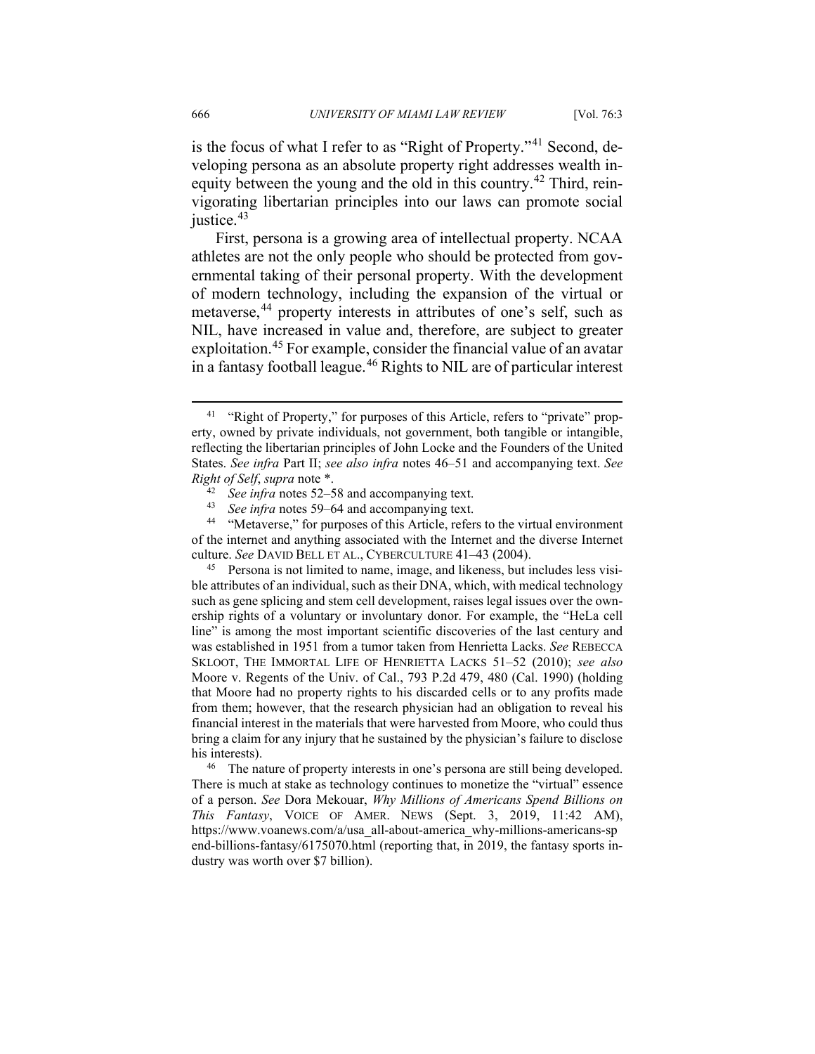is the focus of what I refer to as "Right of Property."[41] Second, developing persona as an absolute property right addresses wealth inequity between the young and the old in this country.[42] Third, reinvigorating libertarian principles into our laws can promote social justice.[43]

First, persona is a growing area of intellectual property. NCAA athletes are not the only people who should be protected from governmental taking of their personal property. With the development of modern technology, including the expansion of the virtual or metaverse,[44] property interests in attributes of one's self, such as NIL, have increased in value and, therefore, are subject to greater exploitation.[45] For example, consider the financial value of an avatar in a fantasy football league.[46] Rights to NIL are of particular interest

---

[41] "Right of Property," for purposes of this Article, refers to "private" property, owned by private individuals, not government, both tangible or intangible, reflecting the libertarian principles of John Locke and the Founders of the United States. *See infra* Part II; *see also infra* notes 46–51 and accompanying text. *See Right of Self*, *supra* note *.

[42] *See infra* notes 52–58 and accompanying text.

[43] *See infra* notes 59–64 and accompanying text.

[44] "Metaverse," for purposes of this Article, refers to the virtual environment of the internet and anything associated with the Internet and the diverse Internet culture. *See* DAVID BELL ET AL., CYBERCULTURE 41–43 (2004).

[45] Persona is not limited to name, image, and likeness, but includes less visible attributes of an individual, such as their DNA, which, with medical technology such as gene splicing and stem cell development, raises legal issues over the ownership rights of a voluntary or involuntary donor. For example, the "HeLa cell line" is among the most important scientific discoveries of the last century and was established in 1951 from a tumor taken from Henrietta Lacks. *See* REBECCA SKLOOT, THE IMMORTAL LIFE OF HENRIETTA LACKS 51–52 (2010); *see also* Moore v. Regents of the Univ. of Cal., 793 P.2d 479, 480 (Cal. 1990) (holding that Moore had no property rights to his discarded cells or to any profits made from them; however, that the research physician had an obligation to reveal his financial interest in the materials that were harvested from Moore, who could thus bring a claim for any injury that he sustained by the physician's failure to disclose his interests).

[46] The nature of property interests in one's persona are still being developed. There is much at stake as technology continues to monetize the "virtual" essence of a person. *See* Dora Mekouar, *Why Millions of Americans Spend Billions on This Fantasy*, VOICE OF AMER. NEWS (Sept. 3, 2019, 11:42 AM), https://www.voanews.com/a/usa_all-about-america_why-millions-americans-spend-billions-fantasy/6175070.html (reporting that, in 2019, the fantasy sports industry was worth over $7 billion).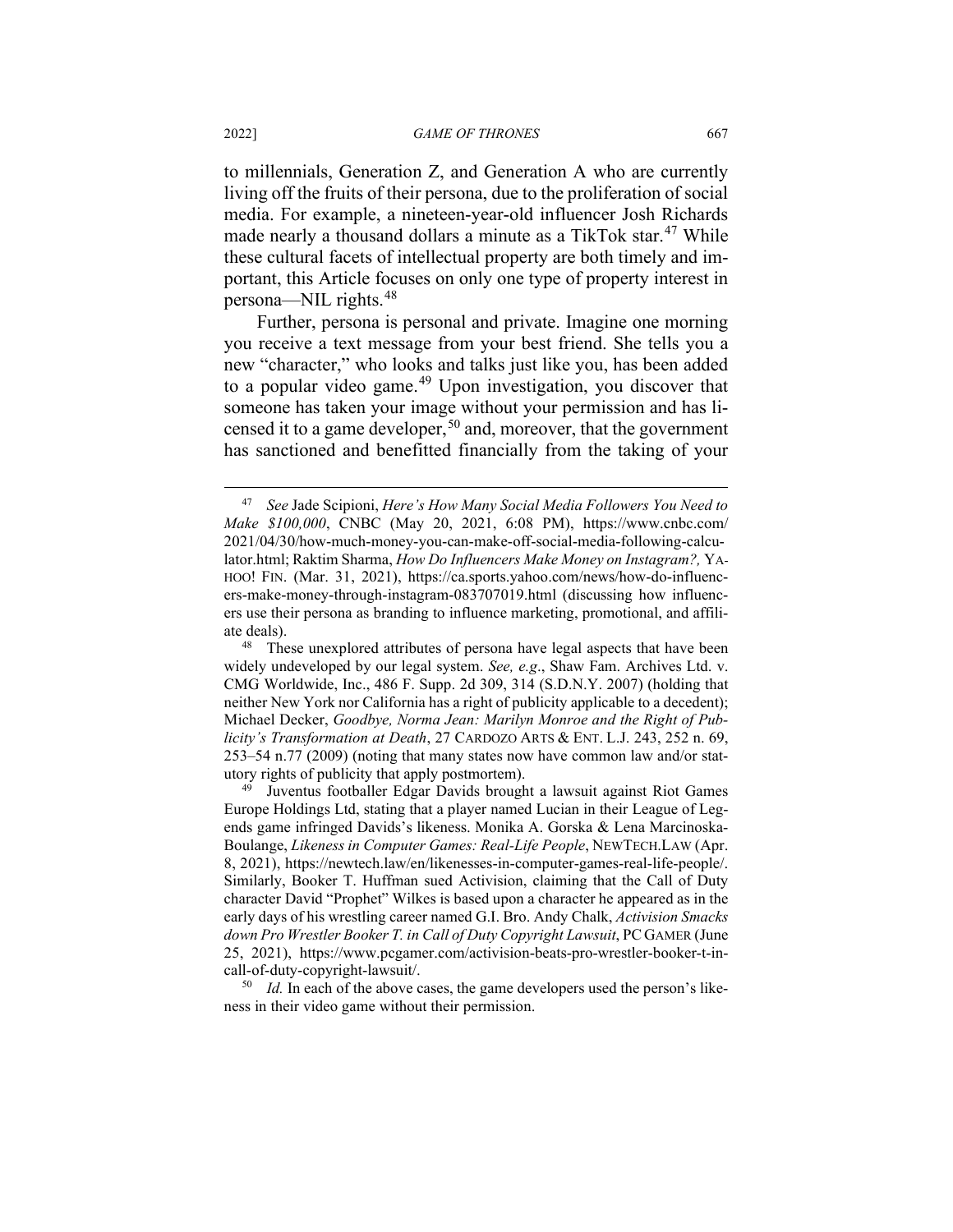to millennials, Generation Z, and Generation A who are currently living off the fruits of their persona, due to the proliferation of social media. For example, a nineteen-year-old influencer Josh Richards made nearly a thousand dollars a minute as a TikTok star.[47] While these cultural facets of intellectual property are both timely and important, this Article focuses on only one type of property interest in persona—NIL rights.[48]

Further, persona is personal and private. Imagine one morning you receive a text message from your best friend. She tells you a new "character," who looks and talks just like you, has been added to a popular video game.[49] Upon investigation, you discover that someone has taken your image without your permission and has licensed it to a game developer,[50] and, moreover, that the government has sanctioned and benefitted financially from the taking of your

---

[47] *See* Jade Scipioni, *Here's How Many Social Media Followers You Need to Make $100,000*, CNBC (May 20, 2021, 6:08 PM), https://www.cnbc.com/2021/04/30/how-much-money-you-can-make-off-social-media-following-calculator.html; Raktim Sharma, *How Do Influencers Make Money on Instagram?,* YAHOO! FIN. (Mar. 31, 2021), https://ca.sports.yahoo.com/news/how-do-influencers-make-money-through-instagram-083707019.html (discussing how influencers use their persona as branding to influence marketing, promotional, and affiliate deals).

[48] These unexplored attributes of persona have legal aspects that have been widely undeveloped by our legal system. *See, e.g*., Shaw Fam. Archives Ltd. v. CMG Worldwide, Inc., 486 F. Supp. 2d 309, 314 (S.D.N.Y. 2007) (holding that neither New York nor California has a right of publicity applicable to a decedent); Michael Decker, *Goodbye, Norma Jean: Marilyn Monroe and the Right of Publicity's Transformation at Death*, 27 CARDOZO ARTS & ENT. L.J. 243, 252 n. 69, 253–54 n.77 (2009) (noting that many states now have common law and/or statutory rights of publicity that apply postmortem).

[49] Juventus footballer Edgar Davids brought a lawsuit against Riot Games Europe Holdings Ltd, stating that a player named Lucian in their League of Legends game infringed Davids's likeness. Monika A. Gorska & Lena Marcinoska-Boulange, *Likeness in Computer Games: Real-Life People*, NEWTECH.LAW (Apr. 8, 2021), https://newtech.law/en/likenesses-in-computer-games-real-life-people/. Similarly, Booker T. Huffman sued Activision, claiming that the Call of Duty character David "Prophet" Wilkes is based upon a character he appeared as in the early days of his wrestling career named G.I. Bro. Andy Chalk, *Activision Smacks down Pro Wrestler Booker T. in Call of Duty Copyright Lawsuit*, PC GAMER (June 25, 2021), https://www.pcgamer.com/activision-beats-pro-wrestler-booker-t-in-call-of-duty-copyright-lawsuit/.

[50] *Id.* In each of the above cases, the game developers used the person's likeness in their video game without their permission.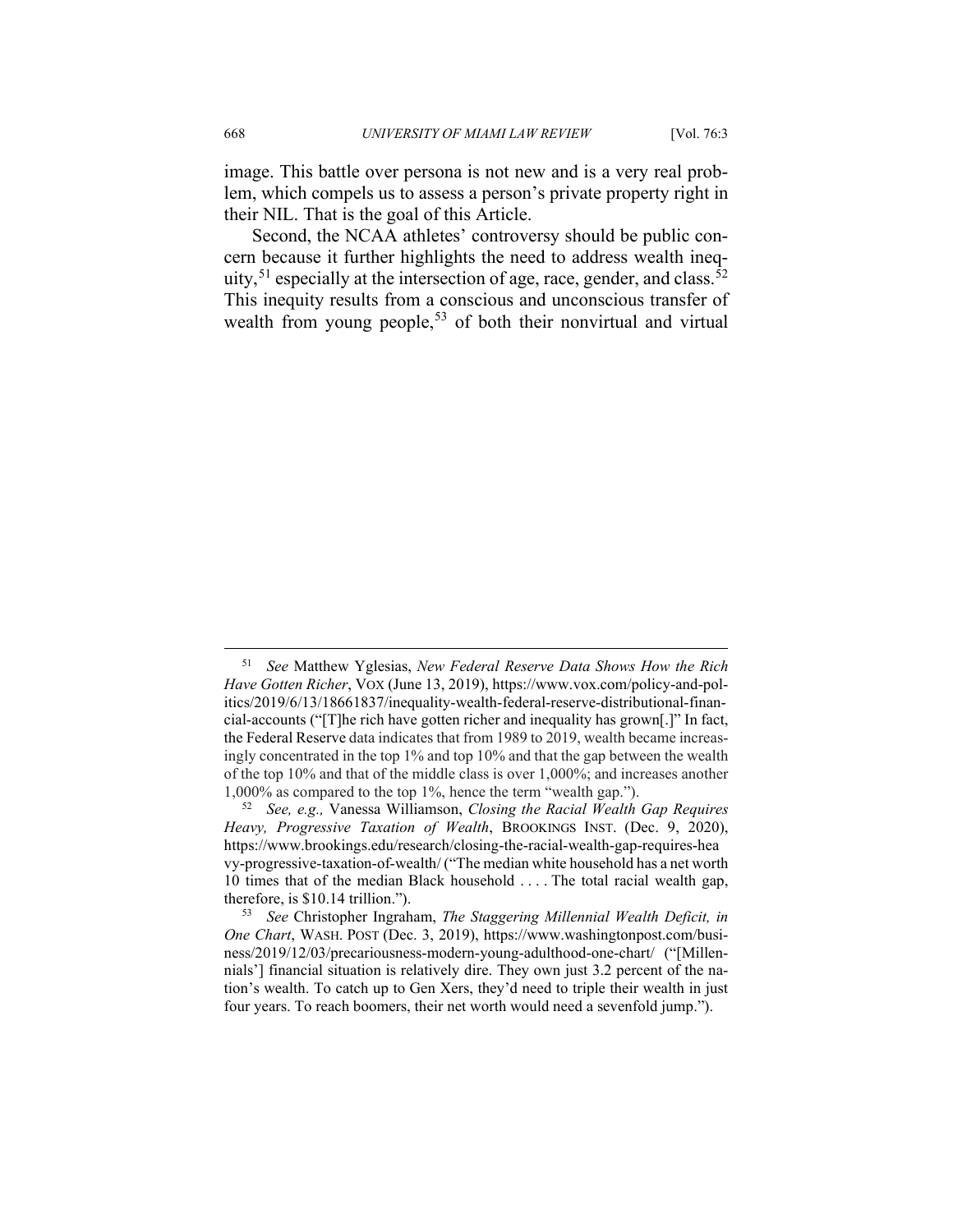image. This battle over persona is not new and is a very real problem, which compels us to assess a person's private property right in their NIL. That is the goal of this Article.

Second, the NCAA athletes' controversy should be public concern because it further highlights the need to address wealth inequity,[51] especially at the intersection of age, race, gender, and class.[52] This inequity results from a conscious and unconscious transfer of wealth from young people,[53] of both their nonvirtual and virtual

---

[51] *See* Matthew Yglesias, *New Federal Reserve Data Shows How the Rich Have Gotten Richer*, VOX (June 13, 2019), https://www.vox.com/policy-and-politics/2019/6/13/18661837/inequality-wealth-federal-reserve-distributional-financial-accounts ("[T]he rich have gotten richer and inequality has grown[.]" In fact, the Federal Reserve data indicates that from 1989 to 2019, wealth became increasingly concentrated in the top 1% and top 10% and that the gap between the wealth of the top 10% and that of the middle class is over 1,000%; and increases another 1,000% as compared to the top 1%, hence the term "wealth gap.").

[52] *See, e.g.,* Vanessa Williamson, *Closing the Racial Wealth Gap Requires Heavy, Progressive Taxation of Wealth*, BROOKINGS INST. (Dec. 9, 2020), https://www.brookings.edu/research/closing-the-racial-wealth-gap-requires-heavy-progressive-taxation-of-wealth/ ("The median white household has a net worth 10 times that of the median Black household . . . . The total racial wealth gap, therefore, is $10.14 trillion.").

[53] *See* Christopher Ingraham, *The Staggering Millennial Wealth Deficit, in One Chart*, WASH. POST (Dec. 3, 2019), https://www.washingtonpost.com/business/2019/12/03/precariousness-modern-young-adulthood-one-chart/ ("[Millennials'] financial situation is relatively dire. They own just 3.2 percent of the nation's wealth. To catch up to Gen Xers, they'd need to triple their wealth in just four years. To reach boomers, their net worth would need a sevenfold jump.").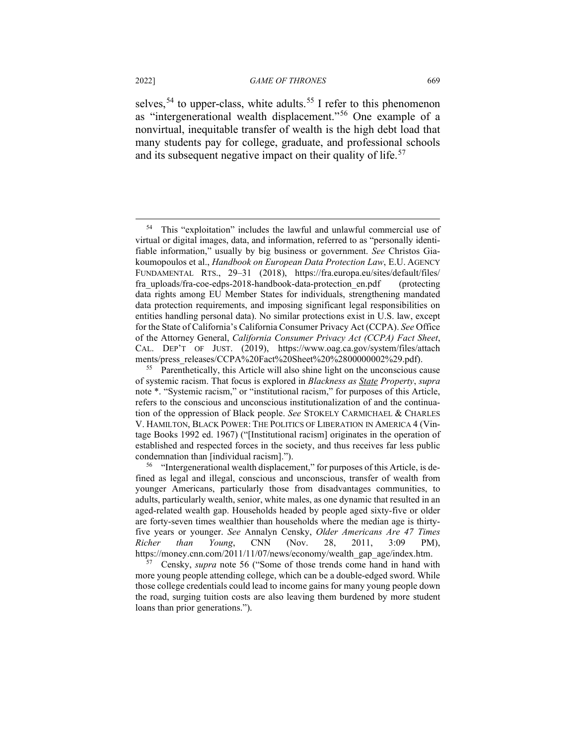selves,[54] to upper-class, white adults.[55] I refer to this phenomenon as "intergenerational wealth displacement."[56] One example of a nonvirtual, inequitable transfer of wealth is the high debt load that many students pay for college, graduate, and professional schools and its subsequent negative impact on their quality of life.[57]

---

[54] This "exploitation" includes the lawful and unlawful commercial use of virtual or digital images, data, and information, referred to as "personally identifiable information," usually by big business or government. *See* Christos Giakoumopoulos et al., *Handbook on European Data Protection Law*, E.U. AGENCY FUNDAMENTAL RTS., 29–31 (2018), https://fra.europa.eu/sites/default/files/fra_uploads/fra-coe-edps-2018-handbook-data-protection_en.pdf (protecting data rights among EU Member States for individuals, strengthening mandated data protection requirements, and imposing significant legal responsibilities on entities handling personal data). No similar protections exist in U.S. law, except for the State of California's California Consumer Privacy Act (CCPA). *See* Office of the Attorney General, *California Consumer Privacy Act (CCPA) Fact Sheet*, CAL. DEP'T OF JUST. (2019), https://www.oag.ca.gov/system/files/attachments/press_releases/CCPA%20Fact%20Sheet%20%2800000002%29.pdf).

[55] Parenthetically, this Article will also shine light on the unconscious cause of systemic racism. That focus is explored in *Blackness as __State__ Property*, *supra* note *. "Systemic racism," or "institutional racism," for purposes of this Article, refers to the conscious and unconscious institutionalization of and the continuation of the oppression of Black people. *See* STOKELY CARMICHAEL & CHARLES V. HAMILTON, BLACK POWER: THE POLITICS OF LIBERATION IN AMERICA 4 (Vintage Books 1992 ed. 1967) ("[Institutional racism] originates in the operation of established and respected forces in the society, and thus receives far less public condemnation than [individual racism].").

[56] "Intergenerational wealth displacement," for purposes of this Article, is defined as legal and illegal, conscious and unconscious, transfer of wealth from younger Americans, particularly those from disadvantages communities, to adults, particularly wealth, senior, white males, as one dynamic that resulted in an aged-related wealth gap. Households headed by people aged sixty-five or older are forty-seven times wealthier than households where the median age is thirty-five years or younger. *See* Annalyn Censky, *Older Americans Are 47 Times Richer than Young*, CNN (Nov. 28, 2011, 3:09 PM), https://money.cnn.com/2011/11/07/news/economy/wealth_gap_age/index.htm.

[57] Censky, *supra* note 56 ("Some of those trends come hand in hand with more young people attending college, which can be a double-edged sword. While those college credentials could lead to income gains for many young people down the road, surging tuition costs are also leaving them burdened by more student loans than prior generations.").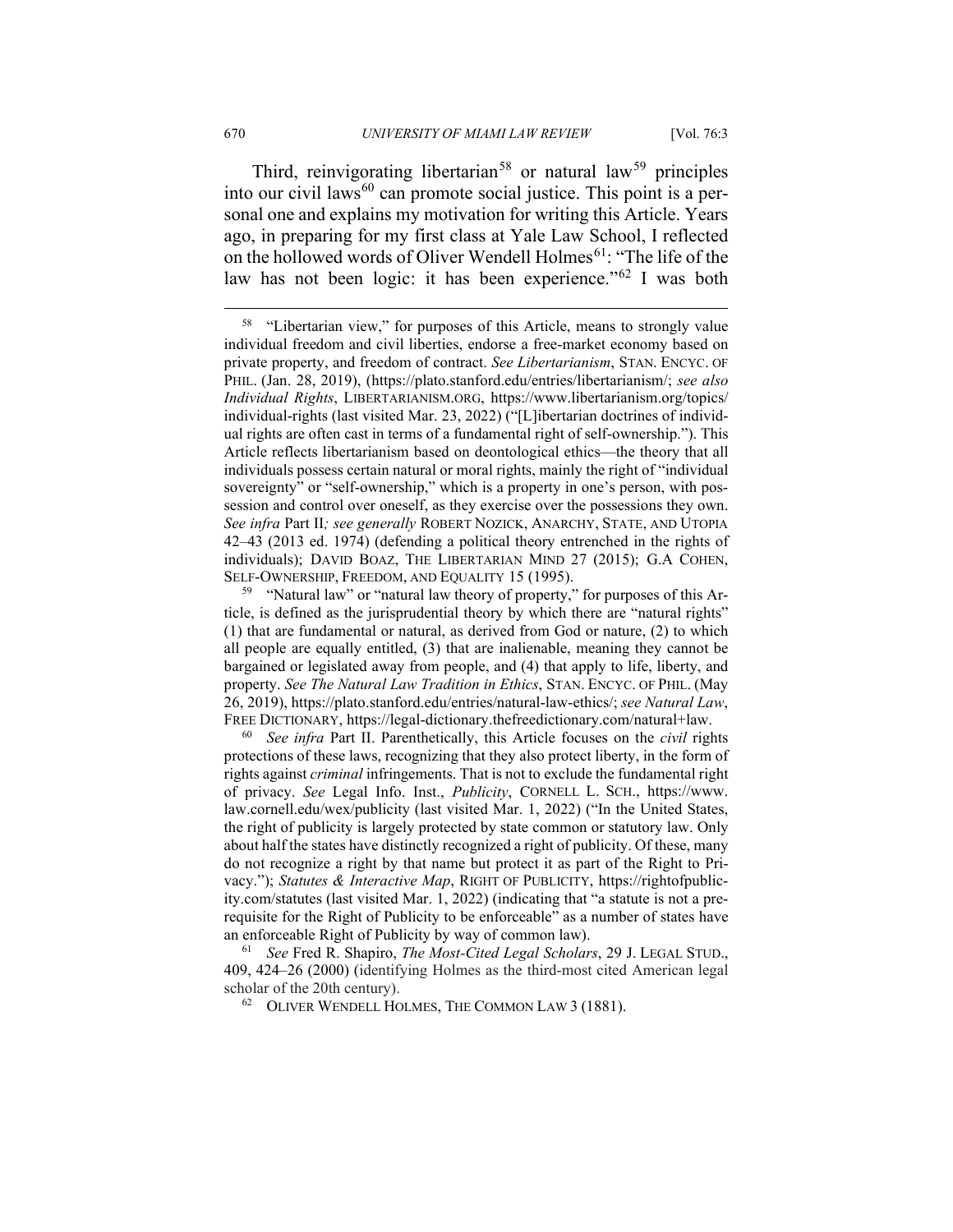Third, reinvigorating libertarian[58] or natural law[59] principles into our civil laws[60] can promote social justice. This point is a personal one and explains my motivation for writing this Article. Years ago, in preparing for my first class at Yale Law School, I reflected on the hollowed words of Oliver Wendell Holmes[61]: "The life of the law has not been logic: it has been experience."[62] I was both

---

[58] "Libertarian view," for purposes of this Article, means to strongly value individual freedom and civil liberties, endorse a free-market economy based on private property, and freedom of contract. *See Libertarianism*, STAN. ENCYC. OF PHIL. (Jan. 28, 2019), (https://plato.stanford.edu/entries/libertarianism/; *see also Individual Rights*, LIBERTARIANISM.ORG, https://www.libertarianism.org/topics/individual-rights (last visited Mar. 23, 2022) ("[L]ibertarian doctrines of individual rights are often cast in terms of a fundamental right of self-ownership."). This Article reflects libertarianism based on deontological ethics—the theory that all individuals possess certain natural or moral rights, mainly the right of "individual sovereignty" or "self-ownership," which is a property in one's person, with possession and control over oneself, as they exercise over the possessions they own. *See infra* Part II*; see generally* ROBERT NOZICK, ANARCHY, STATE, AND UTOPIA 42–43 (2013 ed. 1974) (defending a political theory entrenched in the rights of individuals); DAVID BOAZ, THE LIBERTARIAN MIND 27 (2015); G.A COHEN, SELF-OWNERSHIP, FREEDOM, AND EQUALITY 15 (1995).

[59] "Natural law" or "natural law theory of property," for purposes of this Article, is defined as the jurisprudential theory by which there are "natural rights" (1) that are fundamental or natural, as derived from God or nature, (2) to which all people are equally entitled, (3) that are inalienable, meaning they cannot be bargained or legislated away from people, and (4) that apply to life, liberty, and property. *See The Natural Law Tradition in Ethics*, STAN. ENCYC. OF PHIL. (May 26, 2019), https://plato.stanford.edu/entries/natural-law-ethics/; *see Natural Law*, FREE DICTIONARY, https://legal-dictionary.thefreedictionary.com/natural+law.

[60] *See infra* Part II. Parenthetically, this Article focuses on the *civil* rights protections of these laws, recognizing that they also protect liberty, in the form of rights against *criminal* infringements. That is not to exclude the fundamental right of privacy. *See* Legal Info. Inst., *Publicity*, CORNELL L. SCH., https://www.law.cornell.edu/wex/publicity (last visited Mar. 1, 2022) ("In the United States, the right of publicity is largely protected by state common or statutory law. Only about half the states have distinctly recognized a right of publicity. Of these, many do not recognize a right by that name but protect it as part of the Right to Privacy."); *Statutes & Interactive Map*, RIGHT OF PUBLICITY, https://rightofpublicity.com/statutes (last visited Mar. 1, 2022) (indicating that "a statute is not a prerequisite for the Right of Publicity to be enforceable" as a number of states have an enforceable Right of Publicity by way of common law).

[61] *See* Fred R. Shapiro, *The Most-Cited Legal Scholars*, 29 J. LEGAL STUD., 409, 424–26 (2000) (identifying Holmes as the third-most cited American legal scholar of the 20th century).

[62] OLIVER WENDELL HOLMES, THE COMMON LAW 3 (1881).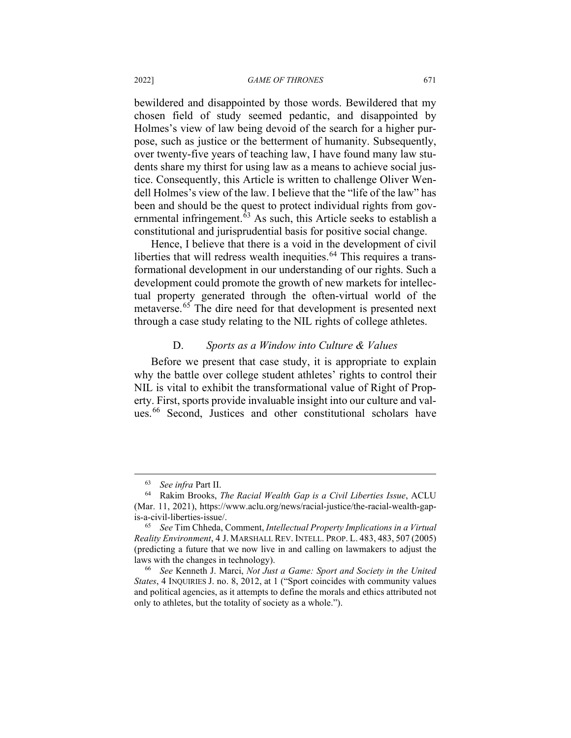bewildered and disappointed by those words. Bewildered that my chosen field of study seemed pedantic, and disappointed by Holmes's view of law being devoid of the search for a higher purpose, such as justice or the betterment of humanity. Subsequently, over twenty-five years of teaching law, I have found many law students share my thirst for using law as a means to achieve social justice. Consequently, this Article is written to challenge Oliver Wendell Holmes's view of the law. I believe that the "life of the law" has been and should be the quest to protect individual rights from governmental infringement.[63] As such, this Article seeks to establish a constitutional and jurisprudential basis for positive social change.

Hence, I believe that there is a void in the development of civil liberties that will redress wealth inequities.[64] This requires a transformational development in our understanding of our rights. Such a development could promote the growth of new markets for intellectual property generated through the often-virtual world of the metaverse.[65] The dire need for that development is presented next through a case study relating to the NIL rights of college athletes.

### D. *Sports as a Window into Culture & Values*

Before we present that case study, it is appropriate to explain why the battle over college student athletes' rights to control their NIL is vital to exhibit the transformational value of Right of Property. First, sports provide invaluable insight into our culture and values.[66] Second, Justices and other constitutional scholars have

---

[63] *See infra* Part II.

[64] Rakim Brooks, *The Racial Wealth Gap is a Civil Liberties Issue*, ACLU (Mar. 11, 2021), https://www.aclu.org/news/racial-justice/the-racial-wealth-gap-is-a-civil-liberties-issue/.

[65] *See* Tim Chheda, Comment, *Intellectual Property Implications in a Virtual Reality Environment*, 4 J. MARSHALL REV. INTELL. PROP. L. 483, 483, 507 (2005) (predicting a future that we now live in and calling on lawmakers to adjust the laws with the changes in technology).

[66] *See* Kenneth J. Marci, *Not Just a Game: Sport and Society in the United States*, 4 INQUIRIES J. no. 8, 2012, at 1 ("Sport coincides with community values and political agencies, as it attempts to define the morals and ethics attributed not only to athletes, but the totality of society as a whole.").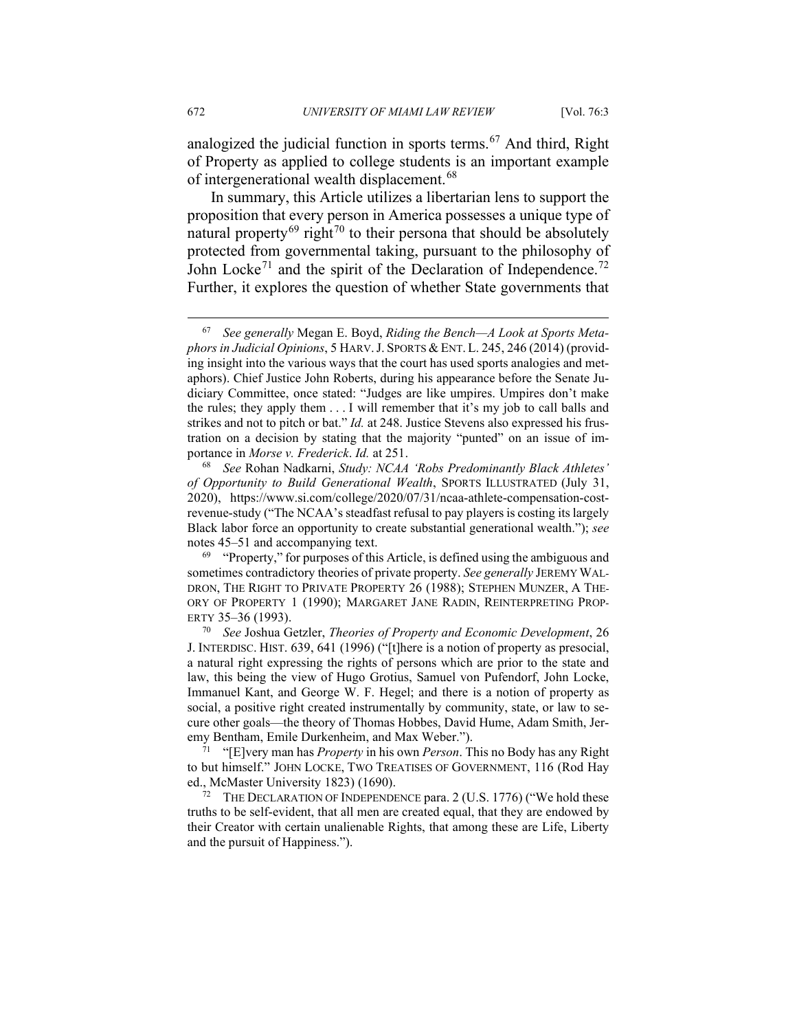analogized the judicial function in sports terms.[67] And third, Right of Property as applied to college students is an important example of intergenerational wealth displacement.[68]

In summary, this Article utilizes a libertarian lens to support the proposition that every person in America possesses a unique type of natural property[69] right[70] to their persona that should be absolutely protected from governmental taking, pursuant to the philosophy of John Locke[71] and the spirit of the Declaration of Independence.[72] Further, it explores the question of whether State governments that

---

[67] *See generally* Megan E. Boyd, *Riding the Bench—A Look at Sports Metaphors in Judicial Opinions*, 5 HARV. J. SPORTS & ENT. L. 245, 246 (2014) (providing insight into the various ways that the court has used sports analogies and metaphors). Chief Justice John Roberts, during his appearance before the Senate Judiciary Committee, once stated: "Judges are like umpires. Umpires don't make the rules; they apply them . . . I will remember that it's my job to call balls and strikes and not to pitch or bat." *Id.* at 248. Justice Stevens also expressed his frustration on a decision by stating that the majority "punted" on an issue of importance in *Morse v. Frederick*. *Id.* at 251.

[68] *See* Rohan Nadkarni, *Study: NCAA 'Robs Predominantly Black Athletes' of Opportunity to Build Generational Wealth*, SPORTS ILLUSTRATED (July 31, 2020), https://www.si.com/college/2020/07/31/ncaa-athlete-compensation-cost-revenue-study ("The NCAA's steadfast refusal to pay players is costing its largely Black labor force an opportunity to create substantial generational wealth."); *see* notes 45–51 and accompanying text.

[69] "Property," for purposes of this Article, is defined using the ambiguous and sometimes contradictory theories of private property. *See generally* JEREMY WALDRON, THE RIGHT TO PRIVATE PROPERTY 26 (1988); STEPHEN MUNZER, A THEORY OF PROPERTY 1 (1990); MARGARET JANE RADIN, REINTERPRETING PROPERTY 35–36 (1993).

[70] *See* Joshua Getzler, *Theories of Property and Economic Development*, 26 J. INTERDISC. HIST. 639, 641 (1996) ("[t]here is a notion of property as presocial, a natural right expressing the rights of persons which are prior to the state and law, this being the view of Hugo Grotius, Samuel von Pufendorf, John Locke, Immanuel Kant, and George W. F. Hegel; and there is a notion of property as social, a positive right created instrumentally by community, state, or law to secure other goals—the theory of Thomas Hobbes, David Hume, Adam Smith, Jeremy Bentham, Emile Durkenheim, and Max Weber.").

[71] "[E]very man has *Property* in his own *Person*. This no Body has any Right to but himself." JOHN LOCKE, TWO TREATISES OF GOVERNMENT, 116 (Rod Hay ed., McMaster University 1823) (1690).

[72] THE DECLARATION OF INDEPENDENCE para. 2 (U.S. 1776) ("We hold these truths to be self-evident, that all men are created equal, that they are endowed by their Creator with certain unalienable Rights, that among these are Life, Liberty and the pursuit of Happiness.").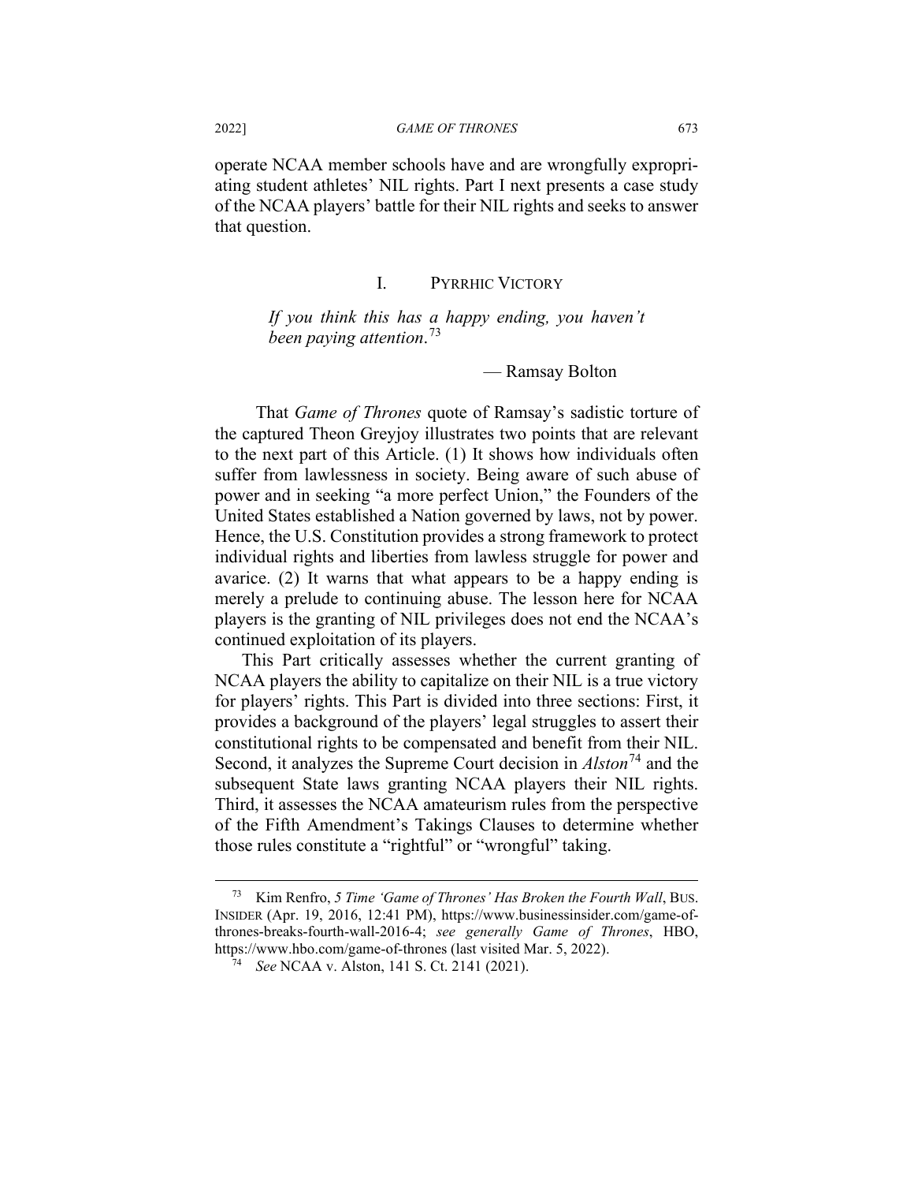operate NCAA member schools have and are wrongfully expropriating student athletes' NIL rights. Part I next presents a case study of the NCAA players' battle for their NIL rights and seeks to answer that question.

## I. PYRRHIC VICTORY

> *If you think this has a happy ending, you haven't been paying attention.*[73]
>
> — Ramsay Bolton

That *Game of Thrones* quote of Ramsay's sadistic torture of the captured Theon Greyjoy illustrates two points that are relevant to the next part of this Article. (1) It shows how individuals often suffer from lawlessness in society. Being aware of such abuse of power and in seeking "a more perfect Union," the Founders of the United States established a Nation governed by laws, not by power. Hence, the U.S. Constitution provides a strong framework to protect individual rights and liberties from lawless struggle for power and avarice. (2) It warns that what appears to be a happy ending is merely a prelude to continuing abuse. The lesson here for NCAA players is the granting of NIL privileges does not end the NCAA's continued exploitation of its players.

This Part critically assesses whether the current granting of NCAA players the ability to capitalize on their NIL is a true victory for players' rights. This Part is divided into three sections: First, it provides a background of the players' legal struggles to assert their constitutional rights to be compensated and benefit from their NIL. Second, it analyzes the Supreme Court decision in *Alston*[74] and the subsequent State laws granting NCAA players their NIL rights. Third, it assesses the NCAA amateurism rules from the perspective of the Fifth Amendment's Takings Clauses to determine whether those rules constitute a "rightful" or "wrongful" taking.

---

[73] Kim Renfro, *5 Time 'Game of Thrones' Has Broken the Fourth Wall*, BUS. INSIDER (Apr. 19, 2016, 12:41 PM), https://www.businessinsider.com/game-of-thrones-breaks-fourth-wall-2016-4; *see generally Game of Thrones*, HBO, https://www.hbo.com/game-of-thrones (last visited Mar. 5, 2022).

[74] *See* NCAA v. Alston, 141 S. Ct. 2141 (2021).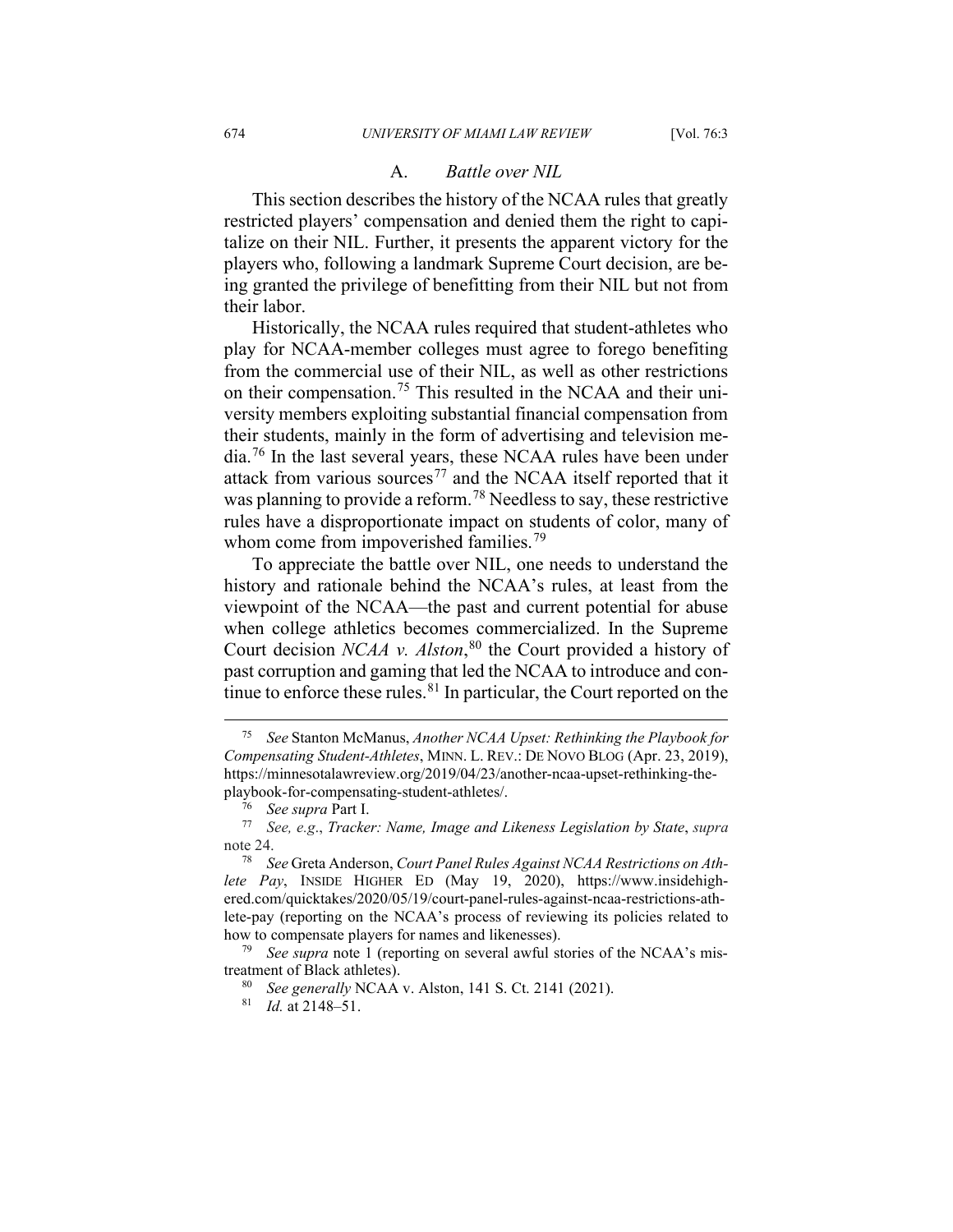### A. *Battle over NIL*

This section describes the history of the NCAA rules that greatly restricted players' compensation and denied them the right to capitalize on their NIL. Further, it presents the apparent victory for the players who, following a landmark Supreme Court decision, are being granted the privilege of benefitting from their NIL but not from their labor.

Historically, the NCAA rules required that student-athletes who play for NCAA-member colleges must agree to forego benefiting from the commercial use of their NIL, as well as other restrictions on their compensation.[75] This resulted in the NCAA and their university members exploiting substantial financial compensation from their students, mainly in the form of advertising and television media.[76] In the last several years, these NCAA rules have been under attack from various sources[77] and the NCAA itself reported that it was planning to provide a reform.[78] Needless to say, these restrictive rules have a disproportionate impact on students of color, many of whom come from impoverished families.[79]

To appreciate the battle over NIL, one needs to understand the history and rationale behind the NCAA's rules, at least from the viewpoint of the NCAA—the past and current potential for abuse when college athletics becomes commercialized. In the Supreme Court decision *NCAA v. Alston*,[80] the Court provided a history of past corruption and gaming that led the NCAA to introduce and continue to enforce these rules.[81] In particular, the Court reported on the

---

[75] *See* Stanton McManus, *Another NCAA Upset: Rethinking the Playbook for Compensating Student-Athletes*, MINN. L. REV.: DE NOVO BLOG (Apr. 23, 2019), https://minnesotalawreview.org/2019/04/23/another-ncaa-upset-rethinking-the-playbook-for-compensating-student-athletes/.

[76] *See supra* Part I.

[77] *See, e.g.*, *Tracker: Name, Image and Likeness Legislation by State*, *supra* note 24.

[78] *See* Greta Anderson, *Court Panel Rules Against NCAA Restrictions on Athlete Pay*, INSIDE HIGHER ED (May 19, 2020), https://www.insidehighered.com/quicktakes/2020/05/19/court-panel-rules-against-ncaa-restrictions-athlete-pay (reporting on the NCAA's process of reviewing its policies related to how to compensate players for names and likenesses).

[79] *See supra* note 1 (reporting on several awful stories of the NCAA's mistreatment of Black athletes).

[80] *See generally* NCAA v. Alston, 141 S. Ct. 2141 (2021).

[81] *Id.* at 2148–51.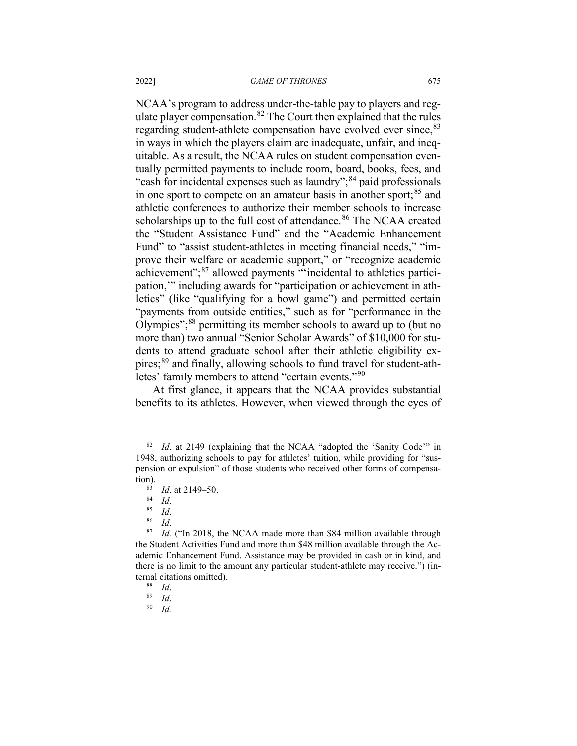NCAA's program to address under-the-table pay to players and regulate player compensation.[82] The Court then explained that the rules regarding student-athlete compensation have evolved ever since,[83] in ways in which the players claim are inadequate, unfair, and inequitable. As a result, the NCAA rules on student compensation eventually permitted payments to include room, board, books, fees, and "cash for incidental expenses such as laundry";[84] paid professionals in one sport to compete on an amateur basis in another sport;[85] and athletic conferences to authorize their member schools to increase scholarships up to the full cost of attendance.[86] The NCAA created the "Student Assistance Fund" and the "Academic Enhancement Fund" to "assist student-athletes in meeting financial needs," "improve their welfare or academic support," or "recognize academic achievement";[87] allowed payments "'incidental to athletics participation,'" including awards for "participation or achievement in athletics" (like "qualifying for a bowl game") and permitted certain "payments from outside entities," such as for "performance in the Olympics";[88] permitting its member schools to award up to (but no more than) two annual "Senior Scholar Awards" of $10,000 for students to attend graduate school after their athletic eligibility expires;[89] and finally, allowing schools to fund travel for student-athletes' family members to attend "certain events."[90]

At first glance, it appears that the NCAA provides substantial benefits to its athletes. However, when viewed through the eyes of

---

[82] *Id*. at 2149 (explaining that the NCAA "adopted the 'Sanity Code'" in 1948, authorizing schools to pay for athletes' tuition, while providing for "suspension or expulsion" of those students who received other forms of compensation).

[83] *Id*. at 2149–50.

[84] *Id*.

[85] *Id*.

[86] *Id*.

[87] *Id.* ("In 2018, the NCAA made more than $84 million available through the Student Activities Fund and more than $48 million available through the Academic Enhancement Fund. Assistance may be provided in cash or in kind, and there is no limit to the amount any particular student-athlete may receive.") (internal citations omitted).

[88] *Id*.

[89] *Id*.

[90] *Id.*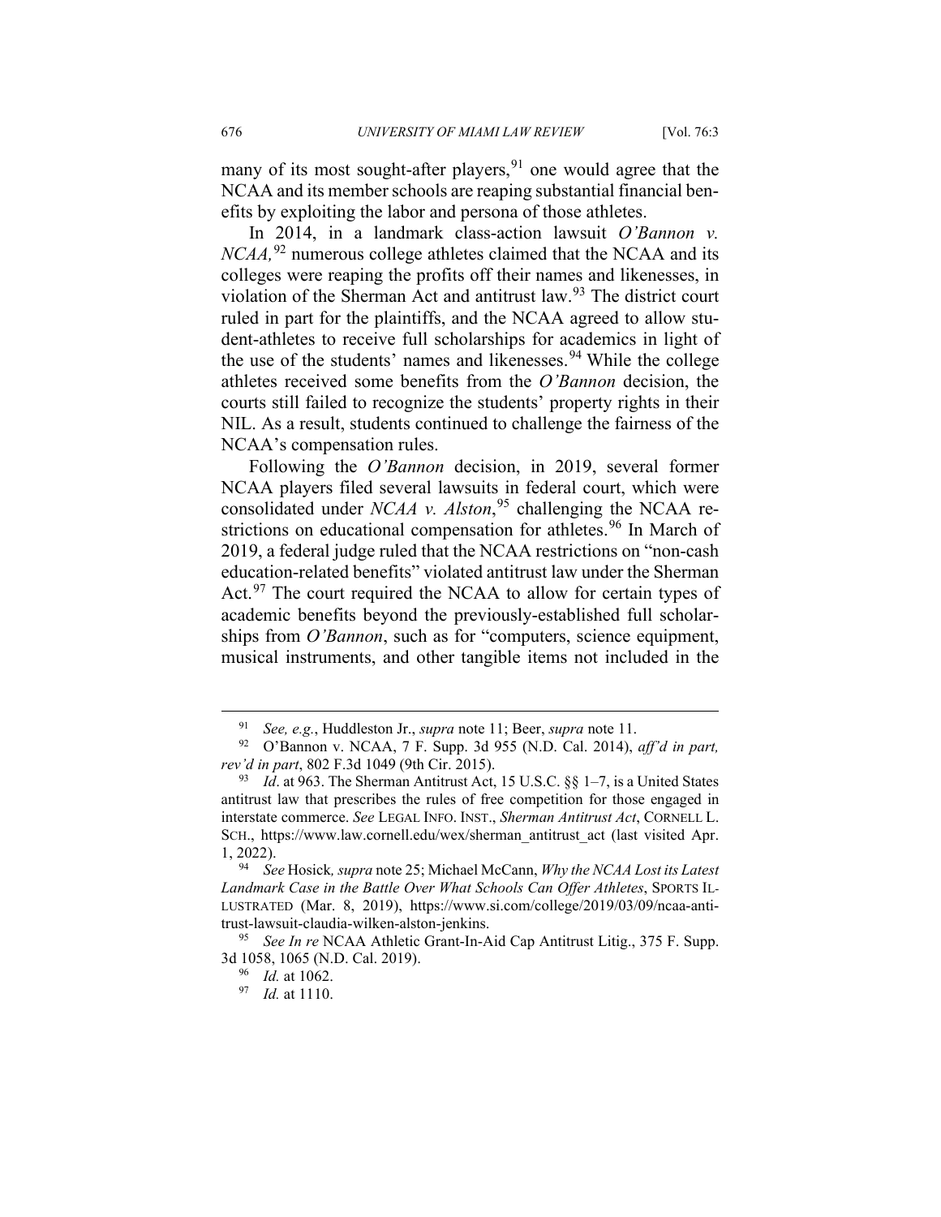many of its most sought-after players,[91] one would agree that the NCAA and its member schools are reaping substantial financial benefits by exploiting the labor and persona of those athletes.

In 2014, in a landmark class-action lawsuit *O'Bannon v. NCAA,*[92] numerous college athletes claimed that the NCAA and its colleges were reaping the profits off their names and likenesses, in violation of the Sherman Act and antitrust law.[93] The district court ruled in part for the plaintiffs, and the NCAA agreed to allow student-athletes to receive full scholarships for academics in light of the use of the students' names and likenesses.[94] While the college athletes received some benefits from the *O'Bannon* decision, the courts still failed to recognize the students' property rights in their NIL. As a result, students continued to challenge the fairness of the NCAA's compensation rules.

Following the *O'Bannon* decision, in 2019, several former NCAA players filed several lawsuits in federal court, which were consolidated under *NCAA v. Alston*,[95] challenging the NCAA restrictions on educational compensation for athletes.[96] In March of 2019, a federal judge ruled that the NCAA restrictions on "non-cash education-related benefits" violated antitrust law under the Sherman Act.[97] The court required the NCAA to allow for certain types of academic benefits beyond the previously-established full scholarships from *O'Bannon*, such as for "computers, science equipment, musical instruments, and other tangible items not included in the

---

[91] *See, e.g.*, Huddleston Jr., *supra* note 11; Beer, *supra* note 11.

[92] O'Bannon v. NCAA, 7 F. Supp. 3d 955 (N.D. Cal. 2014), *aff'd in part, rev'd in part*, 802 F.3d 1049 (9th Cir. 2015).

[93] *Id*. at 963. The Sherman Antitrust Act, 15 U.S.C. §§ 1–7, is a United States antitrust law that prescribes the rules of free competition for those engaged in interstate commerce. *See* LEGAL INFO. INST., *Sherman Antitrust Act*, CORNELL L. SCH., https://www.law.cornell.edu/wex/sherman_antitrust_act (last visited Apr. 1, 2022).

[94] *See* Hosick*, supra* note 25; Michael McCann, *Why the NCAA Lost its Latest Landmark Case in the Battle Over What Schools Can Offer Athletes*, SPORTS ILLUSTRATED (Mar. 8, 2019), https://www.si.com/college/2019/03/09/ncaa-antitrust-lawsuit-claudia-wilken-alston-jenkins.

[95] *See In re* NCAA Athletic Grant-In-Aid Cap Antitrust Litig., 375 F. Supp. 3d 1058, 1065 (N.D. Cal. 2019).

[96] *Id.* at 1062.

[97] *Id.* at 1110.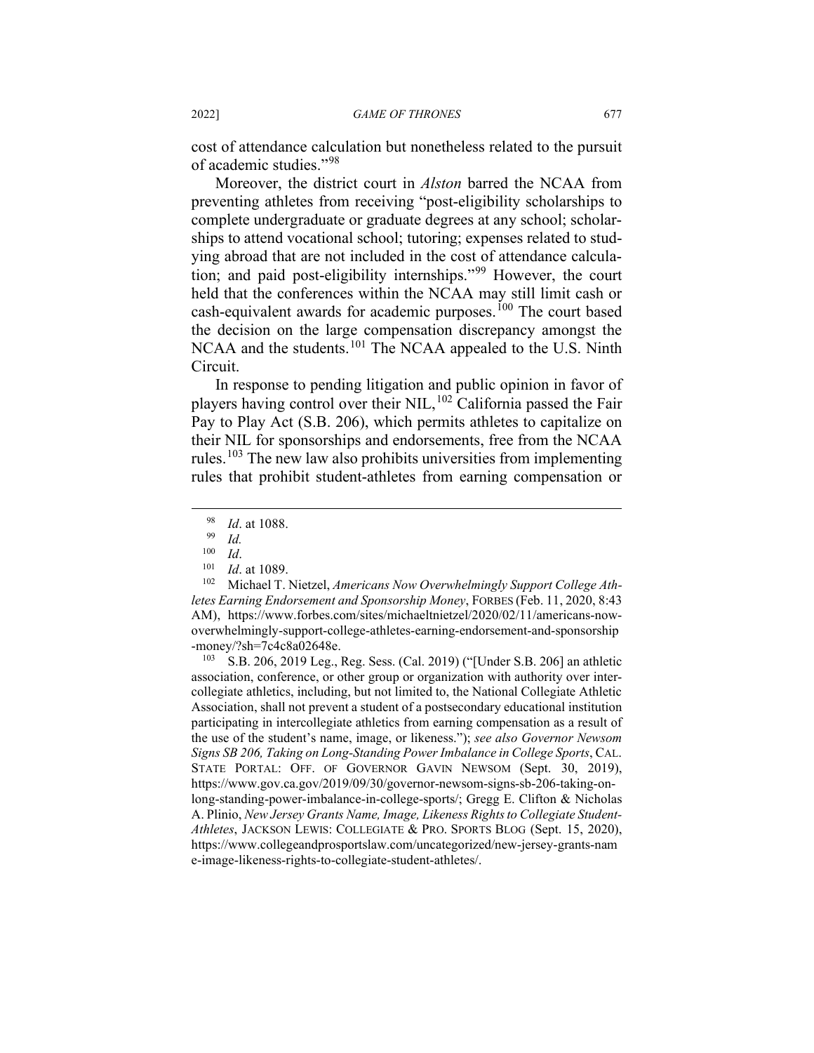cost of attendance calculation but nonetheless related to the pursuit of academic studies."[98]

Moreover, the district court in *Alston* barred the NCAA from preventing athletes from receiving "post-eligibility scholarships to complete undergraduate or graduate degrees at any school; scholarships to attend vocational school; tutoring; expenses related to studying abroad that are not included in the cost of attendance calculation; and paid post-eligibility internships."[99] However, the court held that the conferences within the NCAA may still limit cash or cash-equivalent awards for academic purposes.[100] The court based the decision on the large compensation discrepancy amongst the NCAA and the students.[101] The NCAA appealed to the U.S. Ninth Circuit.

In response to pending litigation and public opinion in favor of players having control over their NIL,[102] California passed the Fair Pay to Play Act (S.B. 206), which permits athletes to capitalize on their NIL for sponsorships and endorsements, free from the NCAA rules.[103] The new law also prohibits universities from implementing rules that prohibit student-athletes from earning compensation or

---

[98] *Id*. at 1088.

[99] *Id.*

[100] *Id*.

[101] *Id*. at 1089.

[102] Michael T. Nietzel, *Americans Now Overwhelmingly Support College Athletes Earning Endorsement and Sponsorship Money*, FORBES (Feb. 11, 2020, 8:43 AM), https://www.forbes.com/sites/michaeltnietzel/2020/02/11/americans-now-overwhelmingly-support-college-athletes-earning-endorsement-and-sponsorship-money/?sh=7c4c8a02648e.

[103] S.B. 206, 2019 Leg., Reg. Sess. (Cal. 2019) ("[Under S.B. 206] an athletic association, conference, or other group or organization with authority over intercollegiate athletics, including, but not limited to, the National Collegiate Athletic Association, shall not prevent a student of a postsecondary educational institution participating in intercollegiate athletics from earning compensation as a result of the use of the student's name, image, or likeness."); *see also Governor Newsom Signs SB 206, Taking on Long-Standing Power Imbalance in College Sports*, CAL. STATE PORTAL: OFF. OF GOVERNOR GAVIN NEWSOM (Sept. 30, 2019), https://www.gov.ca.gov/2019/09/30/governor-newsom-signs-sb-206-taking-on-long-standing-power-imbalance-in-college-sports/; Gregg E. Clifton & Nicholas A. Plinio, *New Jersey Grants Name, Image, Likeness Rights to Collegiate Student-Athletes*, JACKSON LEWIS: COLLEGIATE & PRO. SPORTS BLOG (Sept. 15, 2020), https://www.collegeandprosportslaw.com/uncategorized/new-jersey-grants-name-image-likeness-rights-to-collegiate-student-athletes/.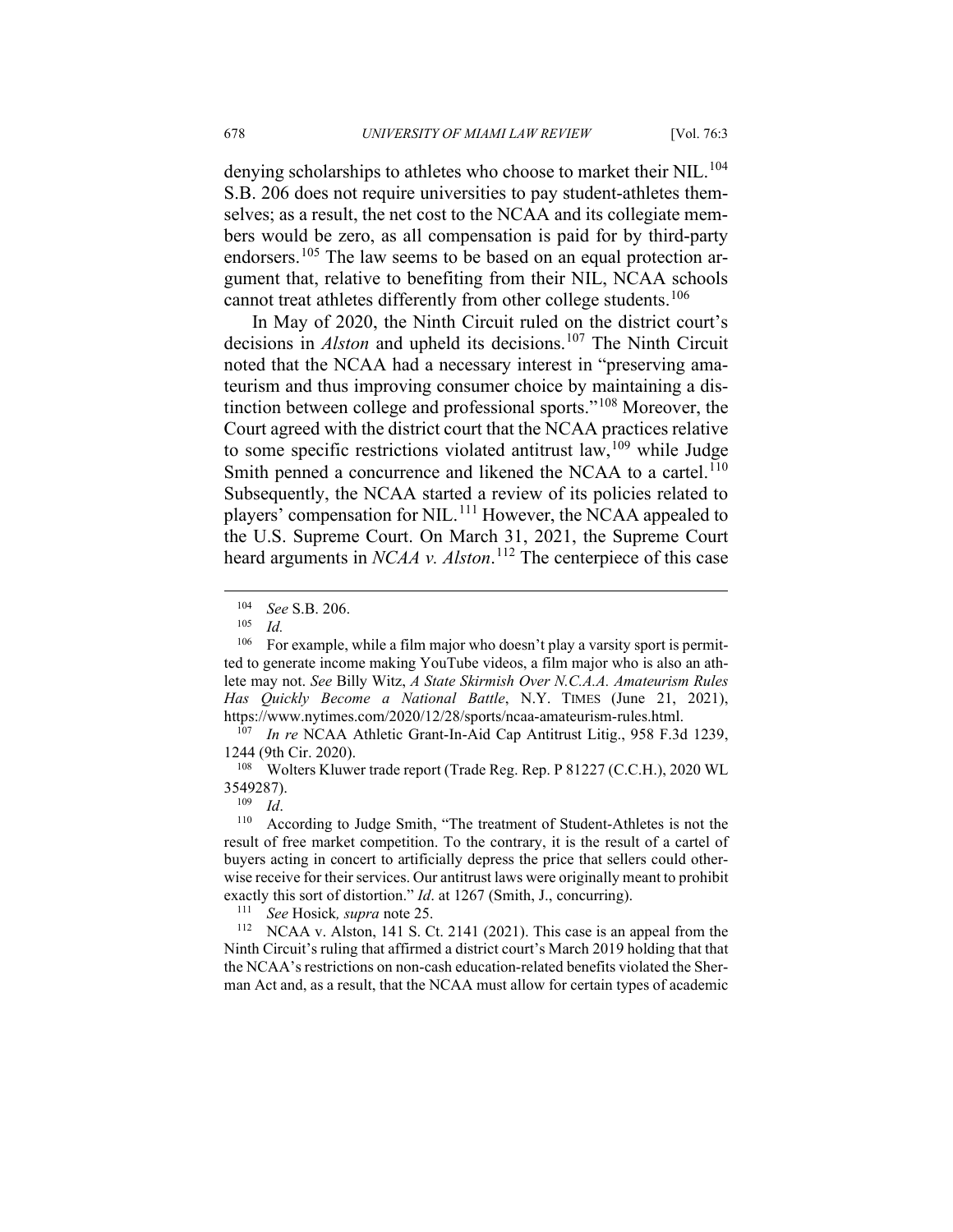denying scholarships to athletes who choose to market their NIL.[104] S.B. 206 does not require universities to pay student-athletes themselves; as a result, the net cost to the NCAA and its collegiate members would be zero, as all compensation is paid for by third-party endorsers.[105] The law seems to be based on an equal protection argument that, relative to benefiting from their NIL, NCAA schools cannot treat athletes differently from other college students.[106]

In May of 2020, the Ninth Circuit ruled on the district court's decisions in *Alston* and upheld its decisions.[107] The Ninth Circuit noted that the NCAA had a necessary interest in "preserving amateurism and thus improving consumer choice by maintaining a distinction between college and professional sports."[108] Moreover, the Court agreed with the district court that the NCAA practices relative to some specific restrictions violated antitrust law,[109] while Judge Smith penned a concurrence and likened the NCAA to a cartel.[110] Subsequently, the NCAA started a review of its policies related to players' compensation for NIL.[111] However, the NCAA appealed to the U.S. Supreme Court. On March 31, 2021, the Supreme Court heard arguments in *NCAA v. Alston*.[112] The centerpiece of this case

---

[104] *See* S.B. 206.

[105] *Id.*

[106] For example, while a film major who doesn't play a varsity sport is permitted to generate income making YouTube videos, a film major who is also an athlete may not. *See* Billy Witz, *A State Skirmish Over N.C.A.A. Amateurism Rules Has Quickly Become a National Battle*, N.Y. TIMES (June 21, 2021), https://www.nytimes.com/2020/12/28/sports/ncaa-amateurism-rules.html.

[107] *In re* NCAA Athletic Grant-In-Aid Cap Antitrust Litig., 958 F.3d 1239, 1244 (9th Cir. 2020).

[108] Wolters Kluwer trade report (Trade Reg. Rep. P 81227 (C.C.H.), 2020 WL 3549287).

[109] *Id*.

[110] According to Judge Smith, "The treatment of Student-Athletes is not the result of free market competition. To the contrary, it is the result of a cartel of buyers acting in concert to artificially depress the price that sellers could otherwise receive for their services. Our antitrust laws were originally meant to prohibit exactly this sort of distortion." *Id*. at 1267 (Smith, J., concurring).

[111] *See* Hosick*, supra* note 25.

[112] NCAA v. Alston, 141 S. Ct. 2141 (2021). This case is an appeal from the Ninth Circuit's ruling that affirmed a district court's March 2019 holding that that the NCAA's restrictions on non-cash education-related benefits violated the Sherman Act and, as a result, that the NCAA must allow for certain types of academic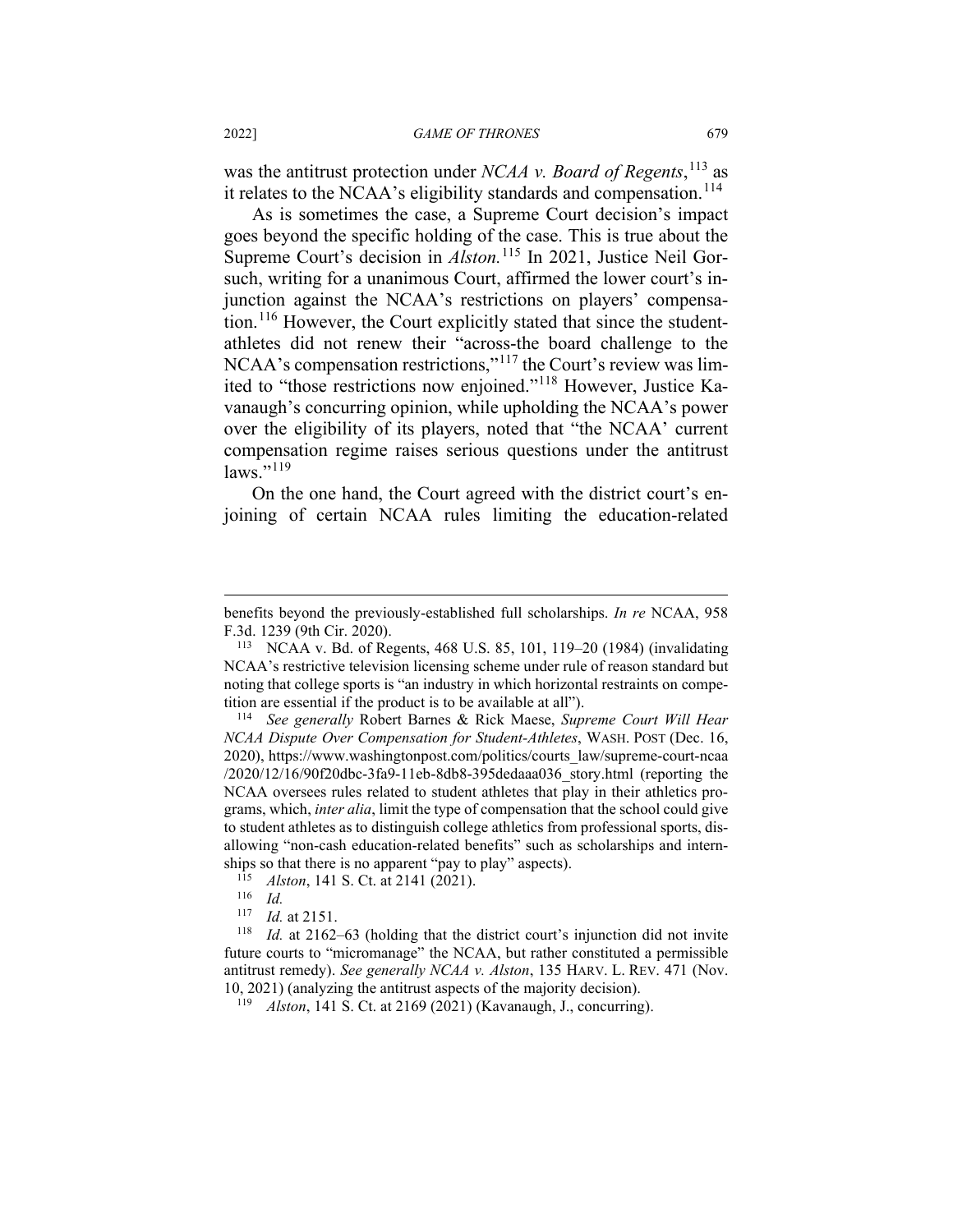was the antitrust protection under *NCAA v. Board of Regents*,[113] as it relates to the NCAA's eligibility standards and compensation.[114]

As is sometimes the case, a Supreme Court decision's impact goes beyond the specific holding of the case. This is true about the Supreme Court's decision in *Alston.*[115] In 2021, Justice Neil Gorsuch, writing for a unanimous Court, affirmed the lower court's injunction against the NCAA's restrictions on players' compensation.[116] However, the Court explicitly stated that since the student-athletes did not renew their "across-the board challenge to the NCAA's compensation restrictions,"[117] the Court's review was limited to "those restrictions now enjoined."[118] However, Justice Kavanaugh's concurring opinion, while upholding the NCAA's power over the eligibility of its players, noted that "the NCAA' current compensation regime raises serious questions under the antitrust laws."[119]

On the one hand, the Court agreed with the district court's enjoining of certain NCAA rules limiting the education-related

---

benefits beyond the previously-established full scholarships. *In re* NCAA, 958 F.3d. 1239 (9th Cir. 2020).

[113] NCAA v. Bd. of Regents, 468 U.S. 85, 101, 119–20 (1984) (invalidating NCAA's restrictive television licensing scheme under rule of reason standard but noting that college sports is "an industry in which horizontal restraints on competition are essential if the product is to be available at all").

[114] *See generally* Robert Barnes & Rick Maese, *Supreme Court Will Hear NCAA Dispute Over Compensation for Student-Athletes*, WASH. POST (Dec. 16, 2020), https://www.washingtonpost.com/politics/courts_law/supreme-court-ncaa/2020/12/16/90f20dbc-3fa9-11eb-8db8-395dedaaa036_story.html (reporting the NCAA oversees rules related to student athletes that play in their athletics programs, which, *inter alia*, limit the type of compensation that the school could give to student athletes as to distinguish college athletics from professional sports, disallowing "non-cash education-related benefits" such as scholarships and internships so that there is no apparent "pay to play" aspects).

[115] *Alston*, 141 S. Ct. at 2141 (2021).

[116] *Id.*

[117] *Id.* at 2151.

[118] *Id.* at 2162–63 (holding that the district court's injunction did not invite future courts to "micromanage" the NCAA, but rather constituted a permissible antitrust remedy). *See generally NCAA v. Alston*, 135 HARV. L. REV. 471 (Nov. 10, 2021) (analyzing the antitrust aspects of the majority decision).

[119] *Alston*, 141 S. Ct. at 2169 (2021) (Kavanaugh, J., concurring).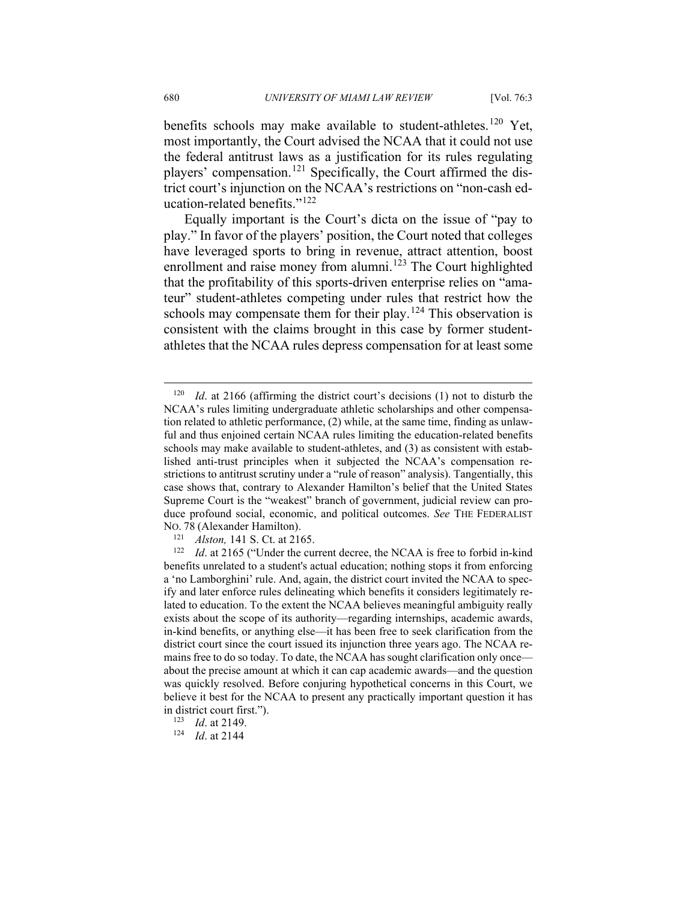benefits schools may make available to student-athletes.[120] Yet, most importantly, the Court advised the NCAA that it could not use the federal antitrust laws as a justification for its rules regulating players' compensation.[121] Specifically, the Court affirmed the district court's injunction on the NCAA's restrictions on "non-cash education-related benefits."[122]

Equally important is the Court's dicta on the issue of "pay to play." In favor of the players' position, the Court noted that colleges have leveraged sports to bring in revenue, attract attention, boost enrollment and raise money from alumni.[123] The Court highlighted that the profitability of this sports-driven enterprise relies on "amateur" student-athletes competing under rules that restrict how the schools may compensate them for their play.[124] This observation is consistent with the claims brought in this case by former student-athletes that the NCAA rules depress compensation for at least some

---

[120] *Id*. at 2166 (affirming the district court's decisions (1) not to disturb the NCAA's rules limiting undergraduate athletic scholarships and other compensation related to athletic performance, (2) while, at the same time, finding as unlawful and thus enjoined certain NCAA rules limiting the education-related benefits schools may make available to student-athletes, and (3) as consistent with established anti-trust principles when it subjected the NCAA's compensation restrictions to antitrust scrutiny under a "rule of reason" analysis). Tangentially, this case shows that, contrary to Alexander Hamilton's belief that the United States Supreme Court is the "weakest" branch of government, judicial review can produce profound social, economic, and political outcomes. *See* THE FEDERALIST NO. 78 (Alexander Hamilton).

[121] *Alston,* 141 S. Ct. at 2165.

[122] *Id*. at 2165 ("Under the current decree, the NCAA is free to forbid in-kind benefits unrelated to a student's actual education; nothing stops it from enforcing a 'no Lamborghini' rule. And, again, the district court invited the NCAA to specify and later enforce rules delineating which benefits it considers legitimately related to education. To the extent the NCAA believes meaningful ambiguity really exists about the scope of its authority—regarding internships, academic awards, in-kind benefits, or anything else—it has been free to seek clarification from the district court since the court issued its injunction three years ago. The NCAA remains free to do so today. To date, the NCAA has sought clarification only once—about the precise amount at which it can cap academic awards—and the question was quickly resolved. Before conjuring hypothetical concerns in this Court, we believe it best for the NCAA to present any practically important question it has in district court first.").

[123] *Id*. at 2149.

[124] *Id*. at 2144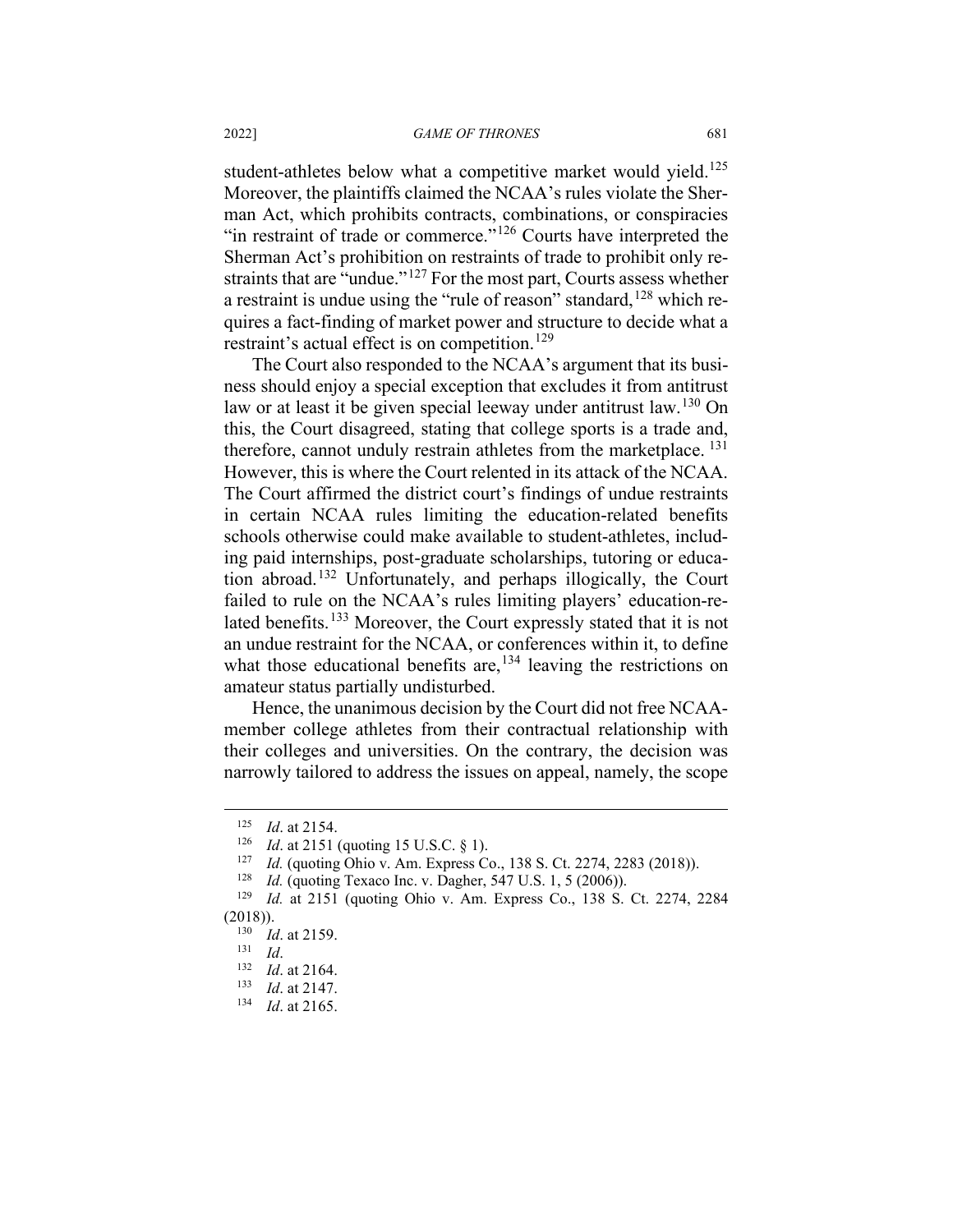student-athletes below what a competitive market would yield.[125] Moreover, the plaintiffs claimed the NCAA's rules violate the Sherman Act, which prohibits contracts, combinations, or conspiracies "in restraint of trade or commerce."[126] Courts have interpreted the Sherman Act's prohibition on restraints of trade to prohibit only restraints that are "undue."[127] For the most part, Courts assess whether a restraint is undue using the "rule of reason" standard,[128] which requires a fact-finding of market power and structure to decide what a restraint's actual effect is on competition.[129]

The Court also responded to the NCAA's argument that its business should enjoy a special exception that excludes it from antitrust law or at least it be given special leeway under antitrust law.[130] On this, the Court disagreed, stating that college sports is a trade and, therefore, cannot unduly restrain athletes from the marketplace. [131] However, this is where the Court relented in its attack of the NCAA. The Court affirmed the district court's findings of undue restraints in certain NCAA rules limiting the education-related benefits schools otherwise could make available to student-athletes, including paid internships, post-graduate scholarships, tutoring or education abroad.[132] Unfortunately, and perhaps illogically, the Court failed to rule on the NCAA's rules limiting players' education-related benefits.[133] Moreover, the Court expressly stated that it is not an undue restraint for the NCAA, or conferences within it, to define what those educational benefits are,[134] leaving the restrictions on amateur status partially undisturbed.

Hence, the unanimous decision by the Court did not free NCAA-member college athletes from their contractual relationship with their colleges and universities. On the contrary, the decision was narrowly tailored to address the issues on appeal, namely, the scope

---

[125] *Id*. at 2154.

[126] *Id*. at 2151 (quoting 15 U.S.C. § 1).

[127] *Id.* (quoting Ohio v. Am. Express Co., 138 S. Ct. 2274, 2283 (2018)).

[128] *Id.* (quoting Texaco Inc. v. Dagher, 547 U.S. 1, 5 (2006)).

[129] *Id.* at 2151 (quoting Ohio v. Am. Express Co., 138 S. Ct. 2274, 2284 (2018)).

[130] *Id*. at 2159.

[131] *Id*.

[132] *Id*. at 2164.

[133] *Id*. at 2147.

[134] *Id*. at 2165.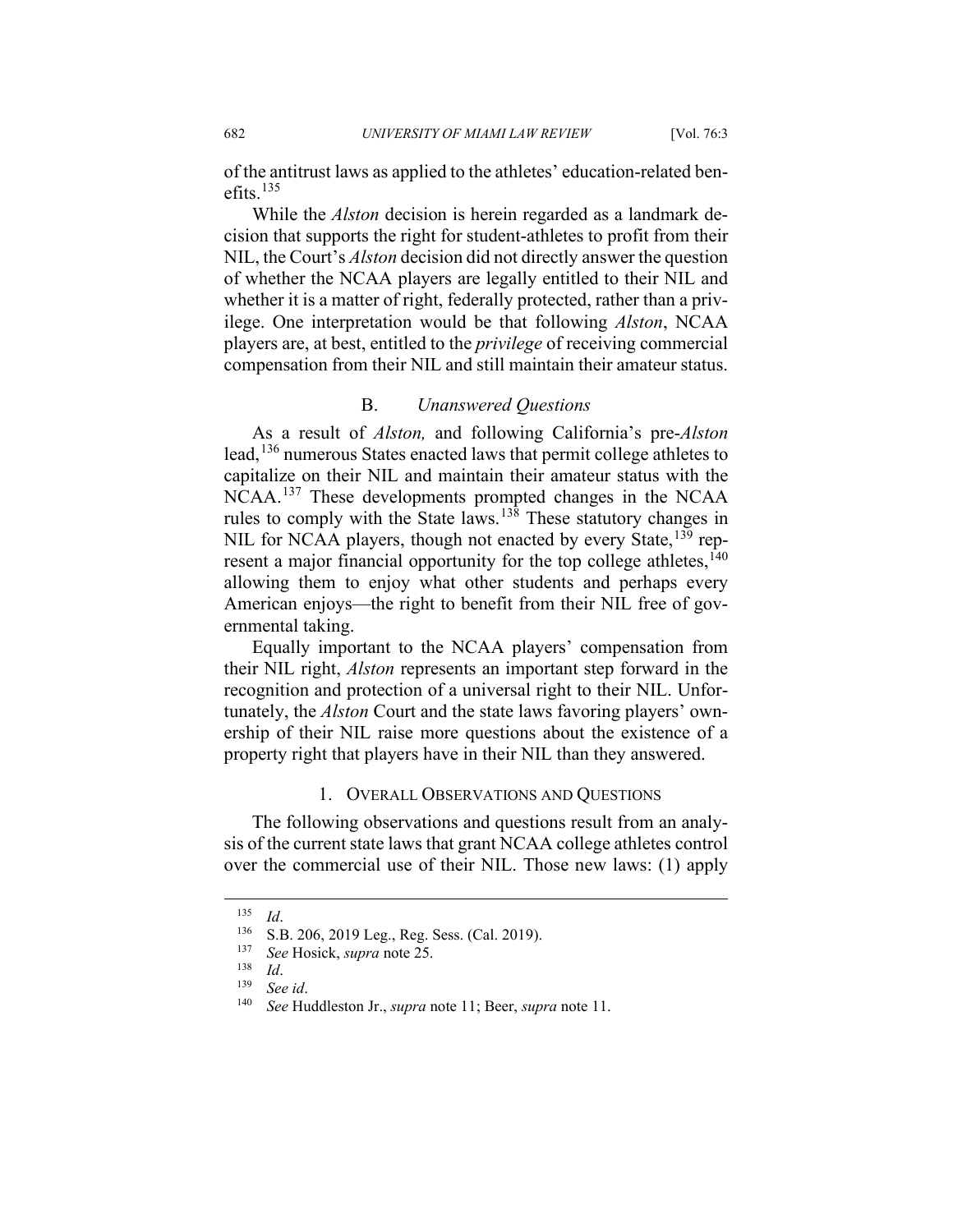of the antitrust laws as applied to the athletes' education-related benefits.[135]

While the *Alston* decision is herein regarded as a landmark decision that supports the right for student-athletes to profit from their NIL, the Court's *Alston* decision did not directly answer the question of whether the NCAA players are legally entitled to their NIL and whether it is a matter of right, federally protected, rather than a privilege. One interpretation would be that following *Alston*, NCAA players are, at best, entitled to the *privilege* of receiving commercial compensation from their NIL and still maintain their amateur status.

### B. *Unanswered Questions*

As a result of *Alston,* and following California's pre-*Alston* lead,[136] numerous States enacted laws that permit college athletes to capitalize on their NIL and maintain their amateur status with the NCAA.[137] These developments prompted changes in the NCAA rules to comply with the State laws.[138] These statutory changes in NIL for NCAA players, though not enacted by every State,[139] represent a major financial opportunity for the top college athletes,[140] allowing them to enjoy what other students and perhaps every American enjoys—the right to benefit from their NIL free of governmental taking.

Equally important to the NCAA players' compensation from their NIL right, *Alston* represents an important step forward in the recognition and protection of a universal right to their NIL. Unfortunately, the *Alston* Court and the state laws favoring players' ownership of their NIL raise more questions about the existence of a property right that players have in their NIL than they answered.

#### 1. Overall Observations and Questions

The following observations and questions result from an analysis of the current state laws that grant NCAA college athletes control over the commercial use of their NIL. Those new laws: (1) apply

---

[135] *Id*.

[136] S.B. 206, 2019 Leg., Reg. Sess. (Cal. 2019).

[137] *See* Hosick, *supra* note 25.

[138] *Id*.

[139] *See id*.

[140] *See* Huddleston Jr., *supra* note 11; Beer, *supra* note 11.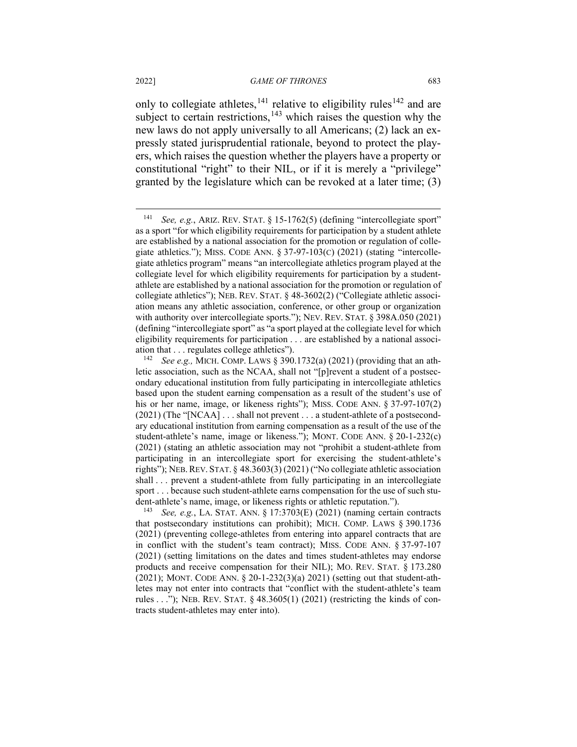only to collegiate athletes,[141] relative to eligibility rules[142] and are subject to certain restrictions,[143] which raises the question why the new laws do not apply universally to all Americans; (2) lack an expressly stated jurisprudential rationale, beyond to protect the players, which raises the question whether the players have a property or constitutional "right" to their NIL, or if it is merely a "privilege" granted by the legislature which can be revoked at a later time; (3)

---

[141] *See, e.g.*, ARIZ. REV. STAT. § 15-1762(5) (defining "intercollegiate sport" as a sport "for which eligibility requirements for participation by a student athlete are established by a national association for the promotion or regulation of collegiate athletics."); MISS. CODE ANN. § 37-97-103(C) (2021) (stating "intercollegiate athletics program" means "an intercollegiate athletics program played at the collegiate level for which eligibility requirements for participation by a student-athlete are established by a national association for the promotion or regulation of collegiate athletics"); NEB. REV. STAT. § 48-3602(2) ("Collegiate athletic association means any athletic association, conference, or other group or organization with authority over intercollegiate sports."); NEV. REV. STAT. § 398A.050 (2021) (defining "intercollegiate sport" as "a sport played at the collegiate level for which eligibility requirements for participation . . . are established by a national association that . . . regulates college athletics").

[142] *See e.g.,* MICH. COMP. LAWS § 390.1732(a) (2021) (providing that an athletic association, such as the NCAA, shall not "[p]revent a student of a postsecondary educational institution from fully participating in intercollegiate athletics based upon the student earning compensation as a result of the student's use of his or her name, image, or likeness rights"); MISS. CODE ANN. § 37-97-107(2) (2021) (The "[NCAA] . . . shall not prevent . . . a student-athlete of a postsecondary educational institution from earning compensation as a result of the use of the student-athlete's name, image or likeness."); MONT. CODE ANN. § 20-1-232(c) (2021) (stating an athletic association may not "prohibit a student-athlete from participating in an intercollegiate sport for exercising the student-athlete's rights"); NEB. REV. STAT. § 48.3603(3) (2021) ("No collegiate athletic association shall . . . prevent a student-athlete from fully participating in an intercollegiate sport . . . because such student-athlete earns compensation for the use of such student-athlete's name, image, or likeness rights or athletic reputation.").

[143] *See, e.g.*, LA. STAT. ANN. § 17:3703(E) (2021) (naming certain contracts that postsecondary institutions can prohibit); MICH. COMP. LAWS § 390.1736 (2021) (preventing college-athletes from entering into apparel contracts that are in conflict with the student's team contract); MISS. CODE ANN. § 37-97-107 (2021) (setting limitations on the dates and times student-athletes may endorse products and receive compensation for their NIL); MO. REV. STAT. § 173.280 (2021); MONT. CODE ANN. § 20-1-232(3)(a) 2021) (setting out that student-athletes may not enter into contracts that "conflict with the student-athlete's team rules . . ."); NEB. REV. STAT. § 48.3605(1) (2021) (restricting the kinds of contracts student-athletes may enter into).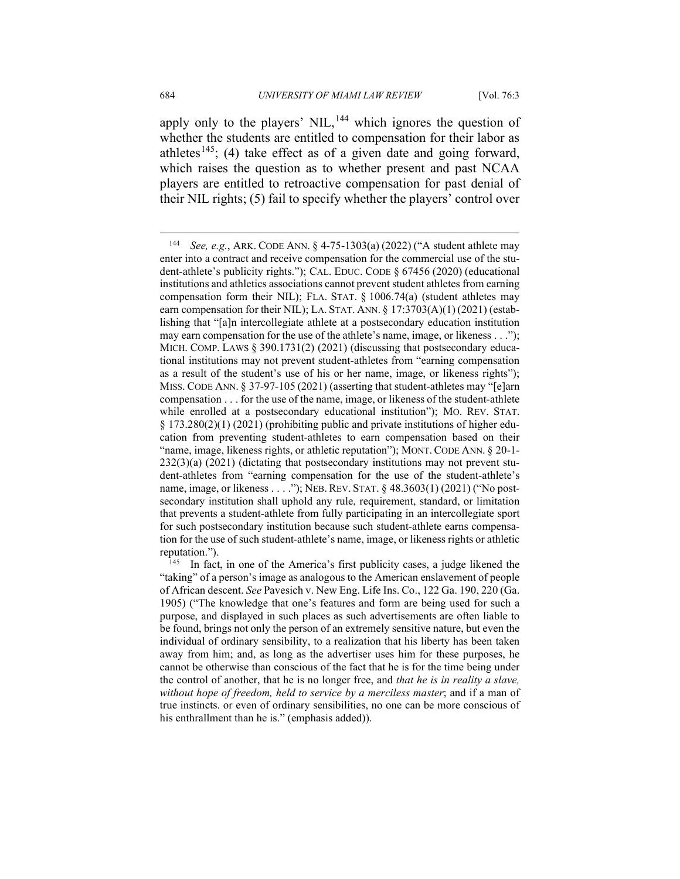apply only to the players' NIL,[144] which ignores the question of whether the students are entitled to compensation for their labor as athletes[145]; (4) take effect as of a given date and going forward, which raises the question as to whether present and past NCAA players are entitled to retroactive compensation for past denial of their NIL rights; (5) fail to specify whether the players' control over

---

[144] *See, e.g.*, ARK. CODE ANN. § 4-75-1303(a) (2022) ("A student athlete may enter into a contract and receive compensation for the commercial use of the student-athlete's publicity rights."); CAL. EDUC. CODE § 67456 (2020) (educational institutions and athletics associations cannot prevent student athletes from earning compensation form their NIL); FLA. STAT. § 1006.74(a) (student athletes may earn compensation for their NIL); LA. STAT. ANN. § 17:3703(A)(1) (2021) (establishing that "[a]n intercollegiate athlete at a postsecondary education institution may earn compensation for the use of the athlete's name, image, or likeness . . ."); MICH. COMP. LAWS § 390.1731(2) (2021) (discussing that postsecondary educational institutions may not prevent student-athletes from "earning compensation as a result of the student's use of his or her name, image, or likeness rights"); MISS. CODE ANN. § 37-97-105 (2021) (asserting that student-athletes may "[e]arn compensation . . . for the use of the name, image, or likeness of the student-athlete while enrolled at a postsecondary educational institution"); MO. REV. STAT. § 173.280(2)(1) (2021) (prohibiting public and private institutions of higher education from preventing student-athletes to earn compensation based on their "name, image, likeness rights, or athletic reputation"); MONT. CODE ANN. § 20-1-232(3)(a) (2021) (dictating that postsecondary institutions may not prevent student-athletes from "earning compensation for the use of the student-athlete's name, image, or likeness . . . ."); NEB. REV. STAT. § 48.3603(1) (2021) ("No postsecondary institution shall uphold any rule, requirement, standard, or limitation that prevents a student-athlete from fully participating in an intercollegiate sport for such postsecondary institution because such student-athlete earns compensation for the use of such student-athlete's name, image, or likeness rights or athletic reputation.").

[145] In fact, in one of the America's first publicity cases, a judge likened the "taking" of a person's image as analogous to the American enslavement of people of African descent. *See* Pavesich v. New Eng. Life Ins. Co., 122 Ga. 190, 220 (Ga. 1905) ("The knowledge that one's features and form are being used for such a purpose, and displayed in such places as such advertisements are often liable to be found, brings not only the person of an extremely sensitive nature, but even the individual of ordinary sensibility, to a realization that his liberty has been taken away from him; and, as long as the advertiser uses him for these purposes, he cannot be otherwise than conscious of the fact that he is for the time being under the control of another, that he is no longer free, and *that he is in reality a slave, without hope of freedom, held to service by a merciless master*; and if a man of true instincts. or even of ordinary sensibilities, no one can be more conscious of his enthrallment than he is." (emphasis added)).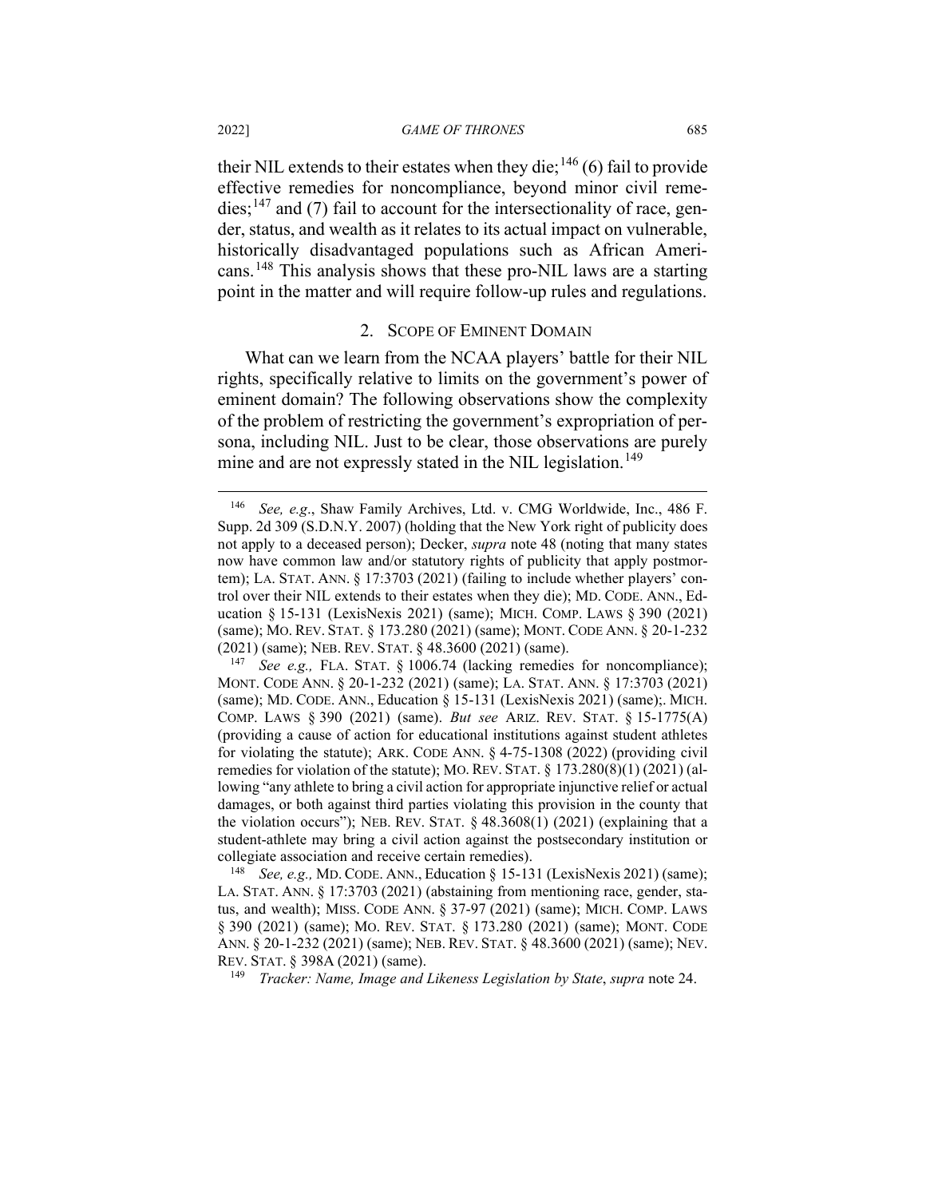their NIL extends to their estates when they die;[146] (6) fail to provide effective remedies for noncompliance, beyond minor civil remedies;[147] and (7) fail to account for the intersectionality of race, gender, status, and wealth as it relates to its actual impact on vulnerable, historically disadvantaged populations such as African Americans.[148] This analysis shows that these pro-NIL laws are a starting point in the matter and will require follow-up rules and regulations.

### 2. Scope of Eminent Domain

What can we learn from the NCAA players' battle for their NIL rights, specifically relative to limits on the government's power of eminent domain? The following observations show the complexity of the problem of restricting the government's expropriation of persona, including NIL. Just to be clear, those observations are purely mine and are not expressly stated in the NIL legislation.[149]

---

[146] *See, e.g*., Shaw Family Archives, Ltd. v. CMG Worldwide, Inc., 486 F. Supp. 2d 309 (S.D.N.Y. 2007) (holding that the New York right of publicity does not apply to a deceased person); Decker, *supra* note 48 (noting that many states now have common law and/or statutory rights of publicity that apply postmortem); LA. STAT. ANN. § 17:3703 (2021) (failing to include whether players' control over their NIL extends to their estates when they die); MD. CODE. ANN., Education § 15-131 (LexisNexis 2021) (same); MICH. COMP. LAWS § 390 (2021) (same); MO. REV. STAT. § 173.280 (2021) (same); MONT. CODE ANN. § 20-1-232 (2021) (same); NEB. REV. STAT. § 48.3600 (2021) (same).

[147] *See e.g.,* FLA. STAT. § 1006.74 (lacking remedies for noncompliance); MONT. CODE ANN. § 20-1-232 (2021) (same); LA. STAT. ANN. § 17:3703 (2021) (same); MD. CODE. ANN., Education § 15-131 (LexisNexis 2021) (same);. MICH. COMP. LAWS § 390 (2021) (same). *But see* ARIZ. REV. STAT. § 15-1775(A) (providing a cause of action for educational institutions against student athletes for violating the statute); ARK. CODE ANN. § 4-75-1308 (2022) (providing civil remedies for violation of the statute); MO. REV. STAT. § 173.280(8)(1) (2021) (allowing "any athlete to bring a civil action for appropriate injunctive relief or actual damages, or both against third parties violating this provision in the county that the violation occurs"); NEB. REV. STAT. § 48.3608(1) (2021) (explaining that a student-athlete may bring a civil action against the postsecondary institution or collegiate association and receive certain remedies).

[148] *See, e.g.,* MD. CODE. ANN., Education § 15-131 (LexisNexis 2021) (same); LA. STAT. ANN. § 17:3703 (2021) (abstaining from mentioning race, gender, status, and wealth); MISS. CODE ANN. § 37-97 (2021) (same); MICH. COMP. LAWS § 390 (2021) (same); MO. REV. STAT. § 173.280 (2021) (same); MONT. CODE ANN. § 20-1-232 (2021) (same); NEB. REV. STAT. § 48.3600 (2021) (same); NEV. REV. STAT. § 398A (2021) (same).

[149] *Tracker: Name, Image and Likeness Legislation by State*, *supra* note 24.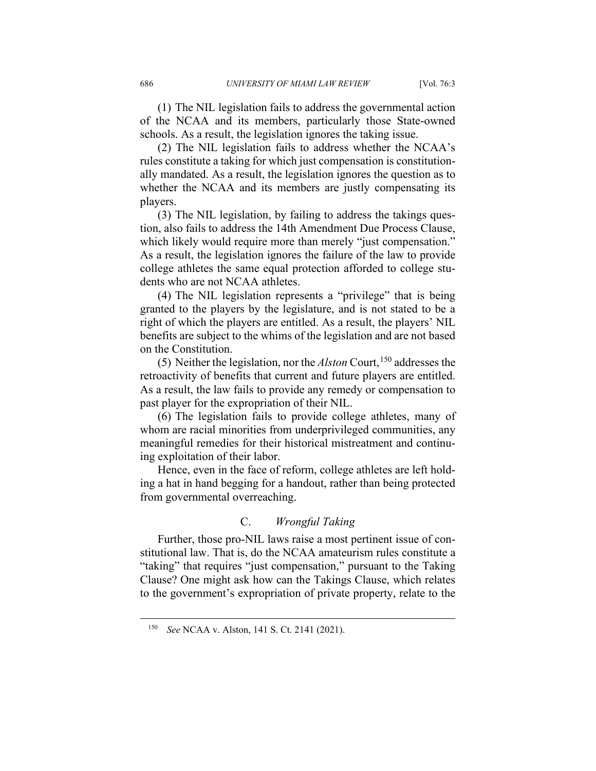(1) The NIL legislation fails to address the governmental action of the NCAA and its members, particularly those State-owned schools. As a result, the legislation ignores the taking issue.

(2) The NIL legislation fails to address whether the NCAA's rules constitute a taking for which just compensation is constitutionally mandated. As a result, the legislation ignores the question as to whether the NCAA and its members are justly compensating its players.

(3) The NIL legislation, by failing to address the takings question, also fails to address the 14th Amendment Due Process Clause, which likely would require more than merely "just compensation." As a result, the legislation ignores the failure of the law to provide college athletes the same equal protection afforded to college students who are not NCAA athletes.

(4) The NIL legislation represents a "privilege" that is being granted to the players by the legislature, and is not stated to be a right of which the players are entitled. As a result, the players' NIL benefits are subject to the whims of the legislation and are not based on the Constitution.

(5) Neither the legislation, nor the *Alston* Court,[150] addresses the retroactivity of benefits that current and future players are entitled. As a result, the law fails to provide any remedy or compensation to past player for the expropriation of their NIL.

(6) The legislation fails to provide college athletes, many of whom are racial minorities from underprivileged communities, any meaningful remedies for their historical mistreatment and continuing exploitation of their labor.

Hence, even in the face of reform, college athletes are left holding a hat in hand begging for a handout, rather than being protected from governmental overreaching.

### C. *Wrongful Taking*

Further, those pro-NIL laws raise a most pertinent issue of constitutional law. That is, do the NCAA amateurism rules constitute a "taking" that requires "just compensation," pursuant to the Taking Clause? One might ask how can the Takings Clause, which relates to the government's expropriation of private property, relate to the

---

[150] *See* NCAA v. Alston, 141 S. Ct. 2141 (2021).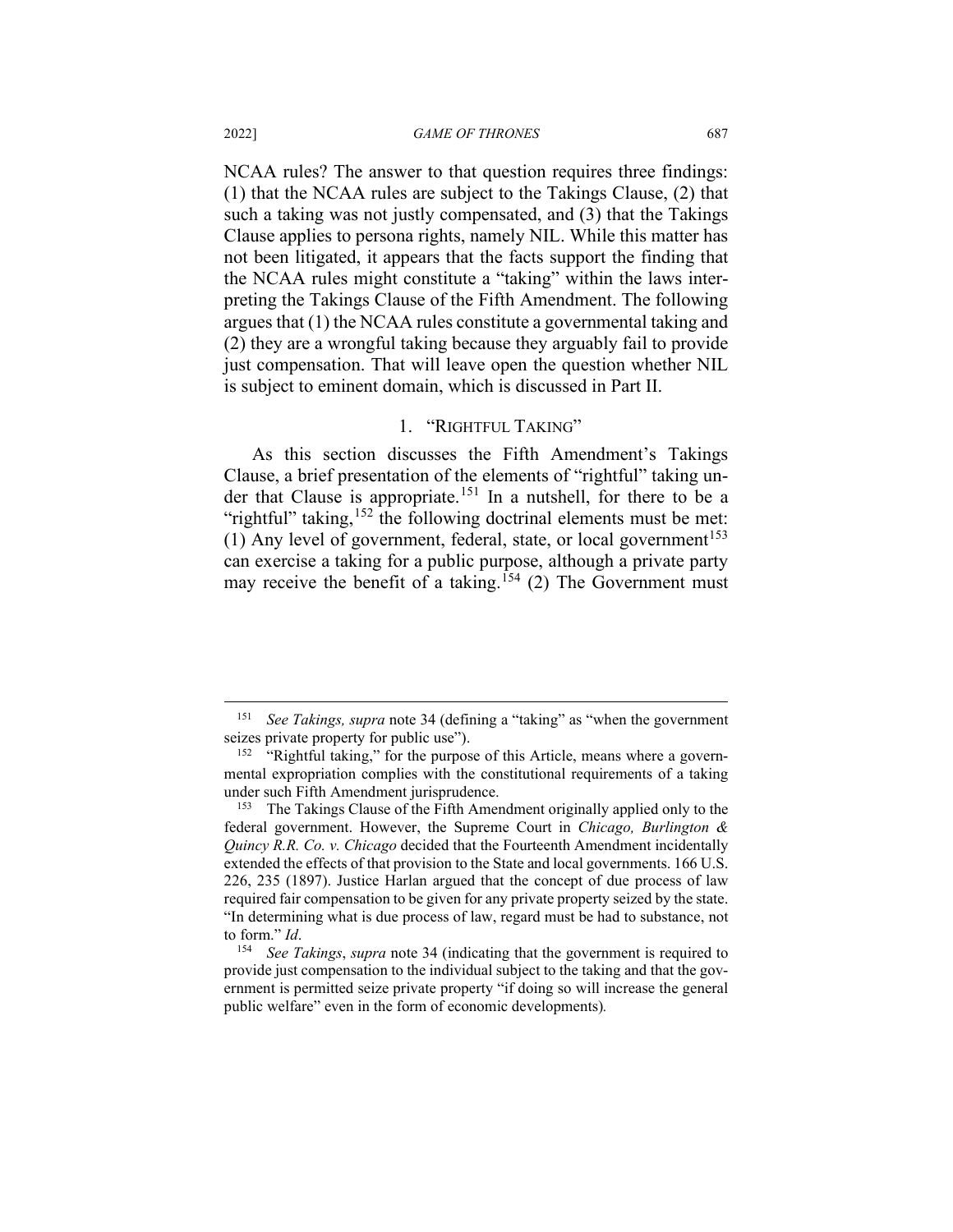NCAA rules? The answer to that question requires three findings: (1) that the NCAA rules are subject to the Takings Clause, (2) that such a taking was not justly compensated, and (3) that the Takings Clause applies to persona rights, namely NIL. While this matter has not been litigated, it appears that the facts support the finding that the NCAA rules might constitute a "taking" within the laws interpreting the Takings Clause of the Fifth Amendment. The following argues that (1) the NCAA rules constitute a governmental taking and (2) they are a wrongful taking because they arguably fail to provide just compensation. That will leave open the question whether NIL is subject to eminent domain, which is discussed in Part II.

### 1. "RIGHTFUL TAKING"

As this section discusses the Fifth Amendment's Takings Clause, a brief presentation of the elements of "rightful" taking under that Clause is appropriate.[151] In a nutshell, for there to be a "rightful" taking,[152] the following doctrinal elements must be met: (1) Any level of government, federal, state, or local government[153] can exercise a taking for a public purpose, although a private party may receive the benefit of a taking.[154] (2) The Government must

---

[151] *See Takings, supra* note 34 (defining a "taking" as "when the government seizes private property for public use").

[152] "Rightful taking," for the purpose of this Article, means where a governmental expropriation complies with the constitutional requirements of a taking under such Fifth Amendment jurisprudence.

[153] The Takings Clause of the Fifth Amendment originally applied only to the federal government. However, the Supreme Court in *Chicago, Burlington & Quincy R.R. Co. v. Chicago* decided that the Fourteenth Amendment incidentally extended the effects of that provision to the State and local governments. 166 U.S. 226, 235 (1897). Justice Harlan argued that the concept of due process of law required fair compensation to be given for any private property seized by the state. "In determining what is due process of law, regard must be had to substance, not to form." *Id*.

[154] *See Takings*, *supra* note 34 (indicating that the government is required to provide just compensation to the individual subject to the taking and that the government is permitted seize private property "if doing so will increase the general public welfare" even in the form of economic developments).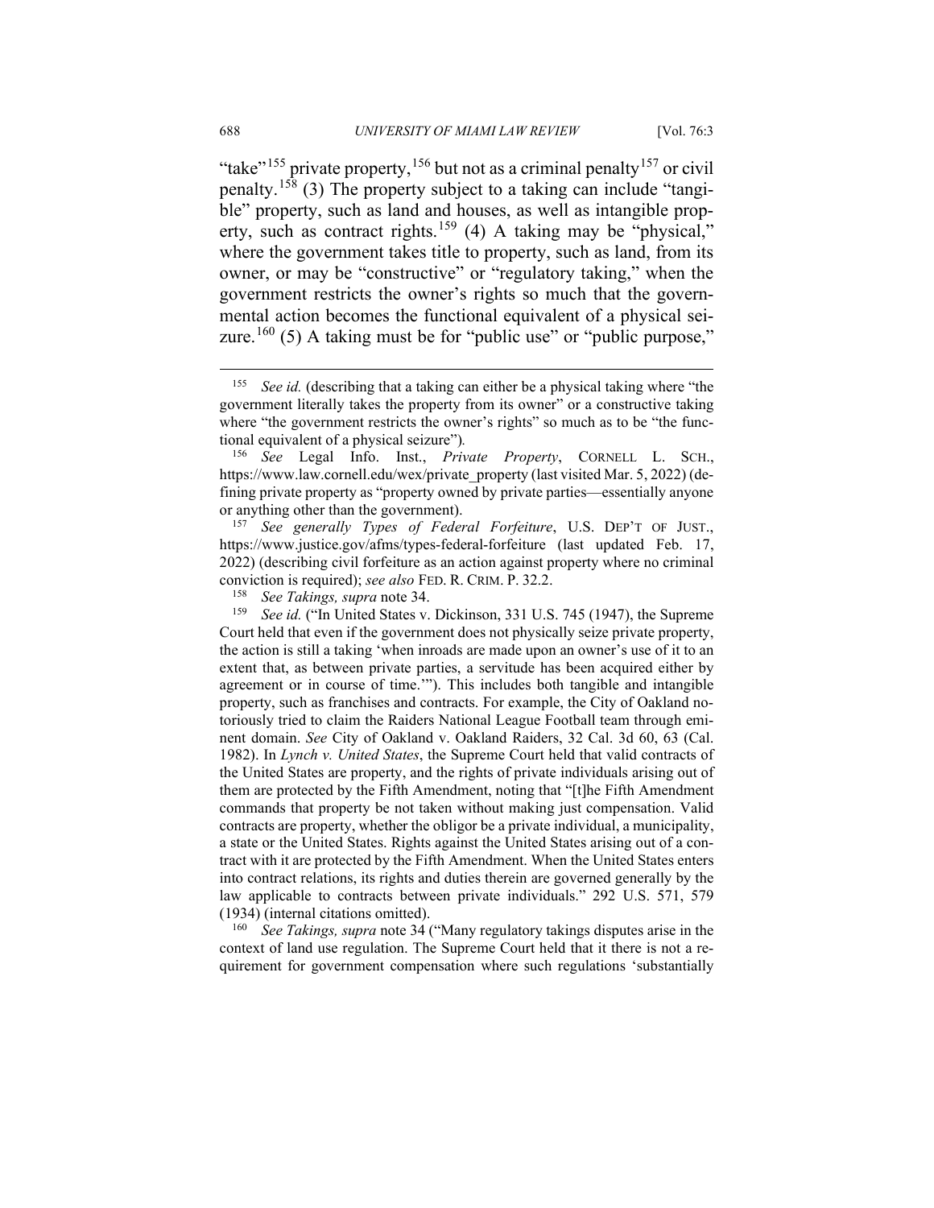"take"[155] private property,[156] but not as a criminal penalty[157] or civil penalty.[158] (3) The property subject to a taking can include "tangible" property, such as land and houses, as well as intangible property, such as contract rights.[159] (4) A taking may be "physical," where the government takes title to property, such as land, from its owner, or may be "constructive" or "regulatory taking," when the government restricts the owner's rights so much that the governmental action becomes the functional equivalent of a physical seizure.[160] (5) A taking must be for "public use" or "public purpose,"

---

[155] *See id.* (describing that a taking can either be a physical taking where "the government literally takes the property from its owner" or a constructive taking where "the government restricts the owner's rights" so much as to be "the functional equivalent of a physical seizure").

[156] *See* Legal Info. Inst., *Private Property*, CORNELL L. SCH., https://www.law.cornell.edu/wex/private_property (last visited Mar. 5, 2022) (defining private property as "property owned by private parties—essentially anyone or anything other than the government).

[157] *See generally Types of Federal Forfeiture*, U.S. DEP'T OF JUST., https://www.justice.gov/afms/types-federal-forfeiture (last updated Feb. 17, 2022) (describing civil forfeiture as an action against property where no criminal conviction is required); *see also* FED. R. CRIM. P. 32.2.

[158] *See Takings, supra* note 34.

[159] *See id.* ("In United States v. Dickinson, 331 U.S. 745 (1947), the Supreme Court held that even if the government does not physically seize private property, the action is still a taking 'when inroads are made upon an owner's use of it to an extent that, as between private parties, a servitude has been acquired either by agreement or in course of time.'"). This includes both tangible and intangible property, such as franchises and contracts. For example, the City of Oakland notoriously tried to claim the Raiders National League Football team through eminent domain. *See* City of Oakland v. Oakland Raiders, 32 Cal. 3d 60, 63 (Cal. 1982). In *Lynch v. United States*, the Supreme Court held that valid contracts of the United States are property, and the rights of private individuals arising out of them are protected by the Fifth Amendment, noting that "[t]he Fifth Amendment commands that property be not taken without making just compensation. Valid contracts are property, whether the obligor be a private individual, a municipality, a state or the United States. Rights against the United States arising out of a contract with it are protected by the Fifth Amendment. When the United States enters into contract relations, its rights and duties therein are governed generally by the law applicable to contracts between private individuals." 292 U.S. 571, 579 (1934) (internal citations omitted).

[160] *See Takings, supra* note 34 ("Many regulatory takings disputes arise in the context of land use regulation. The Supreme Court held that it there is not a requirement for government compensation where such regulations 'substantially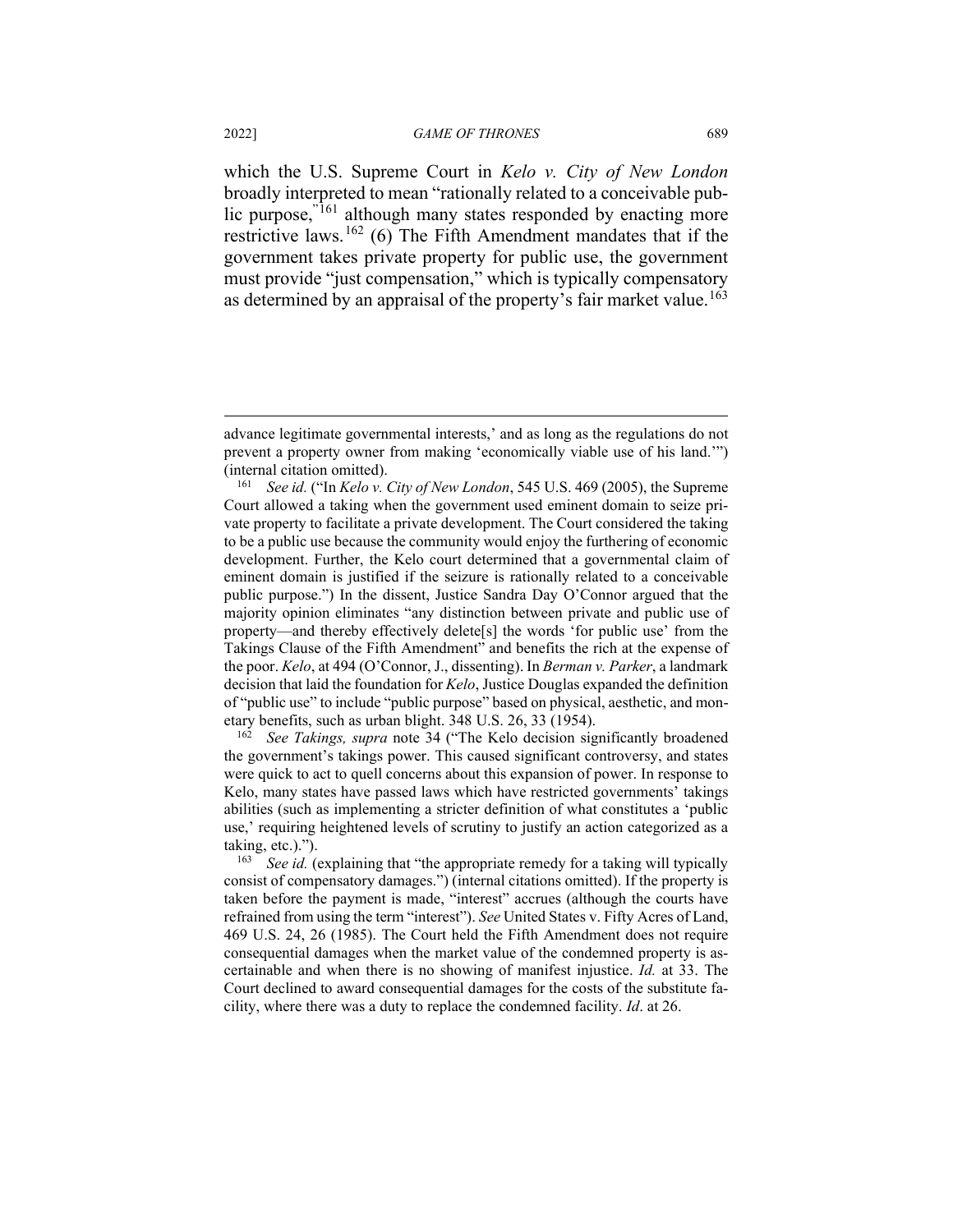which the U.S. Supreme Court in *Kelo v. City of New London* broadly interpreted to mean "rationally related to a conceivable public purpose,"[161] although many states responded by enacting more restrictive laws.[162] (6) The Fifth Amendment mandates that if the government takes private property for public use, the government must provide "just compensation," which is typically compensatory as determined by an appraisal of the property's fair market value.[163]

---

advance legitimate governmental interests,' and as long as the regulations do not prevent a property owner from making 'economically viable use of his land.'") (internal citation omitted).

[161] *See id.* ("In *Kelo v. City of New London*, 545 U.S. 469 (2005), the Supreme Court allowed a taking when the government used eminent domain to seize private property to facilitate a private development. The Court considered the taking to be a public use because the community would enjoy the furthering of economic development. Further, the Kelo court determined that a governmental claim of eminent domain is justified if the seizure is rationally related to a conceivable public purpose.") In the dissent, Justice Sandra Day O'Connor argued that the majority opinion eliminates "any distinction between private and public use of property—and thereby effectively delete[s] the words 'for public use' from the Takings Clause of the Fifth Amendment" and benefits the rich at the expense of the poor. *Kelo*, at 494 (O'Connor, J., dissenting). In *Berman v. Parker*, a landmark decision that laid the foundation for *Kelo*, Justice Douglas expanded the definition of "public use" to include "public purpose" based on physical, aesthetic, and monetary benefits, such as urban blight. 348 U.S. 26, 33 (1954).

[162] *See Takings, supra* note 34 ("The Kelo decision significantly broadened the government's takings power. This caused significant controversy, and states were quick to act to quell concerns about this expansion of power. In response to Kelo, many states have passed laws which have restricted governments' takings abilities (such as implementing a stricter definition of what constitutes a 'public use,' requiring heightened levels of scrutiny to justify an action categorized as a taking, etc.).").

[163] *See id.* (explaining that "the appropriate remedy for a taking will typically consist of compensatory damages.") (internal citations omitted). If the property is taken before the payment is made, "interest" accrues (although the courts have refrained from using the term "interest"). *See* United States v. Fifty Acres of Land, 469 U.S. 24, 26 (1985). The Court held the Fifth Amendment does not require consequential damages when the market value of the condemned property is ascertainable and when there is no showing of manifest injustice. *Id.* at 33. The Court declined to award consequential damages for the costs of the substitute facility, where there was a duty to replace the condemned facility. *Id*. at 26.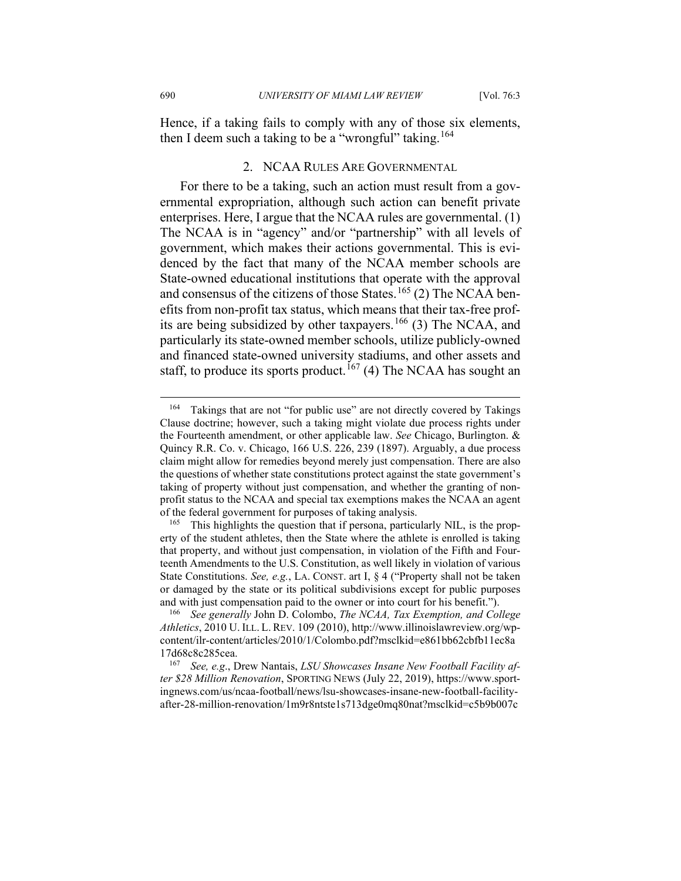Hence, if a taking fails to comply with any of those six elements, then I deem such a taking to be a "wrongful" taking.[164]

### 2. NCAA Rules Are Governmental

For there to be a taking, such an action must result from a governmental expropriation, although such action can benefit private enterprises. Here, I argue that the NCAA rules are governmental. (1) The NCAA is in "agency" and/or "partnership" with all levels of government, which makes their actions governmental. This is evidenced by the fact that many of the NCAA member schools are State-owned educational institutions that operate with the approval and consensus of the citizens of those States.[165] (2) The NCAA benefits from non-profit tax status, which means that their tax-free profits are being subsidized by other taxpayers.[166] (3) The NCAA, and particularly its state-owned member schools, utilize publicly-owned and financed state-owned university stadiums, and other assets and staff, to produce its sports product.[167] (4) The NCAA has sought an

---

[164] Takings that are not "for public use" are not directly covered by Takings Clause doctrine; however, such a taking might violate due process rights under the Fourteenth amendment, or other applicable law. *See* Chicago, Burlington. & Quincy R.R. Co. v. Chicago, 166 U.S. 226, 239 (1897). Arguably, a due process claim might allow for remedies beyond merely just compensation. There are also the questions of whether state constitutions protect against the state government's taking of property without just compensation, and whether the granting of non-profit status to the NCAA and special tax exemptions makes the NCAA an agent of the federal government for purposes of taking analysis.

[165] This highlights the question that if persona, particularly NIL, is the property of the student athletes, then the State where the athlete is enrolled is taking that property, and without just compensation, in violation of the Fifth and Fourteenth Amendments to the U.S. Constitution, as well likely in violation of various State Constitutions. *See, e.g.*, LA. CONST. art I, § 4 ("Property shall not be taken or damaged by the state or its political subdivisions except for public purposes and with just compensation paid to the owner or into court for his benefit.").

[166] *See generally* John D. Colombo, *The NCAA, Tax Exemption, and College Athletics*, 2010 U. ILL. L. REV. 109 (2010), http://www.illinoislawreview.org/wp-content/ilr-content/articles/2010/1/Colombo.pdf?msclkid=e861bb62cbfb11ec8a17d68c8c285cea.

[167] *See, e.g.*, Drew Nantais, *LSU Showcases Insane New Football Facility after $28 Million Renovation*, SPORTING NEWS (July 22, 2019), https://www.sportingnews.com/us/ncaa-football/news/lsu-showcases-insane-new-football-facility-after-28-million-renovation/1m9r8ntste1s713dge0mq80nat?msclkid=c5b9b007c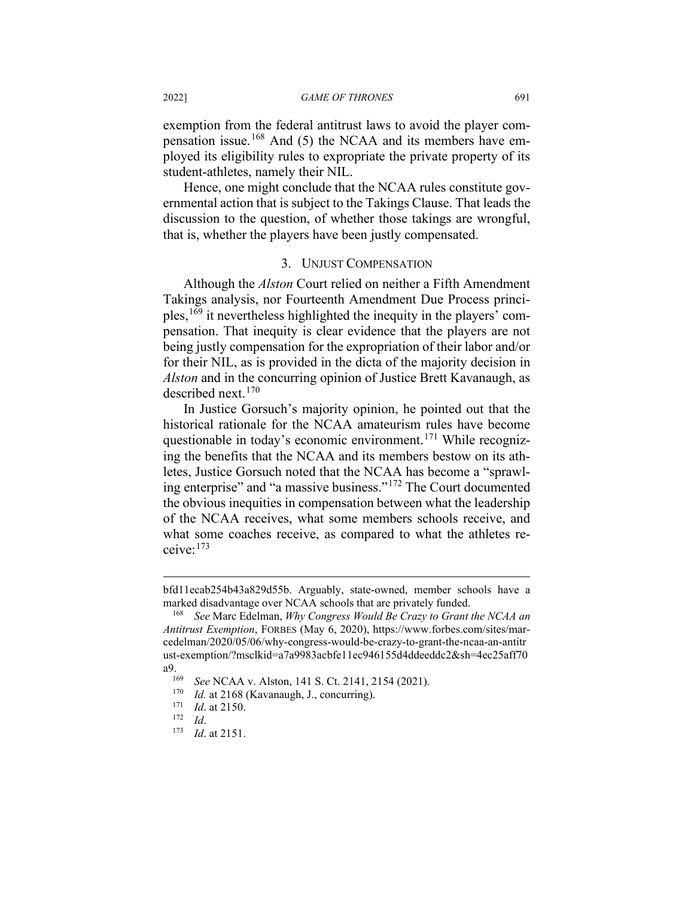exemption from the federal antitrust laws to avoid the player compensation issue.[168] And (5) the NCAA and its members have employed its eligibility rules to expropriate the private property of its student-athletes, namely their NIL.

Hence, one might conclude that the NCAA rules constitute governmental action that is subject to the Takings Clause. That leads the discussion to the question, of whether those takings are wrongful, that is, whether the players have been justly compensated.

### 3. UNJUST COMPENSATION

Although the *Alston* Court relied on neither a Fifth Amendment Takings analysis, nor Fourteenth Amendment Due Process principles,[169] it nevertheless highlighted the inequity in the players' compensation. That inequity is clear evidence that the players are not being justly compensation for the expropriation of their labor and/or for their NIL, as is provided in the dicta of the majority decision in *Alston* and in the concurring opinion of Justice Brett Kavanaugh, as described next.[170]

In Justice Gorsuch's majority opinion, he pointed out that the historical rationale for the NCAA amateurism rules have become questionable in today's economic environment.[171] While recognizing the benefits that the NCAA and its members bestow on its athletes, Justice Gorsuch noted that the NCAA has become a "sprawling enterprise" and "a massive business."[172] The Court documented the obvious inequities in compensation between what the leadership of the NCAA receives, what some members schools receive, and what some coaches receive, as compared to what the athletes receive:[173]

---

bfd11ecab254b43a829d55b. Arguably, state-owned, member schools have a marked disadvantage over NCAA schools that are privately funded.

[168] *See* Marc Edelman, *Why Congress Would Be Crazy to Grant the NCAA an Antitrust Exemption*, FORBES (May 6, 2020), https://www.forbes.com/sites/marcedelman/2020/05/06/why-congress-would-be-crazy-to-grant-the-ncaa-an-antitrust-exemption/?msclkid=a7a9983acbfe11ec946155d4ddeeddc2&sh=4ec25aff70a9.

[169] *See* NCAA v. Alston, 141 S. Ct. 2141, 2154 (2021).

[170] *Id.* at 2168 (Kavanaugh, J., concurring).

[171] *Id*. at 2150.

[172] *Id*.

[173] *Id*. at 2151.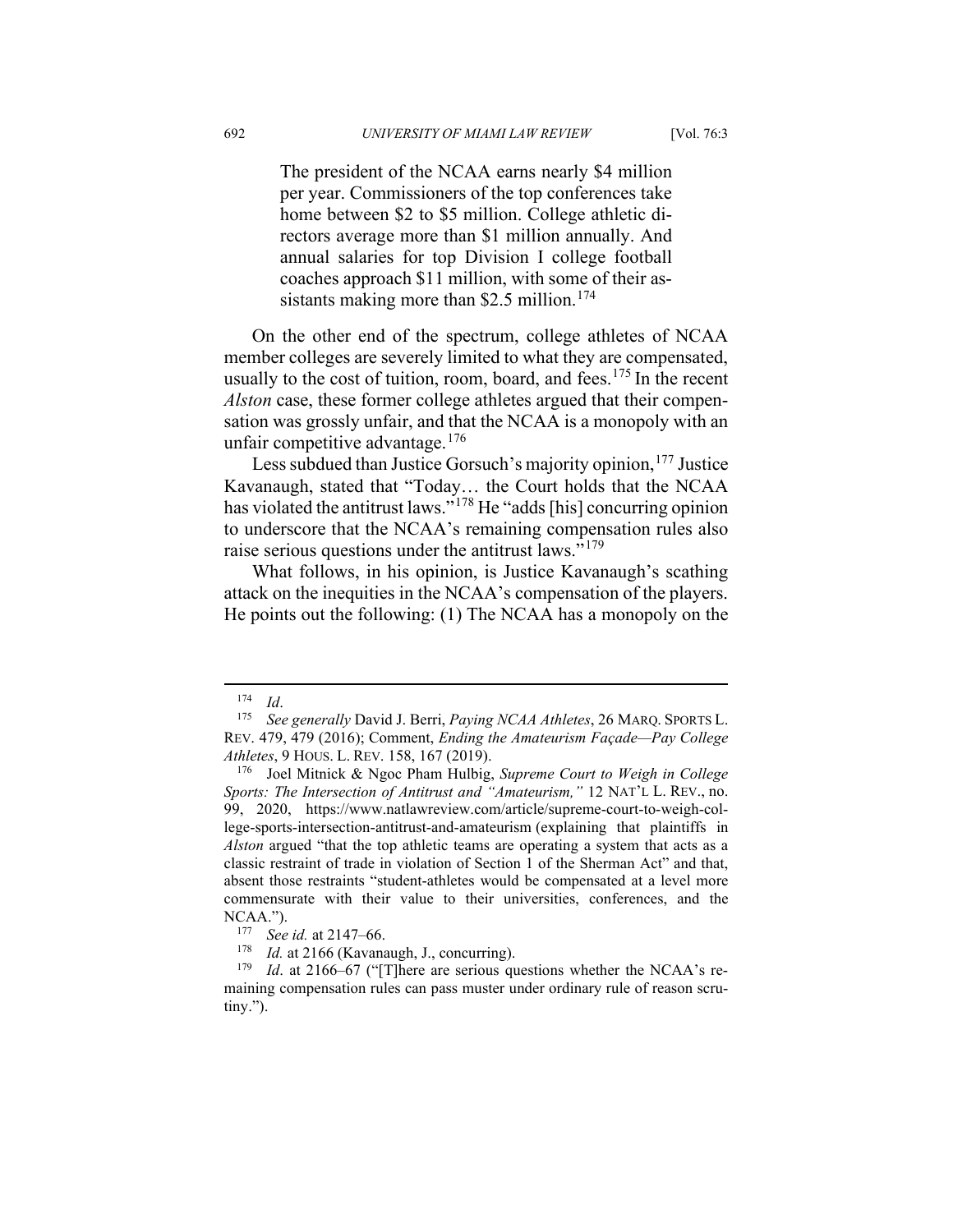> The president of the NCAA earns nearly $4 million per year. Commissioners of the top conferences take home between $2 to $5 million. College athletic directors average more than $1 million annually. And annual salaries for top Division I college football coaches approach $11 million, with some of their assistants making more than $2.5 million.[174]

On the other end of the spectrum, college athletes of NCAA member colleges are severely limited to what they are compensated, usually to the cost of tuition, room, board, and fees.[175] In the recent *Alston* case, these former college athletes argued that their compensation was grossly unfair, and that the NCAA is a monopoly with an unfair competitive advantage.[176]

Less subdued than Justice Gorsuch's majority opinion,[177] Justice Kavanaugh, stated that "Today… the Court holds that the NCAA has violated the antitrust laws."[178] He "adds [his] concurring opinion to underscore that the NCAA's remaining compensation rules also raise serious questions under the antitrust laws."[179]

What follows, in his opinion, is Justice Kavanaugh's scathing attack on the inequities in the NCAA's compensation of the players. He points out the following: (1) The NCAA has a monopoly on the

---

[174] *Id*.

[175] *See generally* David J. Berri, *Paying NCAA Athletes*, 26 MARQ. SPORTS L. REV. 479, 479 (2016); Comment, *Ending the Amateurism Façade—Pay College Athletes*, 9 HOUS. L. REV. 158, 167 (2019).

[176] Joel Mitnick & Ngoc Pham Hulbig, *Supreme Court to Weigh in College Sports: The Intersection of Antitrust and "Amateurism,"* 12 NAT'L L. REV., no. 99, 2020, https://www.natlawreview.com/article/supreme-court-to-weigh-college-sports-intersection-antitrust-and-amateurism (explaining that plaintiffs in *Alston* argued "that the top athletic teams are operating a system that acts as a classic restraint of trade in violation of Section 1 of the Sherman Act" and that, absent those restraints "student-athletes would be compensated at a level more commensurate with their value to their universities, conferences, and the NCAA.").

[177] *See id.* at 2147–66.

[178] *Id.* at 2166 (Kavanaugh, J., concurring).

[179] *Id*. at 2166–67 ("[T]here are serious questions whether the NCAA's remaining compensation rules can pass muster under ordinary rule of reason scrutiny.").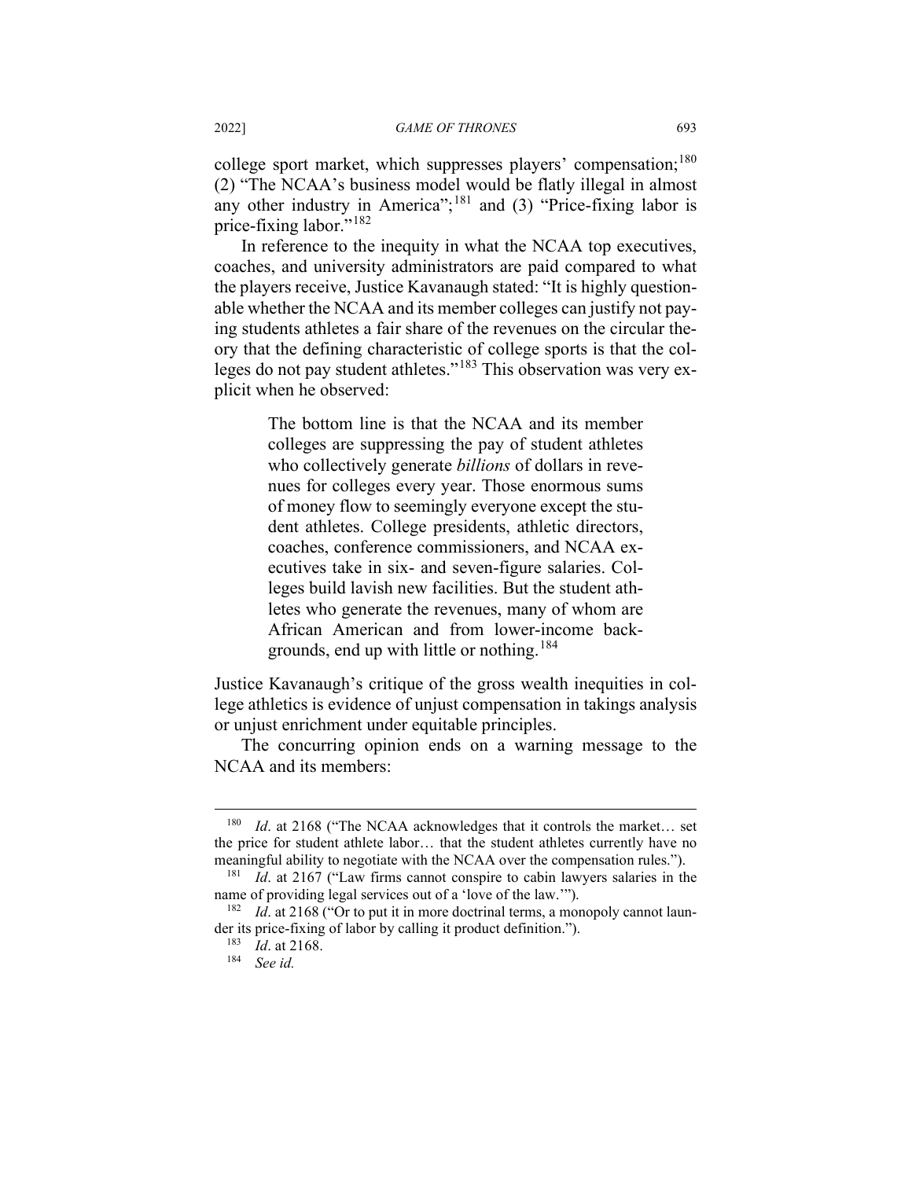college sport market, which suppresses players' compensation;[180] (2) "The NCAA's business model would be flatly illegal in almost any other industry in America";[181] and (3) "Price-fixing labor is price-fixing labor."[182]

In reference to the inequity in what the NCAA top executives, coaches, and university administrators are paid compared to what the players receive, Justice Kavanaugh stated: "It is highly questionable whether the NCAA and its member colleges can justify not paying students athletes a fair share of the revenues on the circular theory that the defining characteristic of college sports is that the colleges do not pay student athletes."[183] This observation was very explicit when he observed:

> The bottom line is that the NCAA and its member colleges are suppressing the pay of student athletes who collectively generate *billions* of dollars in revenues for colleges every year. Those enormous sums of money flow to seemingly everyone except the student athletes. College presidents, athletic directors, coaches, conference commissioners, and NCAA executives take in six- and seven-figure salaries. Colleges build lavish new facilities. But the student athletes who generate the revenues, many of whom are African American and from lower-income backgrounds, end up with little or nothing.[184]

Justice Kavanaugh's critique of the gross wealth inequities in college athletics is evidence of unjust compensation in takings analysis or unjust enrichment under equitable principles.

The concurring opinion ends on a warning message to the NCAA and its members:

---

[180] *Id*. at 2168 ("The NCAA acknowledges that it controls the market… set the price for student athlete labor… that the student athletes currently have no meaningful ability to negotiate with the NCAA over the compensation rules.").

[181] *Id*. at 2167 ("Law firms cannot conspire to cabin lawyers salaries in the name of providing legal services out of a 'love of the law.'").

[182] *Id*. at 2168 ("Or to put it in more doctrinal terms, a monopoly cannot launder its price-fixing of labor by calling it product definition.").

[183] *Id*. at 2168.

[184] *See id.*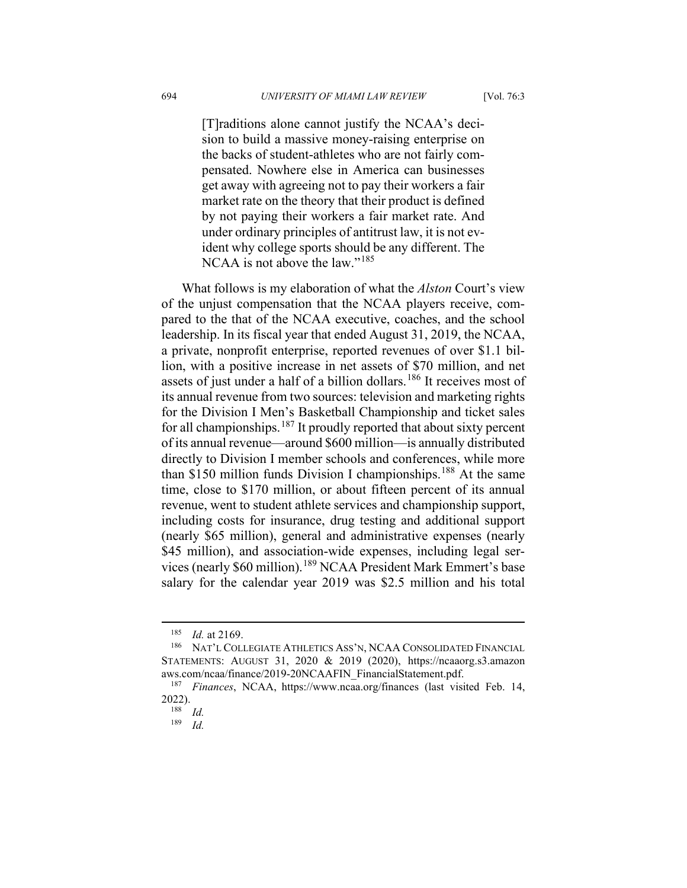> [T]raditions alone cannot justify the NCAA's decision to build a massive money-raising enterprise on the backs of student-athletes who are not fairly compensated. Nowhere else in America can businesses get away with agreeing not to pay their workers a fair market rate on the theory that their product is defined by not paying their workers a fair market rate. And under ordinary principles of antitrust law, it is not evident why college sports should be any different. The NCAA is not above the law."[185]

What follows is my elaboration of what the *Alston* Court's view of the unjust compensation that the NCAA players receive, compared to the that of the NCAA executive, coaches, and the school leadership. In its fiscal year that ended August 31, 2019, the NCAA, a private, nonprofit enterprise, reported revenues of over $1.1 billion, with a positive increase in net assets of $70 million, and net assets of just under a half of a billion dollars.[186] It receives most of its annual revenue from two sources: television and marketing rights for the Division I Men's Basketball Championship and ticket sales for all championships.[187] It proudly reported that about sixty percent of its annual revenue—around $600 million—is annually distributed directly to Division I member schools and conferences, while more than $150 million funds Division I championships.[188] At the same time, close to $170 million, or about fifteen percent of its annual revenue, went to student athlete services and championship support, including costs for insurance, drug testing and additional support (nearly $65 million), general and administrative expenses (nearly $45 million), and association-wide expenses, including legal services (nearly $60 million).[189] NCAA President Mark Emmert's base salary for the calendar year 2019 was $2.5 million and his total

---

[185] *Id.* at 2169.

[186] NAT'L COLLEGIATE ATHLETICS ASS'N, NCAA CONSOLIDATED FINANCIAL STATEMENTS: AUGUST 31, 2020 & 2019 (2020), https://ncaaorg.s3.amazonaws.com/ncaa/finance/2019-20NCAAFIN_FinancialStatement.pdf.

[187] *Finances*, NCAA, https://www.ncaa.org/finances (last visited Feb. 14, 2022).

[188] *Id.*

[189] *Id.*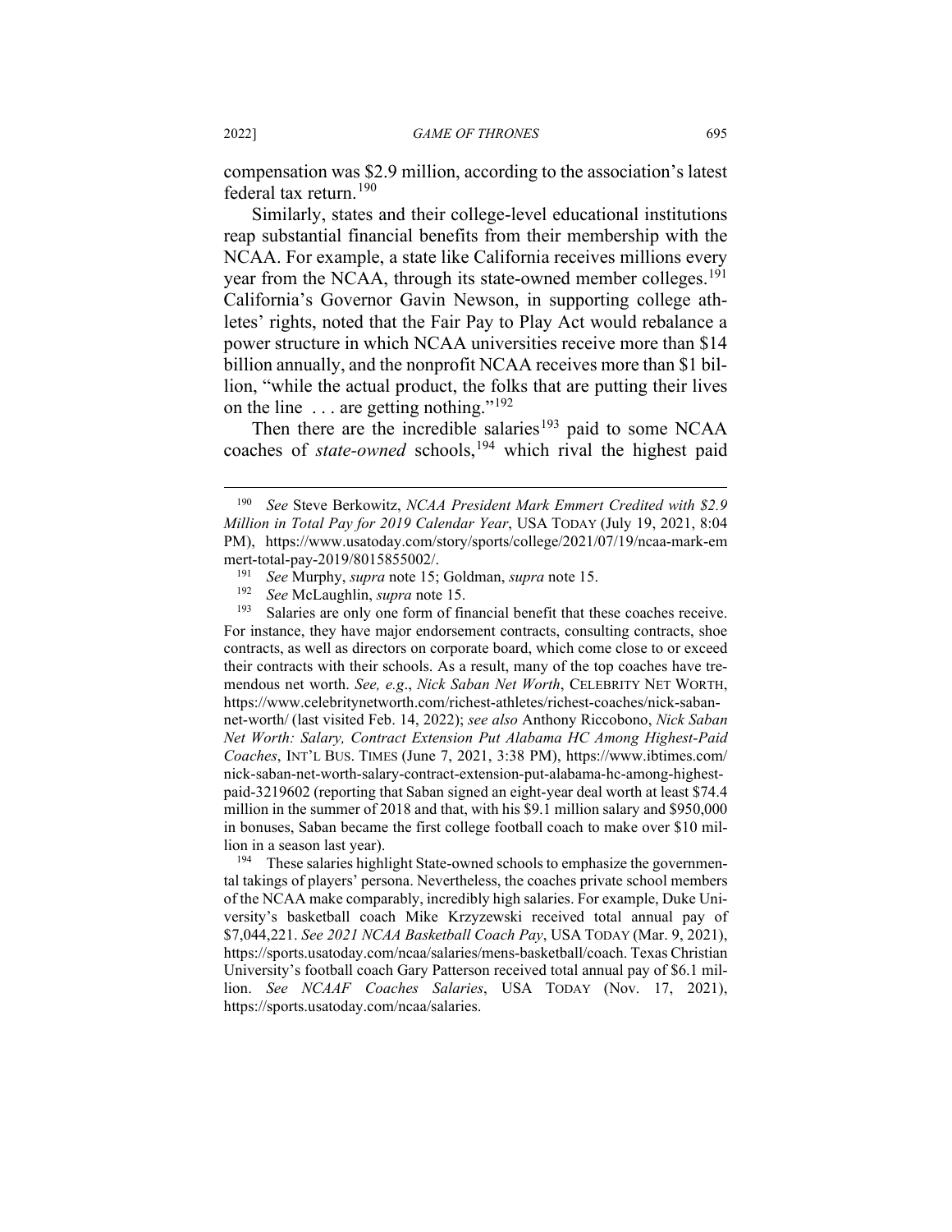compensation was $2.9 million, according to the association's latest federal tax return.[190]

Similarly, states and their college-level educational institutions reap substantial financial benefits from their membership with the NCAA. For example, a state like California receives millions every year from the NCAA, through its state-owned member colleges.[191] California's Governor Gavin Newson, in supporting college athletes' rights, noted that the Fair Pay to Play Act would rebalance a power structure in which NCAA universities receive more than $14 billion annually, and the nonprofit NCAA receives more than $1 billion, "while the actual product, the folks that are putting their lives on the line . . . are getting nothing."[192]

Then there are the incredible salaries[193] paid to some NCAA coaches of *state-owned* schools,[194] which rival the highest paid

---

[190] *See* Steve Berkowitz, *NCAA President Mark Emmert Credited with $2.9 Million in Total Pay for 2019 Calendar Year*, USA TODAY (July 19, 2021, 8:04 PM), https://www.usatoday.com/story/sports/college/2021/07/19/ncaa-mark-emmert-total-pay-2019/8015855002/.

[191] *See* Murphy, *supra* note 15; Goldman, *supra* note 15.

[192] *See* McLaughlin, *supra* note 15.

[193] Salaries are only one form of financial benefit that these coaches receive. For instance, they have major endorsement contracts, consulting contracts, shoe contracts, as well as directors on corporate board, which come close to or exceed their contracts with their schools. As a result, many of the top coaches have tremendous net worth. *See, e.g.*, *Nick Saban Net Worth*, CELEBRITY NET WORTH, https://www.celebritynetworth.com/richest-athletes/richest-coaches/nick-saban-net-worth/ (last visited Feb. 14, 2022); *see also* Anthony Riccobono, *Nick Saban Net Worth: Salary, Contract Extension Put Alabama HC Among Highest-Paid Coaches*, INT'L BUS. TIMES (June 7, 2021, 3:38 PM), https://www.ibtimes.com/nick-saban-net-worth-salary-contract-extension-put-alabama-hc-among-highest-paid-3219602 (reporting that Saban signed an eight-year deal worth at least $74.4 million in the summer of 2018 and that, with his $9.1 million salary and $950,000 in bonuses, Saban became the first college football coach to make over $10 million in a season last year).

[194] These salaries highlight State-owned schools to emphasize the governmental takings of players' persona. Nevertheless, the coaches private school members of the NCAA make comparably, incredibly high salaries. For example, Duke University's basketball coach Mike Krzyzewski received total annual pay of $7,044,221. *See 2021 NCAA Basketball Coach Pay*, USA TODAY (Mar. 9, 2021), https://sports.usatoday.com/ncaa/salaries/mens-basketball/coach. Texas Christian University's football coach Gary Patterson received total annual pay of $6.1 million. *See NCAAF Coaches Salaries*, USA TODAY (Nov. 17, 2021), https://sports.usatoday.com/ncaa/salaries.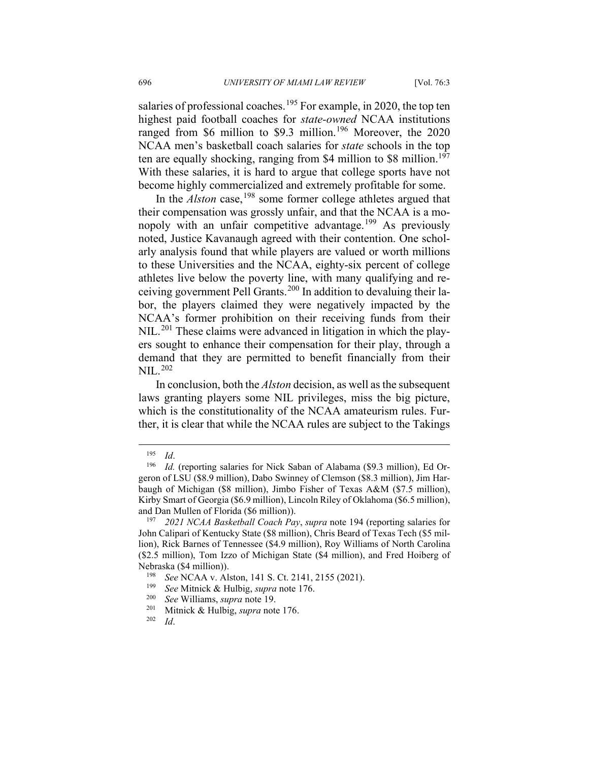salaries of professional coaches.[195] For example, in 2020, the top ten highest paid football coaches for *state-owned* NCAA institutions ranged from $6 million to $9.3 million.[196] Moreover, the 2020 NCAA men's basketball coach salaries for *state* schools in the top ten are equally shocking, ranging from $4 million to $8 million.[197] With these salaries, it is hard to argue that college sports have not become highly commercialized and extremely profitable for some.

In the *Alston* case,[198] some former college athletes argued that their compensation was grossly unfair, and that the NCAA is a monopoly with an unfair competitive advantage.[199] As previously noted, Justice Kavanaugh agreed with their contention. One scholarly analysis found that while players are valued or worth millions to these Universities and the NCAA, eighty-six percent of college athletes live below the poverty line, with many qualifying and receiving government Pell Grants.[200] In addition to devaluing their labor, the players claimed they were negatively impacted by the NCAA's former prohibition on their receiving funds from their NIL.[201] These claims were advanced in litigation in which the players sought to enhance their compensation for their play, through a demand that they are permitted to benefit financially from their NIL.[202]

In conclusion, both the *Alston* decision, as well as the subsequent laws granting players some NIL privileges, miss the big picture, which is the constitutionality of the NCAA amateurism rules. Further, it is clear that while the NCAA rules are subject to the Takings

---

[195] *Id*.

[196] *Id.* (reporting salaries for Nick Saban of Alabama ($9.3 million), Ed Orgeron of LSU ($8.9 million), Dabo Swinney of Clemson ($8.3 million), Jim Harbaugh of Michigan ($8 million), Jimbo Fisher of Texas A&M ($7.5 million), Kirby Smart of Georgia ($6.9 million), Lincoln Riley of Oklahoma ($6.5 million), and Dan Mullen of Florida ($6 million)).

[197] *2021 NCAA Basketball Coach Pay*, *supra* note 194 (reporting salaries for John Calipari of Kentucky State ($8 million), Chris Beard of Texas Tech ($5 million), Rick Barnes of Tennessee ($4.9 million), Roy Williams of North Carolina ($2.5 million), Tom Izzo of Michigan State ($4 million), and Fred Hoiberg of Nebraska ($4 million)).

[198] *See* NCAA v. Alston, 141 S. Ct. 2141, 2155 (2021).

[199] *See* Mitnick & Hulbig, *supra* note 176.

[200] *See* Williams, *supra* note 19.

[201] Mitnick & Hulbig, *supra* note 176.

[202] *Id*.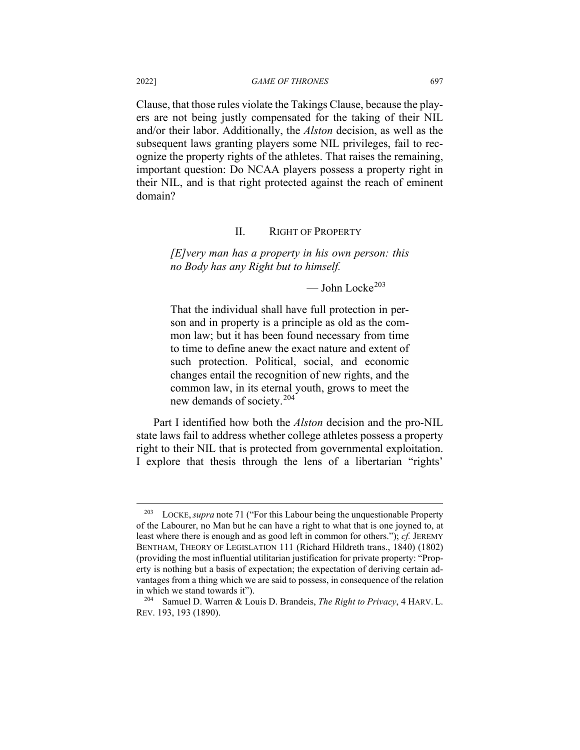Clause, that those rules violate the Takings Clause, because the players are not being justly compensated for the taking of their NIL and/or their labor. Additionally, the *Alston* decision, as well as the subsequent laws granting players some NIL privileges, fail to recognize the property rights of the athletes. That raises the remaining, important question: Do NCAA players possess a property right in their NIL, and is that right protected against the reach of eminent domain?

## II. RIGHT OF PROPERTY

> *[E]very man has a property in his own person: this no Body has any Right but to himself.*
>
> — John Locke[203]

> That the individual shall have full protection in person and in property is a principle as old as the common law; but it has been found necessary from time to time to define anew the exact nature and extent of such protection. Political, social, and economic changes entail the recognition of new rights, and the common law, in its eternal youth, grows to meet the new demands of society.[204]

Part I identified how both the *Alston* decision and the pro-NIL state laws fail to address whether college athletes possess a property right to their NIL that is protected from governmental exploitation. I explore that thesis through the lens of a libertarian "rights'

---

[203] LOCKE, *supra* note 71 ("For this Labour being the unquestionable Property of the Labourer, no Man but he can have a right to what that is one joyned to, at least where there is enough and as good left in common for others."); *cf.* JEREMY BENTHAM, THEORY OF LEGISLATION 111 (Richard Hildreth trans., 1840) (1802) (providing the most influential utilitarian justification for private property: "Property is nothing but a basis of expectation; the expectation of deriving certain advantages from a thing which we are said to possess, in consequence of the relation in which we stand towards it").

[204] Samuel D. Warren & Louis D. Brandeis, *The Right to Privacy*, 4 HARV. L. REV. 193, 193 (1890).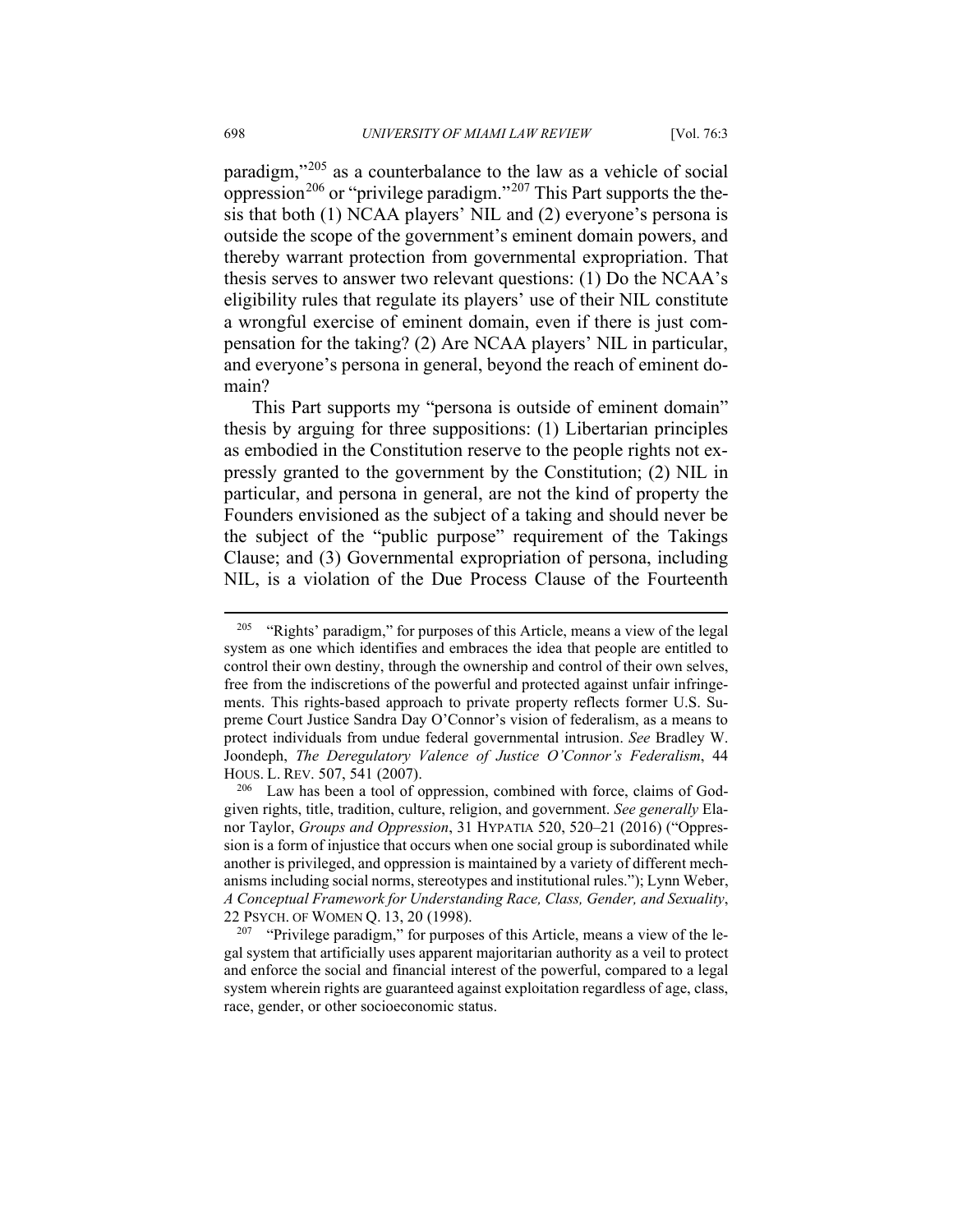paradigm,"[205] as a counterbalance to the law as a vehicle of social oppression[206] or "privilege paradigm."[207] This Part supports the thesis that both (1) NCAA players' NIL and (2) everyone's persona is outside the scope of the government's eminent domain powers, and thereby warrant protection from governmental expropriation. That thesis serves to answer two relevant questions: (1) Do the NCAA's eligibility rules that regulate its players' use of their NIL constitute a wrongful exercise of eminent domain, even if there is just compensation for the taking? (2) Are NCAA players' NIL in particular, and everyone's persona in general, beyond the reach of eminent domain?

This Part supports my "persona is outside of eminent domain" thesis by arguing for three suppositions: (1) Libertarian principles as embodied in the Constitution reserve to the people rights not expressly granted to the government by the Constitution; (2) NIL in particular, and persona in general, are not the kind of property the Founders envisioned as the subject of a taking and should never be the subject of the "public purpose" requirement of the Takings Clause; and (3) Governmental expropriation of persona, including NIL, is a violation of the Due Process Clause of the Fourteenth

---

[205] "Rights' paradigm," for purposes of this Article, means a view of the legal system as one which identifies and embraces the idea that people are entitled to control their own destiny, through the ownership and control of their own selves, free from the indiscretions of the powerful and protected against unfair infringements. This rights-based approach to private property reflects former U.S. Supreme Court Justice Sandra Day O'Connor's vision of federalism, as a means to protect individuals from undue federal governmental intrusion. *See* Bradley W. Joondeph, *The Deregulatory Valence of Justice O'Connor's Federalism*, 44 HOUS. L. REV. 507, 541 (2007).

[206] Law has been a tool of oppression, combined with force, claims of God-given rights, title, tradition, culture, religion, and government. *See generally* Elanor Taylor, *Groups and Oppression*, 31 HYPATIA 520, 520–21 (2016) ("Oppression is a form of injustice that occurs when one social group is subordinated while another is privileged, and oppression is maintained by a variety of different mechanisms including social norms, stereotypes and institutional rules."); Lynn Weber, *A Conceptual Framework for Understanding Race, Class, Gender, and Sexuality*, 22 PSYCH. OF WOMEN Q. 13, 20 (1998).

[207] "Privilege paradigm," for purposes of this Article, means a view of the legal system that artificially uses apparent majoritarian authority as a veil to protect and enforce the social and financial interest of the powerful, compared to a legal system wherein rights are guaranteed against exploitation regardless of age, class, race, gender, or other socioeconomic status.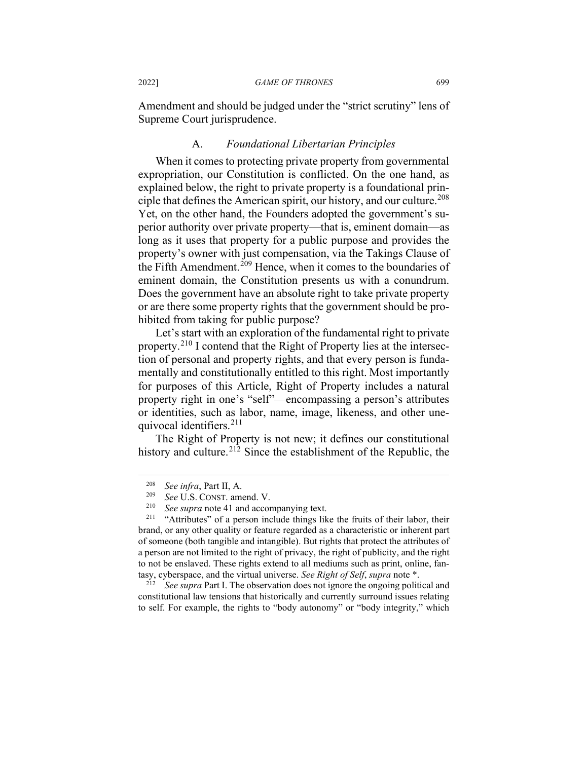Amendment and should be judged under the "strict scrutiny" lens of Supreme Court jurisprudence.

### A. *Foundational Libertarian Principles*

When it comes to protecting private property from governmental expropriation, our Constitution is conflicted. On the one hand, as explained below, the right to private property is a foundational principle that defines the American spirit, our history, and our culture.[208] Yet, on the other hand, the Founders adopted the government's superior authority over private property—that is, eminent domain—as long as it uses that property for a public purpose and provides the property's owner with just compensation, via the Takings Clause of the Fifth Amendment.[209] Hence, when it comes to the boundaries of eminent domain, the Constitution presents us with a conundrum. Does the government have an absolute right to take private property or are there some property rights that the government should be prohibited from taking for public purpose?

Let's start with an exploration of the fundamental right to private property.[210] I contend that the Right of Property lies at the intersection of personal and property rights, and that every person is fundamentally and constitutionally entitled to this right. Most importantly for purposes of this Article, Right of Property includes a natural property right in one's "self"—encompassing a person's attributes or identities, such as labor, name, image, likeness, and other unequivocal identifiers.[211]

The Right of Property is not new; it defines our constitutional history and culture.[212] Since the establishment of the Republic, the

---

[208] *See infra*, Part II, A.

[209] *See* U.S. CONST. amend. V.

[210] *See supra* note 41 and accompanying text.

[211] "Attributes" of a person include things like the fruits of their labor, their brand, or any other quality or feature regarded as a characteristic or inherent part of someone (both tangible and intangible). But rights that protect the attributes of a person are not limited to the right of privacy, the right of publicity, and the right to not be enslaved. These rights extend to all mediums such as print, online, fantasy, cyberspace, and the virtual universe. *See Right of Self*, *supra* note *.

[212] *See supra* Part I. The observation does not ignore the ongoing political and constitutional law tensions that historically and currently surround issues relating to self. For example, the rights to "body autonomy" or "body integrity," which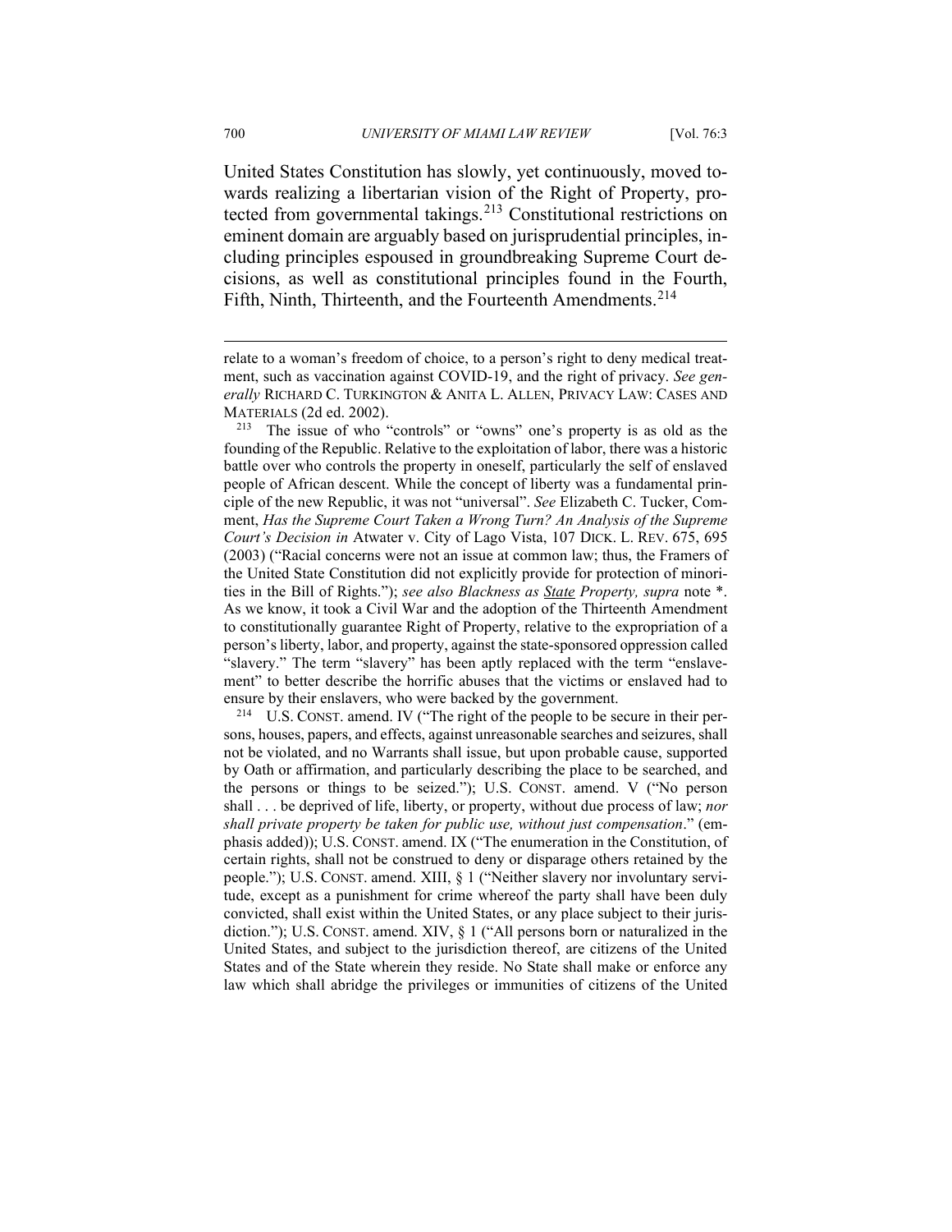United States Constitution has slowly, yet continuously, moved towards realizing a libertarian vision of the Right of Property, protected from governmental takings.[213] Constitutional restrictions on eminent domain are arguably based on jurisprudential principles, including principles espoused in groundbreaking Supreme Court decisions, as well as constitutional principles found in the Fourth, Fifth, Ninth, Thirteenth, and the Fourteenth Amendments.[214]

---

relate to a woman's freedom of choice, to a person's right to deny medical treatment, such as vaccination against COVID-19, and the right of privacy. *See generally* RICHARD C. TURKINGTON & ANITA L. ALLEN, PRIVACY LAW: CASES AND MATERIALS (2d ed. 2002).

[213] The issue of who "controls" or "owns" one's property is as old as the founding of the Republic. Relative to the exploitation of labor, there was a historic battle over who controls the property in oneself, particularly the self of enslaved people of African descent. While the concept of liberty was a fundamental principle of the new Republic, it was not "universal". *See* Elizabeth C. Tucker, Comment, *Has the Supreme Court Taken a Wrong Turn? An Analysis of the Supreme Court's Decision in* Atwater v. City of Lago Vista, 107 DICK. L. REV. 675, 695 (2003) ("Racial concerns were not an issue at common law; thus, the Framers of the United State Constitution did not explicitly provide for protection of minorities in the Bill of Rights."); *see also Blackness as State Property, supra* note \*. As we know, it took a Civil War and the adoption of the Thirteenth Amendment to constitutionally guarantee Right of Property, relative to the expropriation of a person's liberty, labor, and property, against the state-sponsored oppression called "slavery." The term "slavery" has been aptly replaced with the term "enslavement" to better describe the horrific abuses that the victims or enslaved had to ensure by their enslavers, who were backed by the government.

[214] U.S. CONST. amend. IV ("The right of the people to be secure in their persons, houses, papers, and effects, against unreasonable searches and seizures, shall not be violated, and no Warrants shall issue, but upon probable cause, supported by Oath or affirmation, and particularly describing the place to be searched, and the persons or things to be seized."); U.S. CONST. amend. V ("No person shall . . . be deprived of life, liberty, or property, without due process of law; *nor shall private property be taken for public use, without just compensation*." (emphasis added)); U.S. CONST. amend. IX ("The enumeration in the Constitution, of certain rights, shall not be construed to deny or disparage others retained by the people."); U.S. CONST. amend. XIII, § 1 ("Neither slavery nor involuntary servitude, except as a punishment for crime whereof the party shall have been duly convicted, shall exist within the United States, or any place subject to their jurisdiction."); U.S. CONST. amend. XIV, § 1 ("All persons born or naturalized in the United States, and subject to the jurisdiction thereof, are citizens of the United States and of the State wherein they reside. No State shall make or enforce any law which shall abridge the privileges or immunities of citizens of the United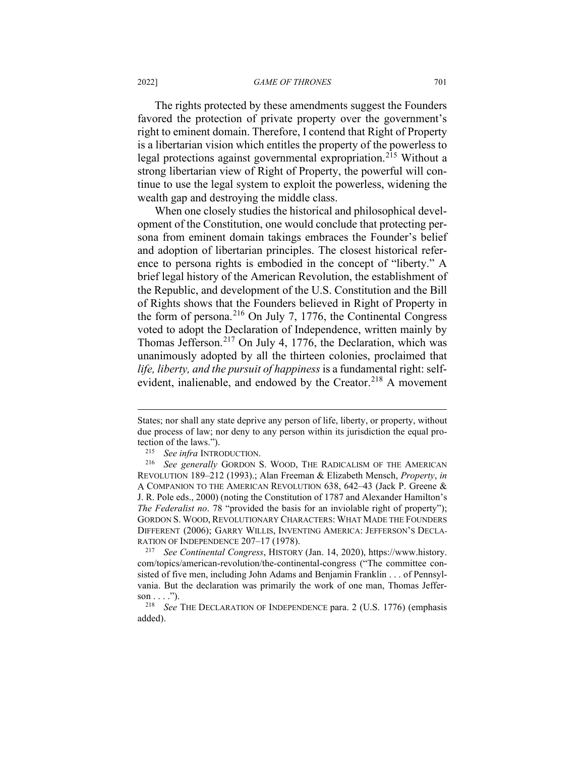The rights protected by these amendments suggest the Founders favored the protection of private property over the government's right to eminent domain. Therefore, I contend that Right of Property is a libertarian vision which entitles the property of the powerless to legal protections against governmental expropriation.[215] Without a strong libertarian view of Right of Property, the powerful will continue to use the legal system to exploit the powerless, widening the wealth gap and destroying the middle class.

When one closely studies the historical and philosophical development of the Constitution, one would conclude that protecting persona from eminent domain takings embraces the Founder's belief and adoption of libertarian principles. The closest historical reference to persona rights is embodied in the concept of "liberty." A brief legal history of the American Revolution, the establishment of the Republic, and development of the U.S. Constitution and the Bill of Rights shows that the Founders believed in Right of Property in the form of persona.[216] On July 7, 1776, the Continental Congress voted to adopt the Declaration of Independence, written mainly by Thomas Jefferson.[217] On July 4, 1776, the Declaration, which was unanimously adopted by all the thirteen colonies, proclaimed that *life, liberty, and the pursuit of happiness* is a fundamental right: self-evident, inalienable, and endowed by the Creator.[218] A movement

---

States; nor shall any state deprive any person of life, liberty, or property, without due process of law; nor deny to any person within its jurisdiction the equal protection of the laws.").

[215] *See infra* INTRODUCTION.

[216] *See generally* GORDON S. WOOD, THE RADICALISM OF THE AMERICAN REVOLUTION 189–212 (1993).; Alan Freeman & Elizabeth Mensch, *Property*, *in* A COMPANION TO THE AMERICAN REVOLUTION 638, 642–43 (Jack P. Greene & J. R. Pole eds., 2000) (noting the Constitution of 1787 and Alexander Hamilton's *The Federalist no*. 78 "provided the basis for an inviolable right of property"); GORDON S. WOOD, REVOLUTIONARY CHARACTERS: WHAT MADE THE FOUNDERS DIFFERENT (2006); GARRY WILLIS, INVENTING AMERICA: JEFFERSON'S DECLARATION OF INDEPENDENCE 207–17 (1978).

[217] *See Continental Congress*, HISTORY (Jan. 14, 2020), https://www.history.com/topics/american-revolution/the-continental-congress ("The committee consisted of five men, including John Adams and Benjamin Franklin . . . of Pennsylvania. But the declaration was primarily the work of one man, Thomas Jefferson . . . .").

[218] *See* THE DECLARATION OF INDEPENDENCE para. 2 (U.S. 1776) (emphasis added).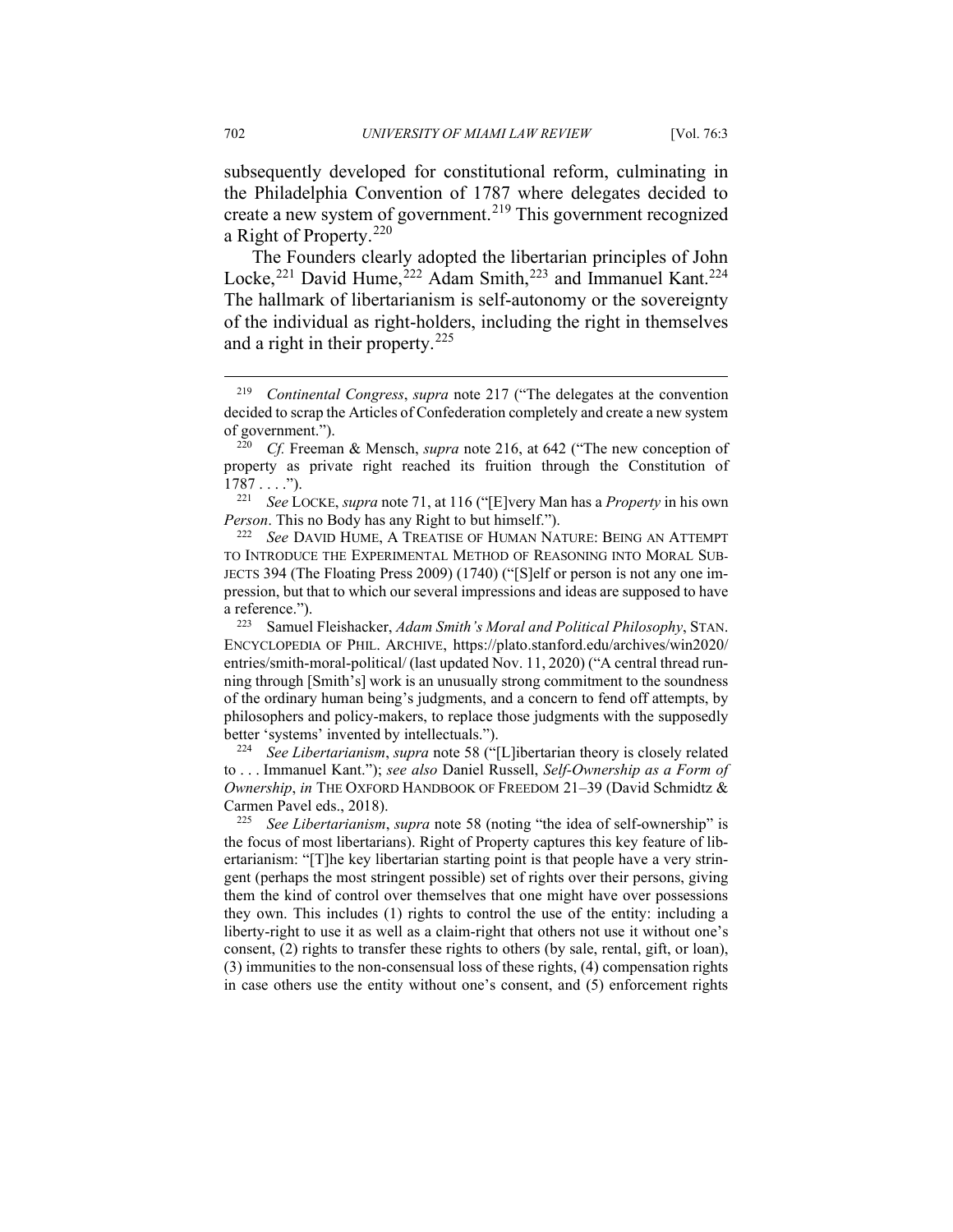subsequently developed for constitutional reform, culminating in the Philadelphia Convention of 1787 where delegates decided to create a new system of government.[219] This government recognized a Right of Property.[220]

The Founders clearly adopted the libertarian principles of John Locke,[221] David Hume,[222] Adam Smith,[223] and Immanuel Kant.[224] The hallmark of libertarianism is self-autonomy or the sovereignty of the individual as right-holders, including the right in themselves and a right in their property.[225]

---

[219] *Continental Congress*, *supra* note 217 ("The delegates at the convention decided to scrap the Articles of Confederation completely and create a new system of government.").

[220] *Cf.* Freeman & Mensch, *supra* note 216, at 642 ("The new conception of property as private right reached its fruition through the Constitution of 1787 . . . .").

[221] *See* LOCKE, *supra* note 71, at 116 ("[E]very Man has a *Property* in his own *Person*. This no Body has any Right to but himself.").

[222] *See* DAVID HUME, A TREATISE OF HUMAN NATURE: BEING AN ATTEMPT TO INTRODUCE THE EXPERIMENTAL METHOD OF REASONING INTO MORAL SUBJECTS 394 (The Floating Press 2009) (1740) ("[S]elf or person is not any one impression, but that to which our several impressions and ideas are supposed to have a reference.").

[223] Samuel Fleishacker, *Adam Smith's Moral and Political Philosophy*, STAN. ENCYCLOPEDIA OF PHIL. ARCHIVE, https://plato.stanford.edu/archives/win2020/entries/smith-moral-political/ (last updated Nov. 11, 2020) ("A central thread running through [Smith's] work is an unusually strong commitment to the soundness of the ordinary human being's judgments, and a concern to fend off attempts, by philosophers and policy-makers, to replace those judgments with the supposedly better 'systems' invented by intellectuals.").

[224] *See Libertarianism*, *supra* note 58 ("[L]ibertarian theory is closely related to . . . Immanuel Kant."); *see also* Daniel Russell, *Self-Ownership as a Form of Ownership*, *in* THE OXFORD HANDBOOK OF FREEDOM 21–39 (David Schmidtz & Carmen Pavel eds., 2018).

[225] *See Libertarianism*, *supra* note 58 (noting "the idea of self-ownership" is the focus of most libertarians). Right of Property captures this key feature of libertarianism: "[T]he key libertarian starting point is that people have a very stringent (perhaps the most stringent possible) set of rights over their persons, giving them the kind of control over themselves that one might have over possessions they own. This includes (1) rights to control the use of the entity: including a liberty-right to use it as well as a claim-right that others not use it without one's consent, (2) rights to transfer these rights to others (by sale, rental, gift, or loan), (3) immunities to the non-consensual loss of these rights, (4) compensation rights in case others use the entity without one's consent, and (5) enforcement rights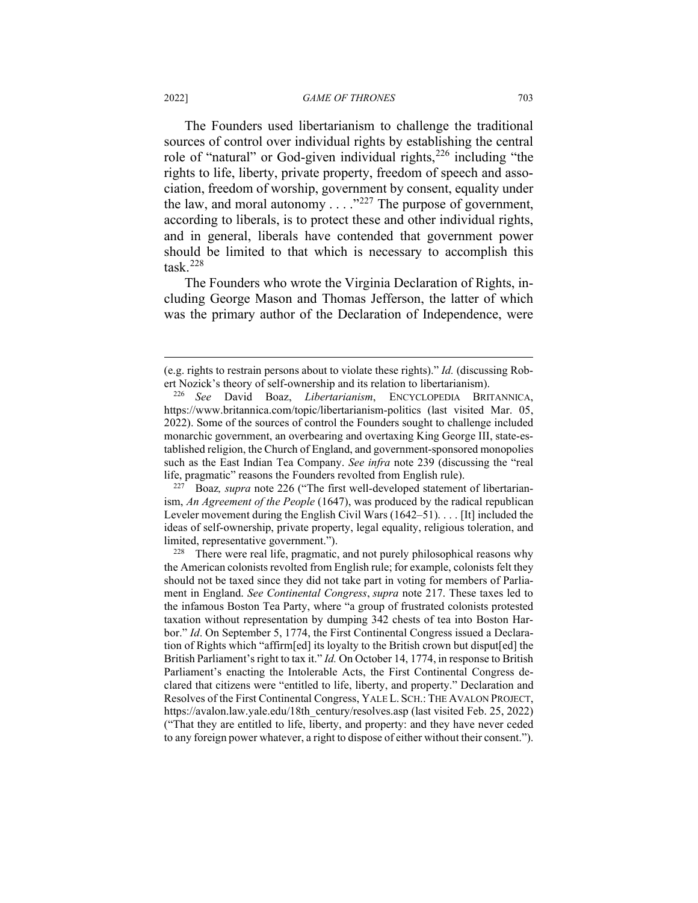The Founders used libertarianism to challenge the traditional sources of control over individual rights by establishing the central role of "natural" or God-given individual rights,[226] including "the rights to life, liberty, private property, freedom of speech and association, freedom of worship, government by consent, equality under the law, and moral autonomy . . . ."[227] The purpose of government, according to liberals, is to protect these and other individual rights, and in general, liberals have contended that government power should be limited to that which is necessary to accomplish this task.[228]

The Founders who wrote the Virginia Declaration of Rights, including George Mason and Thomas Jefferson, the latter of which was the primary author of the Declaration of Independence, were

---

(e.g. rights to restrain persons about to violate these rights)." *Id.* (discussing Robert Nozick's theory of self-ownership and its relation to libertarianism).

[226] *See* David Boaz, *Libertarianism*, ENCYCLOPEDIA BRITANNICA, https://www.britannica.com/topic/libertarianism-politics (last visited Mar. 05, 2022). Some of the sources of control the Founders sought to challenge included monarchic government, an overbearing and overtaxing King George III, state-established religion, the Church of England, and government-sponsored monopolies such as the East Indian Tea Company. *See infra* note 239 (discussing the "real life, pragmatic" reasons the Founders revolted from English rule).

[227] Boaz*, supra* note 226 ("The first well-developed statement of libertarianism, *An Agreement of the People* (1647), was produced by the radical republican Leveler movement during the English Civil Wars (1642–51). . . . [It] included the ideas of self-ownership, private property, legal equality, religious toleration, and limited, representative government.").

[228] There were real life, pragmatic, and not purely philosophical reasons why the American colonists revolted from English rule; for example, colonists felt they should not be taxed since they did not take part in voting for members of Parliament in England. *See Continental Congress*, *supra* note 217. These taxes led to the infamous Boston Tea Party, where "a group of frustrated colonists protested taxation without representation by dumping 342 chests of tea into Boston Harbor." *Id*. On September 5, 1774, the First Continental Congress issued a Declaration of Rights which "affirm[ed] its loyalty to the British crown but disput[ed] the British Parliament's right to tax it." *Id.* On October 14, 1774, in response to British Parliament's enacting the Intolerable Acts, the First Continental Congress declared that citizens were "entitled to life, liberty, and property." Declaration and Resolves of the First Continental Congress, YALE L. SCH.: THE AVALON PROJECT, https://avalon.law.yale.edu/18th_century/resolves.asp (last visited Feb. 25, 2022) ("That they are entitled to life, liberty, and property: and they have never ceded to any foreign power whatever, a right to dispose of either without their consent.").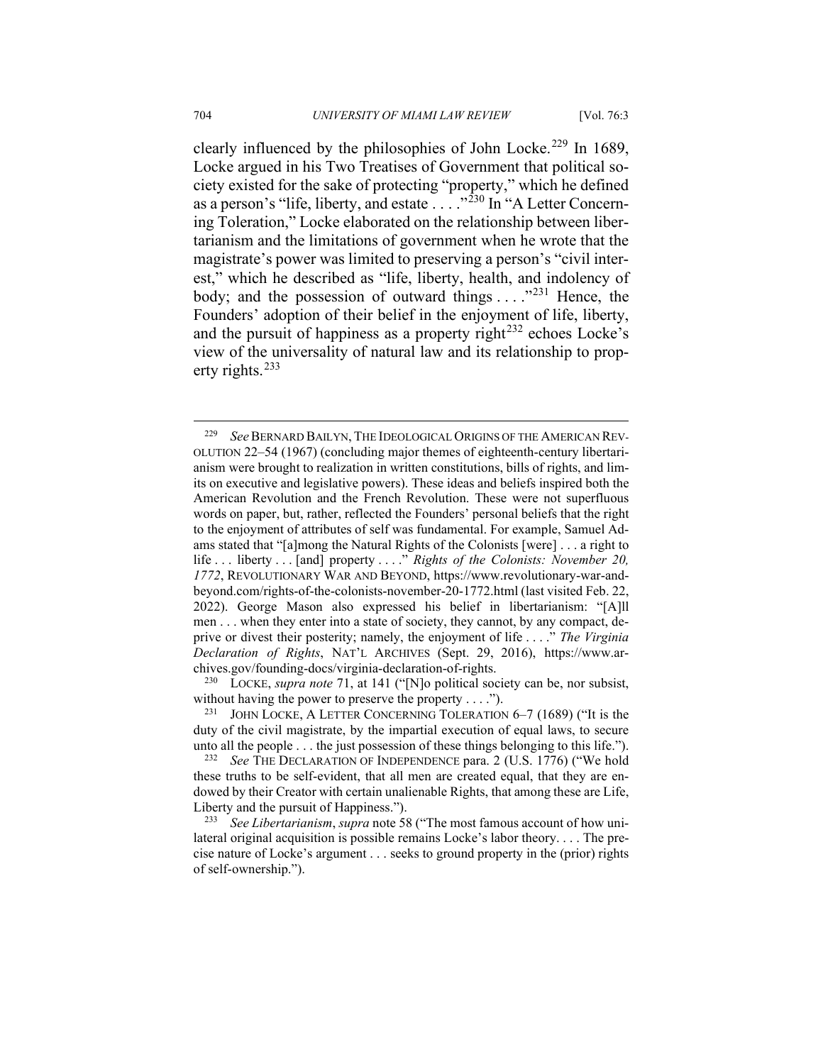clearly influenced by the philosophies of John Locke.[229] In 1689, Locke argued in his Two Treatises of Government that political society existed for the sake of protecting "property," which he defined as a person's "life, liberty, and estate . . . ."[230] In "A Letter Concerning Toleration," Locke elaborated on the relationship between libertarianism and the limitations of government when he wrote that the magistrate's power was limited to preserving a person's "civil interest," which he described as "life, liberty, health, and indolency of body; and the possession of outward things . . . ."[231] Hence, the Founders' adoption of their belief in the enjoyment of life, liberty, and the pursuit of happiness as a property right[232] echoes Locke's view of the universality of natural law and its relationship to property rights.[233]

---

[229] *See* BERNARD BAILYN, THE IDEOLOGICAL ORIGINS OF THE AMERICAN REVOLUTION 22–54 (1967) (concluding major themes of eighteenth-century libertarianism were brought to realization in written constitutions, bills of rights, and limits on executive and legislative powers). These ideas and beliefs inspired both the American Revolution and the French Revolution. These were not superfluous words on paper, but, rather, reflected the Founders' personal beliefs that the right to the enjoyment of attributes of self was fundamental. For example, Samuel Adams stated that "[a]mong the Natural Rights of the Colonists [were] . . . a right to life . . . liberty . . . [and] property . . . ." *Rights of the Colonists: November 20, 1772*, REVOLUTIONARY WAR AND BEYOND, https://www.revolutionary-war-and-beyond.com/rights-of-the-colonists-november-20-1772.html (last visited Feb. 22, 2022). George Mason also expressed his belief in libertarianism: "[A]ll men . . . when they enter into a state of society, they cannot, by any compact, deprive or divest their posterity; namely, the enjoyment of life . . . ." *The Virginia Declaration of Rights*, NAT'L ARCHIVES (Sept. 29, 2016), https://www.archives.gov/founding-docs/virginia-declaration-of-rights.

[230] LOCKE, *supra note* 71, at 141 ("[N]o political society can be, nor subsist, without having the power to preserve the property . . . .").

[231] JOHN LOCKE, A LETTER CONCERNING TOLERATION 6–7 (1689) ("It is the duty of the civil magistrate, by the impartial execution of equal laws, to secure unto all the people . . . the just possession of these things belonging to this life.").

[232] *See* THE DECLARATION OF INDEPENDENCE para. 2 (U.S. 1776) ("We hold these truths to be self-evident, that all men are created equal, that they are endowed by their Creator with certain unalienable Rights, that among these are Life, Liberty and the pursuit of Happiness.").

[233] *See Libertarianism*, *supra* note 58 ("The most famous account of how unilateral original acquisition is possible remains Locke's labor theory. . . . The precise nature of Locke's argument . . . seeks to ground property in the (prior) rights of self-ownership.").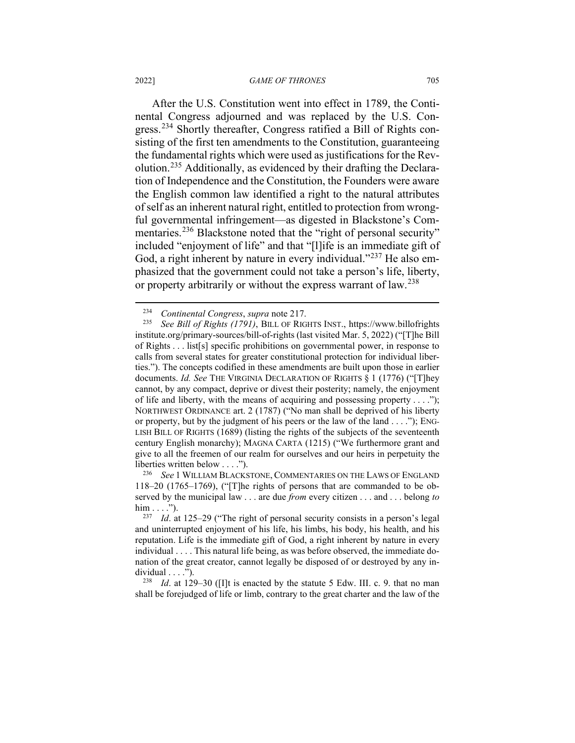After the U.S. Constitution went into effect in 1789, the Continental Congress adjourned and was replaced by the U.S. Congress.[234] Shortly thereafter, Congress ratified a Bill of Rights consisting of the first ten amendments to the Constitution, guaranteeing the fundamental rights which were used as justifications for the Revolution.[235] Additionally, as evidenced by their drafting the Declaration of Independence and the Constitution, the Founders were aware the English common law identified a right to the natural attributes of self as an inherent natural right, entitled to protection from wrongful governmental infringement—as digested in Blackstone's Commentaries.[236] Blackstone noted that the "right of personal security" included "enjoyment of life" and that "[l]ife is an immediate gift of God, a right inherent by nature in every individual."[237] He also emphasized that the government could not take a person's life, liberty, or property arbitrarily or without the express warrant of law.[238]

---

[234] *Continental Congress*, *supra* note 217.

[235] *See Bill of Rights (1791)*, BILL OF RIGHTS INST., https://www.billofrightsinstitute.org/primary-sources/bill-of-rights (last visited Mar. 5, 2022) ("[T]he Bill of Rights . . . list[s] specific prohibitions on governmental power, in response to calls from several states for greater constitutional protection for individual liberties."). The concepts codified in these amendments are built upon those in earlier documents. *Id. See* THE VIRGINIA DECLARATION OF RIGHTS § 1 (1776) ("[T]hey cannot, by any compact, deprive or divest their posterity; namely, the enjoyment of life and liberty, with the means of acquiring and possessing property . . . ."); NORTHWEST ORDINANCE art. 2 (1787) ("No man shall be deprived of his liberty or property, but by the judgment of his peers or the law of the land . . . ."); ENGLISH BILL OF RIGHTS (1689) (listing the rights of the subjects of the seventeenth century English monarchy); MAGNA CARTA (1215) ("We furthermore grant and give to all the freemen of our realm for ourselves and our heirs in perpetuity the liberties written below . . . .").

[236] *See* 1 WILLIAM BLACKSTONE, COMMENTARIES ON THE LAWS OF ENGLAND 118–20 (1765–1769), ("[T]he rights of persons that are commanded to be observed by the municipal law . . . are due *from* every citizen . . . and . . . belong *to* him . . . .").

[237] *Id*. at 125–29 ("The right of personal security consists in a person's legal and uninterrupted enjoyment of his life, his limbs, his body, his health, and his reputation. Life is the immediate gift of God, a right inherent by nature in every individual . . . . This natural life being, as was before observed, the immediate donation of the great creator, cannot legally be disposed of or destroyed by any individual . . . .").

[238] *Id*. at 129–30 ([I]t is enacted by the statute 5 Edw. III. c. 9. that no man shall be forejudged of life or limb, contrary to the great charter and the law of the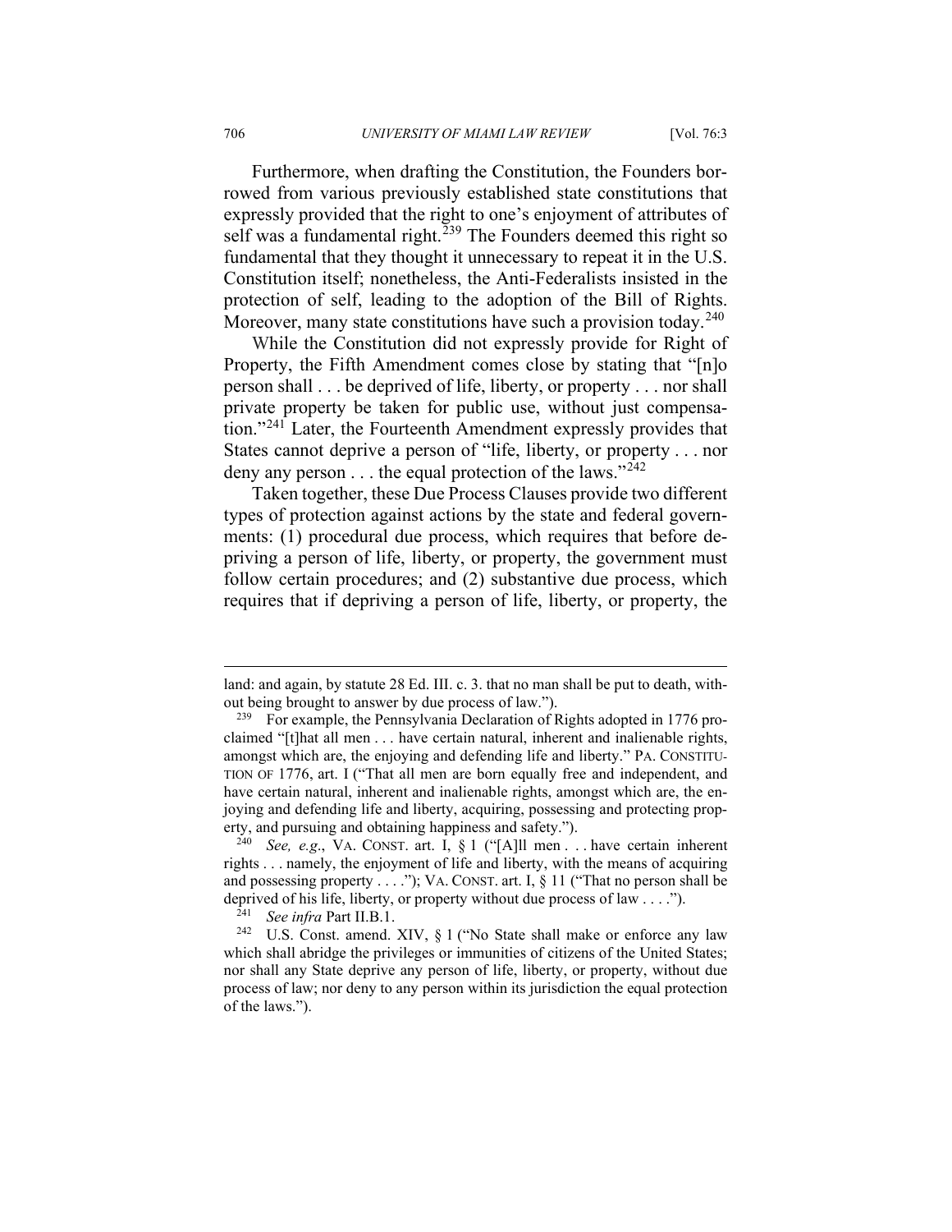Furthermore, when drafting the Constitution, the Founders borrowed from various previously established state constitutions that expressly provided that the right to one's enjoyment of attributes of self was a fundamental right.[239] The Founders deemed this right so fundamental that they thought it unnecessary to repeat it in the U.S. Constitution itself; nonetheless, the Anti-Federalists insisted in the protection of self, leading to the adoption of the Bill of Rights. Moreover, many state constitutions have such a provision today.[240]

While the Constitution did not expressly provide for Right of Property, the Fifth Amendment comes close by stating that "[n]o person shall . . . be deprived of life, liberty, or property . . . nor shall private property be taken for public use, without just compensation."[241] Later, the Fourteenth Amendment expressly provides that States cannot deprive a person of "life, liberty, or property . . . nor deny any person . . . the equal protection of the laws."[242]

Taken together, these Due Process Clauses provide two different types of protection against actions by the state and federal governments: (1) procedural due process, which requires that before depriving a person of life, liberty, or property, the government must follow certain procedures; and (2) substantive due process, which requires that if depriving a person of life, liberty, or property, the

---

land: and again, by statute 28 Ed. III. c. 3. that no man shall be put to death, without being brought to answer by due process of law.").

[239] For example, the Pennsylvania Declaration of Rights adopted in 1776 proclaimed "[t]hat all men . . . have certain natural, inherent and inalienable rights, amongst which are, the enjoying and defending life and liberty." PA. CONSTITUTION OF 1776, art. I ("That all men are born equally free and independent, and have certain natural, inherent and inalienable rights, amongst which are, the enjoying and defending life and liberty, acquiring, possessing and protecting property, and pursuing and obtaining happiness and safety.").

[240] *See, e.g.*, VA. CONST. art. I, § 1 ("[A]ll men . . . have certain inherent rights . . . namely, the enjoyment of life and liberty, with the means of acquiring and possessing property . . . ."); VA. CONST. art. I, § 11 ("That no person shall be deprived of his life, liberty, or property without due process of law . . . .").

[241] *See infra* Part II.B.1.

[242] U.S. Const. amend. XIV, § 1 ("No State shall make or enforce any law which shall abridge the privileges or immunities of citizens of the United States; nor shall any State deprive any person of life, liberty, or property, without due process of law; nor deny to any person within its jurisdiction the equal protection of the laws.").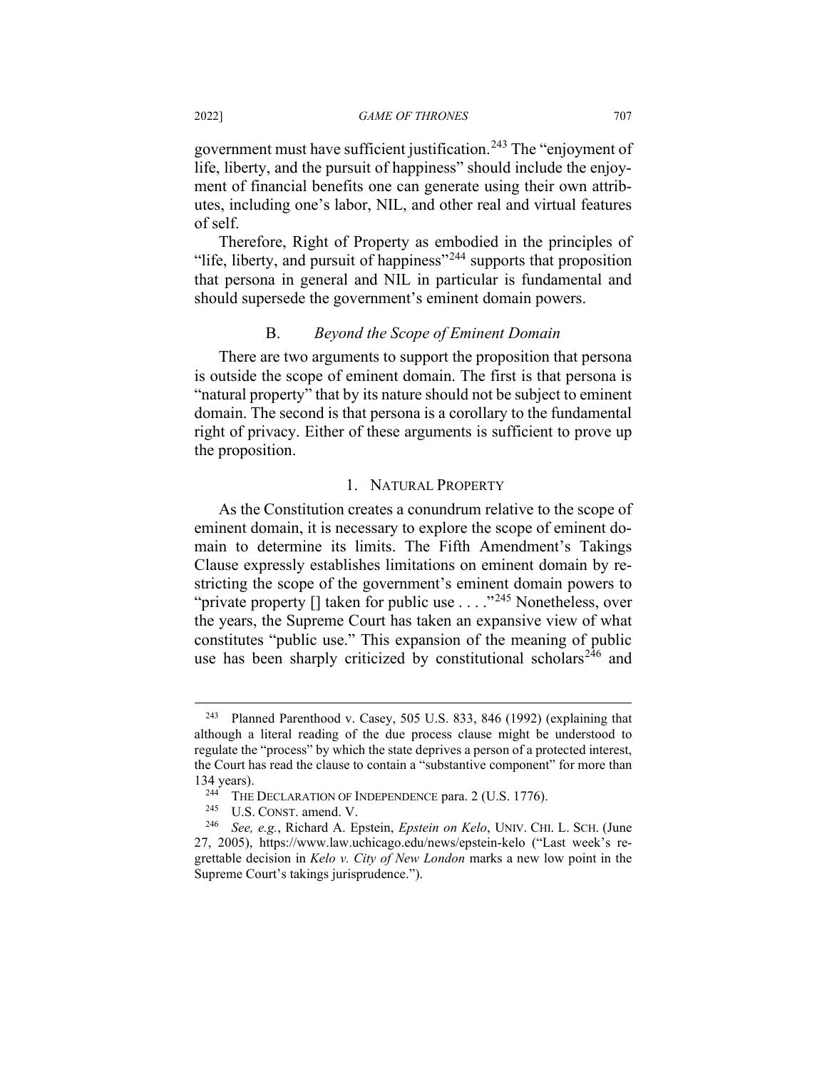government must have sufficient justification.[243] The "enjoyment of life, liberty, and the pursuit of happiness" should include the enjoyment of financial benefits one can generate using their own attributes, including one's labor, NIL, and other real and virtual features of self.

Therefore, Right of Property as embodied in the principles of "life, liberty, and pursuit of happiness"[244] supports that proposition that persona in general and NIL in particular is fundamental and should supersede the government's eminent domain powers.

### B. *Beyond the Scope of Eminent Domain*

There are two arguments to support the proposition that persona is outside the scope of eminent domain. The first is that persona is "natural property" that by its nature should not be subject to eminent domain. The second is that persona is a corollary to the fundamental right of privacy. Either of these arguments is sufficient to prove up the proposition.

#### 1. NATURAL PROPERTY

As the Constitution creates a conundrum relative to the scope of eminent domain, it is necessary to explore the scope of eminent domain to determine its limits. The Fifth Amendment's Takings Clause expressly establishes limitations on eminent domain by restricting the scope of the government's eminent domain powers to "private property [] taken for public use . . . ."[245] Nonetheless, over the years, the Supreme Court has taken an expansive view of what constitutes "public use." This expansion of the meaning of public use has been sharply criticized by constitutional scholars[246] and

---

[243] Planned Parenthood v. Casey, 505 U.S. 833, 846 (1992) (explaining that although a literal reading of the due process clause might be understood to regulate the "process" by which the state deprives a person of a protected interest, the Court has read the clause to contain a "substantive component" for more than 134 years).

[244] THE DECLARATION OF INDEPENDENCE para. 2 (U.S. 1776).

[245] U.S. CONST. amend. V.

[246] *See, e.g.*, Richard A. Epstein, *Epstein on Kelo*, UNIV. CHI. L. SCH. (June 27, 2005), https://www.law.uchicago.edu/news/epstein-kelo ("Last week's regrettable decision in *Kelo v. City of New London* marks a new low point in the Supreme Court's takings jurisprudence.").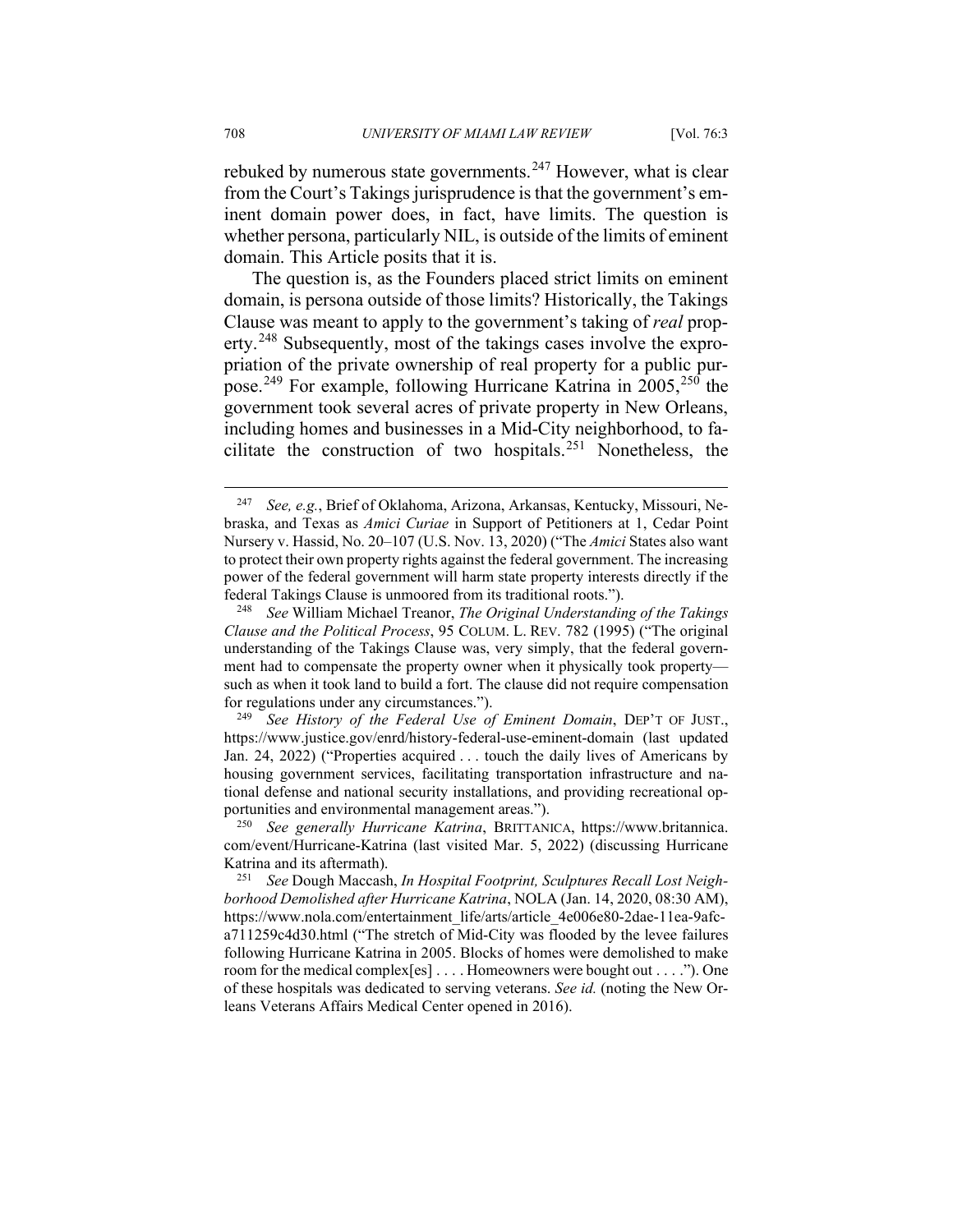rebuked by numerous state governments.[247] However, what is clear from the Court's Takings jurisprudence is that the government's eminent domain power does, in fact, have limits. The question is whether persona, particularly NIL, is outside of the limits of eminent domain. This Article posits that it is.

The question is, as the Founders placed strict limits on eminent domain, is persona outside of those limits? Historically, the Takings Clause was meant to apply to the government's taking of *real* property.[248] Subsequently, most of the takings cases involve the expropriation of the private ownership of real property for a public purpose.[249] For example, following Hurricane Katrina in 2005,[250] the government took several acres of private property in New Orleans, including homes and businesses in a Mid-City neighborhood, to facilitate the construction of two hospitals.[251] Nonetheless, the

---

[247] *See, e.g.*, Brief of Oklahoma, Arizona, Arkansas, Kentucky, Missouri, Nebraska, and Texas as *Amici Curiae* in Support of Petitioners at 1, Cedar Point Nursery v. Hassid, No. 20–107 (U.S. Nov. 13, 2020) ("The *Amici* States also want to protect their own property rights against the federal government. The increasing power of the federal government will harm state property interests directly if the federal Takings Clause is unmoored from its traditional roots.").

[248] *See* William Michael Treanor, *The Original Understanding of the Takings Clause and the Political Process*, 95 COLUM. L. REV. 782 (1995) ("The original understanding of the Takings Clause was, very simply, that the federal government had to compensate the property owner when it physically took property—such as when it took land to build a fort. The clause did not require compensation for regulations under any circumstances.").

[249] *See History of the Federal Use of Eminent Domain*, DEP'T OF JUST., https://www.justice.gov/enrd/history-federal-use-eminent-domain (last updated Jan. 24, 2022) ("Properties acquired . . . touch the daily lives of Americans by housing government services, facilitating transportation infrastructure and national defense and national security installations, and providing recreational opportunities and environmental management areas.").

[250] *See generally Hurricane Katrina*, BRITTANICA, https://www.britannica.com/event/Hurricane-Katrina (last visited Mar. 5, 2022) (discussing Hurricane Katrina and its aftermath).

[251] *See* Dough Maccash, *In Hospital Footprint, Sculptures Recall Lost Neighborhood Demolished after Hurricane Katrina*, NOLA (Jan. 14, 2020, 08:30 AM), https://www.nola.com/entertainment_life/arts/article_4e006e80-2dae-11ea-9afc-a711259c4d30.html ("The stretch of Mid-City was flooded by the levee failures following Hurricane Katrina in 2005. Blocks of homes were demolished to make room for the medical complex[es] . . . . Homeowners were bought out . . . ."). One of these hospitals was dedicated to serving veterans. *See id.* (noting the New Orleans Veterans Affairs Medical Center opened in 2016).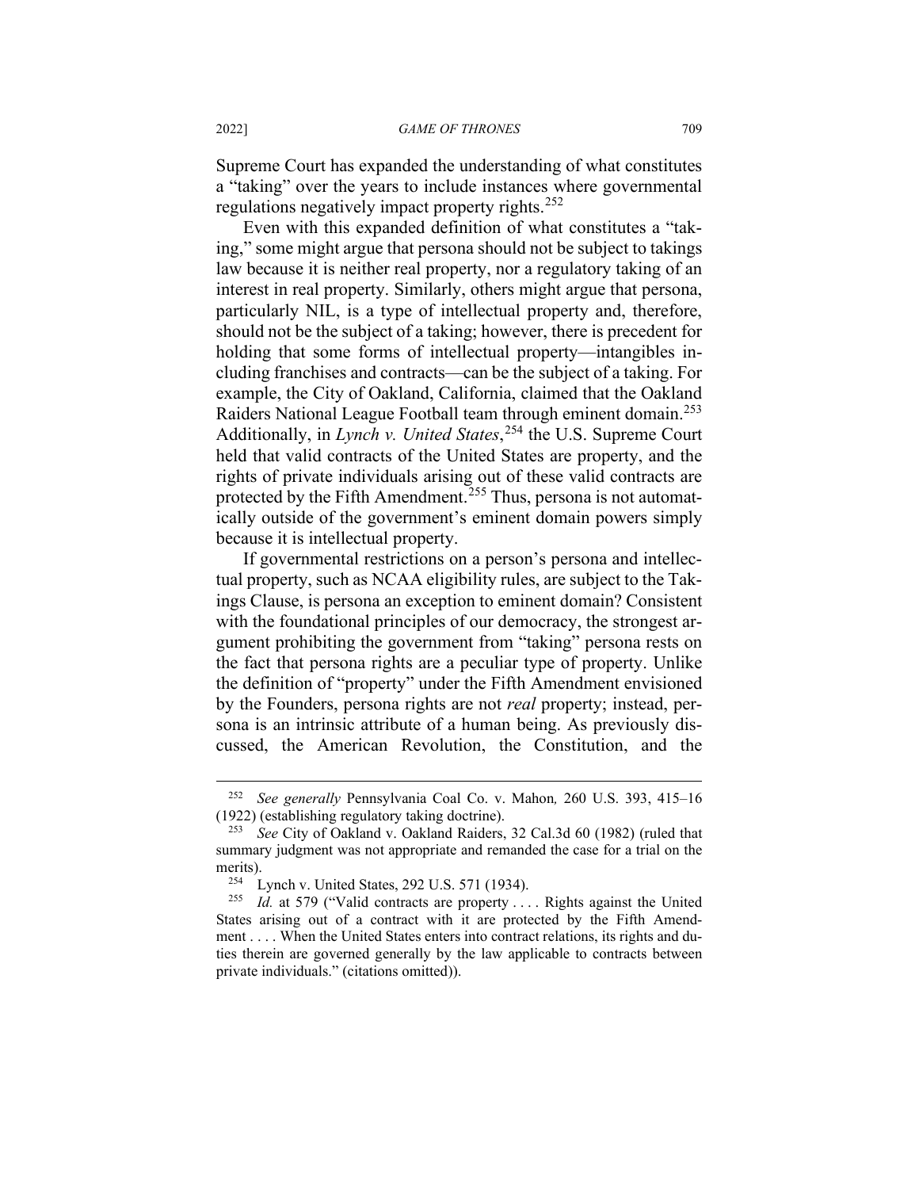Supreme Court has expanded the understanding of what constitutes a "taking" over the years to include instances where governmental regulations negatively impact property rights.[252]

Even with this expanded definition of what constitutes a "taking," some might argue that persona should not be subject to takings law because it is neither real property, nor a regulatory taking of an interest in real property. Similarly, others might argue that persona, particularly NIL, is a type of intellectual property and, therefore, should not be the subject of a taking; however, there is precedent for holding that some forms of intellectual property—intangibles including franchises and contracts—can be the subject of a taking. For example, the City of Oakland, California, claimed that the Oakland Raiders National League Football team through eminent domain.[253] Additionally, in *Lynch v. United States*,[254] the U.S. Supreme Court held that valid contracts of the United States are property, and the rights of private individuals arising out of these valid contracts are protected by the Fifth Amendment.[255] Thus, persona is not automatically outside of the government's eminent domain powers simply because it is intellectual property.

If governmental restrictions on a person's persona and intellectual property, such as NCAA eligibility rules, are subject to the Takings Clause, is persona an exception to eminent domain? Consistent with the foundational principles of our democracy, the strongest argument prohibiting the government from "taking" persona rests on the fact that persona rights are a peculiar type of property. Unlike the definition of "property" under the Fifth Amendment envisioned by the Founders, persona rights are not *real* property; instead, persona is an intrinsic attribute of a human being. As previously discussed, the American Revolution, the Constitution, and the

---

[252] *See generally* Pennsylvania Coal Co. v. Mahon*,* 260 U.S. 393, 415–16 (1922) (establishing regulatory taking doctrine).

[253] *See* City of Oakland v. Oakland Raiders, 32 Cal.3d 60 (1982) (ruled that summary judgment was not appropriate and remanded the case for a trial on the merits).

[254] Lynch v. United States, 292 U.S. 571 (1934).

[255] *Id.* at 579 ("Valid contracts are property . . . . Rights against the United States arising out of a contract with it are protected by the Fifth Amendment . . . . When the United States enters into contract relations, its rights and duties therein are governed generally by the law applicable to contracts between private individuals." (citations omitted)).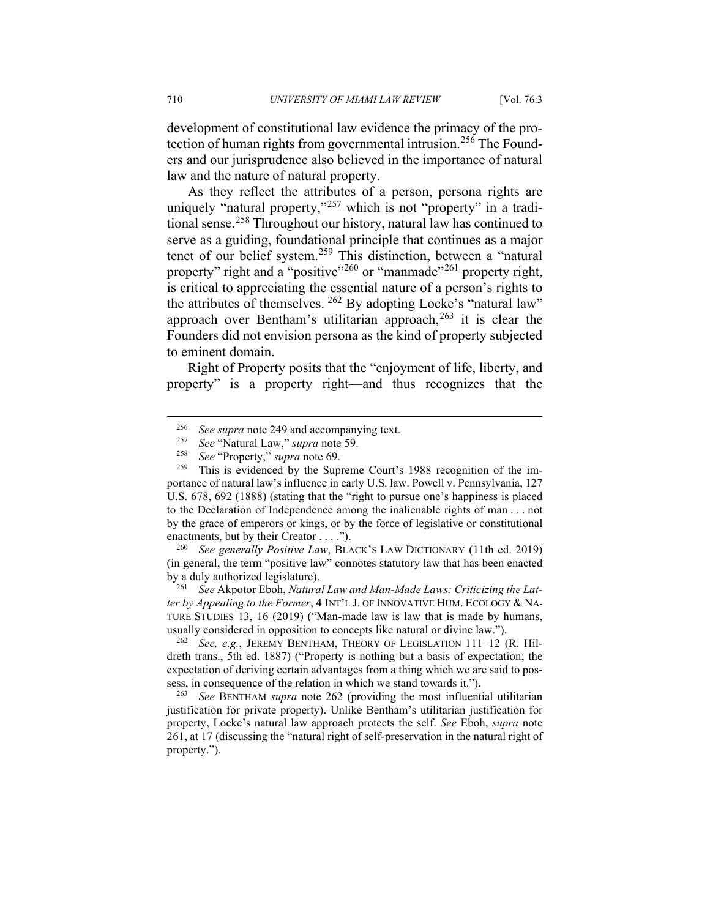development of constitutional law evidence the primacy of the protection of human rights from governmental intrusion.[256] The Founders and our jurisprudence also believed in the importance of natural law and the nature of natural property.

As they reflect the attributes of a person, persona rights are uniquely "natural property,"[257] which is not "property" in a traditional sense.[258] Throughout our history, natural law has continued to serve as a guiding, foundational principle that continues as a major tenet of our belief system.[259] This distinction, between a "natural property" right and a "positive"[260] or "manmade"[261] property right, is critical to appreciating the essential nature of a person's rights to the attributes of themselves. [262] By adopting Locke's "natural law" approach over Bentham's utilitarian approach,[263] it is clear the Founders did not envision persona as the kind of property subjected to eminent domain.

Right of Property posits that the "enjoyment of life, liberty, and property" is a property right—and thus recognizes that the

---

[256] *See supra* note 249 and accompanying text.

[257] *See* "Natural Law," *supra* note 59.

[258] *See* "Property," *supra* note 69.

[259] This is evidenced by the Supreme Court's 1988 recognition of the importance of natural law's influence in early U.S. law. Powell v. Pennsylvania, 127 U.S. 678, 692 (1888) (stating that the "right to pursue one's happiness is placed to the Declaration of Independence among the inalienable rights of man . . . not by the grace of emperors or kings, or by the force of legislative or constitutional enactments, but by their Creator . . . .").

[260] *See generally Positive Law*, BLACK'S LAW DICTIONARY (11th ed. 2019) (in general, the term "positive law" connotes statutory law that has been enacted by a duly authorized legislature).

[261] *See* Akpotor Eboh, *Natural Law and Man-Made Laws: Criticizing the Latter by Appealing to the Former*, 4 INT'L J. OF INNOVATIVE HUM. ECOLOGY & NATURE STUDIES 13, 16 (2019) ("Man-made law is law that is made by humans, usually considered in opposition to concepts like natural or divine law.").

[262] *See, e.g.*, JEREMY BENTHAM, THEORY OF LEGISLATION 111–12 (R. Hildreth trans., 5th ed. 1887) ("Property is nothing but a basis of expectation; the expectation of deriving certain advantages from a thing which we are said to possess, in consequence of the relation in which we stand towards it.").

[263] *See* BENTHAM *supra* note 262 (providing the most influential utilitarian justification for private property). Unlike Bentham's utilitarian justification for property, Locke's natural law approach protects the self. *See* Eboh, *supra* note 261, at 17 (discussing the "natural right of self-preservation in the natural right of property.").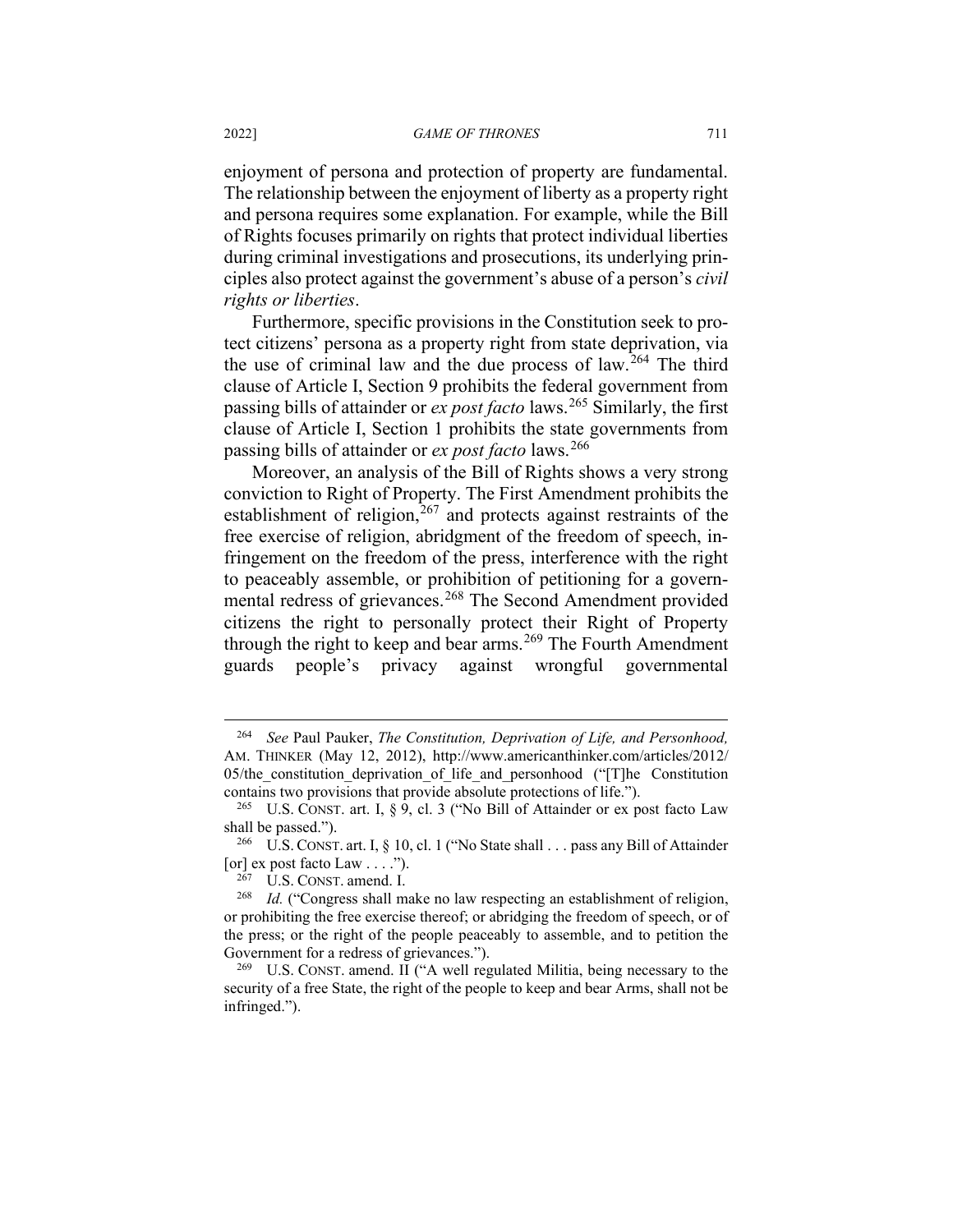enjoyment of persona and protection of property are fundamental. The relationship between the enjoyment of liberty as a property right and persona requires some explanation. For example, while the Bill of Rights focuses primarily on rights that protect individual liberties during criminal investigations and prosecutions, its underlying principles also protect against the government's abuse of a person's *civil rights or liberties*.

Furthermore, specific provisions in the Constitution seek to protect citizens' persona as a property right from state deprivation, via the use of criminal law and the due process of law.[264] The third clause of Article I, Section 9 prohibits the federal government from passing bills of attainder or *ex post facto* laws.[265] Similarly, the first clause of Article I, Section 1 prohibits the state governments from passing bills of attainder or *ex post facto* laws.[266]

Moreover, an analysis of the Bill of Rights shows a very strong conviction to Right of Property. The First Amendment prohibits the establishment of religion,[267] and protects against restraints of the free exercise of religion, abridgment of the freedom of speech, infringement on the freedom of the press, interference with the right to peaceably assemble, or prohibition of petitioning for a governmental redress of grievances.[268] The Second Amendment provided citizens the right to personally protect their Right of Property through the right to keep and bear arms.[269] The Fourth Amendment guards people's privacy against wrongful governmental

---

[264] *See* Paul Pauker, *The Constitution, Deprivation of Life, and Personhood,* AM. THINKER (May 12, 2012), http://www.americanthinker.com/articles/2012/05/the_constitution_deprivation_of_life_and_personhood ("[T]he Constitution contains two provisions that provide absolute protections of life.").

[265] U.S. CONST. art. I, § 9, cl. 3 ("No Bill of Attainder or ex post facto Law shall be passed.").

[266] U.S. CONST. art. I, § 10, cl. 1 ("No State shall . . . pass any Bill of Attainder [or] ex post facto Law . . . .").

[267] U.S. CONST. amend. I.

[268] *Id.* ("Congress shall make no law respecting an establishment of religion, or prohibiting the free exercise thereof; or abridging the freedom of speech, or of the press; or the right of the people peaceably to assemble, and to petition the Government for a redress of grievances.").

[269] U.S. CONST. amend. II ("A well regulated Militia, being necessary to the security of a free State, the right of the people to keep and bear Arms, shall not be infringed.").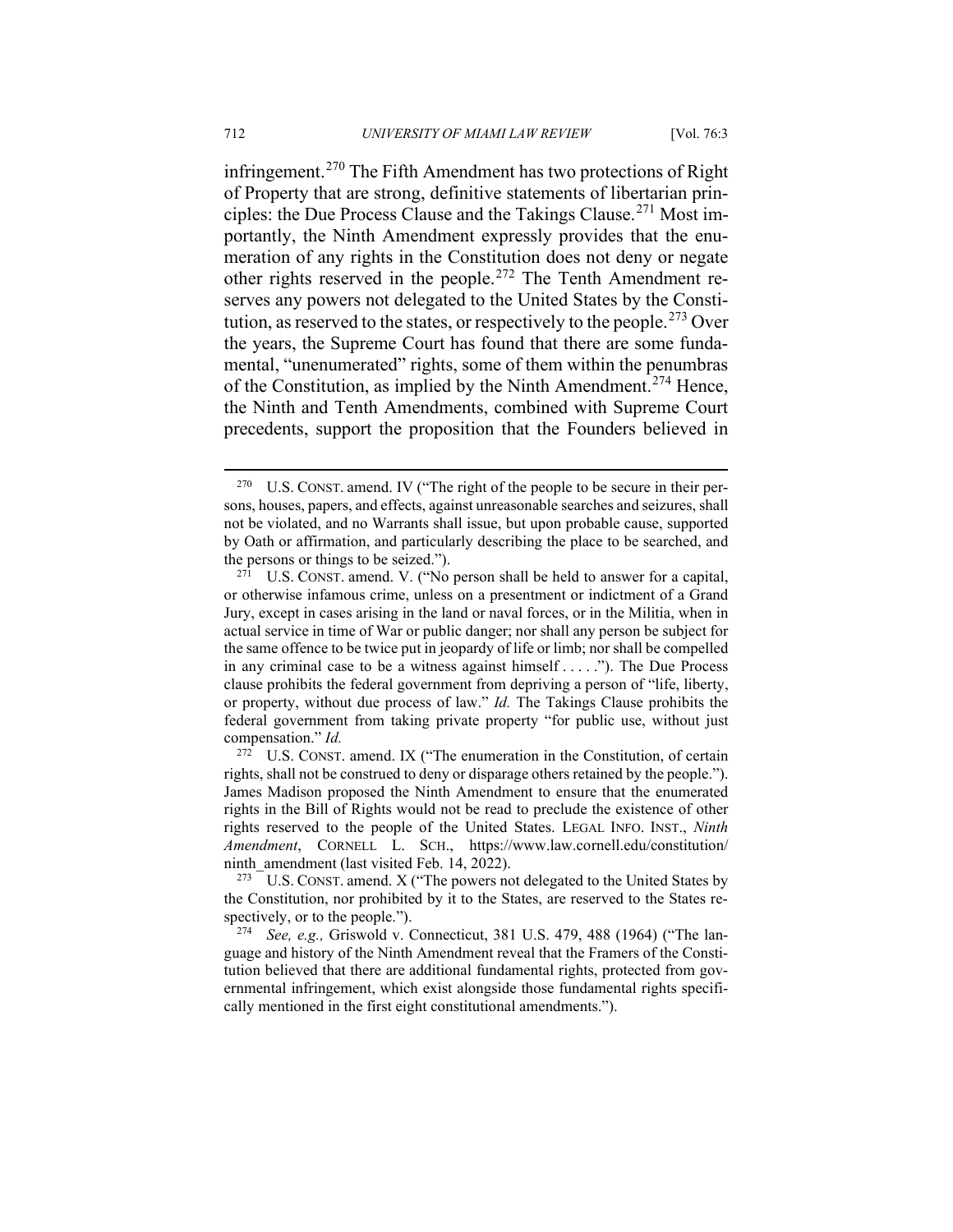infringement.[270] The Fifth Amendment has two protections of Right of Property that are strong, definitive statements of libertarian principles: the Due Process Clause and the Takings Clause.[271] Most importantly, the Ninth Amendment expressly provides that the enumeration of any rights in the Constitution does not deny or negate other rights reserved in the people.[272] The Tenth Amendment reserves any powers not delegated to the United States by the Constitution, as reserved to the states, or respectively to the people.[273] Over the years, the Supreme Court has found that there are some fundamental, "unenumerated" rights, some of them within the penumbras of the Constitution, as implied by the Ninth Amendment.[274] Hence, the Ninth and Tenth Amendments, combined with Supreme Court precedents, support the proposition that the Founders believed in

---

[270] U.S. CONST. amend. IV ("The right of the people to be secure in their persons, houses, papers, and effects, against unreasonable searches and seizures, shall not be violated, and no Warrants shall issue, but upon probable cause, supported by Oath or affirmation, and particularly describing the place to be searched, and the persons or things to be seized.").

[271] U.S. CONST. amend. V. ("No person shall be held to answer for a capital, or otherwise infamous crime, unless on a presentment or indictment of a Grand Jury, except in cases arising in the land or naval forces, or in the Militia, when in actual service in time of War or public danger; nor shall any person be subject for the same offence to be twice put in jeopardy of life or limb; nor shall be compelled in any criminal case to be a witness against himself . . . . ."). The Due Process clause prohibits the federal government from depriving a person of "life, liberty, or property, without due process of law." *Id.* The Takings Clause prohibits the federal government from taking private property "for public use, without just compensation." *Id.*

[272] U.S. CONST. amend. IX ("The enumeration in the Constitution, of certain rights, shall not be construed to deny or disparage others retained by the people."). James Madison proposed the Ninth Amendment to ensure that the enumerated rights in the Bill of Rights would not be read to preclude the existence of other rights reserved to the people of the United States. LEGAL INFO. INST., *Ninth Amendment*, CORNELL L. SCH., https://www.law.cornell.edu/constitution/ninth_amendment (last visited Feb. 14, 2022).

[273] U.S. CONST. amend. X ("The powers not delegated to the United States by the Constitution, nor prohibited by it to the States, are reserved to the States respectively, or to the people.").

[274] *See, e.g.,* Griswold v. Connecticut, 381 U.S. 479, 488 (1964) ("The language and history of the Ninth Amendment reveal that the Framers of the Constitution believed that there are additional fundamental rights, protected from governmental infringement, which exist alongside those fundamental rights specifically mentioned in the first eight constitutional amendments.").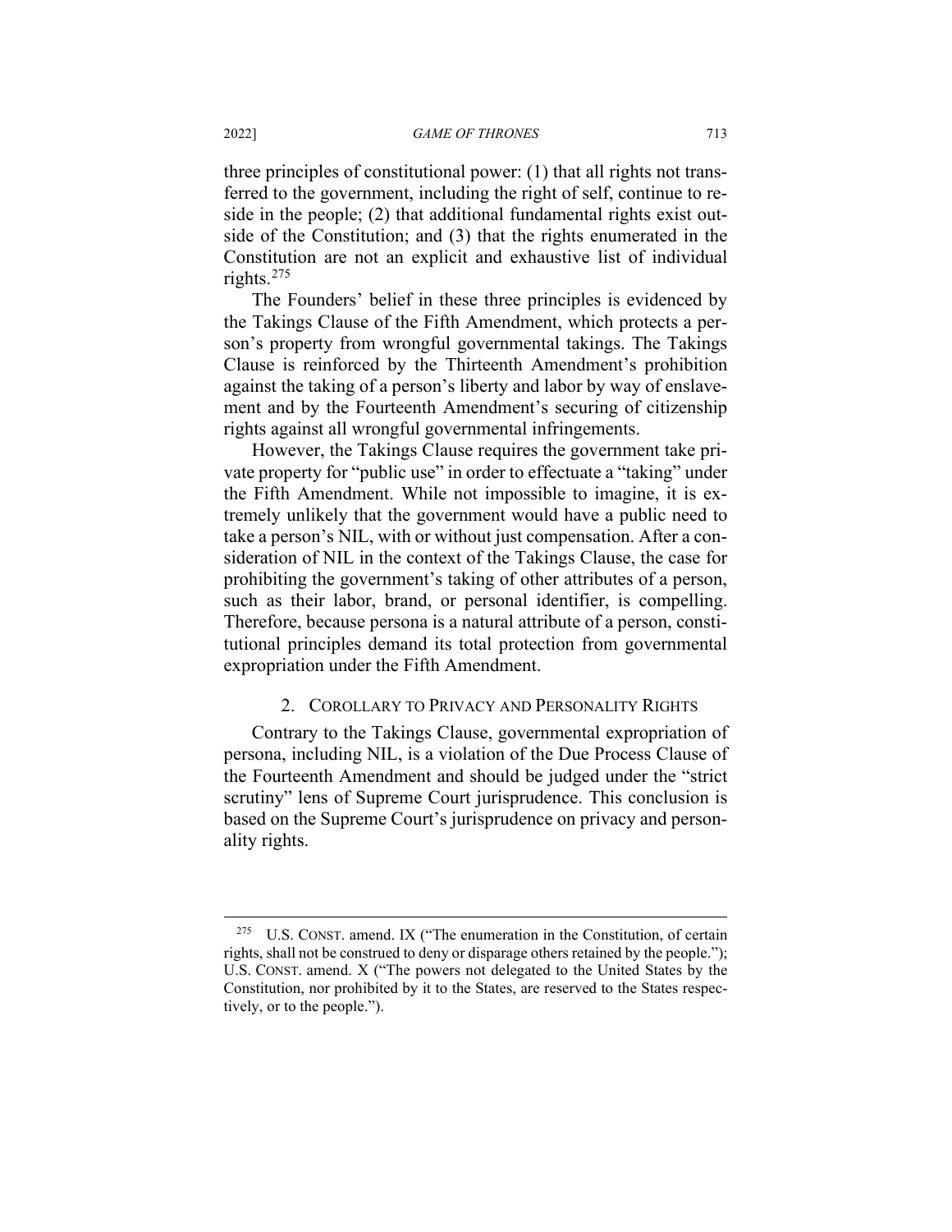three principles of constitutional power: (1) that all rights not transferred to the government, including the right of self, continue to reside in the people; (2) that additional fundamental rights exist outside of the Constitution; and (3) that the rights enumerated in the Constitution are not an explicit and exhaustive list of individual rights.[275]

The Founders' belief in these three principles is evidenced by the Takings Clause of the Fifth Amendment, which protects a person's property from wrongful governmental takings. The Takings Clause is reinforced by the Thirteenth Amendment's prohibition against the taking of a person's liberty and labor by way of enslavement and by the Fourteenth Amendment's securing of citizenship rights against all wrongful governmental infringements.

However, the Takings Clause requires the government take private property for "public use" in order to effectuate a "taking" under the Fifth Amendment. While not impossible to imagine, it is extremely unlikely that the government would have a public need to take a person's NIL, with or without just compensation. After a consideration of NIL in the context of the Takings Clause, the case for prohibiting the government's taking of other attributes of a person, such as their labor, brand, or personal identifier, is compelling. Therefore, because persona is a natural attribute of a person, constitutional principles demand its total protection from governmental expropriation under the Fifth Amendment.

### 2. Corollary to Privacy and Personality Rights

Contrary to the Takings Clause, governmental expropriation of persona, including NIL, is a violation of the Due Process Clause of the Fourteenth Amendment and should be judged under the "strict scrutiny" lens of Supreme Court jurisprudence. This conclusion is based on the Supreme Court's jurisprudence on privacy and personality rights.

---

[275] U.S. Const. amend. IX ("The enumeration in the Constitution, of certain rights, shall not be construed to deny or disparage others retained by the people."); U.S. Const. amend. X ("The powers not delegated to the United States by the Constitution, nor prohibited by it to the States, are reserved to the States respectively, or to the people.").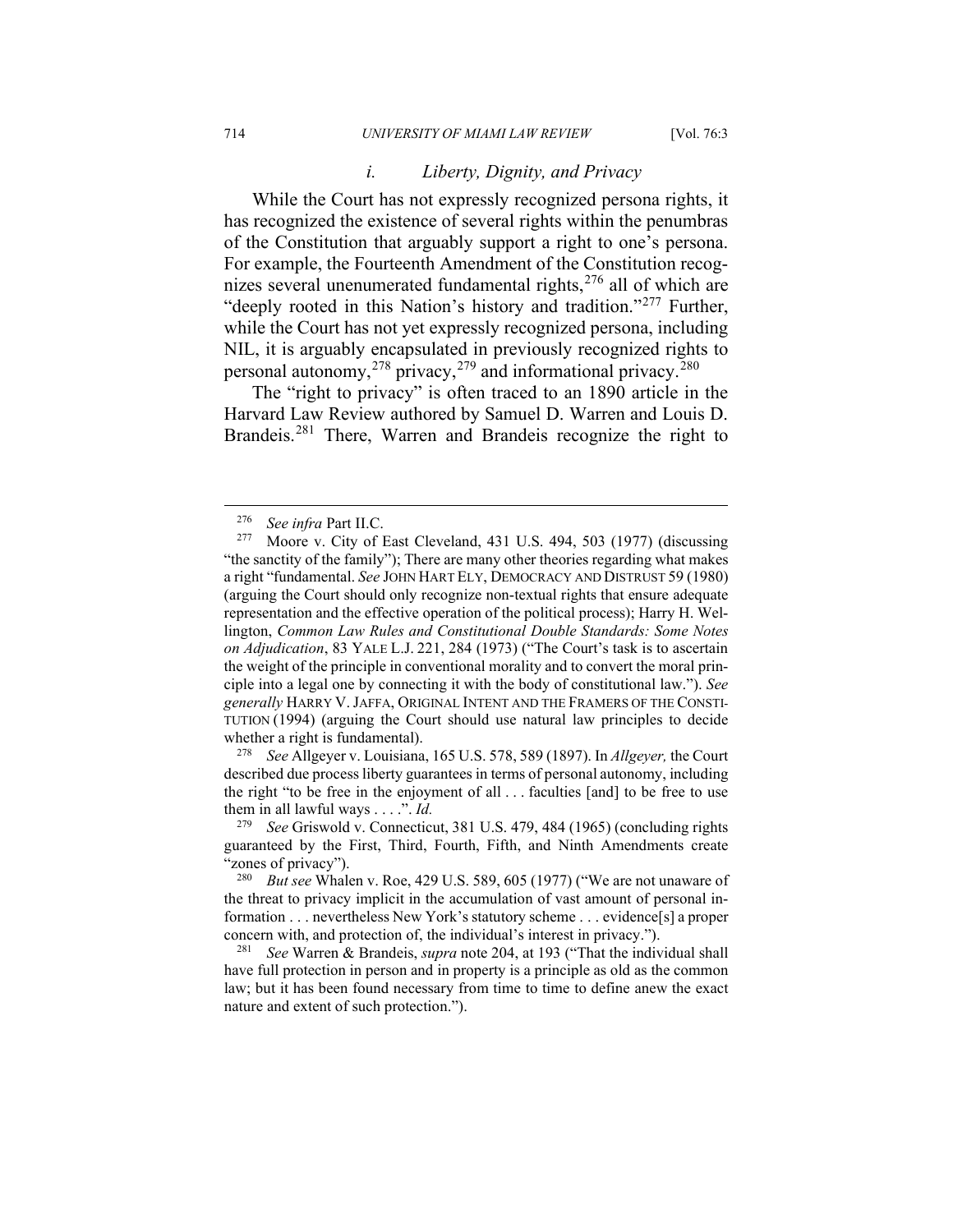#### *i. Liberty, Dignity, and Privacy*

While the Court has not expressly recognized persona rights, it has recognized the existence of several rights within the penumbras of the Constitution that arguably support a right to one's persona. For example, the Fourteenth Amendment of the Constitution recognizes several unenumerated fundamental rights,[276] all of which are "deeply rooted in this Nation's history and tradition."[277] Further, while the Court has not yet expressly recognized persona, including NIL, it is arguably encapsulated in previously recognized rights to personal autonomy,[278] privacy,[279] and informational privacy.[280]

The "right to privacy" is often traced to an 1890 article in the Harvard Law Review authored by Samuel D. Warren and Louis D. Brandeis.[281] There, Warren and Brandeis recognize the right to

---

[276] *See infra* Part II.C.

[277] Moore v. City of East Cleveland, 431 U.S. 494, 503 (1977) (discussing "the sanctity of the family"); There are many other theories regarding what makes a right "fundamental. *See* JOHN HART ELY, DEMOCRACY AND DISTRUST 59 (1980) (arguing the Court should only recognize non-textual rights that ensure adequate representation and the effective operation of the political process); Harry H. Wellington, *Common Law Rules and Constitutional Double Standards: Some Notes on Adjudication*, 83 YALE L.J. 221, 284 (1973) ("The Court's task is to ascertain the weight of the principle in conventional morality and to convert the moral principle into a legal one by connecting it with the body of constitutional law."). *See generally* HARRY V. JAFFA, ORIGINAL INTENT AND THE FRAMERS OF THE CONSTITUTION (1994) (arguing the Court should use natural law principles to decide whether a right is fundamental).

[278] *See* Allgeyer v. Louisiana, 165 U.S. 578, 589 (1897). In *Allgeyer,* the Court described due process liberty guarantees in terms of personal autonomy, including the right "to be free in the enjoyment of all . . . faculties [and] to be free to use them in all lawful ways . . . .". *Id.*

[279] *See* Griswold v. Connecticut, 381 U.S. 479, 484 (1965) (concluding rights guaranteed by the First, Third, Fourth, Fifth, and Ninth Amendments create "zones of privacy").

[280] *But see* Whalen v. Roe, 429 U.S. 589, 605 (1977) ("We are not unaware of the threat to privacy implicit in the accumulation of vast amount of personal information . . . nevertheless New York's statutory scheme . . . evidence[s] a proper concern with, and protection of, the individual's interest in privacy.").

[281] *See* Warren & Brandeis, *supra* note 204, at 193 ("That the individual shall have full protection in person and in property is a principle as old as the common law; but it has been found necessary from time to time to define anew the exact nature and extent of such protection.").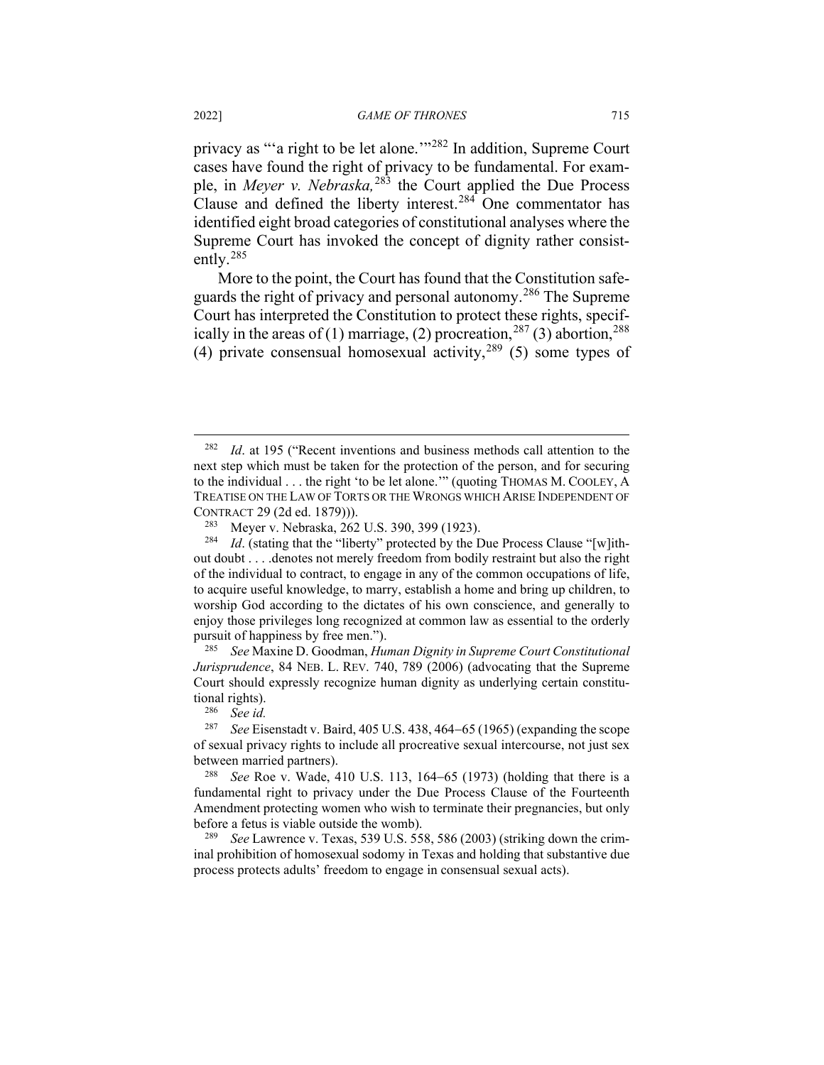privacy as "'a right to be let alone.'"[282] In addition, Supreme Court cases have found the right of privacy to be fundamental. For example, in *Meyer v. Nebraska,*[283] the Court applied the Due Process Clause and defined the liberty interest.[284] One commentator has identified eight broad categories of constitutional analyses where the Supreme Court has invoked the concept of dignity rather consistently.[285]

More to the point, the Court has found that the Constitution safeguards the right of privacy and personal autonomy.[286] The Supreme Court has interpreted the Constitution to protect these rights, specifically in the areas of (1) marriage, (2) procreation,[287] (3) abortion,[288] (4) private consensual homosexual activity,[289] (5) some types of

---

[282] *Id*. at 195 ("Recent inventions and business methods call attention to the next step which must be taken for the protection of the person, and for securing to the individual . . . the right 'to be let alone.'" (quoting THOMAS M. COOLEY, A TREATISE ON THE LAW OF TORTS OR THE WRONGS WHICH ARISE INDEPENDENT OF CONTRACT 29 (2d ed. 1879))).

[283] Meyer v. Nebraska, 262 U.S. 390, 399 (1923).

[284] *Id*. (stating that the "liberty" protected by the Due Process Clause "[w]ithout doubt . . . .denotes not merely freedom from bodily restraint but also the right of the individual to contract, to engage in any of the common occupations of life, to acquire useful knowledge, to marry, establish a home and bring up children, to worship God according to the dictates of his own conscience, and generally to enjoy those privileges long recognized at common law as essential to the orderly pursuit of happiness by free men.").

[285] *See* Maxine D. Goodman, *Human Dignity in Supreme Court Constitutional Jurisprudence*, 84 NEB. L. REV. 740, 789 (2006) (advocating that the Supreme Court should expressly recognize human dignity as underlying certain constitutional rights).

[286] *See id.*

[287] *See* Eisenstadt v. Baird, 405 U.S. 438, 464–65 (1965) (expanding the scope of sexual privacy rights to include all procreative sexual intercourse, not just sex between married partners).

[288] *See* Roe v. Wade, 410 U.S. 113, 164–65 (1973) (holding that there is a fundamental right to privacy under the Due Process Clause of the Fourteenth Amendment protecting women who wish to terminate their pregnancies, but only before a fetus is viable outside the womb).

[289] *See* Lawrence v. Texas, 539 U.S. 558, 586 (2003) (striking down the criminal prohibition of homosexual sodomy in Texas and holding that substantive due process protects adults' freedom to engage in consensual sexual acts).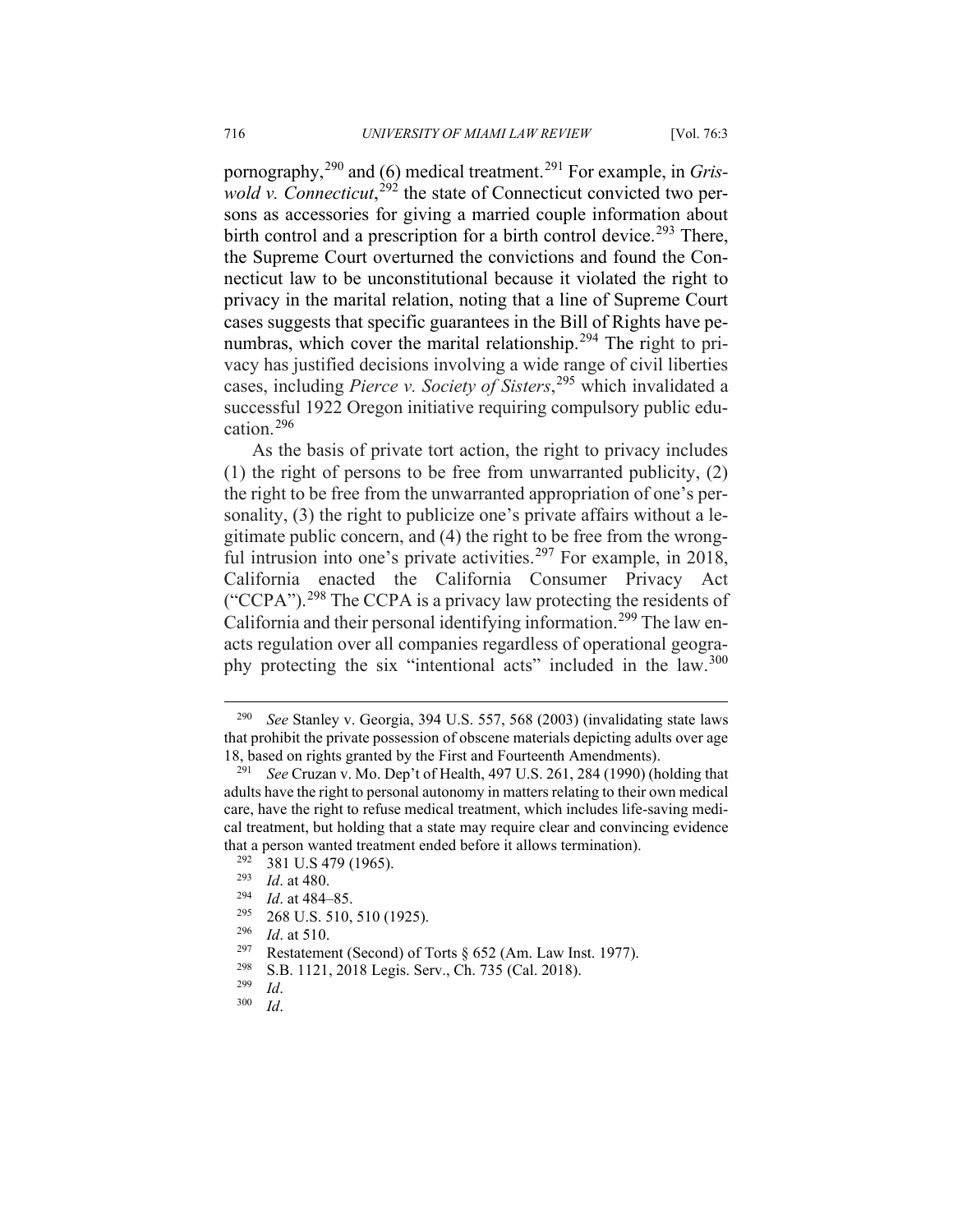pornography,[290] and (6) medical treatment.[291] For example, in *Griswold v. Connecticut*,[292] the state of Connecticut convicted two persons as accessories for giving a married couple information about birth control and a prescription for a birth control device.[293] There, the Supreme Court overturned the convictions and found the Connecticut law to be unconstitutional because it violated the right to privacy in the marital relation, noting that a line of Supreme Court cases suggests that specific guarantees in the Bill of Rights have penumbras, which cover the marital relationship.[294] The right to privacy has justified decisions involving a wide range of civil liberties cases, including *Pierce v. Society of Sisters*,[295] which invalidated a successful 1922 Oregon initiative requiring compulsory public education.[296]

As the basis of private tort action, the right to privacy includes (1) the right of persons to be free from unwarranted publicity, (2) the right to be free from the unwarranted appropriation of one's personality, (3) the right to publicize one's private affairs without a legitimate public concern, and (4) the right to be free from the wrongful intrusion into one's private activities.[297] For example, in 2018, California enacted the California Consumer Privacy Act ("CCPA").[298] The CCPA is a privacy law protecting the residents of California and their personal identifying information.[299] The law enacts regulation over all companies regardless of operational geography protecting the six "intentional acts" included in the law.[300]

---

[290] *See* Stanley v. Georgia, 394 U.S. 557, 568 (2003) (invalidating state laws that prohibit the private possession of obscene materials depicting adults over age 18, based on rights granted by the First and Fourteenth Amendments).

[291] *See* Cruzan v. Mo. Dep't of Health, 497 U.S. 261, 284 (1990) (holding that adults have the right to personal autonomy in matters relating to their own medical care, have the right to refuse medical treatment, which includes life-saving medical treatment, but holding that a state may require clear and convincing evidence that a person wanted treatment ended before it allows termination).

[292] 381 U.S 479 (1965).

[293] *Id*. at 480.

[294] *Id*. at 484–85.

[295] 268 U.S. 510, 510 (1925).

[296] *Id*. at 510.

[297] Restatement (Second) of Torts § 652 (Am. Law Inst. 1977).

[298] S.B. 1121, 2018 Legis. Serv., Ch. 735 (Cal. 2018).

[299] *Id*.

[300] *Id*.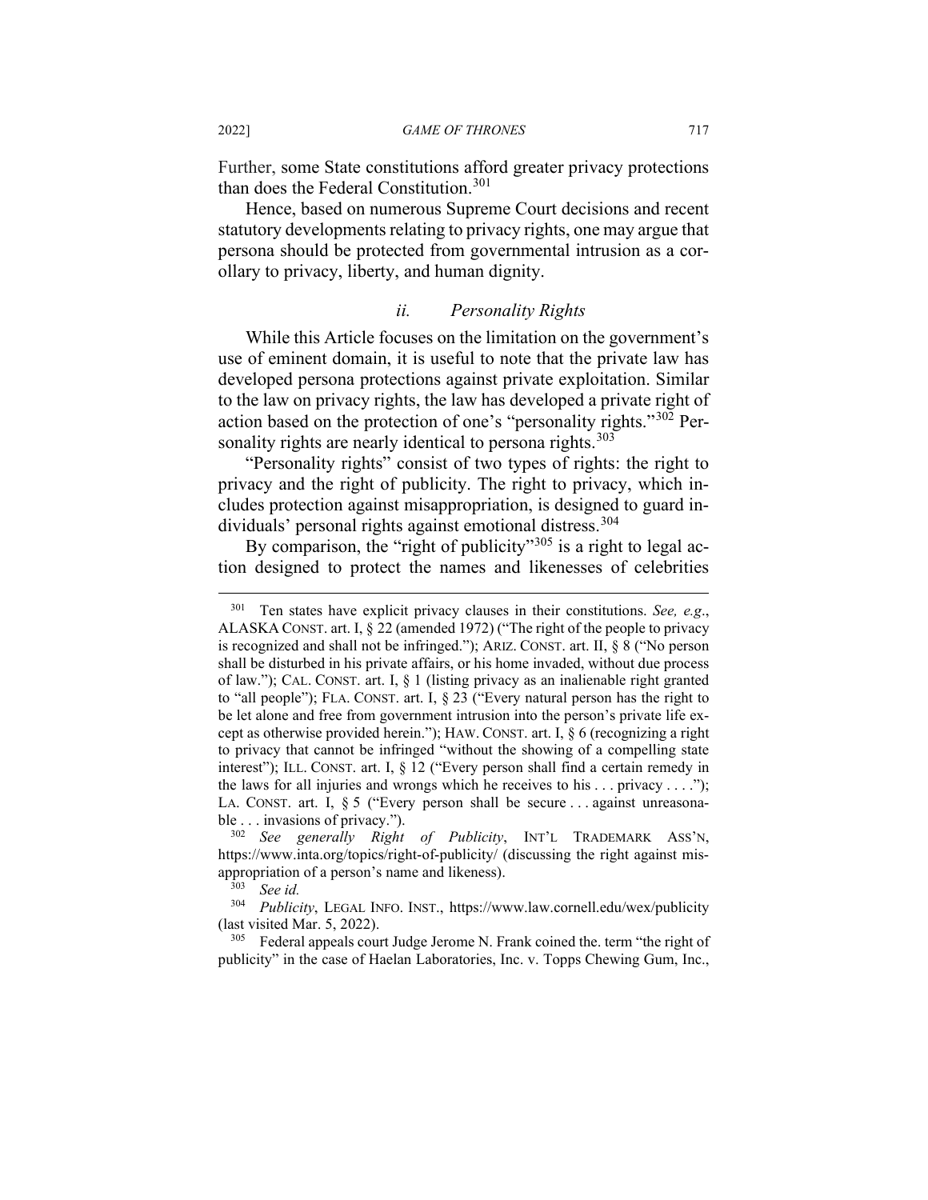Further, some State constitutions afford greater privacy protections than does the Federal Constitution.[301]

Hence, based on numerous Supreme Court decisions and recent statutory developments relating to privacy rights, one may argue that persona should be protected from governmental intrusion as a corollary to privacy, liberty, and human dignity.

### *ii. Personality Rights*

While this Article focuses on the limitation on the government's use of eminent domain, it is useful to note that the private law has developed persona protections against private exploitation. Similar to the law on privacy rights, the law has developed a private right of action based on the protection of one's "personality rights."[302] Personality rights are nearly identical to persona rights.[303]

"Personality rights" consist of two types of rights: the right to privacy and the right of publicity. The right to privacy, which includes protection against misappropriation, is designed to guard individuals' personal rights against emotional distress.[304]

By comparison, the "right of publicity"[305] is a right to legal action designed to protect the names and likenesses of celebrities

---

[301] Ten states have explicit privacy clauses in their constitutions. *See, e.g.*, ALASKA CONST. art. I, § 22 (amended 1972) ("The right of the people to privacy is recognized and shall not be infringed."); ARIZ. CONST. art. II, § 8 ("No person shall be disturbed in his private affairs, or his home invaded, without due process of law."); CAL. CONST. art. I, § 1 (listing privacy as an inalienable right granted to "all people"); FLA. CONST. art. I, § 23 ("Every natural person has the right to be let alone and free from government intrusion into the person's private life except as otherwise provided herein."); HAW. CONST. art. I, § 6 (recognizing a right to privacy that cannot be infringed "without the showing of a compelling state interest"); ILL. CONST. art. I, § 12 ("Every person shall find a certain remedy in the laws for all injuries and wrongs which he receives to his . . . privacy . . . ."); LA. CONST. art. I, § 5 ("Every person shall be secure . . . against unreasonable . . . invasions of privacy.").

[302] *See generally Right of Publicity*, INT'L TRADEMARK ASS'N, https://www.inta.org/topics/right-of-publicity/ (discussing the right against misappropriation of a person's name and likeness).

[303] *See id.*

[304] *Publicity*, LEGAL INFO. INST., https://www.law.cornell.edu/wex/publicity (last visited Mar. 5, 2022).

[305] Federal appeals court Judge Jerome N. Frank coined the. term "the right of publicity" in the case of Haelan Laboratories, Inc. v. Topps Chewing Gum, Inc.,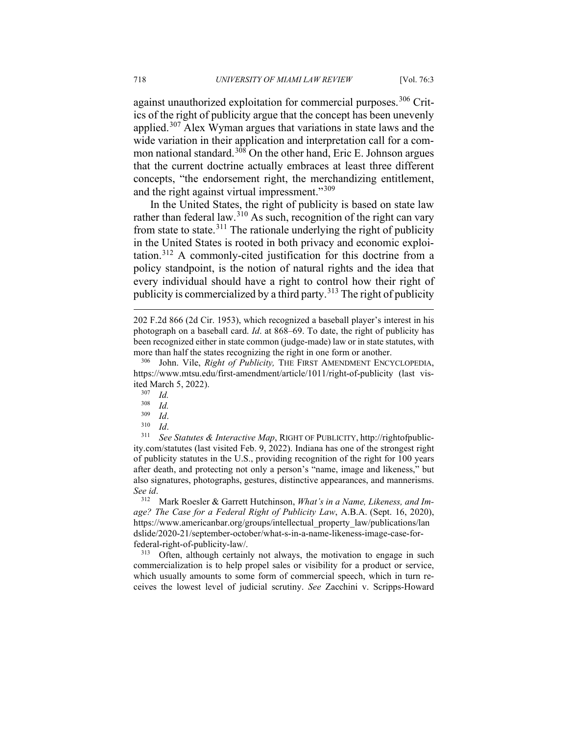against unauthorized exploitation for commercial purposes.[306] Critics of the right of publicity argue that the concept has been unevenly applied.[307] Alex Wyman argues that variations in state laws and the wide variation in their application and interpretation call for a common national standard.[308] On the other hand, Eric E. Johnson argues that the current doctrine actually embraces at least three different concepts, "the endorsement right, the merchandizing entitlement, and the right against virtual impressment."[309]

In the United States, the right of publicity is based on state law rather than federal law.[310] As such, recognition of the right can vary from state to state.[311] The rationale underlying the right of publicity in the United States is rooted in both privacy and economic exploitation.[312] A commonly-cited justification for this doctrine from a policy standpoint, is the notion of natural rights and the idea that every individual should have a right to control how their right of publicity is commercialized by a third party.[313] The right of publicity

---

202 F.2d 866 (2d Cir. 1953), which recognized a baseball player's interest in his photograph on a baseball card. *Id*. at 868–69. To date, the right of publicity has been recognized either in state common (judge-made) law or in state statutes, with more than half the states recognizing the right in one form or another.

[306] John. Vile, *Right of Publicity,* THE FIRST AMENDMENT ENCYCLOPEDIA, https://www.mtsu.edu/first-amendment/article/1011/right-of-publicity (last visited March 5, 2022).

[307] *Id.*

[308] *Id.*

[309] *Id*.

[310] *Id*.

[311] *See Statutes & Interactive Map*, RIGHT OF PUBLICITY, http://rightofpublicity.com/statutes (last visited Feb. 9, 2022). Indiana has one of the strongest right of publicity statutes in the U.S., providing recognition of the right for 100 years after death, and protecting not only a person's "name, image and likeness," but also signatures, photographs, gestures, distinctive appearances, and mannerisms. *See id*.

[312] Mark Roesler & Garrett Hutchinson, *What's in a Name, Likeness, and Image? The Case for a Federal Right of Publicity Law*, A.B.A. (Sept. 16, 2020), https://www.americanbar.org/groups/intellectual_property_law/publications/landslide/2020-21/september-october/what-s-in-a-name-likeness-image-case-for-federal-right-of-publicity-law/.

[313] Often, although certainly not always, the motivation to engage in such commercialization is to help propel sales or visibility for a product or service, which usually amounts to some form of commercial speech, which in turn receives the lowest level of judicial scrutiny. *See* Zacchini v. Scripps-Howard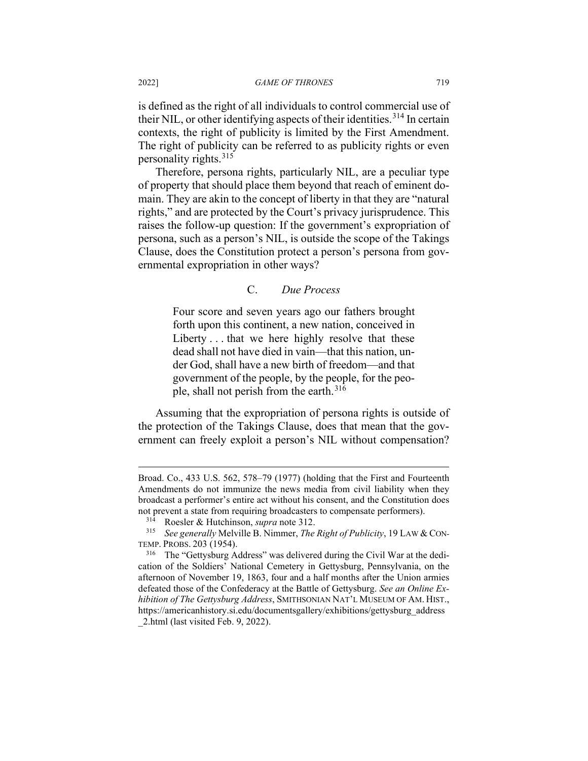is defined as the right of all individuals to control commercial use of their NIL, or other identifying aspects of their identities.[314] In certain contexts, the right of publicity is limited by the First Amendment. The right of publicity can be referred to as publicity rights or even personality rights.[315]

Therefore, persona rights, particularly NIL, are a peculiar type of property that should place them beyond that reach of eminent domain. They are akin to the concept of liberty in that they are "natural rights," and are protected by the Court's privacy jurisprudence. This raises the follow-up question: If the government's expropriation of persona, such as a person's NIL, is outside the scope of the Takings Clause, does the Constitution protect a person's persona from governmental expropriation in other ways?

### C. *Due Process*

> Four score and seven years ago our fathers brought forth upon this continent, a new nation, conceived in Liberty . . . that we here highly resolve that these dead shall not have died in vain—that this nation, under God, shall have a new birth of freedom—and that government of the people, by the people, for the people, shall not perish from the earth.[316]

Assuming that the expropriation of persona rights is outside of the protection of the Takings Clause, does that mean that the government can freely exploit a person's NIL without compensation?

---

Broad. Co., 433 U.S. 562, 578–79 (1977) (holding that the First and Fourteenth Amendments do not immunize the news media from civil liability when they broadcast a performer's entire act without his consent, and the Constitution does not prevent a state from requiring broadcasters to compensate performers).

[314] Roesler & Hutchinson, *supra* note 312.

[315] *See generally* Melville B. Nimmer, *The Right of Publicity*, 19 LAW & CONTEMP. PROBS. 203 (1954).

[316] The "Gettysburg Address" was delivered during the Civil War at the dedication of the Soldiers' National Cemetery in Gettysburg, Pennsylvania, on the afternoon of November 19, 1863, four and a half months after the Union armies defeated those of the Confederacy at the Battle of Gettysburg. *See an Online Exhibition of The Gettysburg Address*, SMITHSONIAN NAT'L MUSEUM OF AM. HIST., https://americanhistory.si.edu/documentsgallery/exhibitions/gettysburg_address_2.html (last visited Feb. 9, 2022).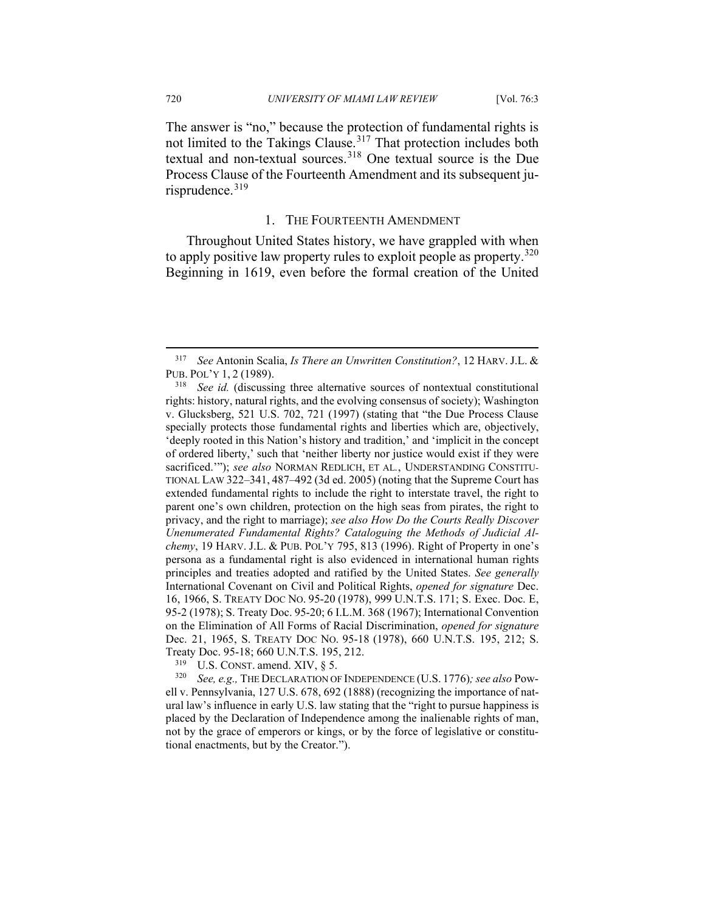The answer is "no," because the protection of fundamental rights is not limited to the Takings Clause.[317] That protection includes both textual and non-textual sources.[318] One textual source is the Due Process Clause of the Fourteenth Amendment and its subsequent jurisprudence.[319]

### 1. THE FOURTEENTH AMENDMENT

Throughout United States history, we have grappled with when to apply positive law property rules to exploit people as property.[320] Beginning in 1619, even before the formal creation of the United

---

[317] *See* Antonin Scalia, *Is There an Unwritten Constitution?*, 12 HARV. J.L. & PUB. POL'Y 1, 2 (1989).

[318] *See id.* (discussing three alternative sources of nontextual constitutional rights: history, natural rights, and the evolving consensus of society); Washington v. Glucksberg, 521 U.S. 702, 721 (1997) (stating that "the Due Process Clause specially protects those fundamental rights and liberties which are, objectively, 'deeply rooted in this Nation's history and tradition,' and 'implicit in the concept of ordered liberty,' such that 'neither liberty nor justice would exist if they were sacrificed.'"); *see also* NORMAN REDLICH, ET AL., UNDERSTANDING CONSTITUTIONAL LAW 322–341, 487–492 (3d ed. 2005) (noting that the Supreme Court has extended fundamental rights to include the right to interstate travel, the right to parent one's own children, protection on the high seas from pirates, the right to privacy, and the right to marriage); *see also How Do the Courts Really Discover Unenumerated Fundamental Rights? Cataloguing the Methods of Judicial Alchemy*, 19 HARV. J.L. & PUB. POL'Y 795, 813 (1996). Right of Property in one's persona as a fundamental right is also evidenced in international human rights principles and treaties adopted and ratified by the United States. *See generally* International Covenant on Civil and Political Rights, *opened for signature* Dec. 16, 1966, S. TREATY DOC NO. 95-20 (1978), 999 U.N.T.S. 171; S. Exec. Doc. E, 95-2 (1978); S. Treaty Doc. 95-20; 6 I.L.M. 368 (1967); International Convention on the Elimination of All Forms of Racial Discrimination, *opened for signature* Dec. 21, 1965, S. TREATY DOC NO. 95-18 (1978), 660 U.N.T.S. 195, 212; S. Treaty Doc. 95-18; 660 U.N.T.S. 195, 212.

[319] U.S. CONST. amend. XIV, § 5.

[320] *See, e.g.,* THE DECLARATION OF INDEPENDENCE (U.S. 1776)*; see also* Powell v. Pennsylvania, 127 U.S. 678, 692 (1888) (recognizing the importance of natural law's influence in early U.S. law stating that the "right to pursue happiness is placed by the Declaration of Independence among the inalienable rights of man, not by the grace of emperors or kings, or by the force of legislative or constitutional enactments, but by the Creator.").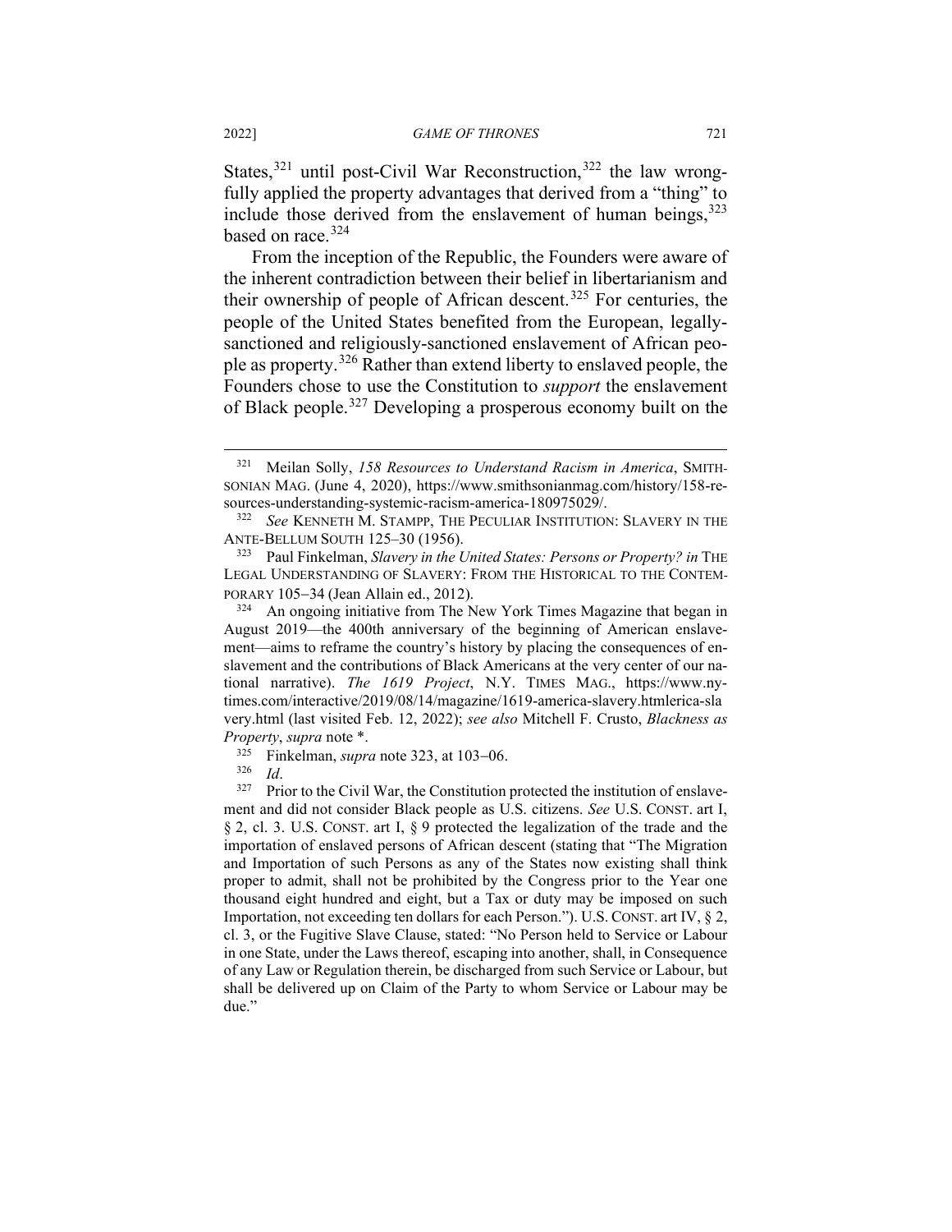States,[321] until post-Civil War Reconstruction,[322] the law wrongfully applied the property advantages that derived from a "thing" to include those derived from the enslavement of human beings,[323] based on race.[324]

From the inception of the Republic, the Founders were aware of the inherent contradiction between their belief in libertarianism and their ownership of people of African descent.[325] For centuries, the people of the United States benefited from the European, legally-sanctioned and religiously-sanctioned enslavement of African people as property.[326] Rather than extend liberty to enslaved people, the Founders chose to use the Constitution to *support* the enslavement of Black people.[327] Developing a prosperous economy built on the

---

[321] Meilan Solly, *158 Resources to Understand Racism in America*, SMITHSONIAN MAG. (June 4, 2020), https://www.smithsonianmag.com/history/158-resources-understanding-systemic-racism-america-180975029/.

[322] *See* KENNETH M. STAMPP, THE PECULIAR INSTITUTION: SLAVERY IN THE ANTE-BELLUM SOUTH 125–30 (1956).

[323] Paul Finkelman, *Slavery in the United States: Persons or Property? in* THE LEGAL UNDERSTANDING OF SLAVERY: FROM THE HISTORICAL TO THE CONTEMPORARY 105–34 (Jean Allain ed., 2012).

[324] An ongoing initiative from The New York Times Magazine that began in August 2019—the 400th anniversary of the beginning of American enslavement—aims to reframe the country's history by placing the consequences of enslavement and the contributions of Black Americans at the very center of our national narrative). *The 1619 Project*, N.Y. TIMES MAG., https://www.nytimes.com/interactive/2019/08/14/magazine/1619-america-slavery.htmlerica-slavery.html (last visited Feb. 12, 2022); *see also* Mitchell F. Crusto, *Blackness as Property*, *supra* note *.

[325] Finkelman, *supra* note 323, at 103–06.

[326] *Id*.

[327] Prior to the Civil War, the Constitution protected the institution of enslavement and did not consider Black people as U.S. citizens. *See* U.S. CONST. art I, § 2, cl. 3. U.S. CONST. art I, § 9 protected the legalization of the trade and the importation of enslaved persons of African descent (stating that "The Migration and Importation of such Persons as any of the States now existing shall think proper to admit, shall not be prohibited by the Congress prior to the Year one thousand eight hundred and eight, but a Tax or duty may be imposed on such Importation, not exceeding ten dollars for each Person."). U.S. CONST. art IV, § 2, cl. 3, or the Fugitive Slave Clause, stated: "No Person held to Service or Labour in one State, under the Laws thereof, escaping into another, shall, in Consequence of any Law or Regulation therein, be discharged from such Service or Labour, but shall be delivered up on Claim of the Party to whom Service or Labour may be due."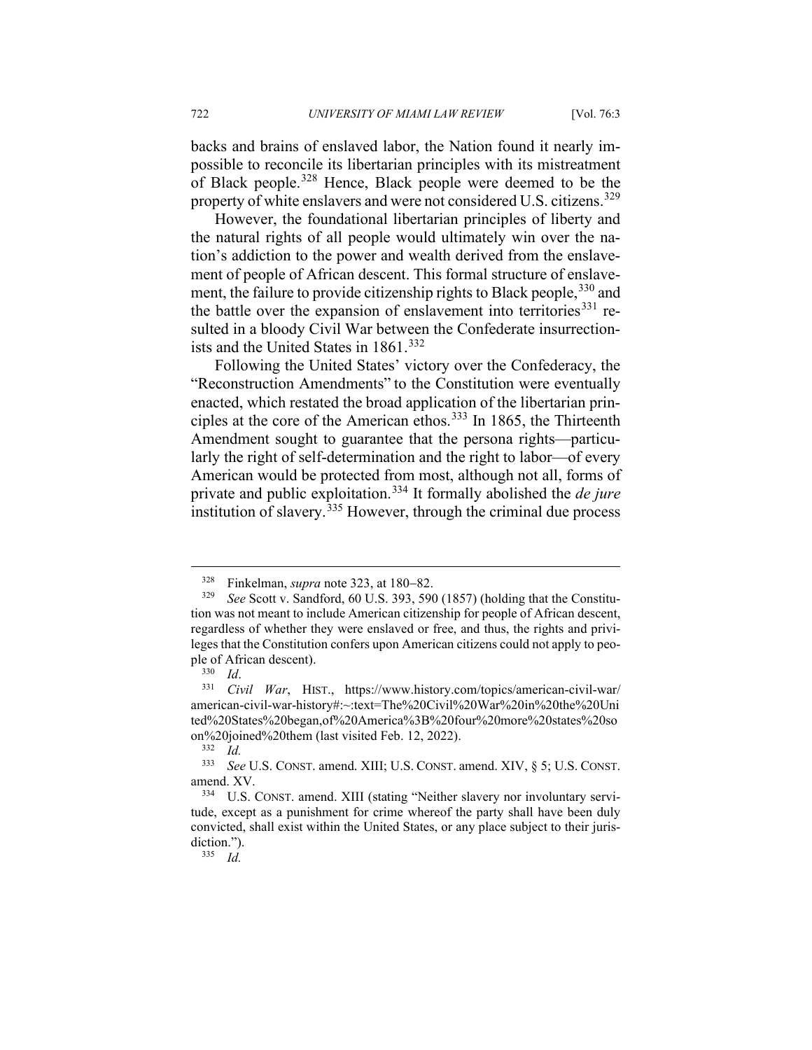backs and brains of enslaved labor, the Nation found it nearly impossible to reconcile its libertarian principles with its mistreatment of Black people.[328] Hence, Black people were deemed to be the property of white enslavers and were not considered U.S. citizens.[329]

However, the foundational libertarian principles of liberty and the natural rights of all people would ultimately win over the nation's addiction to the power and wealth derived from the enslavement of people of African descent. This formal structure of enslavement, the failure to provide citizenship rights to Black people,[330] and the battle over the expansion of enslavement into territories[331] resulted in a bloody Civil War between the Confederate insurrectionists and the United States in 1861.[332]

Following the United States' victory over the Confederacy, the "Reconstruction Amendments" to the Constitution were eventually enacted, which restated the broad application of the libertarian principles at the core of the American ethos.[333] In 1865, the Thirteenth Amendment sought to guarantee that the persona rights—particularly the right of self-determination and the right to labor—of every American would be protected from most, although not all, forms of private and public exploitation.[334] It formally abolished the *de jure* institution of slavery.[335] However, through the criminal due process

---

[328] Finkelman, *supra* note 323, at 180–82.

[329] *See* Scott v. Sandford, 60 U.S. 393, 590 (1857) (holding that the Constitution was not meant to include American citizenship for people of African descent, regardless of whether they were enslaved or free, and thus, the rights and privileges that the Constitution confers upon American citizens could not apply to people of African descent).

[330] *Id*.

[331] *Civil War*, HIST., https://www.history.com/topics/american-civil-war/american-civil-war-history#:~:text=The%20Civil%20War%20in%20the%20United%20States%20began,of%20America%3B%20four%20more%20states%20soon%20joined%20them (last visited Feb. 12, 2022).

[332] *Id.*

[333] *See* U.S. CONST. amend. XIII; U.S. CONST. amend. XIV, § 5; U.S. CONST. amend. XV.

[334] U.S. CONST. amend. XIII (stating "Neither slavery nor involuntary servitude, except as a punishment for crime whereof the party shall have been duly convicted, shall exist within the United States, or any place subject to their jurisdiction.").

[335] *Id.*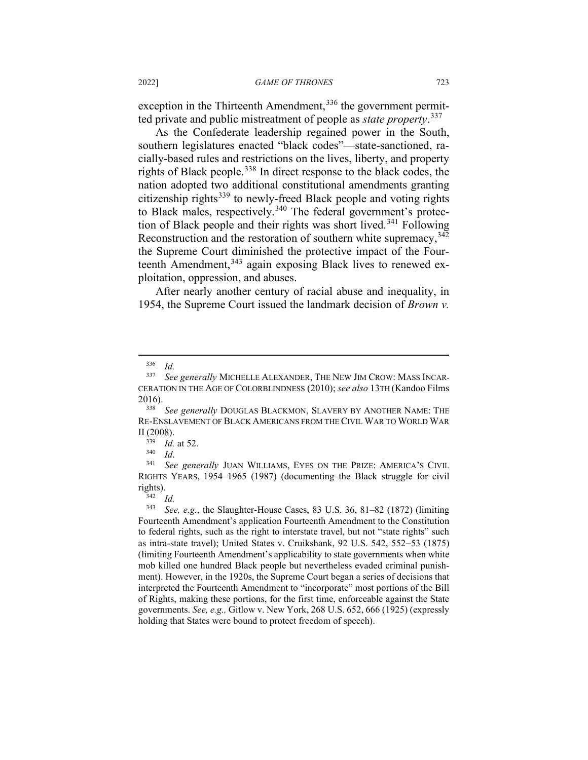exception in the Thirteenth Amendment,[336] the government permitted private and public mistreatment of people as *state property*.[337]

As the Confederate leadership regained power in the South, southern legislatures enacted "black codes"—state-sanctioned, racially-based rules and restrictions on the lives, liberty, and property rights of Black people.[338] In direct response to the black codes, the nation adopted two additional constitutional amendments granting citizenship rights[339] to newly-freed Black people and voting rights to Black males, respectively.[340] The federal government's protection of Black people and their rights was short lived.[341] Following Reconstruction and the restoration of southern white supremacy,[342] the Supreme Court diminished the protective impact of the Fourteenth Amendment,[343] again exposing Black lives to renewed exploitation, oppression, and abuses.

After nearly another century of racial abuse and inequality, in 1954, the Supreme Court issued the landmark decision of *Brown v.*

---

[336] *Id.*

[337] *See generally* MICHELLE ALEXANDER, THE NEW JIM CROW: MASS INCARCERATION IN THE AGE OF COLORBLINDNESS (2010); *see also* 13TH (Kandoo Films 2016).

[338] *See generally* DOUGLAS BLACKMON, SLAVERY BY ANOTHER NAME: THE RE-ENSLAVEMENT OF BLACK AMERICANS FROM THE CIVIL WAR TO WORLD WAR II (2008).

[339] *Id.* at 52.

[340] *Id*.

[341] *See generally* JUAN WILLIAMS, EYES ON THE PRIZE: AMERICA'S CIVIL RIGHTS YEARS, 1954–1965 (1987) (documenting the Black struggle for civil rights).

[342] *Id.*

[343] *See, e.g.*, the Slaughter-House Cases, 83 U.S. 36, 81–82 (1872) (limiting Fourteenth Amendment's application Fourteenth Amendment to the Constitution to federal rights, such as the right to interstate travel, but not "state rights" such as intra-state travel); United States v. Cruikshank, 92 U.S. 542, 552−53 (1875) (limiting Fourteenth Amendment's applicability to state governments when white mob killed one hundred Black people but nevertheless evaded criminal punishment). However, in the 1920s, the Supreme Court began a series of decisions that interpreted the Fourteenth Amendment to "incorporate" most portions of the Bill of Rights, making these portions, for the first time, enforceable against the State governments. *See, e.g.,* Gitlow v. New York, 268 U.S. 652, 666 (1925) (expressly holding that States were bound to protect freedom of speech).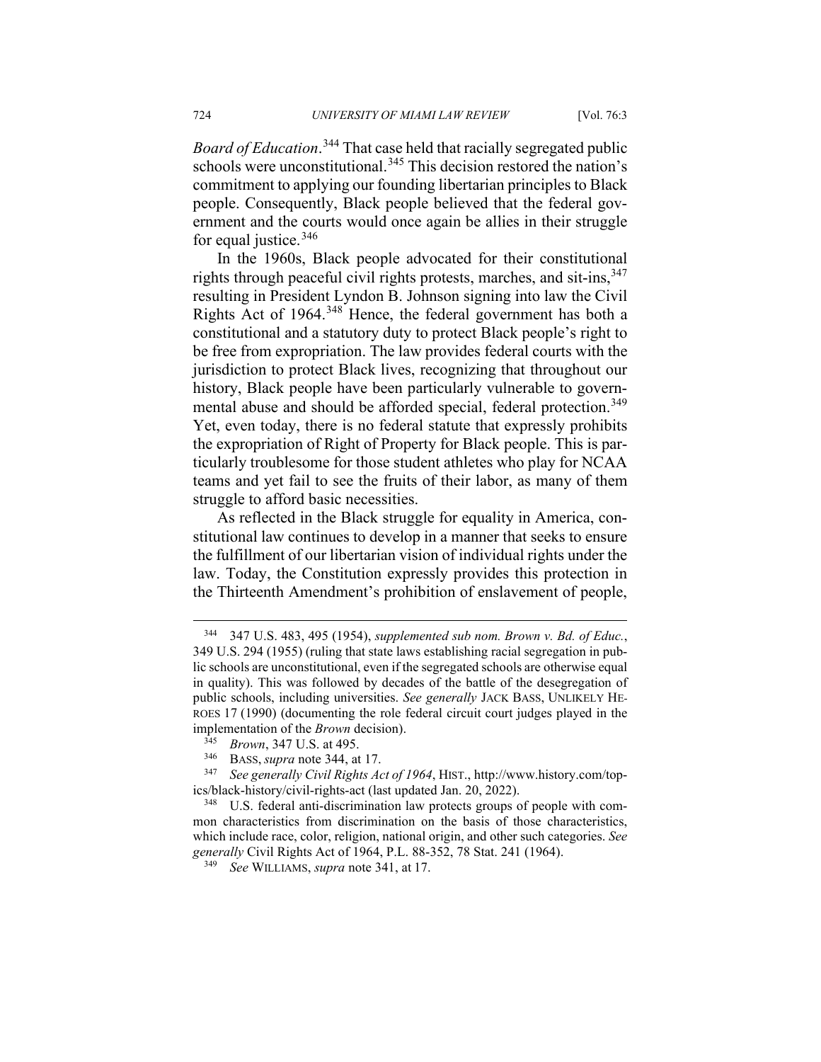*Board of Education*.[344] That case held that racially segregated public schools were unconstitutional.[345] This decision restored the nation's commitment to applying our founding libertarian principles to Black people. Consequently, Black people believed that the federal government and the courts would once again be allies in their struggle for equal justice.[346]

In the 1960s, Black people advocated for their constitutional rights through peaceful civil rights protests, marches, and sit-ins,[347] resulting in President Lyndon B. Johnson signing into law the Civil Rights Act of 1964.[348] Hence, the federal government has both a constitutional and a statutory duty to protect Black people's right to be free from expropriation. The law provides federal courts with the jurisdiction to protect Black lives, recognizing that throughout our history, Black people have been particularly vulnerable to governmental abuse and should be afforded special, federal protection.[349] Yet, even today, there is no federal statute that expressly prohibits the expropriation of Right of Property for Black people. This is particularly troublesome for those student athletes who play for NCAA teams and yet fail to see the fruits of their labor, as many of them struggle to afford basic necessities.

As reflected in the Black struggle for equality in America, constitutional law continues to develop in a manner that seeks to ensure the fulfillment of our libertarian vision of individual rights under the law. Today, the Constitution expressly provides this protection in the Thirteenth Amendment's prohibition of enslavement of people,

---

[344] 347 U.S. 483, 495 (1954), *supplemented sub nom. Brown v. Bd. of Educ.*, 349 U.S. 294 (1955) (ruling that state laws establishing racial segregation in public schools are unconstitutional, even if the segregated schools are otherwise equal in quality). This was followed by decades of the battle of the desegregation of public schools, including universities. *See generally* JACK BASS, UNLIKELY HEROES 17 (1990) (documenting the role federal circuit court judges played in the implementation of the *Brown* decision).

[345] *Brown*, 347 U.S. at 495.

[346] BASS, *supra* note 344, at 17.

[347] *See generally Civil Rights Act of 1964*, HIST., http://www.history.com/topics/black-history/civil-rights-act (last updated Jan. 20, 2022).

[348] U.S. federal anti-discrimination law protects groups of people with common characteristics from discrimination on the basis of those characteristics, which include race, color, religion, national origin, and other such categories. *See generally* Civil Rights Act of 1964, P.L. 88-352, 78 Stat. 241 (1964).

[349] *See* WILLIAMS, *supra* note 341, at 17.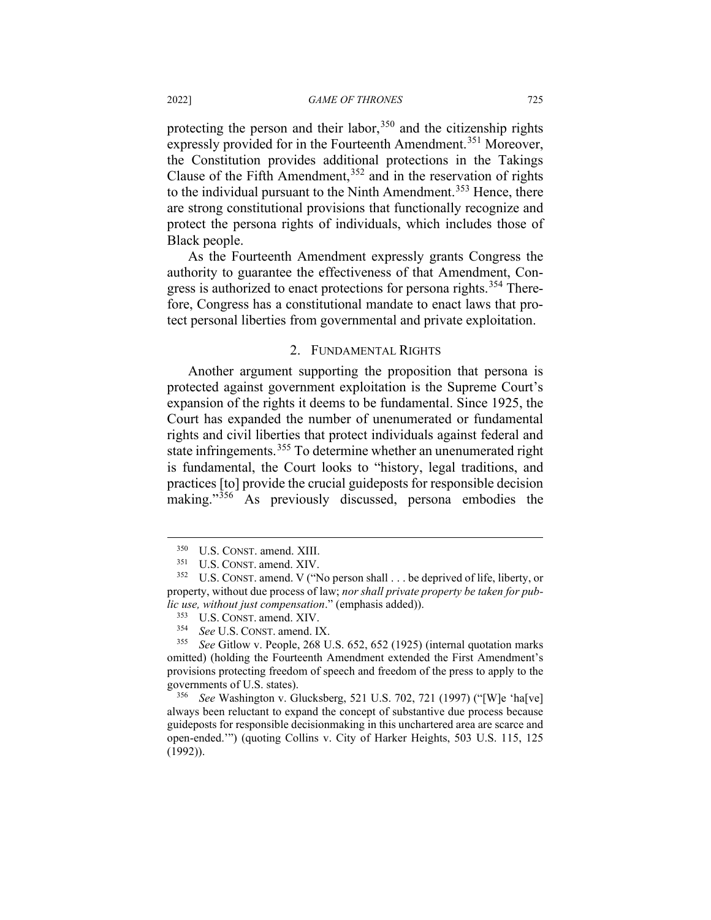protecting the person and their labor,[350] and the citizenship rights expressly provided for in the Fourteenth Amendment.[351] Moreover, the Constitution provides additional protections in the Takings Clause of the Fifth Amendment,[352] and in the reservation of rights to the individual pursuant to the Ninth Amendment.[353] Hence, there are strong constitutional provisions that functionally recognize and protect the persona rights of individuals, which includes those of Black people.

As the Fourteenth Amendment expressly grants Congress the authority to guarantee the effectiveness of that Amendment, Congress is authorized to enact protections for persona rights.[354] Therefore, Congress has a constitutional mandate to enact laws that protect personal liberties from governmental and private exploitation.

### 2. FUNDAMENTAL RIGHTS

Another argument supporting the proposition that persona is protected against government exploitation is the Supreme Court's expansion of the rights it deems to be fundamental. Since 1925, the Court has expanded the number of unenumerated or fundamental rights and civil liberties that protect individuals against federal and state infringements.[355] To determine whether an unenumerated right is fundamental, the Court looks to "history, legal traditions, and practices [to] provide the crucial guideposts for responsible decision making."[356] As previously discussed, persona embodies the

---

[350] U.S. CONST. amend. XIII.

[351] U.S. CONST. amend. XIV.

[352] U.S. CONST. amend. V ("No person shall . . . be deprived of life, liberty, or property, without due process of law; *nor shall private property be taken for public use, without just compensation*." (emphasis added)).

[353] U.S. CONST. amend. XIV.

[354] *See* U.S. CONST. amend. IX.

[355] *See* Gitlow v. People, 268 U.S. 652, 652 (1925) (internal quotation marks omitted) (holding the Fourteenth Amendment extended the First Amendment's provisions protecting freedom of speech and freedom of the press to apply to the governments of U.S. states).

[356] *See* Washington v. Glucksberg, 521 U.S. 702, 721 (1997) ("[W]e 'ha[ve] always been reluctant to expand the concept of substantive due process because guideposts for responsible decisionmaking in this unchartered area are scarce and open-ended.'") (quoting Collins v. City of Harker Heights, 503 U.S. 115, 125 (1992)).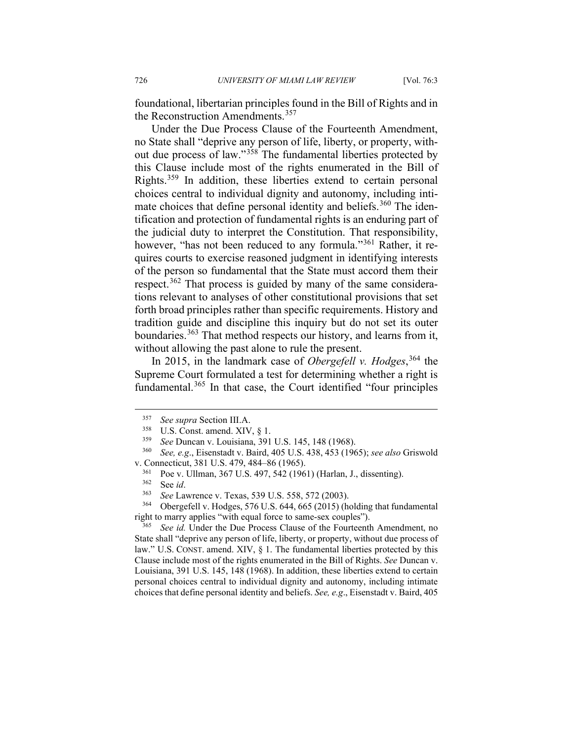foundational, libertarian principles found in the Bill of Rights and in the Reconstruction Amendments.[357]

Under the Due Process Clause of the Fourteenth Amendment, no State shall "deprive any person of life, liberty, or property, without due process of law."[358] The fundamental liberties protected by this Clause include most of the rights enumerated in the Bill of Rights.[359] In addition, these liberties extend to certain personal choices central to individual dignity and autonomy, including intimate choices that define personal identity and beliefs.[360] The identification and protection of fundamental rights is an enduring part of the judicial duty to interpret the Constitution. That responsibility, however, "has not been reduced to any formula."[361] Rather, it requires courts to exercise reasoned judgment in identifying interests of the person so fundamental that the State must accord them their respect.[362] That process is guided by many of the same considerations relevant to analyses of other constitutional provisions that set forth broad principles rather than specific requirements. History and tradition guide and discipline this inquiry but do not set its outer boundaries.[363] That method respects our history, and learns from it, without allowing the past alone to rule the present.

In 2015, in the landmark case of *Obergefell v. Hodges*,[364] the Supreme Court formulated a test for determining whether a right is fundamental.[365] In that case, the Court identified "four principles

---

[357] *See supra* Section III.A.

[358] U.S. Const. amend. XIV, § 1.

[359] *See* Duncan v. Louisiana, 391 U.S. 145, 148 (1968).

[360] *See, e.g*., Eisenstadt v. Baird, 405 U.S. 438, 453 (1965); *see also* Griswold v. Connecticut, 381 U.S. 479, 484–86 (1965).

[361] Poe v. Ullman, 367 U.S. 497, 542 (1961) (Harlan, J., dissenting).

[362] See *id*.

[363] *See* Lawrence v. Texas, 539 U.S. 558, 572 (2003).

[364] Obergefell v. Hodges, 576 U.S. 644, 665 (2015) (holding that fundamental right to marry applies "with equal force to same-sex couples").

[365] *See id.* Under the Due Process Clause of the Fourteenth Amendment, no State shall "deprive any person of life, liberty, or property, without due process of law." U.S. CONST. amend. XIV, § 1. The fundamental liberties protected by this Clause include most of the rights enumerated in the Bill of Rights. *See* Duncan v. Louisiana, 391 U.S. 145, 148 (1968). In addition, these liberties extend to certain personal choices central to individual dignity and autonomy, including intimate choices that define personal identity and beliefs. *See, e.g*., Eisenstadt v. Baird, 405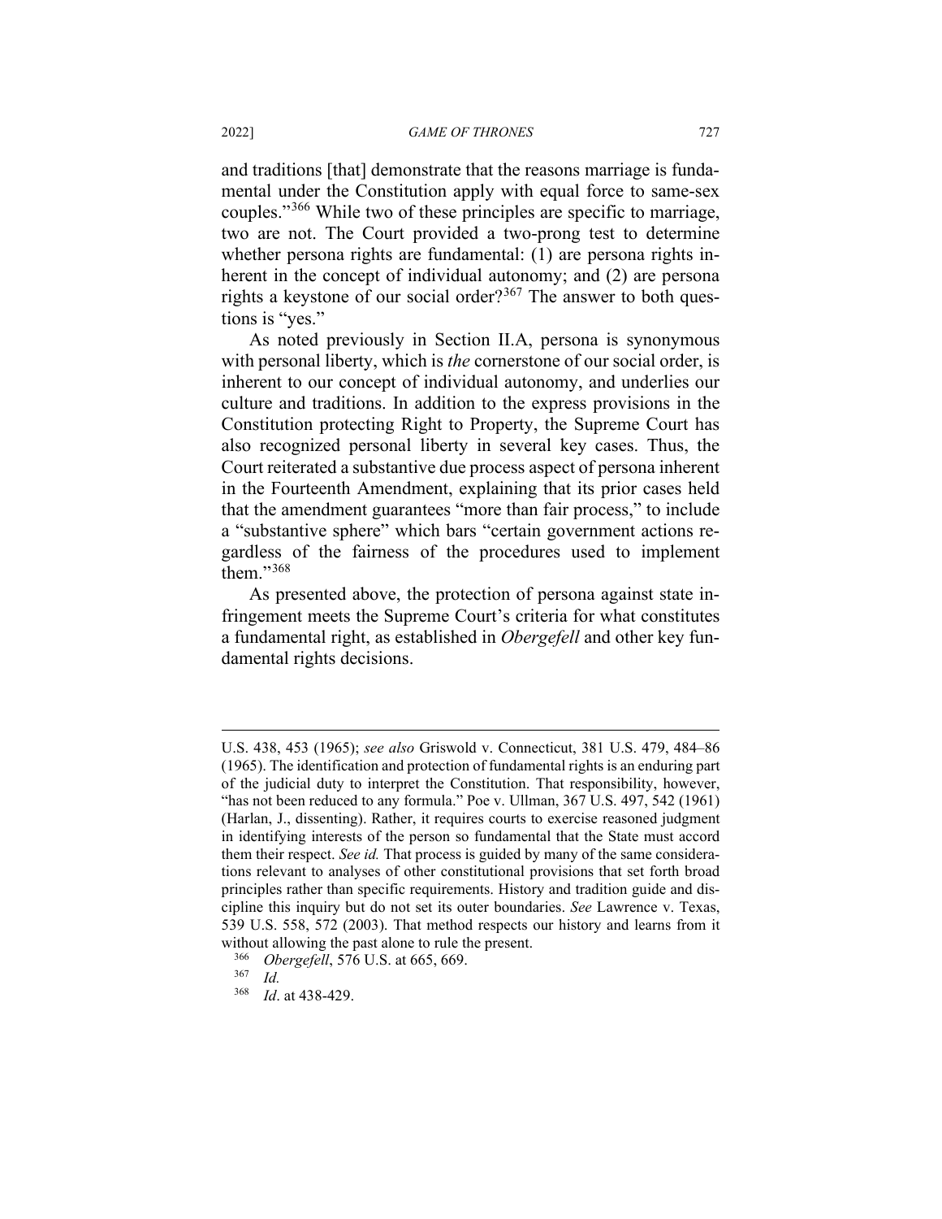and traditions [that] demonstrate that the reasons marriage is fundamental under the Constitution apply with equal force to same-sex couples."[366] While two of these principles are specific to marriage, two are not. The Court provided a two-prong test to determine whether persona rights are fundamental: (1) are persona rights inherent in the concept of individual autonomy; and (2) are persona rights a keystone of our social order?[367] The answer to both questions is "yes."

As noted previously in Section II.A, persona is synonymous with personal liberty, which is *the* cornerstone of our social order, is inherent to our concept of individual autonomy, and underlies our culture and traditions. In addition to the express provisions in the Constitution protecting Right to Property, the Supreme Court has also recognized personal liberty in several key cases. Thus, the Court reiterated a substantive due process aspect of persona inherent in the Fourteenth Amendment, explaining that its prior cases held that the amendment guarantees "more than fair process," to include a "substantive sphere" which bars "certain government actions regardless of the fairness of the procedures used to implement them."[368]

As presented above, the protection of persona against state infringement meets the Supreme Court's criteria for what constitutes a fundamental right, as established in *Obergefell* and other key fundamental rights decisions.

---

U.S. 438, 453 (1965); *see also* Griswold v. Connecticut, 381 U.S. 479, 484–86 (1965). The identification and protection of fundamental rights is an enduring part of the judicial duty to interpret the Constitution. That responsibility, however, "has not been reduced to any formula." Poe v. Ullman, 367 U.S. 497, 542 (1961) (Harlan, J., dissenting). Rather, it requires courts to exercise reasoned judgment in identifying interests of the person so fundamental that the State must accord them their respect. *See id.* That process is guided by many of the same considerations relevant to analyses of other constitutional provisions that set forth broad principles rather than specific requirements. History and tradition guide and discipline this inquiry but do not set its outer boundaries. *See* Lawrence v. Texas, 539 U.S. 558, 572 (2003). That method respects our history and learns from it without allowing the past alone to rule the present.

[366] *Obergefell*, 576 U.S. at 665, 669.

[367] *Id.*

[368] *Id*. at 438-429.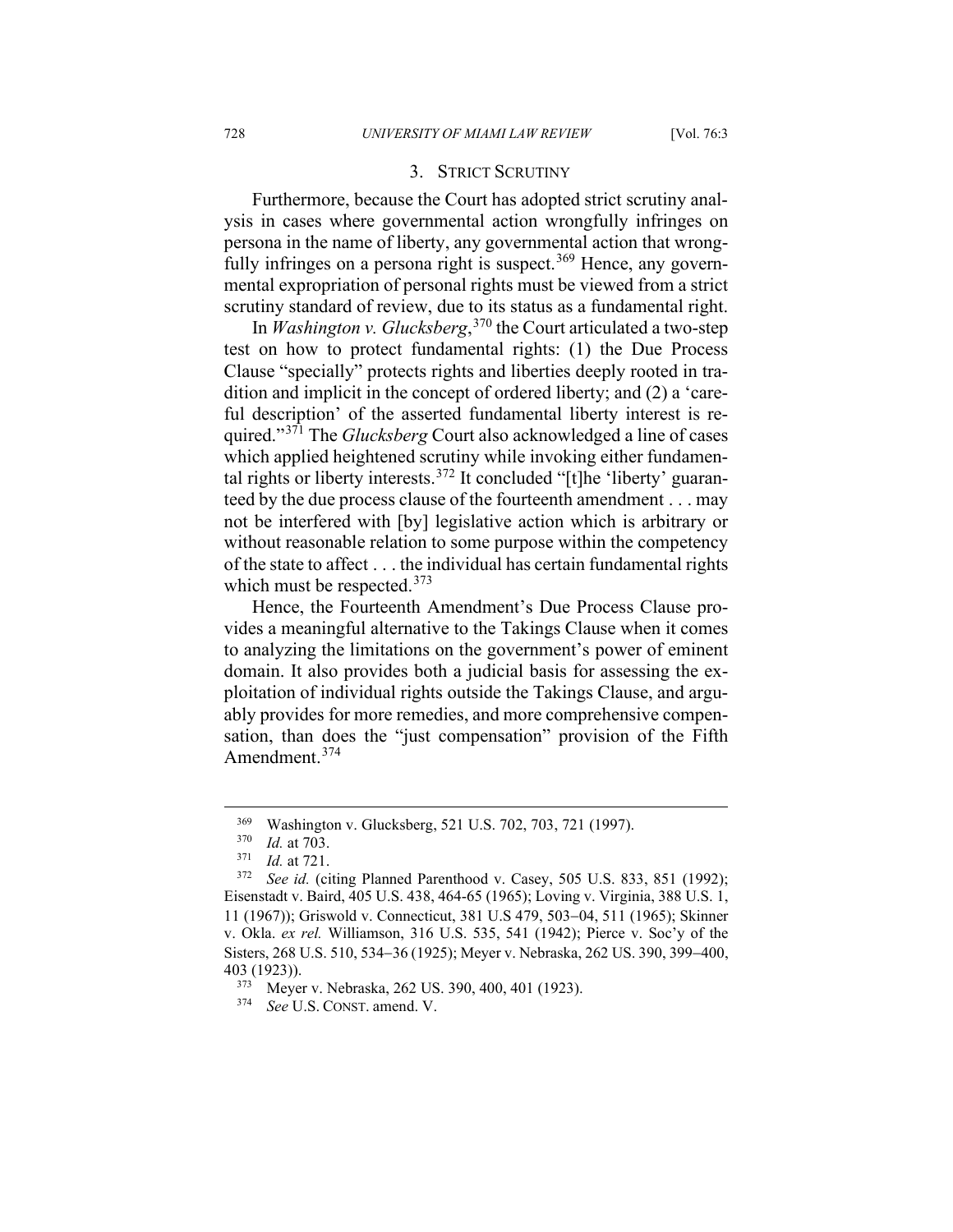### 3. STRICT SCRUTINY

Furthermore, because the Court has adopted strict scrutiny analysis in cases where governmental action wrongfully infringes on persona in the name of liberty, any governmental action that wrongfully infringes on a persona right is suspect.[369] Hence, any governmental expropriation of personal rights must be viewed from a strict scrutiny standard of review, due to its status as a fundamental right.

In *Washington v. Glucksberg*,[370] the Court articulated a two-step test on how to protect fundamental rights: (1) the Due Process Clause "specially" protects rights and liberties deeply rooted in tradition and implicit in the concept of ordered liberty; and (2) a 'careful description' of the asserted fundamental liberty interest is required."[371] The *Glucksberg* Court also acknowledged a line of cases which applied heightened scrutiny while invoking either fundamental rights or liberty interests.[372] It concluded "[t]he 'liberty' guaranteed by the due process clause of the fourteenth amendment . . . may not be interfered with [by] legislative action which is arbitrary or without reasonable relation to some purpose within the competency of the state to affect . . . the individual has certain fundamental rights which must be respected.[373]

Hence, the Fourteenth Amendment's Due Process Clause provides a meaningful alternative to the Takings Clause when it comes to analyzing the limitations on the government's power of eminent domain. It also provides both a judicial basis for assessing the exploitation of individual rights outside the Takings Clause, and arguably provides for more remedies, and more comprehensive compensation, than does the "just compensation" provision of the Fifth Amendment.[374]

---

[369] Washington v. Glucksberg, 521 U.S. 702, 703, 721 (1997).

[370] *Id.* at 703.

[371] *Id.* at 721.

[372] *See id.* (citing Planned Parenthood v. Casey, 505 U.S. 833, 851 (1992); Eisenstadt v. Baird, 405 U.S. 438, 464-65 (1965); Loving v. Virginia, 388 U.S. 1, 11 (1967)); Griswold v. Connecticut, 381 U.S 479, 503–04, 511 (1965); Skinner v. Okla. *ex rel.* Williamson, 316 U.S. 535, 541 (1942); Pierce v. Soc'y of the Sisters, 268 U.S. 510, 534–36 (1925); Meyer v. Nebraska, 262 US. 390, 399–400, 403 (1923)).

[373] Meyer v. Nebraska, 262 US. 390, 400, 401 (1923).

[374] *See* U.S. CONST. amend. V.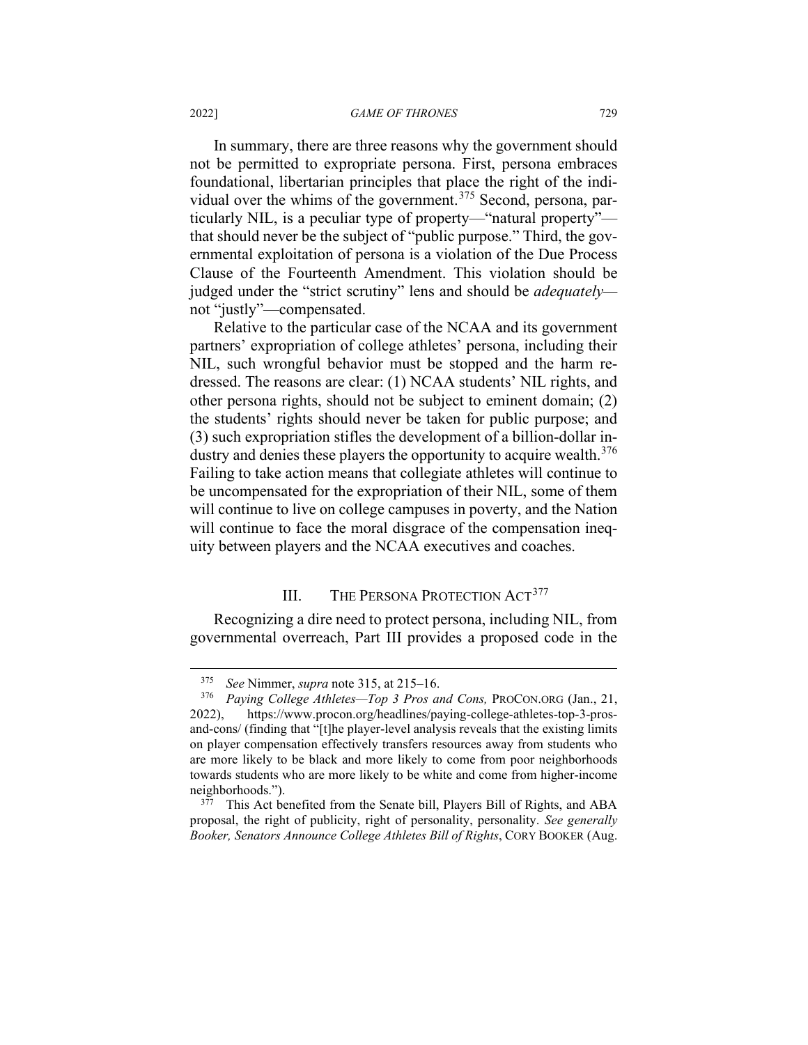In summary, there are three reasons why the government should not be permitted to expropriate persona. First, persona embraces foundational, libertarian principles that place the right of the individual over the whims of the government.[375] Second, persona, particularly NIL, is a peculiar type of property—"natural property"—that should never be the subject of "public purpose." Third, the governmental exploitation of persona is a violation of the Due Process Clause of the Fourteenth Amendment. This violation should be judged under the "strict scrutiny" lens and should be *adequately*—not "justly"—compensated.

Relative to the particular case of the NCAA and its government partners' expropriation of college athletes' persona, including their NIL, such wrongful behavior must be stopped and the harm redressed. The reasons are clear: (1) NCAA students' NIL rights, and other persona rights, should not be subject to eminent domain; (2) the students' rights should never be taken for public purpose; and (3) such expropriation stifles the development of a billion-dollar industry and denies these players the opportunity to acquire wealth.[376] Failing to take action means that collegiate athletes will continue to be uncompensated for the expropriation of their NIL, some of them will continue to live on college campuses in poverty, and the Nation will continue to face the moral disgrace of the compensation inequity between players and the NCAA executives and coaches.

## III. The Persona Protection Act[377]

Recognizing a dire need to protect persona, including NIL, from governmental overreach, Part III provides a proposed code in the

---

[375] *See* Nimmer, *supra* note 315, at 215–16.

[376] *Paying College Athletes—Top 3 Pros and Cons,* PROCON.ORG (Jan., 21, 2022), https://www.procon.org/headlines/paying-college-athletes-top-3-pros-and-cons/ (finding that "[t]he player-level analysis reveals that the existing limits on player compensation effectively transfers resources away from students who are more likely to be black and more likely to come from poor neighborhoods towards students who are more likely to be white and come from higher-income neighborhoods.").

[377] This Act benefited from the Senate bill, Players Bill of Rights, and ABA proposal, the right of publicity, right of personality, personality. *See generally Booker, Senators Announce College Athletes Bill of Rights*, CORY BOOKER (Aug.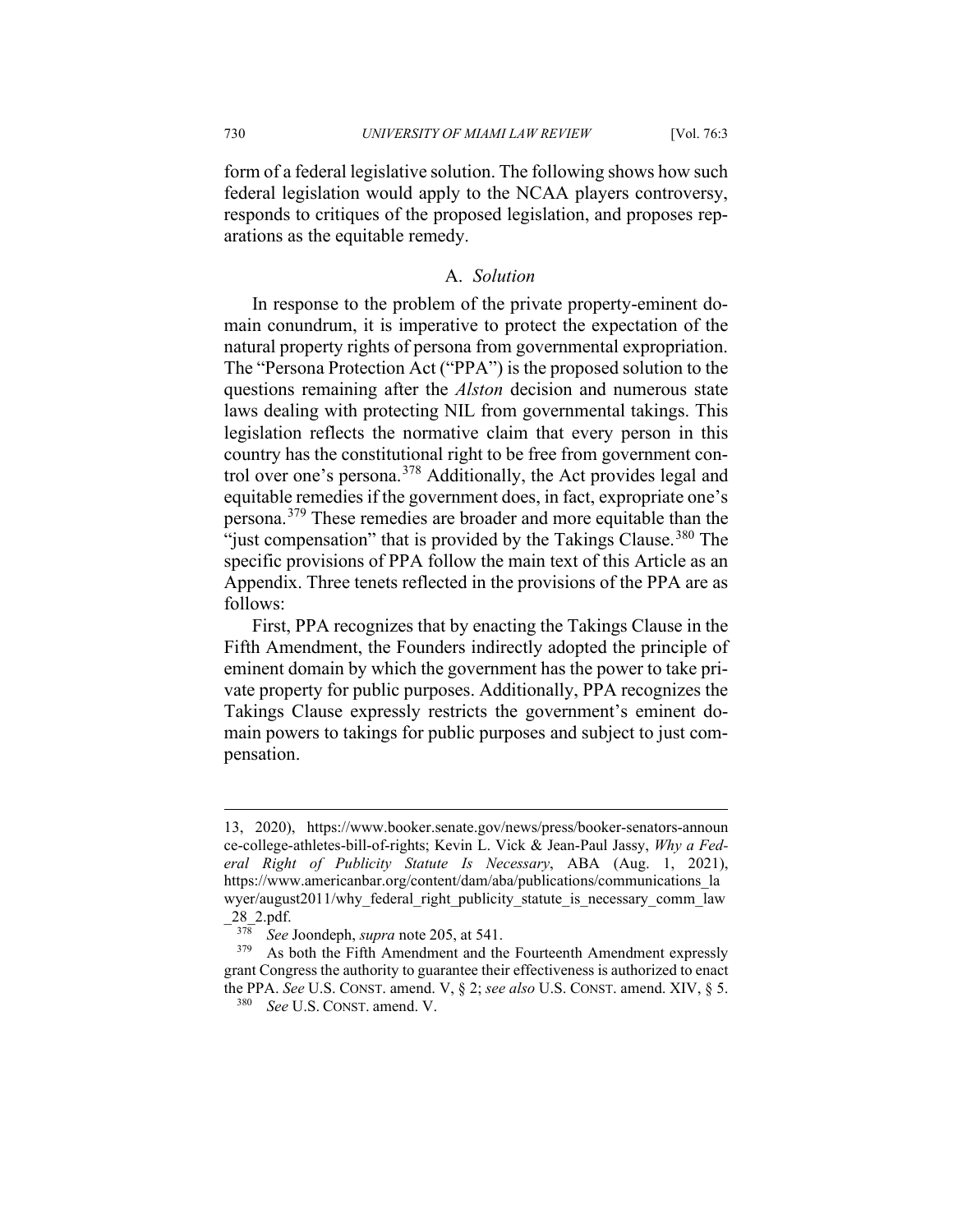form of a federal legislative solution. The following shows how such federal legislation would apply to the NCAA players controversy, responds to critiques of the proposed legislation, and proposes reparations as the equitable remedy.

### A. *Solution*

In response to the problem of the private property-eminent domain conundrum, it is imperative to protect the expectation of the natural property rights of persona from governmental expropriation. The "Persona Protection Act ("PPA") is the proposed solution to the questions remaining after the *Alston* decision and numerous state laws dealing with protecting NIL from governmental takings. This legislation reflects the normative claim that every person in this country has the constitutional right to be free from government control over one's persona.[378] Additionally, the Act provides legal and equitable remedies if the government does, in fact, expropriate one's persona.[379] These remedies are broader and more equitable than the "just compensation" that is provided by the Takings Clause.[380] The specific provisions of PPA follow the main text of this Article as an Appendix. Three tenets reflected in the provisions of the PPA are as follows:

First, PPA recognizes that by enacting the Takings Clause in the Fifth Amendment, the Founders indirectly adopted the principle of eminent domain by which the government has the power to take private property for public purposes. Additionally, PPA recognizes the Takings Clause expressly restricts the government's eminent domain powers to takings for public purposes and subject to just compensation.

---

13, 2020), https://www.booker.senate.gov/news/press/booker-senators-announce-college-athletes-bill-of-rights; Kevin L. Vick & Jean-Paul Jassy, *Why a Federal Right of Publicity Statute Is Necessary*, ABA (Aug. 1, 2021), https://www.americanbar.org/content/dam/aba/publications/communications_lawyer/august2011/why_federal_right_publicity_statute_is_necessary_comm_law_28_2.pdf.

[378] *See* Joondeph, *supra* note 205, at 541.

[379] As both the Fifth Amendment and the Fourteenth Amendment expressly grant Congress the authority to guarantee their effectiveness is authorized to enact the PPA. *See* U.S. CONST. amend. V, § 2; *see also* U.S. CONST. amend. XIV, § 5.

[380] *See* U.S. CONST. amend. V.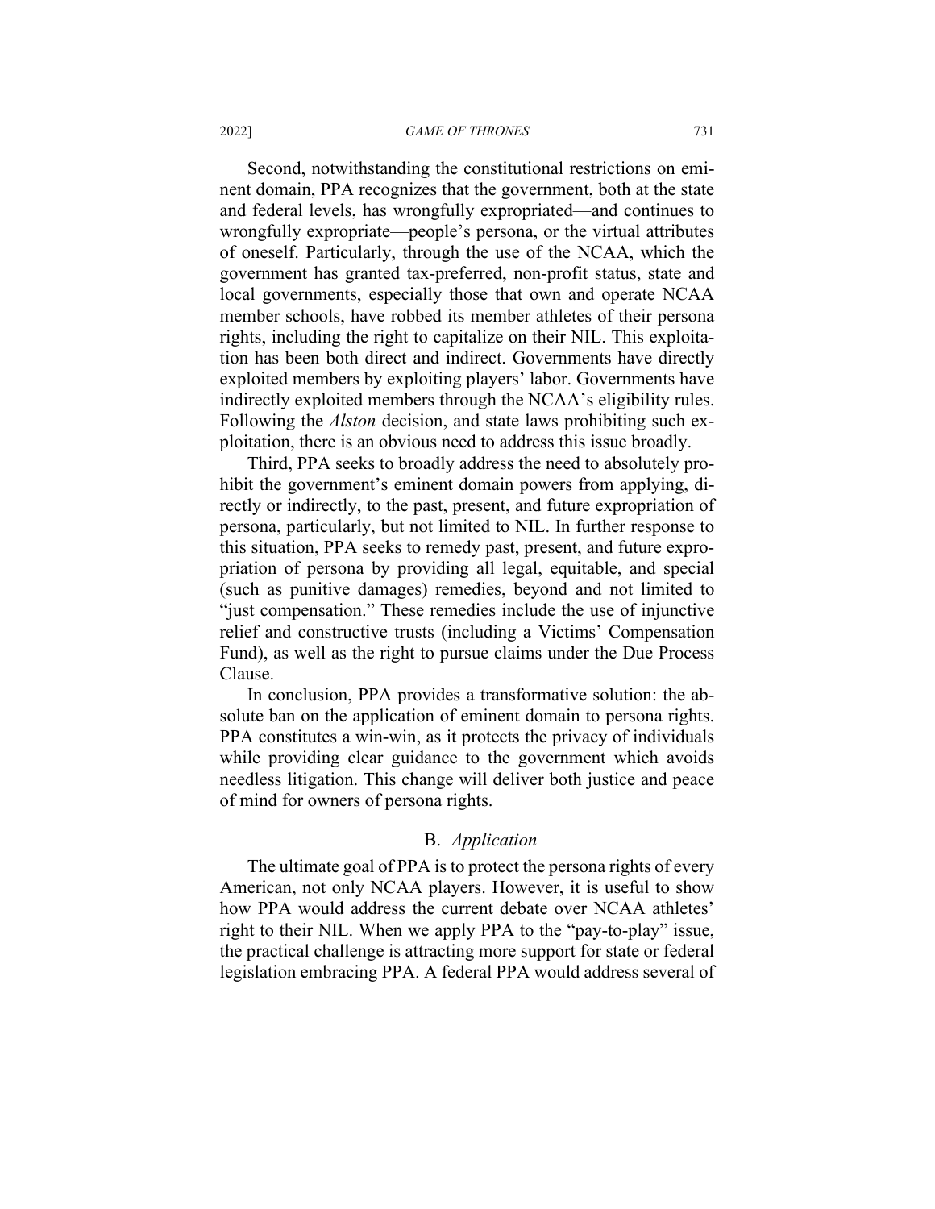Second, notwithstanding the constitutional restrictions on eminent domain, PPA recognizes that the government, both at the state and federal levels, has wrongfully expropriated—and continues to wrongfully expropriate—people's persona, or the virtual attributes of oneself. Particularly, through the use of the NCAA, which the government has granted tax-preferred, non-profit status, state and local governments, especially those that own and operate NCAA member schools, have robbed its member athletes of their persona rights, including the right to capitalize on their NIL. This exploitation has been both direct and indirect. Governments have directly exploited members by exploiting players' labor. Governments have indirectly exploited members through the NCAA's eligibility rules. Following the *Alston* decision, and state laws prohibiting such exploitation, there is an obvious need to address this issue broadly.

Third, PPA seeks to broadly address the need to absolutely prohibit the government's eminent domain powers from applying, directly or indirectly, to the past, present, and future expropriation of persona, particularly, but not limited to NIL. In further response to this situation, PPA seeks to remedy past, present, and future expropriation of persona by providing all legal, equitable, and special (such as punitive damages) remedies, beyond and not limited to "just compensation." These remedies include the use of injunctive relief and constructive trusts (including a Victims' Compensation Fund), as well as the right to pursue claims under the Due Process Clause.

In conclusion, PPA provides a transformative solution: the absolute ban on the application of eminent domain to persona rights. PPA constitutes a win-win, as it protects the privacy of individuals while providing clear guidance to the government which avoids needless litigation. This change will deliver both justice and peace of mind for owners of persona rights.

## B. *Application*

The ultimate goal of PPA is to protect the persona rights of every American, not only NCAA players. However, it is useful to show how PPA would address the current debate over NCAA athletes' right to their NIL. When we apply PPA to the "pay-to-play" issue, the practical challenge is attracting more support for state or federal legislation embracing PPA. A federal PPA would address several of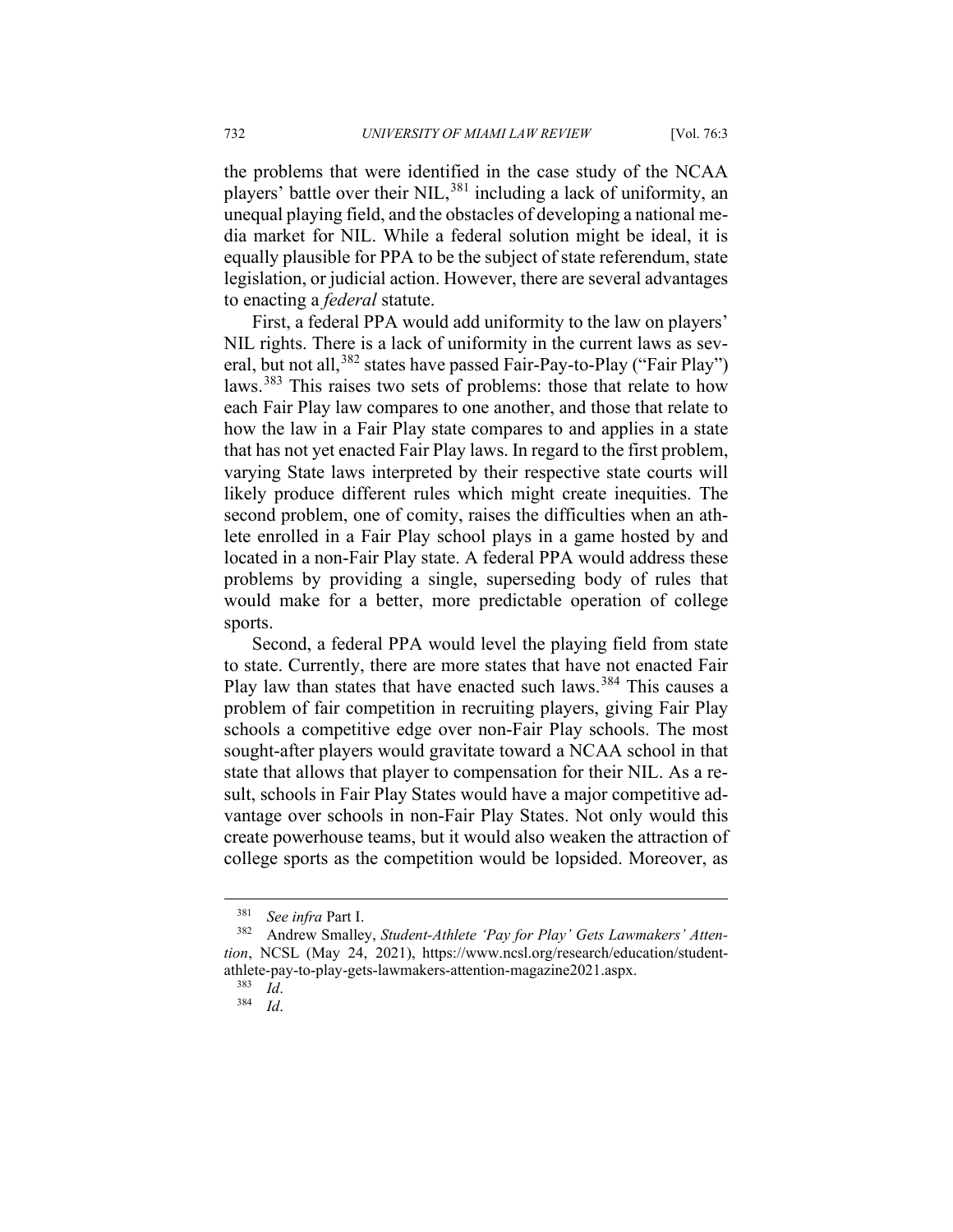the problems that were identified in the case study of the NCAA players' battle over their NIL,[381] including a lack of uniformity, an unequal playing field, and the obstacles of developing a national media market for NIL. While a federal solution might be ideal, it is equally plausible for PPA to be the subject of state referendum, state legislation, or judicial action. However, there are several advantages to enacting a *federal* statute.

First, a federal PPA would add uniformity to the law on players' NIL rights. There is a lack of uniformity in the current laws as several, but not all,[382] states have passed Fair-Pay-to-Play ("Fair Play") laws.[383] This raises two sets of problems: those that relate to how each Fair Play law compares to one another, and those that relate to how the law in a Fair Play state compares to and applies in a state that has not yet enacted Fair Play laws. In regard to the first problem, varying State laws interpreted by their respective state courts will likely produce different rules which might create inequities. The second problem, one of comity, raises the difficulties when an athlete enrolled in a Fair Play school plays in a game hosted by and located in a non-Fair Play state. A federal PPA would address these problems by providing a single, superseding body of rules that would make for a better, more predictable operation of college sports.

Second, a federal PPA would level the playing field from state to state. Currently, there are more states that have not enacted Fair Play law than states that have enacted such laws.[384] This causes a problem of fair competition in recruiting players, giving Fair Play schools a competitive edge over non-Fair Play schools. The most sought-after players would gravitate toward a NCAA school in that state that allows that player to compensation for their NIL. As a result, schools in Fair Play States would have a major competitive advantage over schools in non-Fair Play States. Not only would this create powerhouse teams, but it would also weaken the attraction of college sports as the competition would be lopsided. Moreover, as

---

[381] *See infra* Part I.

[382] Andrew Smalley, *Student-Athlete 'Pay for Play' Gets Lawmakers' Attention*, NCSL (May 24, 2021), https://www.ncsl.org/research/education/student-athlete-pay-to-play-gets-lawmakers-attention-magazine2021.aspx.

[383] *Id*.

[384] *Id*.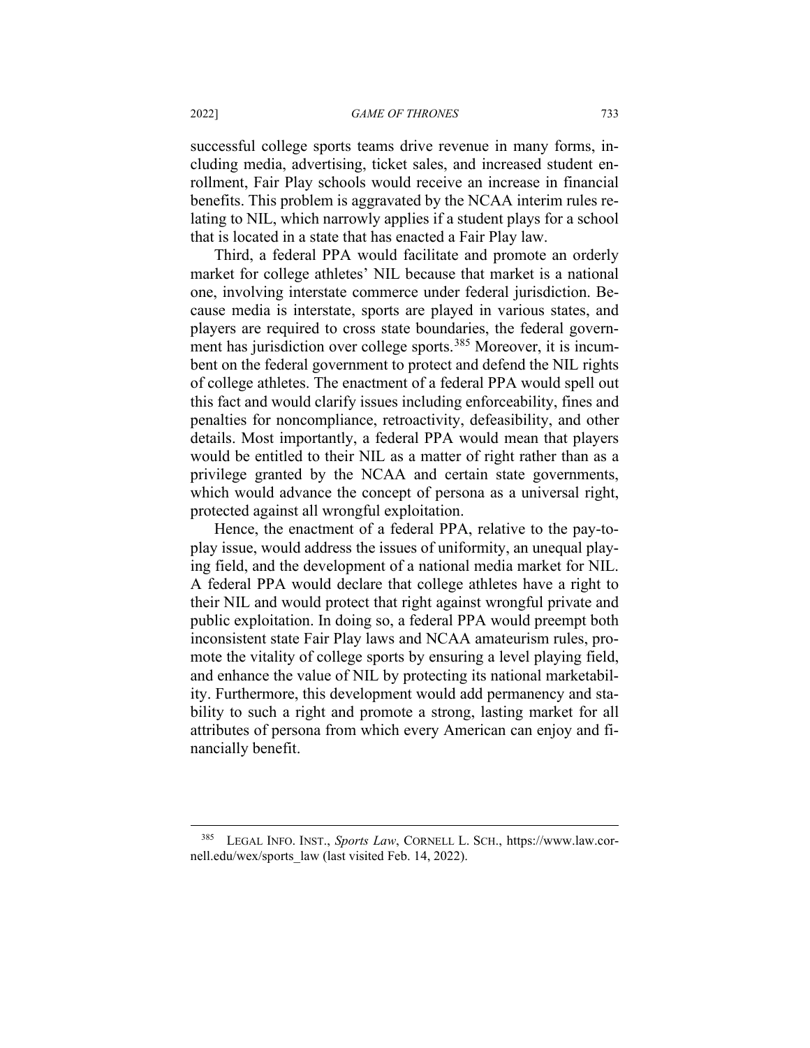successful college sports teams drive revenue in many forms, including media, advertising, ticket sales, and increased student enrollment, Fair Play schools would receive an increase in financial benefits. This problem is aggravated by the NCAA interim rules relating to NIL, which narrowly applies if a student plays for a school that is located in a state that has enacted a Fair Play law.

Third, a federal PPA would facilitate and promote an orderly market for college athletes' NIL because that market is a national one, involving interstate commerce under federal jurisdiction. Because media is interstate, sports are played in various states, and players are required to cross state boundaries, the federal government has jurisdiction over college sports.[385] Moreover, it is incumbent on the federal government to protect and defend the NIL rights of college athletes. The enactment of a federal PPA would spell out this fact and would clarify issues including enforceability, fines and penalties for noncompliance, retroactivity, defeasibility, and other details. Most importantly, a federal PPA would mean that players would be entitled to their NIL as a matter of right rather than as a privilege granted by the NCAA and certain state governments, which would advance the concept of persona as a universal right, protected against all wrongful exploitation.

Hence, the enactment of a federal PPA, relative to the pay-to-play issue, would address the issues of uniformity, an unequal playing field, and the development of a national media market for NIL. A federal PPA would declare that college athletes have a right to their NIL and would protect that right against wrongful private and public exploitation. In doing so, a federal PPA would preempt both inconsistent state Fair Play laws and NCAA amateurism rules, promote the vitality of college sports by ensuring a level playing field, and enhance the value of NIL by protecting its national marketability. Furthermore, this development would add permanency and stability to such a right and promote a strong, lasting market for all attributes of persona from which every American can enjoy and financially benefit.

---

[385] LEGAL INFO. INST., *Sports Law*, CORNELL L. SCH., https://www.law.cornell.edu/wex/sports_law (last visited Feb. 14, 2022).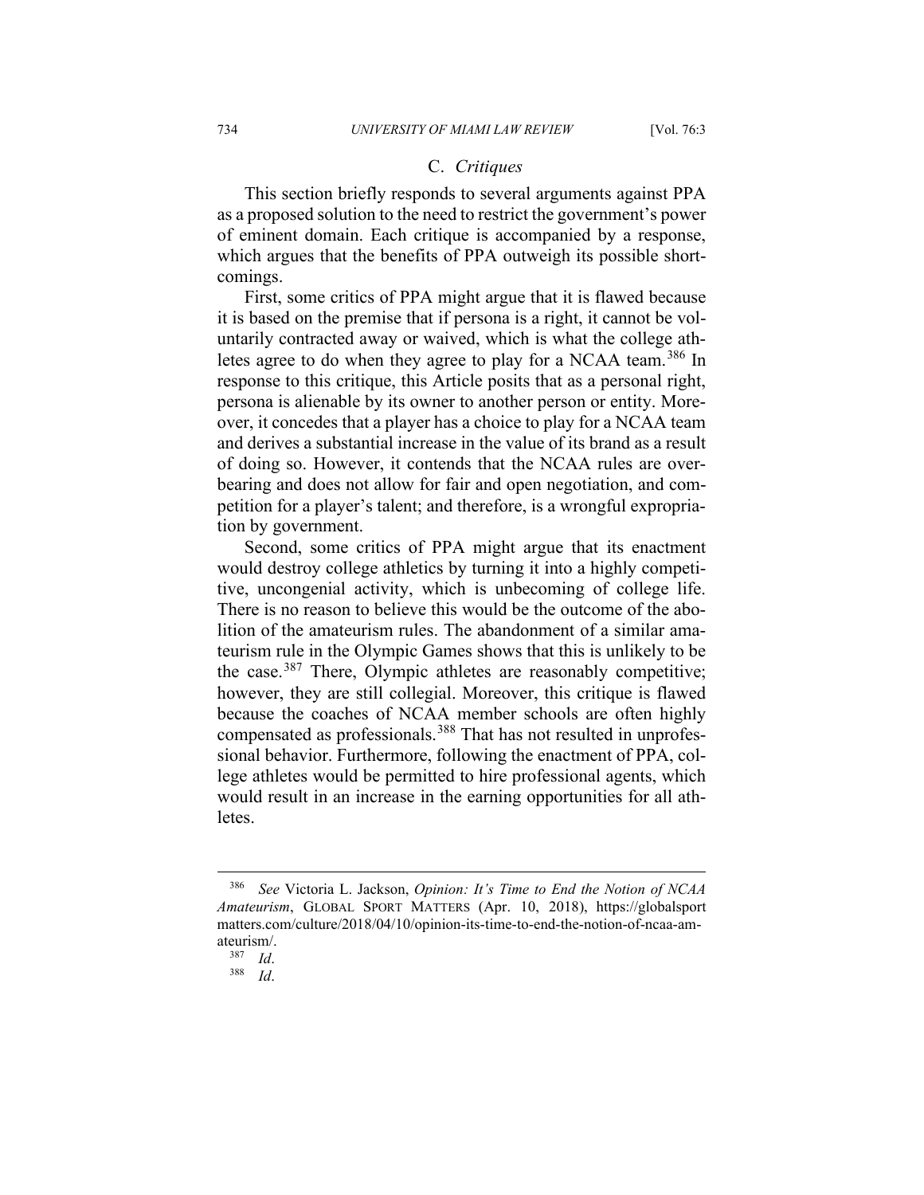### C. *Critiques*

This section briefly responds to several arguments against PPA as a proposed solution to the need to restrict the government's power of eminent domain. Each critique is accompanied by a response, which argues that the benefits of PPA outweigh its possible shortcomings.

First, some critics of PPA might argue that it is flawed because it is based on the premise that if persona is a right, it cannot be voluntarily contracted away or waived, which is what the college athletes agree to do when they agree to play for a NCAA team.[386] In response to this critique, this Article posits that as a personal right, persona is alienable by its owner to another person or entity. Moreover, it concedes that a player has a choice to play for a NCAA team and derives a substantial increase in the value of its brand as a result of doing so. However, it contends that the NCAA rules are overbearing and does not allow for fair and open negotiation, and competition for a player's talent; and therefore, is a wrongful expropriation by government.

Second, some critics of PPA might argue that its enactment would destroy college athletics by turning it into a highly competitive, uncongenial activity, which is unbecoming of college life. There is no reason to believe this would be the outcome of the abolition of the amateurism rules. The abandonment of a similar amateurism rule in the Olympic Games shows that this is unlikely to be the case.[387] There, Olympic athletes are reasonably competitive; however, they are still collegial. Moreover, this critique is flawed because the coaches of NCAA member schools are often highly compensated as professionals.[388] That has not resulted in unprofessional behavior. Furthermore, following the enactment of PPA, college athletes would be permitted to hire professional agents, which would result in an increase in the earning opportunities for all athletes.

---

[386] *See* Victoria L. Jackson, *Opinion: It's Time to End the Notion of NCAA Amateurism*, GLOBAL SPORT MATTERS (Apr. 10, 2018), https://globalsportmatters.com/culture/2018/04/10/opinion-its-time-to-end-the-notion-of-ncaa-amateurism/.

[387] *Id*.

[388] *Id*.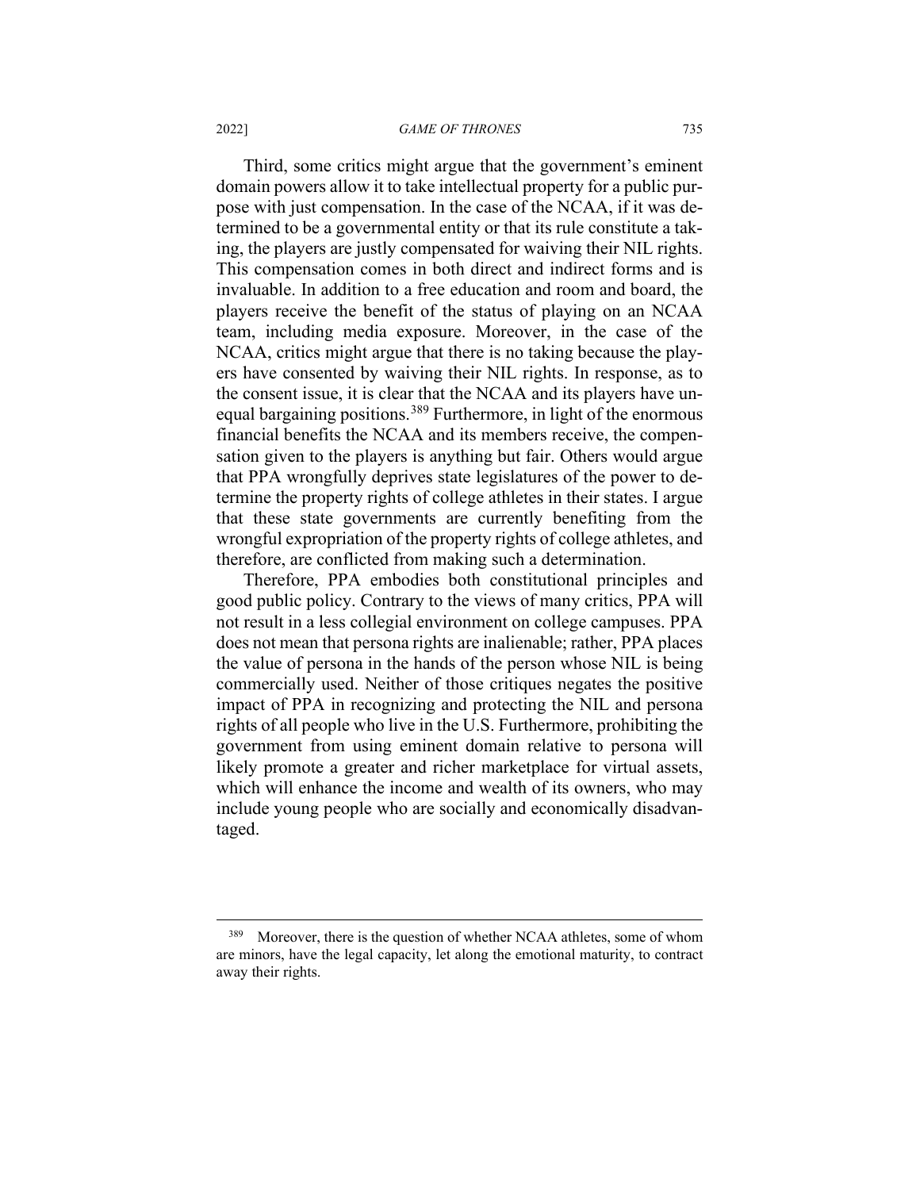Third, some critics might argue that the government's eminent domain powers allow it to take intellectual property for a public purpose with just compensation. In the case of the NCAA, if it was determined to be a governmental entity or that its rule constitute a taking, the players are justly compensated for waiving their NIL rights. This compensation comes in both direct and indirect forms and is invaluable. In addition to a free education and room and board, the players receive the benefit of the status of playing on an NCAA team, including media exposure. Moreover, in the case of the NCAA, critics might argue that there is no taking because the players have consented by waiving their NIL rights. In response, as to the consent issue, it is clear that the NCAA and its players have unequal bargaining positions.[389] Furthermore, in light of the enormous financial benefits the NCAA and its members receive, the compensation given to the players is anything but fair. Others would argue that PPA wrongfully deprives state legislatures of the power to determine the property rights of college athletes in their states. I argue that these state governments are currently benefiting from the wrongful expropriation of the property rights of college athletes, and therefore, are conflicted from making such a determination.

Therefore, PPA embodies both constitutional principles and good public policy. Contrary to the views of many critics, PPA will not result in a less collegial environment on college campuses. PPA does not mean that persona rights are inalienable; rather, PPA places the value of persona in the hands of the person whose NIL is being commercially used. Neither of those critiques negates the positive impact of PPA in recognizing and protecting the NIL and persona rights of all people who live in the U.S. Furthermore, prohibiting the government from using eminent domain relative to persona will likely promote a greater and richer marketplace for virtual assets, which will enhance the income and wealth of its owners, who may include young people who are socially and economically disadvantaged.

---

[389] Moreover, there is the question of whether NCAA athletes, some of whom are minors, have the legal capacity, let along the emotional maturity, to contract away their rights.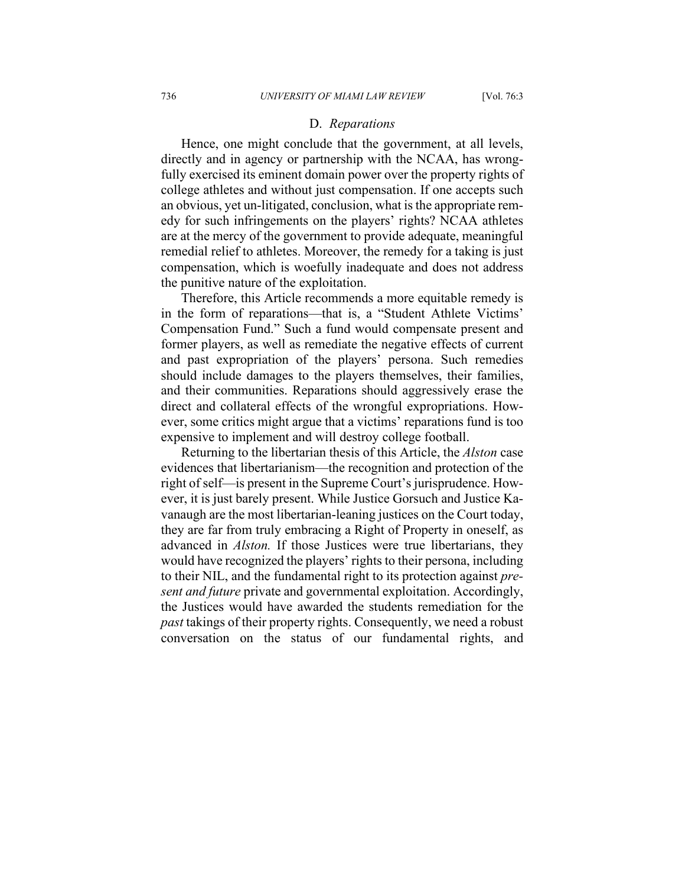### D. *Reparations*

Hence, one might conclude that the government, at all levels, directly and in agency or partnership with the NCAA, has wrongfully exercised its eminent domain power over the property rights of college athletes and without just compensation. If one accepts such an obvious, yet un-litigated, conclusion, what is the appropriate remedy for such infringements on the players' rights? NCAA athletes are at the mercy of the government to provide adequate, meaningful remedial relief to athletes. Moreover, the remedy for a taking is just compensation, which is woefully inadequate and does not address the punitive nature of the exploitation.

Therefore, this Article recommends a more equitable remedy is in the form of reparations—that is, a "Student Athlete Victims' Compensation Fund." Such a fund would compensate present and former players, as well as remediate the negative effects of current and past expropriation of the players' persona. Such remedies should include damages to the players themselves, their families, and their communities. Reparations should aggressively erase the direct and collateral effects of the wrongful expropriations. However, some critics might argue that a victims' reparations fund is too expensive to implement and will destroy college football.

Returning to the libertarian thesis of this Article, the *Alston* case evidences that libertarianism—the recognition and protection of the right of self—is present in the Supreme Court's jurisprudence. However, it is just barely present. While Justice Gorsuch and Justice Kavanaugh are the most libertarian-leaning justices on the Court today, they are far from truly embracing a Right of Property in oneself, as advanced in *Alston.* If those Justices were true libertarians, they would have recognized the players' rights to their persona, including to their NIL, and the fundamental right to its protection against *present and future* private and governmental exploitation. Accordingly, the Justices would have awarded the students remediation for the *past* takings of their property rights. Consequently, we need a robust conversation on the status of our fundamental rights, and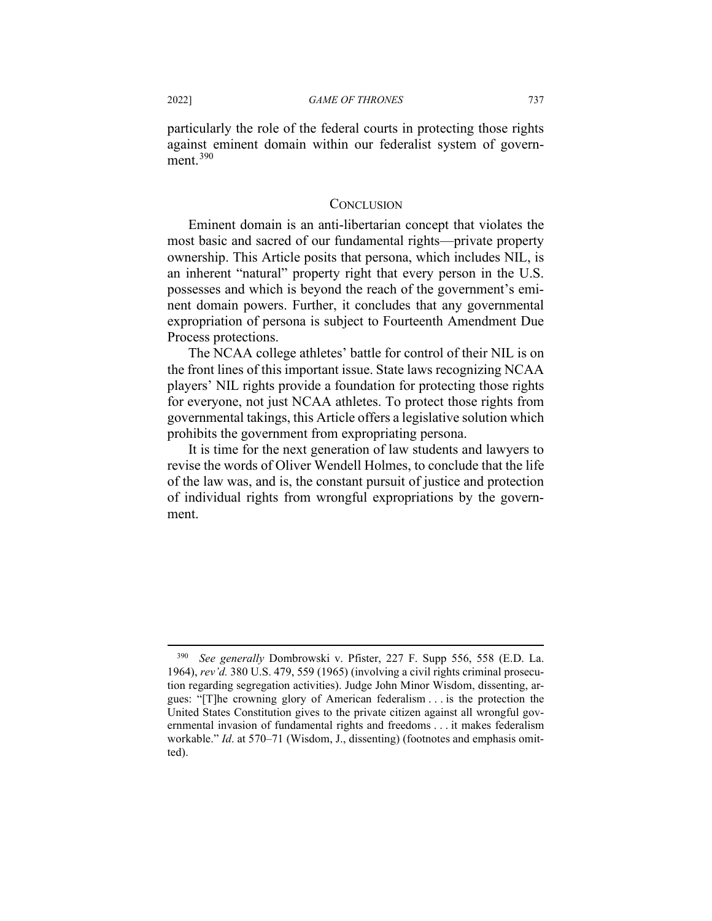particularly the role of the federal courts in protecting those rights against eminent domain within our federalist system of government.[390]

## Conclusion

Eminent domain is an anti-libertarian concept that violates the most basic and sacred of our fundamental rights—private property ownership. This Article posits that persona, which includes NIL, is an inherent "natural" property right that every person in the U.S. possesses and which is beyond the reach of the government's eminent domain powers. Further, it concludes that any governmental expropriation of persona is subject to Fourteenth Amendment Due Process protections.

The NCAA college athletes' battle for control of their NIL is on the front lines of this important issue. State laws recognizing NCAA players' NIL rights provide a foundation for protecting those rights for everyone, not just NCAA athletes. To protect those rights from governmental takings, this Article offers a legislative solution which prohibits the government from expropriating persona.

It is time for the next generation of law students and lawyers to revise the words of Oliver Wendell Holmes, to conclude that the life of the law was, and is, the constant pursuit of justice and protection of individual rights from wrongful expropriations by the government.

---

[390] *See generally* Dombrowski v. Pfister, 227 F. Supp 556, 558 (E.D. La. 1964), *rev'd.* 380 U.S. 479, 559 (1965) (involving a civil rights criminal prosecution regarding segregation activities). Judge John Minor Wisdom, dissenting, argues: "[T]he crowning glory of American federalism . . . is the protection the United States Constitution gives to the private citizen against all wrongful governmental invasion of fundamental rights and freedoms . . . it makes federalism workable." *Id*. at 570–71 (Wisdom, J., dissenting) (footnotes and emphasis omitted).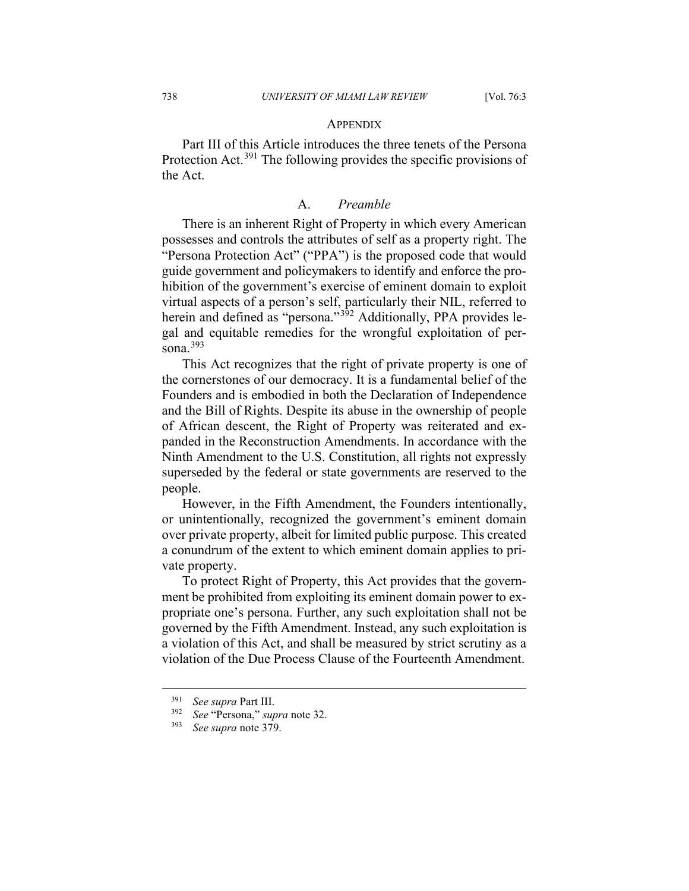## APPENDIX

Part III of this Article introduces the three tenets of the Persona Protection Act.[391] The following provides the specific provisions of the Act.

### A. *Preamble*

There is an inherent Right of Property in which every American possesses and controls the attributes of self as a property right. The "Persona Protection Act" ("PPA") is the proposed code that would guide government and policymakers to identify and enforce the prohibition of the government's exercise of eminent domain to exploit virtual aspects of a person's self, particularly their NIL, referred to herein and defined as "persona."[392] Additionally, PPA provides legal and equitable remedies for the wrongful exploitation of persona.[393]

This Act recognizes that the right of private property is one of the cornerstones of our democracy. It is a fundamental belief of the Founders and is embodied in both the Declaration of Independence and the Bill of Rights. Despite its abuse in the ownership of people of African descent, the Right of Property was reiterated and expanded in the Reconstruction Amendments. In accordance with the Ninth Amendment to the U.S. Constitution, all rights not expressly superseded by the federal or state governments are reserved to the people.

However, in the Fifth Amendment, the Founders intentionally, or unintentionally, recognized the government's eminent domain over private property, albeit for limited public purpose. This created a conundrum of the extent to which eminent domain applies to private property.

To protect Right of Property, this Act provides that the government be prohibited from exploiting its eminent domain power to expropriate one's persona. Further, any such exploitation shall not be governed by the Fifth Amendment. Instead, any such exploitation is a violation of this Act, and shall be measured by strict scrutiny as a violation of the Due Process Clause of the Fourteenth Amendment.

---

[391] *See supra* Part III.

[392] *See* "Persona," *supra* note 32.

[393] *See supra* note 379.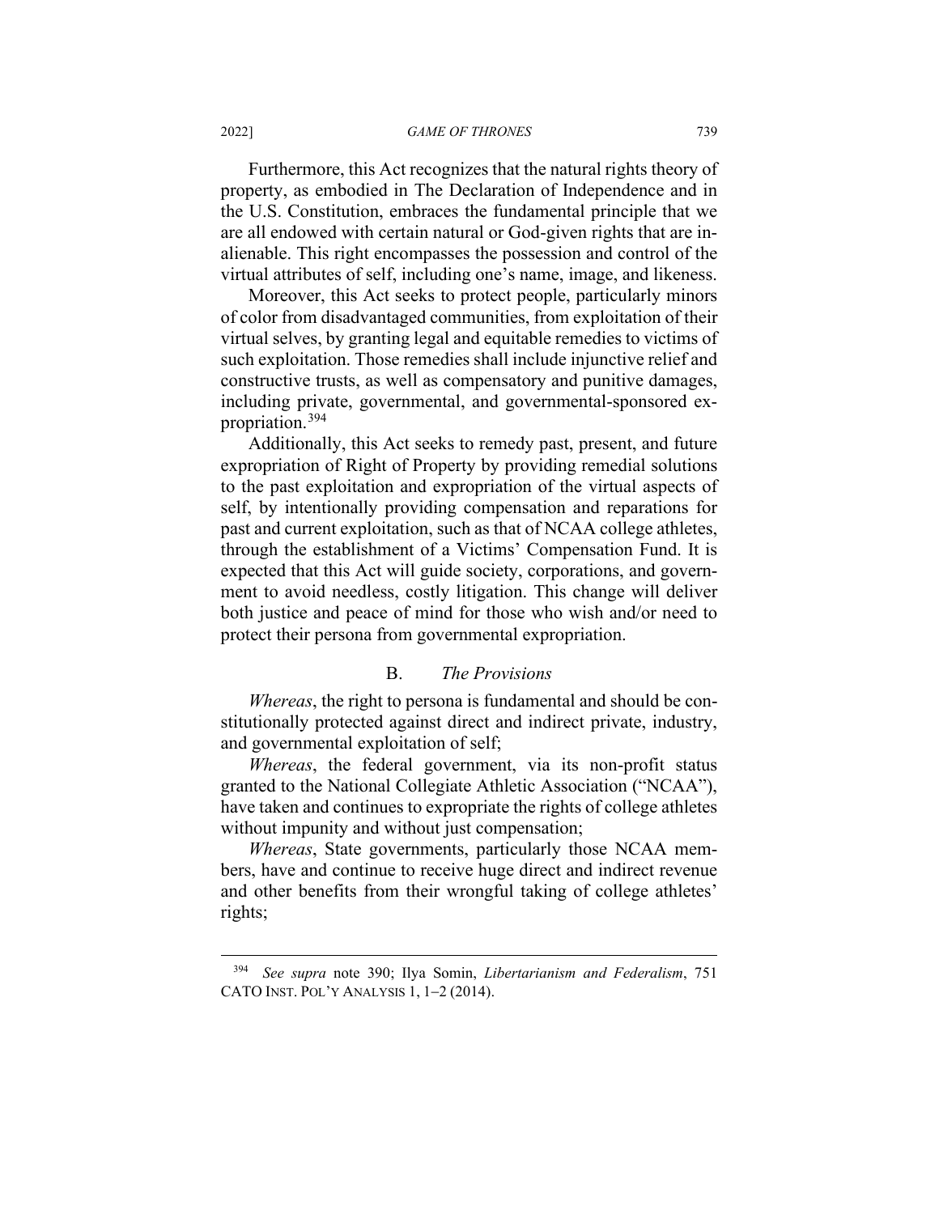Furthermore, this Act recognizes that the natural rights theory of property, as embodied in The Declaration of Independence and in the U.S. Constitution, embraces the fundamental principle that we are all endowed with certain natural or God-given rights that are inalienable. This right encompasses the possession and control of the virtual attributes of self, including one's name, image, and likeness.

Moreover, this Act seeks to protect people, particularly minors of color from disadvantaged communities, from exploitation of their virtual selves, by granting legal and equitable remedies to victims of such exploitation. Those remedies shall include injunctive relief and constructive trusts, as well as compensatory and punitive damages, including private, governmental, and governmental-sponsored expropriation.[394]

Additionally, this Act seeks to remedy past, present, and future expropriation of Right of Property by providing remedial solutions to the past exploitation and expropriation of the virtual aspects of self, by intentionally providing compensation and reparations for past and current exploitation, such as that of NCAA college athletes, through the establishment of a Victims' Compensation Fund. It is expected that this Act will guide society, corporations, and government to avoid needless, costly litigation. This change will deliver both justice and peace of mind for those who wish and/or need to protect their persona from governmental expropriation.

### B. *The Provisions*

*Whereas*, the right to persona is fundamental and should be constitutionally protected against direct and indirect private, industry, and governmental exploitation of self;

*Whereas*, the federal government, via its non-profit status granted to the National Collegiate Athletic Association ("NCAA"), have taken and continues to expropriate the rights of college athletes without impunity and without just compensation;

*Whereas*, State governments, particularly those NCAA members, have and continue to receive huge direct and indirect revenue and other benefits from their wrongful taking of college athletes' rights;

---

[394] *See supra* note 390; Ilya Somin, *Libertarianism and Federalism*, 751 CATO INST. POL'Y ANALYSIS 1, 1–2 (2014).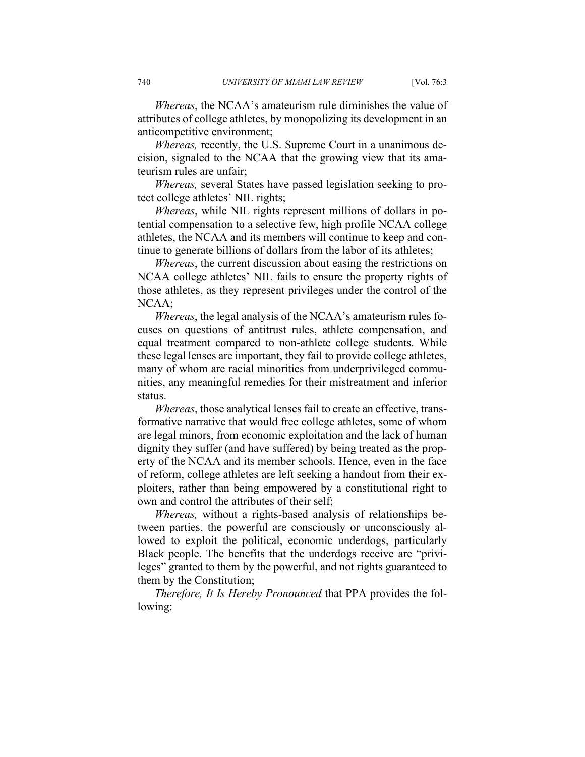*Whereas*, the NCAA's amateurism rule diminishes the value of attributes of college athletes, by monopolizing its development in an anticompetitive environment;

*Whereas,* recently, the U.S. Supreme Court in a unanimous decision, signaled to the NCAA that the growing view that its amateurism rules are unfair;

*Whereas,* several States have passed legislation seeking to protect college athletes' NIL rights;

*Whereas*, while NIL rights represent millions of dollars in potential compensation to a selective few, high profile NCAA college athletes, the NCAA and its members will continue to keep and continue to generate billions of dollars from the labor of its athletes;

*Whereas*, the current discussion about easing the restrictions on NCAA college athletes' NIL fails to ensure the property rights of those athletes, as they represent privileges under the control of the NCAA;

*Whereas*, the legal analysis of the NCAA's amateurism rules focuses on questions of antitrust rules, athlete compensation, and equal treatment compared to non-athlete college students. While these legal lenses are important, they fail to provide college athletes, many of whom are racial minorities from underprivileged communities, any meaningful remedies for their mistreatment and inferior status.

*Whereas*, those analytical lenses fail to create an effective, transformative narrative that would free college athletes, some of whom are legal minors, from economic exploitation and the lack of human dignity they suffer (and have suffered) by being treated as the property of the NCAA and its member schools. Hence, even in the face of reform, college athletes are left seeking a handout from their exploiters, rather than being empowered by a constitutional right to own and control the attributes of their self;

*Whereas,* without a rights-based analysis of relationships between parties, the powerful are consciously or unconsciously allowed to exploit the political, economic underdogs, particularly Black people. The benefits that the underdogs receive are "privileges" granted to them by the powerful, and not rights guaranteed to them by the Constitution;

*Therefore, It Is Hereby Pronounced* that PPA provides the following: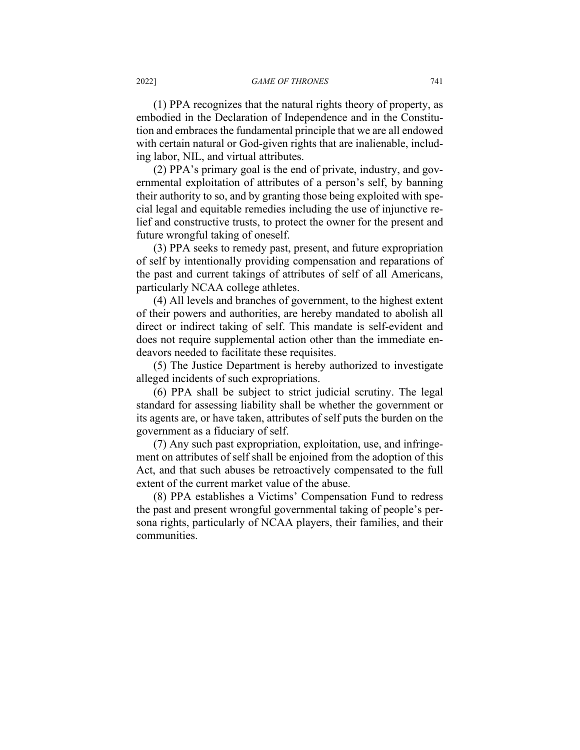(1) PPA recognizes that the natural rights theory of property, as embodied in the Declaration of Independence and in the Constitution and embraces the fundamental principle that we are all endowed with certain natural or God-given rights that are inalienable, including labor, NIL, and virtual attributes.

(2) PPA's primary goal is the end of private, industry, and governmental exploitation of attributes of a person's self, by banning their authority to so, and by granting those being exploited with special legal and equitable remedies including the use of injunctive relief and constructive trusts, to protect the owner for the present and future wrongful taking of oneself.

(3) PPA seeks to remedy past, present, and future expropriation of self by intentionally providing compensation and reparations of the past and current takings of attributes of self of all Americans, particularly NCAA college athletes.

(4) All levels and branches of government, to the highest extent of their powers and authorities, are hereby mandated to abolish all direct or indirect taking of self. This mandate is self-evident and does not require supplemental action other than the immediate endeavors needed to facilitate these requisites.

(5) The Justice Department is hereby authorized to investigate alleged incidents of such expropriations.

(6) PPA shall be subject to strict judicial scrutiny. The legal standard for assessing liability shall be whether the government or its agents are, or have taken, attributes of self puts the burden on the government as a fiduciary of self.

(7) Any such past expropriation, exploitation, use, and infringement on attributes of self shall be enjoined from the adoption of this Act, and that such abuses be retroactively compensated to the full extent of the current market value of the abuse.

(8) PPA establishes a Victims' Compensation Fund to redress the past and present wrongful governmental taking of people's persona rights, particularly of NCAA players, their families, and their communities.